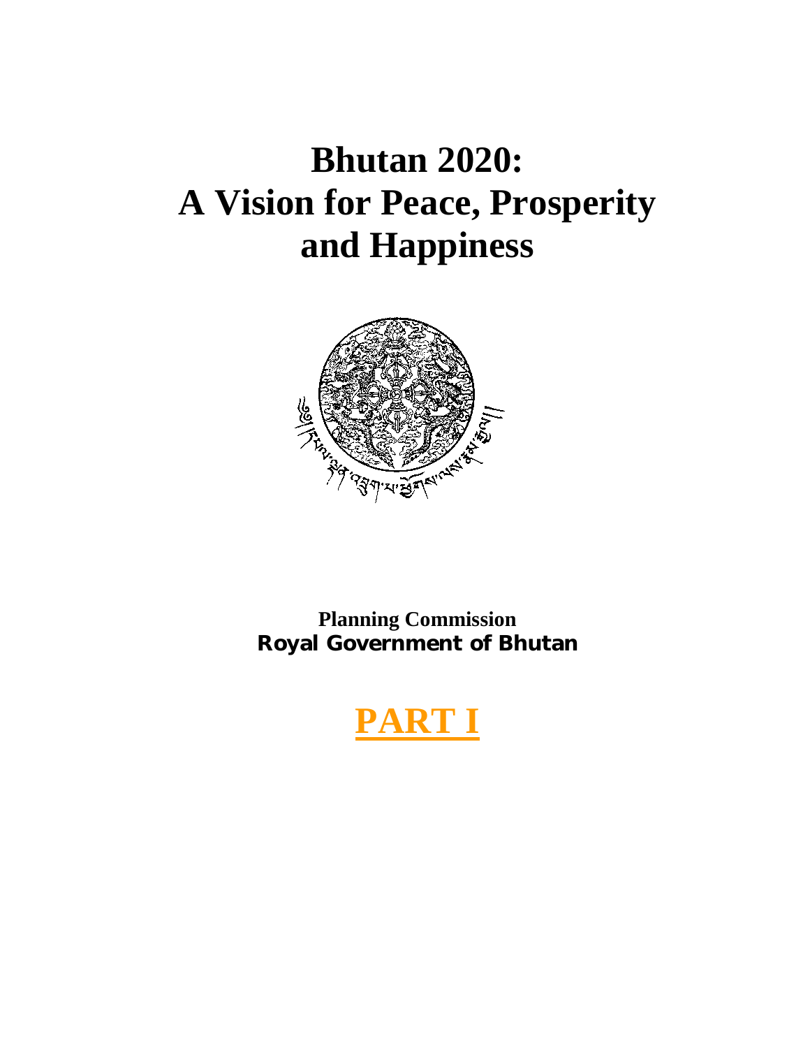# Bhutan 2020: A Vision for Peace, Prosperity and Happiness

**Planning Commission**
**Royal Government of Bhutan**

## PART I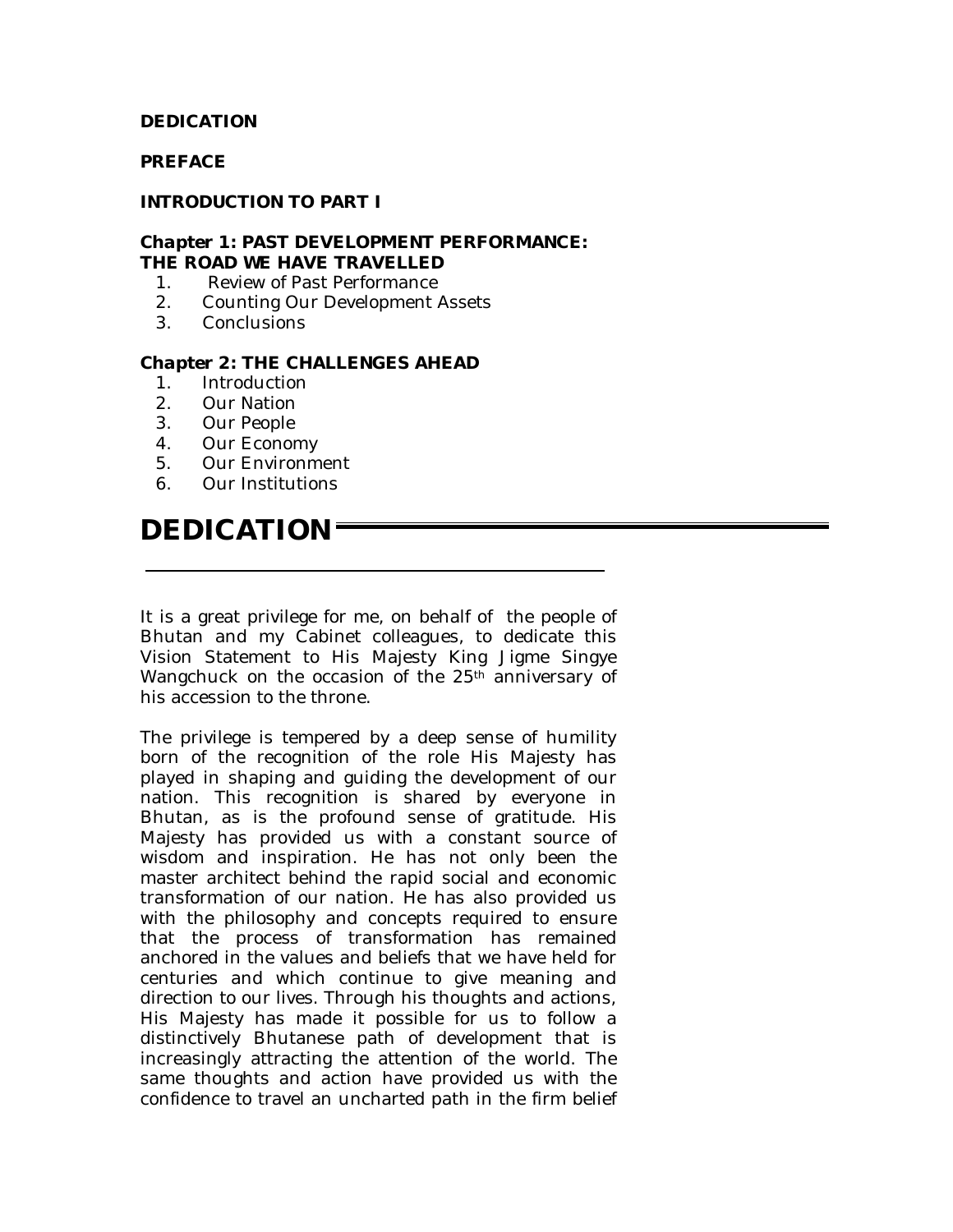**DEDICATION**

**PREFACE**

**INTRODUCTION TO PART I**

**Chapter 1: PAST DEVELOPMENT PERFORMANCE: THE ROAD WE HAVE TRAVELLED**

1. Review of Past Performance
2. Counting Our Development Assets
3. Conclusions

**Chapter 2: THE CHALLENGES AHEAD**

1. Introduction
2. Our Nation
3. Our People
4. Our Economy
5. Our Environment
6. Our Institutions

# DEDICATION

It is a great privilege for me, on behalf of the people of Bhutan and my Cabinet colleagues, to dedicate this Vision Statement to His Majesty King Jigme Singye Wangchuck on the occasion of the 25th anniversary of his accession to the throne.

The privilege is tempered by a deep sense of humility born of the recognition of the role His Majesty has played in shaping and guiding the development of our nation. This recognition is shared by everyone in Bhutan, as is the profound sense of gratitude. His Majesty has provided us with a constant source of wisdom and inspiration. He has not only been the master architect behind the rapid social and economic transformation of our nation. He has also provided us with the philosophy and concepts required to ensure that the process of transformation has remained anchored in the values and beliefs that we have held for centuries and which continue to give meaning and direction to our lives. Through his thoughts and actions, His Majesty has made it possible for us to follow a distinctively Bhutanese path of development that is increasingly attracting the attention of the world. The same thoughts and action have provided us with the confidence to travel an uncharted path in the firm belief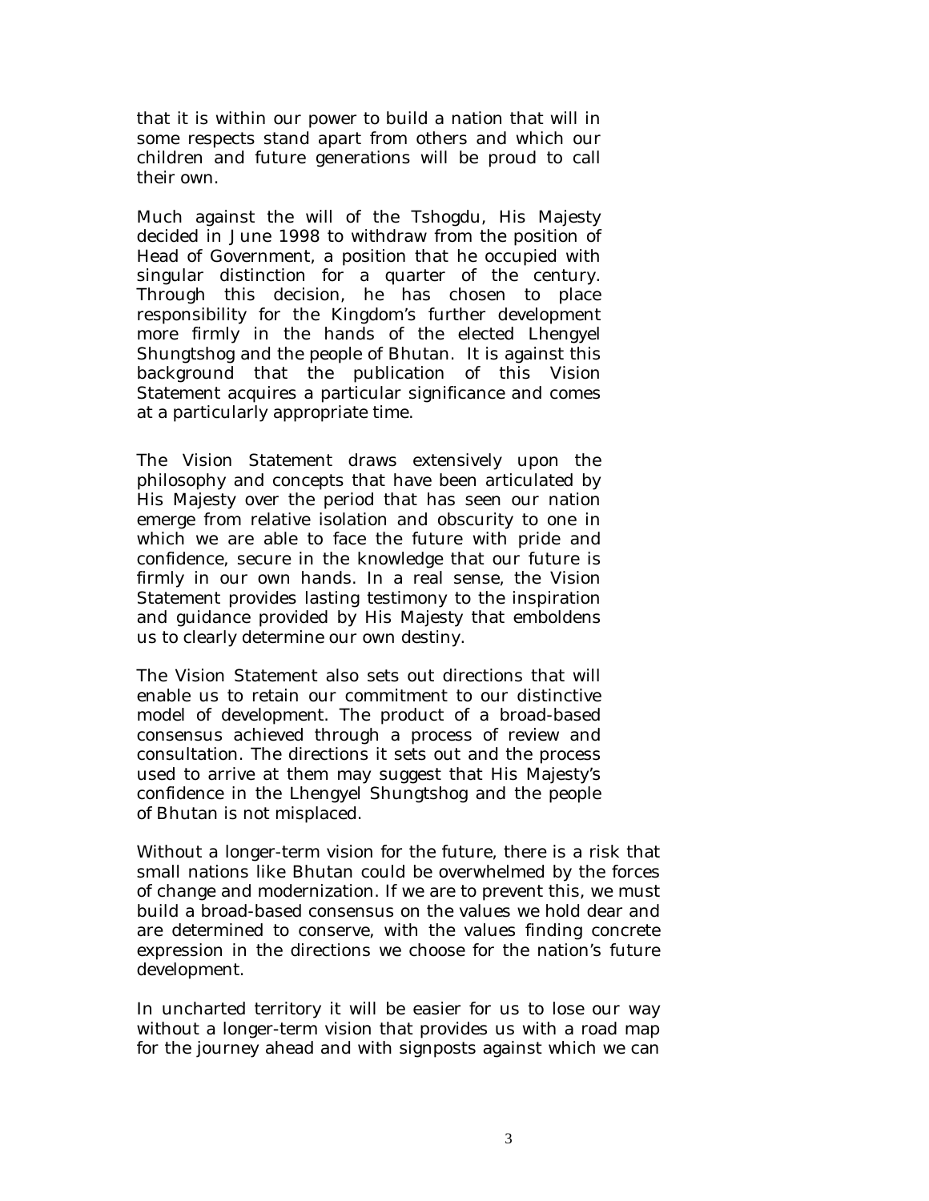that it is within our power to build a nation that will in some respects stand apart from others and which our children and future generations will be proud to call their own.

Much against the will of the Tshogdu, His Majesty decided in June 1998 to withdraw from the position of Head of Government, a position that he occupied with singular distinction for a quarter of the century. Through this decision, he has chosen to place responsibility for the Kingdom's further development more firmly in the hands of the elected Lhengyel Shungtshog and the people of Bhutan. It is against this background that the publication of this Vision Statement acquires a particular significance and comes at a particularly appropriate time.

The Vision Statement draws extensively upon the philosophy and concepts that have been articulated by His Majesty over the period that has seen our nation emerge from relative isolation and obscurity to one in which we are able to face the future with pride and confidence, secure in the knowledge that our future is firmly in our own hands. In a real sense, the Vision Statement provides lasting testimony to the inspiration and guidance provided by His Majesty that emboldens us to clearly determine our own destiny.

The Vision Statement also sets out directions that will enable us to retain our commitment to our distinctive model of development. The product of a broad-based consensus achieved through a process of review and consultation. The directions it sets out and the process used to arrive at them may suggest that His Majesty's confidence in the Lhengyel Shungtshog and the people of Bhutan is not misplaced.

Without a longer-term vision for the future, there is a risk that small nations like Bhutan could be overwhelmed by the forces of change and modernization. If we are to prevent this, we must build a broad-based consensus on the values we hold dear and are determined to conserve, with the values finding concrete expression in the directions we choose for the nation's future development.

In uncharted territory it will be easier for us to lose our way without a longer-term vision that provides us with a road map for the journey ahead and with signposts against which we can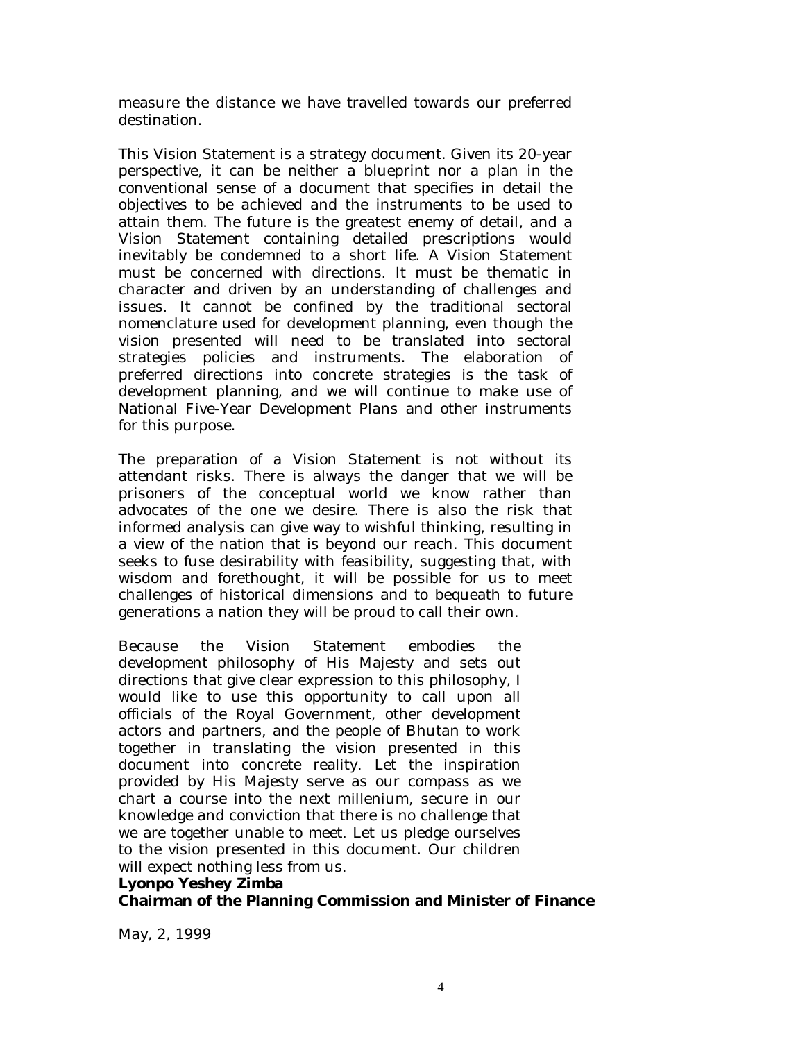measure the distance we have travelled towards our preferred destination.

This Vision Statement is a strategy document. Given its 20-year perspective, it can be neither a blueprint nor a plan in the conventional sense of a document that specifies in detail the objectives to be achieved and the instruments to be used to attain them. The future is the greatest enemy of detail, and a Vision Statement containing detailed prescriptions would inevitably be condemned to a short life. A Vision Statement must be concerned with directions. It must be thematic in character and driven by an understanding of challenges and issues. It cannot be confined by the traditional sectoral nomenclature used for development planning, even though the vision presented will need to be translated into sectoral strategies policies and instruments. The elaboration of preferred directions into concrete strategies is the task of development planning, and we will continue to make use of National Five-Year Development Plans and other instruments for this purpose.

The preparation of a Vision Statement is not without its attendant risks. There is always the danger that we will be prisoners of the conceptual world we know rather than advocates of the one we desire. There is also the risk that informed analysis can give way to wishful thinking, resulting in a view of the nation that is beyond our reach. This document seeks to fuse desirability with feasibility, suggesting that, with wisdom and forethought, it will be possible for us to meet challenges of historical dimensions and to bequeath to future generations a nation they will be proud to call their own.

Because the Vision Statement embodies the development philosophy of His Majesty and sets out directions that give clear expression to this philosophy, I would like to use this opportunity to call upon all officials of the Royal Government, other development actors and partners, and the people of Bhutan to work together in translating the vision presented in this document into concrete reality. Let the inspiration provided by His Majesty serve as our compass as we chart a course into the next millenium, secure in our knowledge and conviction that there is no challenge that we are together unable to meet. Let us pledge ourselves to the vision presented in this document. Our children will expect nothing less from us.

**Lyonpo Yeshey Zimba**
**Chairman of the Planning Commission and Minister of Finance**

May, 2, 1999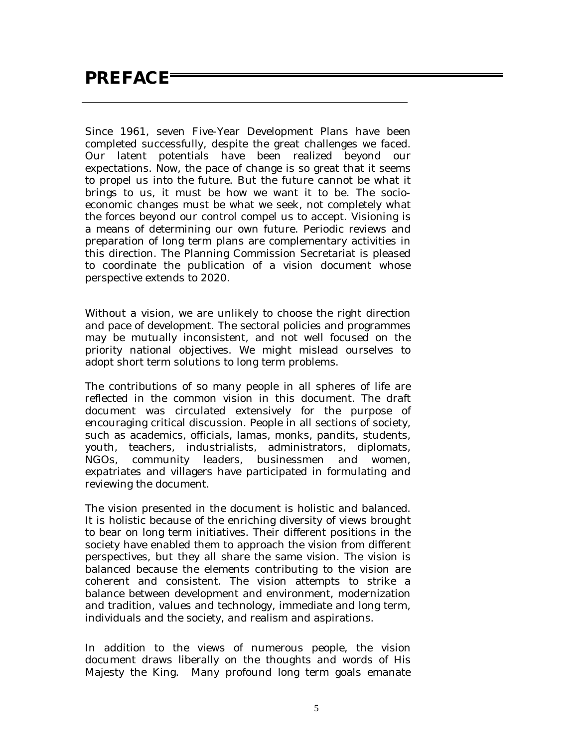# PREFACE

Since 1961, seven Five-Year Development Plans have been completed successfully, despite the great challenges we faced. Our latent potentials have been realized beyond our expectations. Now, the pace of change is so great that it seems to propel us into the future. But the future cannot be what it brings to us, it must be how we want it to be. The socio-economic changes must be what we seek, not completely what the forces beyond our control compel us to accept. Visioning is a means of determining our own future. Periodic reviews and preparation of long term plans are complementary activities in this direction. The Planning Commission Secretariat is pleased to coordinate the publication of a vision document whose perspective extends to 2020.

Without a vision, we are unlikely to choose the right direction and pace of development. The sectoral policies and programmes may be mutually inconsistent, and not well focused on the priority national objectives. We might mislead ourselves to adopt short term solutions to long term problems.

The contributions of so many people in all spheres of life are reflected in the common vision in this document. The draft document was circulated extensively for the purpose of encouraging critical discussion. People in all sections of society, such as academics, officials, lamas, monks, pandits, students, youth, teachers, industrialists, administrators, diplomats, NGOs, community leaders, businessmen and women, expatriates and villagers have participated in formulating and reviewing the document.

The vision presented in the document is holistic and balanced. It is holistic because of the enriching diversity of views brought to bear on long term initiatives. Their different positions in the society have enabled them to approach the vision from different perspectives, but they all share the same vision. The vision is balanced because the elements contributing to the vision are coherent and consistent. The vision attempts to strike a balance between development and environment, modernization and tradition, values and technology, immediate and long term, individuals and the society, and realism and aspirations.

In addition to the views of numerous people, the vision document draws liberally on the thoughts and words of His Majesty the King. Many profound long term goals emanate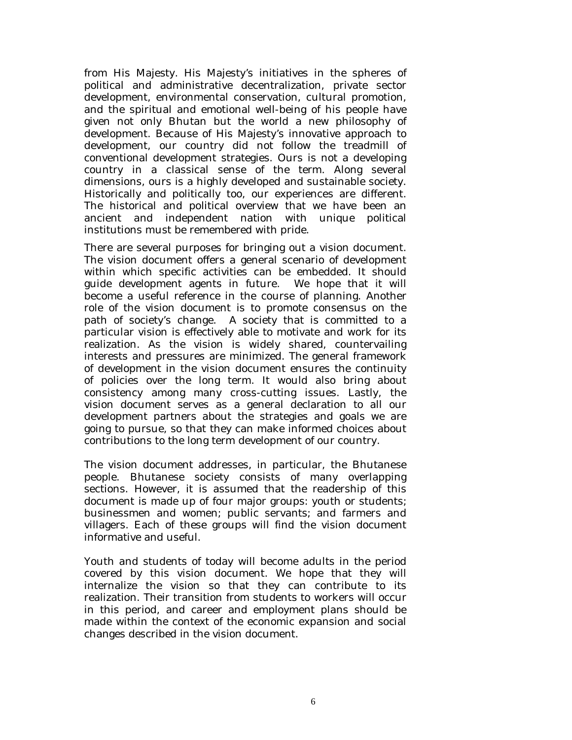from His Majesty. His Majesty's initiatives in the spheres of political and administrative decentralization, private sector development, environmental conservation, cultural promotion, and the spiritual and emotional well-being of his people have given not only Bhutan but the world a new philosophy of development. Because of His Majesty's innovative approach to development, our country did not follow the treadmill of conventional development strategies. Ours is not a developing country in a classical sense of the term. Along several dimensions, ours is a highly developed and sustainable society. Historically and politically too, our experiences are different. The historical and political overview that we have been an ancient and independent nation with unique political institutions must be remembered with pride.

There are several purposes for bringing out a vision document. The vision document offers a general scenario of development within which specific activities can be embedded. It should guide development agents in future. We hope that it will become a useful reference in the course of planning. Another role of the vision document is to promote consensus on the path of society's change. A society that is committed to a particular vision is effectively able to motivate and work for its realization. As the vision is widely shared, countervailing interests and pressures are minimized. The general framework of development in the vision document ensures the continuity of policies over the long term. It would also bring about consistency among many cross-cutting issues. Lastly, the vision document serves as a general declaration to all our development partners about the strategies and goals we are going to pursue, so that they can make informed choices about contributions to the long term development of our country.

The vision document addresses, in particular, the Bhutanese people. Bhutanese society consists of many overlapping sections. However, it is assumed that the readership of this document is made up of four major groups: youth or students; businessmen and women; public servants; and farmers and villagers. Each of these groups will find the vision document informative and useful.

Youth and students of today will become adults in the period covered by this vision document. We hope that they will internalize the vision so that they can contribute to its realization. Their transition from students to workers will occur in this period, and career and employment plans should be made within the context of the economic expansion and social changes described in the vision document.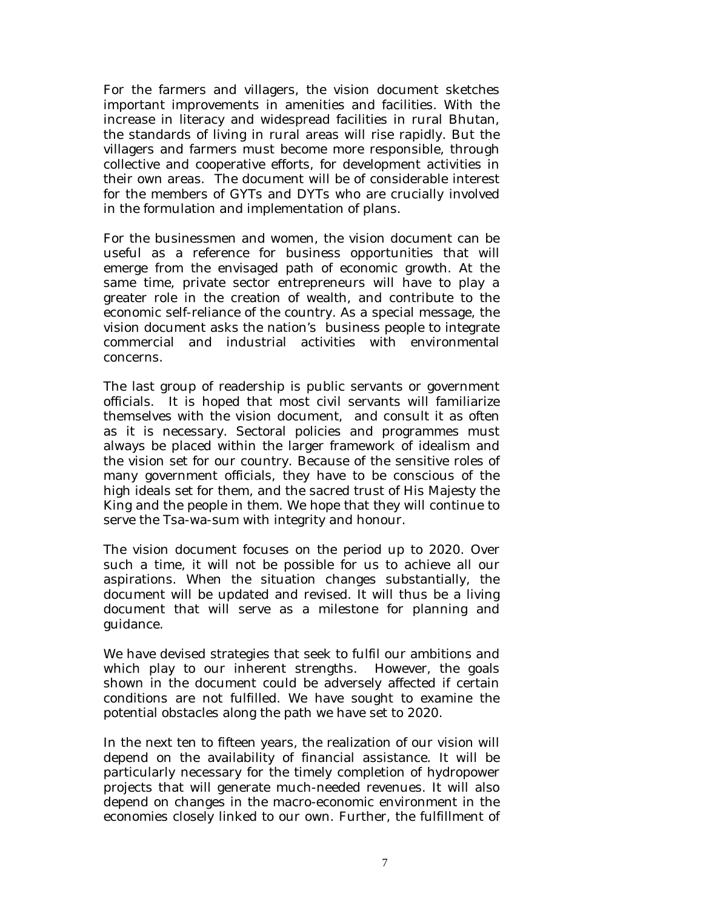For the farmers and villagers, the vision document sketches important improvements in amenities and facilities. With the increase in literacy and widespread facilities in rural Bhutan, the standards of living in rural areas will rise rapidly. But the villagers and farmers must become more responsible, through collective and cooperative efforts, for development activities in their own areas. The document will be of considerable interest for the members of GYTs and DYTs who are crucially involved in the formulation and implementation of plans.

For the businessmen and women, the vision document can be useful as a reference for business opportunities that will emerge from the envisaged path of economic growth. At the same time, private sector entrepreneurs will have to play a greater role in the creation of wealth, and contribute to the economic self-reliance of the country. As a special message, the vision document asks the nation's business people to integrate commercial and industrial activities with environmental concerns.

The last group of readership is public servants or government officials. It is hoped that most civil servants will familiarize themselves with the vision document, and consult it as often as it is necessary. Sectoral policies and programmes must always be placed within the larger framework of idealism and the vision set for our country. Because of the sensitive roles of many government officials, they have to be conscious of the high ideals set for them, and the sacred trust of His Majesty the King and the people in them. We hope that they will continue to serve the Tsa-wa-sum with integrity and honour.

The vision document focuses on the period up to 2020. Over such a time, it will not be possible for us to achieve all our aspirations. When the situation changes substantially, the document will be updated and revised. It will thus be a living document that will serve as a milestone for planning and guidance.

We have devised strategies that seek to fulfil our ambitions and which play to our inherent strengths. However, the goals shown in the document could be adversely affected if certain conditions are not fulfilled. We have sought to examine the potential obstacles along the path we have set to 2020.

In the next ten to fifteen years, the realization of our vision will depend on the availability of financial assistance. It will be particularly necessary for the timely completion of hydropower projects that will generate much-needed revenues. It will also depend on changes in the macro-economic environment in the economies closely linked to our own. Further, the fulfillment of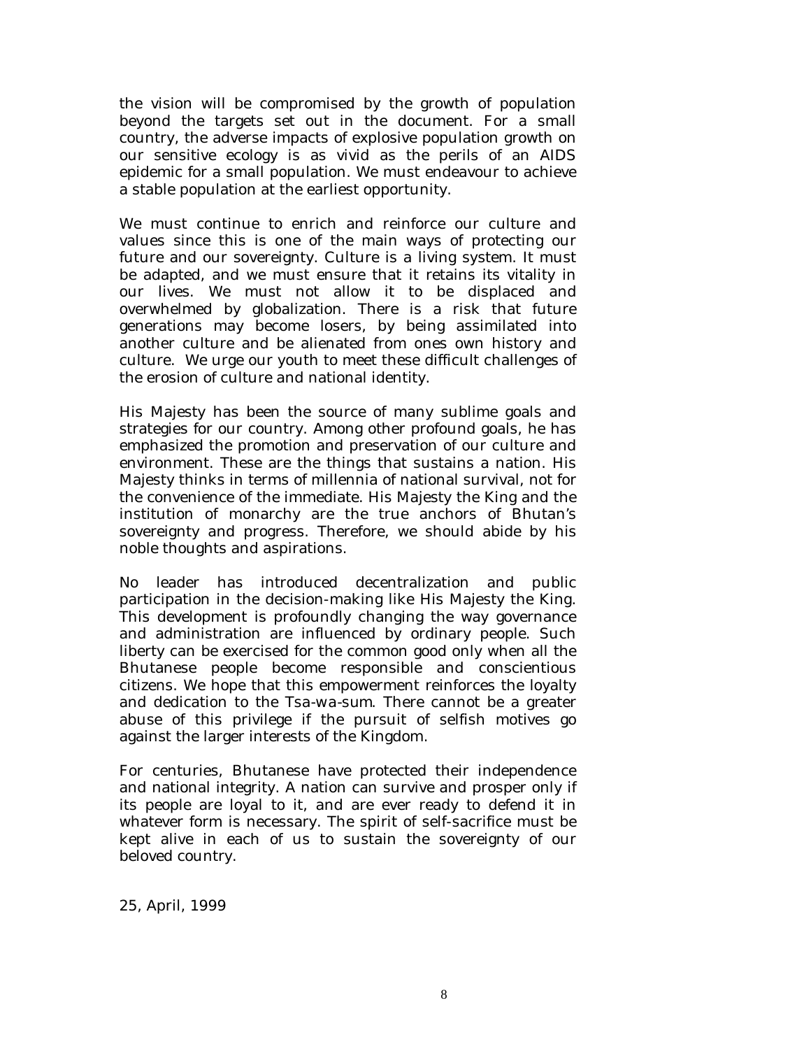the vision will be compromised by the growth of population beyond the targets set out in the document. For a small country, the adverse impacts of explosive population growth on our sensitive ecology is as vivid as the perils of an AIDS epidemic for a small population. We must endeavour to achieve a stable population at the earliest opportunity.

We must continue to enrich and reinforce our culture and values since this is one of the main ways of protecting our future and our sovereignty. Culture is a living system. It must be adapted, and we must ensure that it retains its vitality in our lives. We must not allow it to be displaced and overwhelmed by globalization. There is a risk that future generations may become losers, by being assimilated into another culture and be alienated from ones own history and culture. We urge our youth to meet these difficult challenges of the erosion of culture and national identity.

His Majesty has been the source of many sublime goals and strategies for our country. Among other profound goals, he has emphasized the promotion and preservation of our culture and environment. These are the things that sustains a nation. His Majesty thinks in terms of millennia of national survival, not for the convenience of the immediate. His Majesty the King and the institution of monarchy are the true anchors of Bhutan's sovereignty and progress. Therefore, we should abide by his noble thoughts and aspirations.

No leader has introduced decentralization and public participation in the decision-making like His Majesty the King. This development is profoundly changing the way governance and administration are influenced by ordinary people. Such liberty can be exercised for the common good only when all the Bhutanese people become responsible and conscientious citizens. We hope that this empowerment reinforces the loyalty and dedication to the Tsa-wa-sum. There cannot be a greater abuse of this privilege if the pursuit of selfish motives go against the larger interests of the Kingdom.

For centuries, Bhutanese have protected their independence and national integrity. A nation can survive and prosper only if its people are loyal to it, and are ever ready to defend it in whatever form is necessary. The spirit of self-sacrifice must be kept alive in each of us to sustain the sovereignty of our beloved country.

25, April, 1999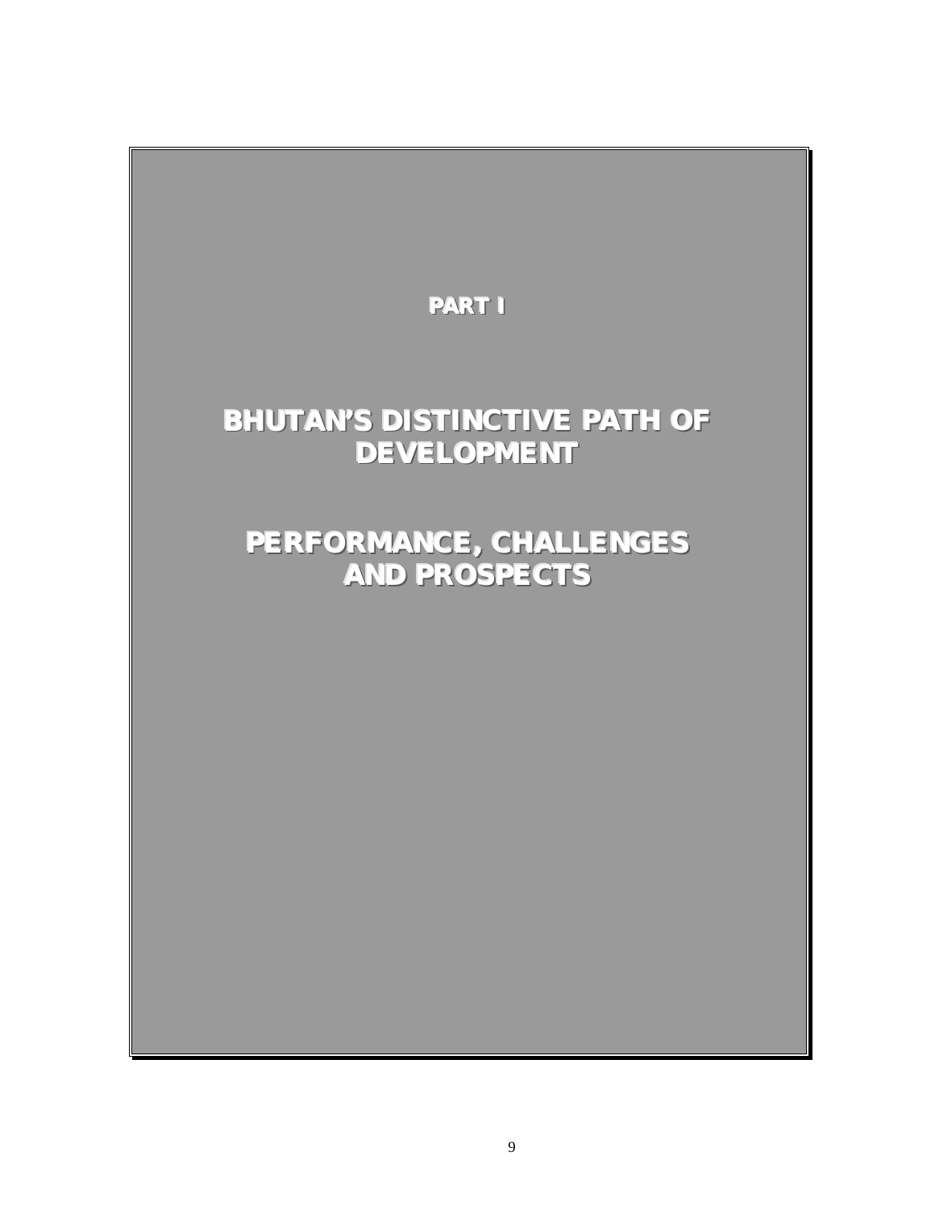# PART I

# BHUTAN'S DISTINCTIVE PATH OF DEVELOPMENT

# PERFORMANCE, CHALLENGES AND PROSPECTS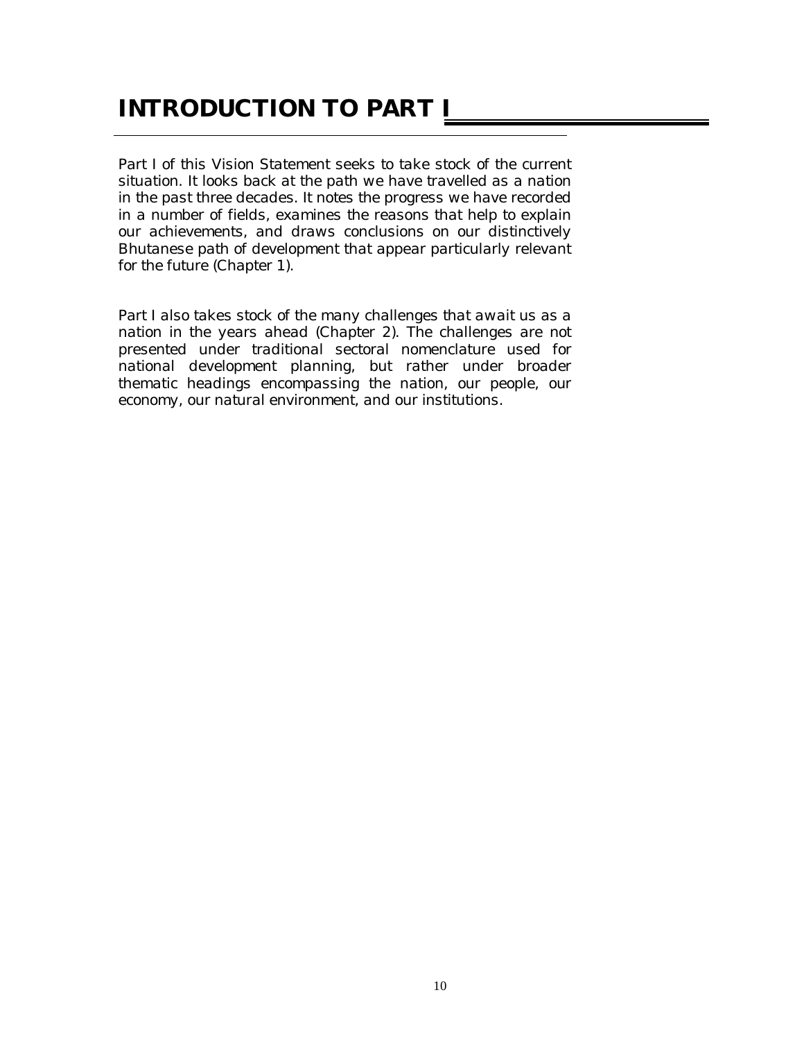# INTRODUCTION TO PART I

Part I of this Vision Statement seeks to take stock of the current situation. It looks back at the path we have travelled as a nation in the past three decades. It notes the progress we have recorded in a number of fields, examines the reasons that help to explain our achievements, and draws conclusions on our distinctively Bhutanese path of development that appear particularly relevant for the future (Chapter 1).

Part I also takes stock of the many challenges that await us as a nation in the years ahead (Chapter 2). The challenges are not presented under traditional sectoral nomenclature used for national development planning, but rather under broader thematic headings encompassing the nation, our people, our economy, our natural environment, and our institutions.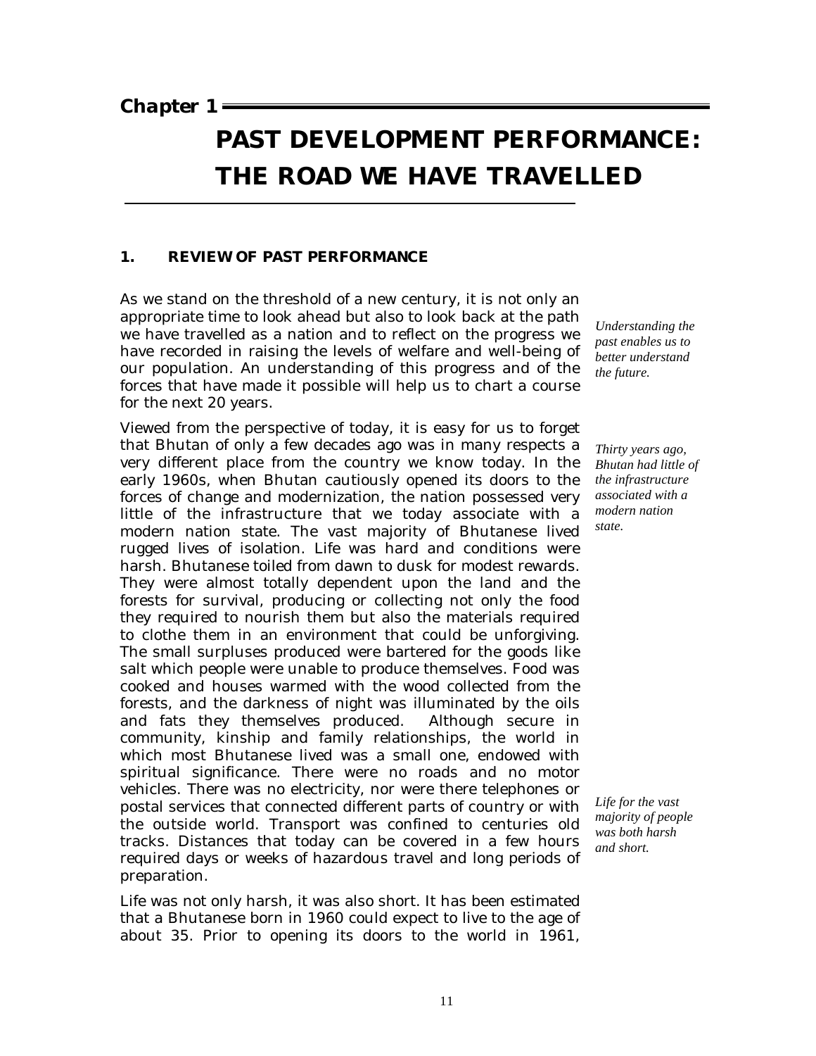Chapter 1

# PAST DEVELOPMENT PERFORMANCE: THE ROAD WE HAVE TRAVELLED

## 1. REVIEW OF PAST PERFORMANCE

*Understanding the past enables us to better understand the future.*

As we stand on the threshold of a new century, it is not only an appropriate time to look ahead but also to look back at the path we have travelled as a nation and to reflect on the progress we have recorded in raising the levels of welfare and well-being of our population. An understanding of this progress and of the forces that have made it possible will help us to chart a course for the next 20 years.

*Thirty years ago, Bhutan had little of the infrastructure associated with a modern nation state.*

Viewed from the perspective of today, it is easy for us to forget that Bhutan of only a few decades ago was in many respects a very different place from the country we know today. In the early 1960s, when Bhutan cautiously opened its doors to the forces of change and modernization, the nation possessed very little of the infrastructure that we today associate with a modern nation state. The vast majority of Bhutanese lived rugged lives of isolation. Life was hard and conditions were harsh. Bhutanese toiled from dawn to dusk for modest rewards. They were almost totally dependent upon the land and the forests for survival, producing or collecting not only the food they required to nourish them but also the materials required to clothe them in an environment that could be unforgiving. The small surpluses produced were bartered for the goods like salt which people were unable to produce themselves. Food was cooked and houses warmed with the wood collected from the forests, and the darkness of night was illuminated by the oils and fats they themselves produced. Although secure in community, kinship and family relationships, the world in which most Bhutanese lived was a small one, endowed with spiritual significance. There were no roads and no motor vehicles. There was no electricity, nor were there telephones or postal services that connected different parts of country or with the outside world. Transport was confined to centuries old tracks. Distances that today can be covered in a few hours required days or weeks of hazardous travel and long periods of preparation.

*Life for the vast majority of people was both harsh and short.*

Life was not only harsh, it was also short. It has been estimated that a Bhutanese born in 1960 could expect to live to the age of about 35. Prior to opening its doors to the world in 1961,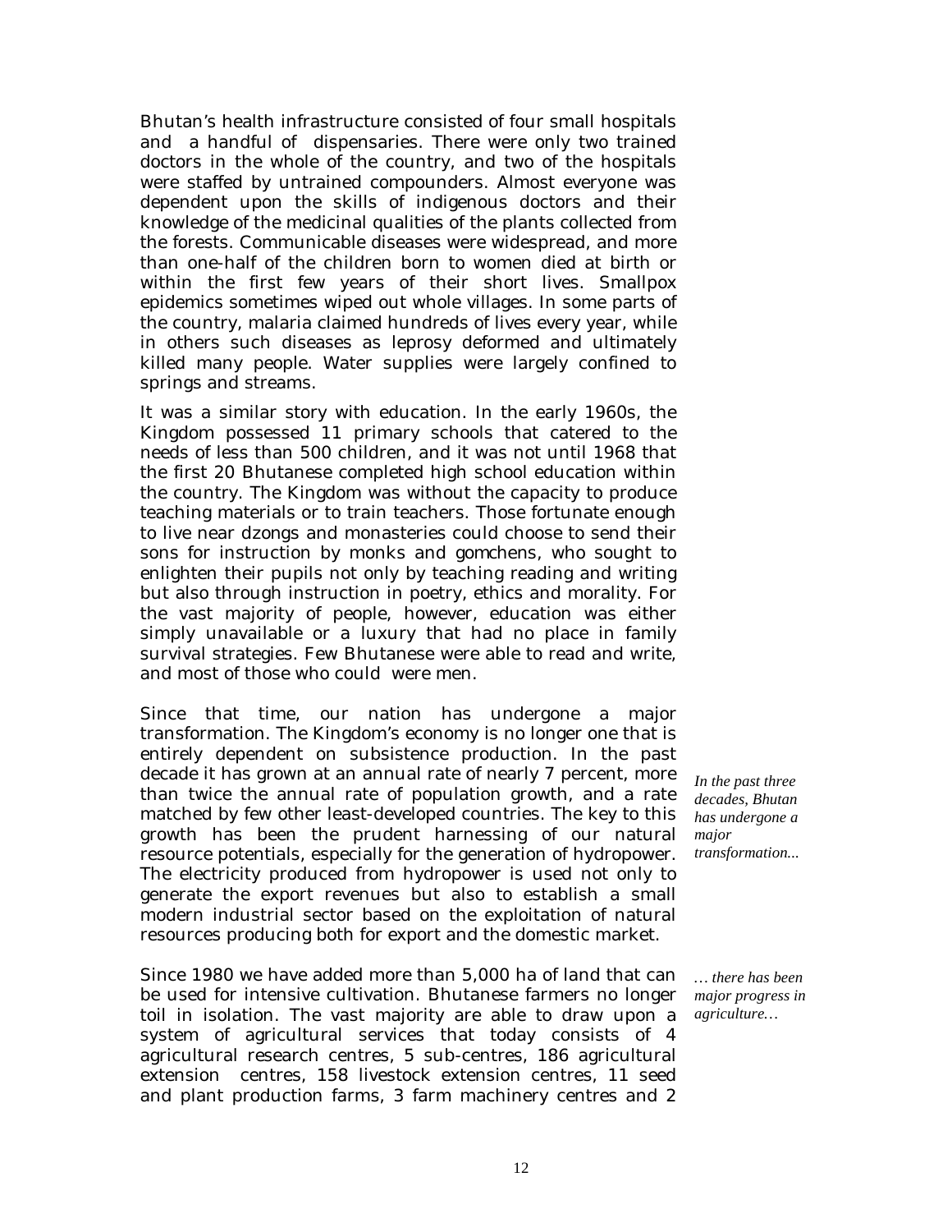Bhutan's health infrastructure consisted of four small hospitals and a handful of dispensaries. There were only two trained doctors in the whole of the country, and two of the hospitals were staffed by untrained compounders. Almost everyone was dependent upon the skills of indigenous doctors and their knowledge of the medicinal qualities of the plants collected from the forests. Communicable diseases were widespread, and more than one-half of the children born to women died at birth or within the first few years of their short lives. Smallpox epidemics sometimes wiped out whole villages. In some parts of the country, malaria claimed hundreds of lives every year, while in others such diseases as leprosy deformed and ultimately killed many people. Water supplies were largely confined to springs and streams.

It was a similar story with education. In the early 1960s, the Kingdom possessed 11 primary schools that catered to the needs of less than 500 children, and it was not until 1968 that the first 20 Bhutanese completed high school education within the country. The Kingdom was without the capacity to produce teaching materials or to train teachers. Those fortunate enough to live near dzongs and monasteries could choose to send their sons for instruction by monks and gomchens, who sought to enlighten their pupils not only by teaching reading and writing but also through instruction in poetry, ethics and morality. For the vast majority of people, however, education was either simply unavailable or a luxury that had no place in family survival strategies. Few Bhutanese were able to read and write, and most of those who could were men.

*In the past three decades, Bhutan has undergone a major transformation...*

Since that time, our nation has undergone a major transformation. The Kingdom's economy is no longer one that is entirely dependent on subsistence production. In the past decade it has grown at an annual rate of nearly 7 percent, more than twice the annual rate of population growth, and a rate matched by few other least-developed countries. The key to this growth has been the prudent harnessing of our natural resource potentials, especially for the generation of hydropower. The electricity produced from hydropower is used not only to generate the export revenues but also to establish a small modern industrial sector based on the exploitation of natural resources producing both for export and the domestic market.

*… there has been major progress in agriculture…*

Since 1980 we have added more than 5,000 ha of land that can be used for intensive cultivation. Bhutanese farmers no longer toil in isolation. The vast majority are able to draw upon a system of agricultural services that today consists of 4 agricultural research centres, 5 sub-centres, 186 agricultural extension centres, 158 livestock extension centres, 11 seed and plant production farms, 3 farm machinery centres and 2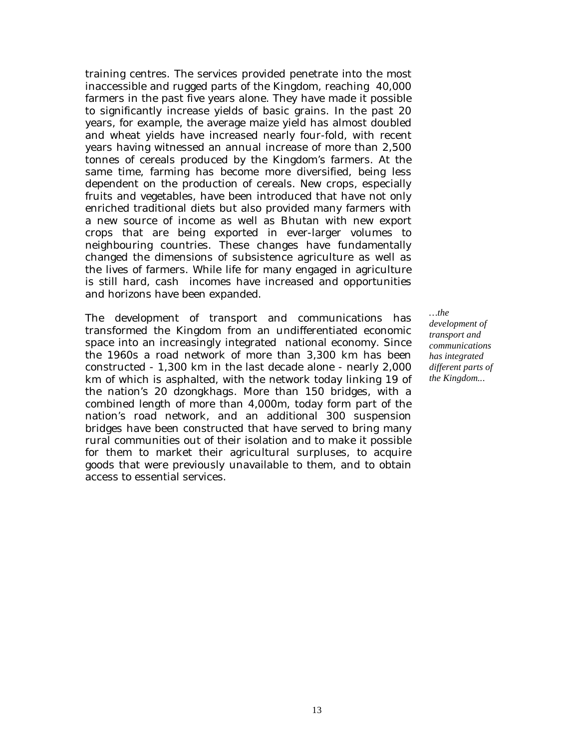training centres. The services provided penetrate into the most inaccessible and rugged parts of the Kingdom, reaching 40,000 farmers in the past five years alone. They have made it possible to significantly increase yields of basic grains. In the past 20 years, for example, the average maize yield has almost doubled and wheat yields have increased nearly four-fold, with recent years having witnessed an annual increase of more than 2,500 tonnes of cereals produced by the Kingdom's farmers. At the same time, farming has become more diversified, being less dependent on the production of cereals. New crops, especially fruits and vegetables, have been introduced that have not only enriched traditional diets but also provided many farmers with a new source of income as well as Bhutan with new export crops that are being exported in ever-larger volumes to neighbouring countries. These changes have fundamentally changed the dimensions of subsistence agriculture as well as the lives of farmers. While life for many engaged in agriculture is still hard, cash incomes have increased and opportunities and horizons have been expanded.

*…the development of transport and communications has integrated different parts of the Kingdom...*

The development of transport and communications has transformed the Kingdom from an undifferentiated economic space into an increasingly integrated national economy. Since the 1960s a road network of more than 3,300 km has been constructed - 1,300 km in the last decade alone - nearly 2,000 km of which is asphalted, with the network today linking 19 of the nation's 20 dzongkhags. More than 150 bridges, with a combined length of more than 4,000m, today form part of the nation's road network, and an additional 300 suspension bridges have been constructed that have served to bring many rural communities out of their isolation and to make it possible for them to market their agricultural surpluses, to acquire goods that were previously unavailable to them, and to obtain access to essential services.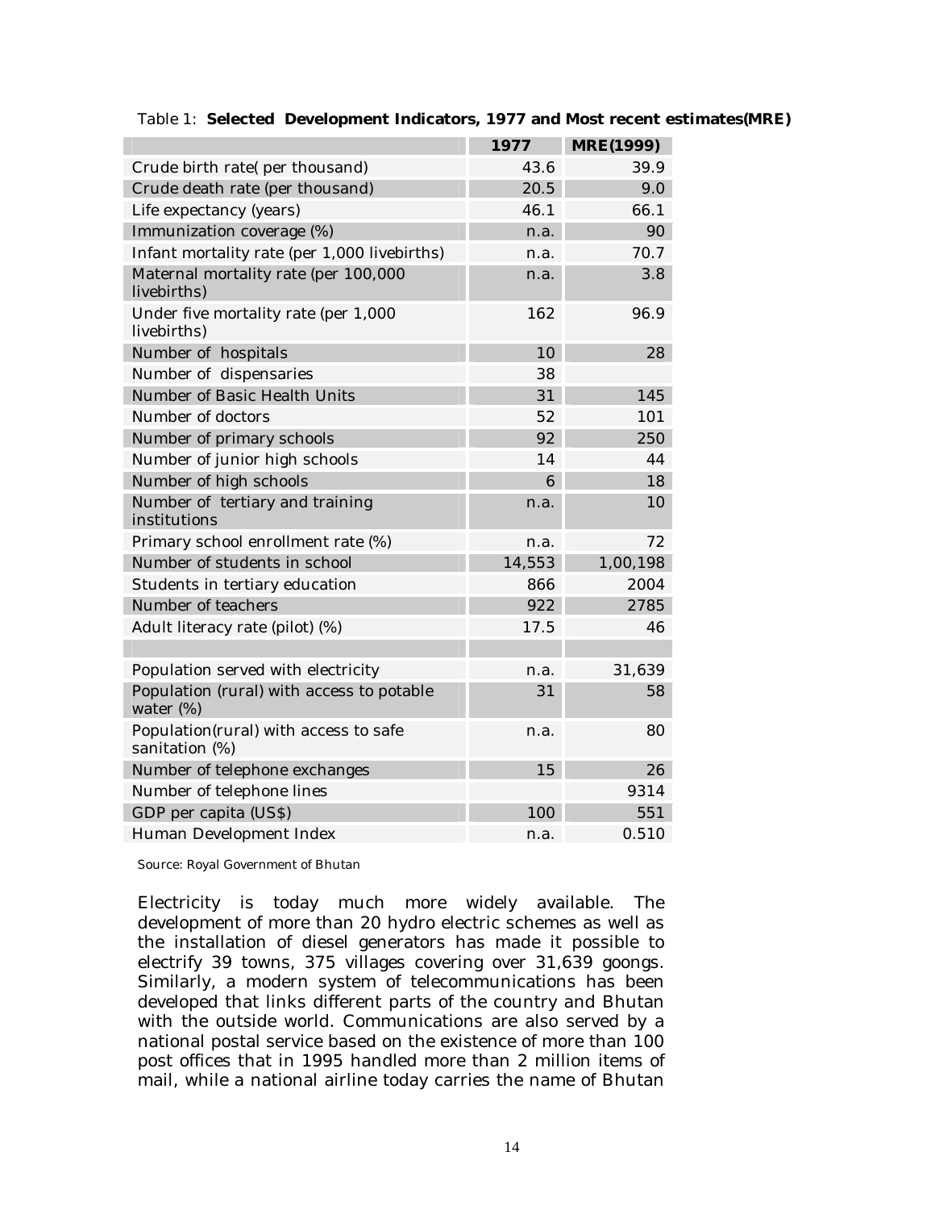Table 1: **Selected Development Indicators, 1977 and Most recent estimates(MRE)**

| | 1977 | MRE(1999) |
|---|---|---|
| Crude birth rate( per thousand) | 43.6 | 39.9 |
| Crude death rate (per thousand) | 20.5 | 9.0 |
| Life expectancy (years) | 46.1 | 66.1 |
| Immunization coverage (%) | n.a. | 90 |
| Infant mortality rate (per 1,000 livebirths) | n.a. | 70.7 |
| Maternal mortality rate (per 100,000 livebirths) | n.a. | 3.8 |
| Under five mortality rate (per 1,000 livebirths) | 162 | 96.9 |
| Number of hospitals | 10 | 28 |
| Number of dispensaries | 38 | |
| Number of Basic Health Units | 31 | 145 |
| Number of doctors | 52 | 101 |
| Number of primary schools | 92 | 250 |
| Number of junior high schools | 14 | 44 |
| Number of high schools | 6 | 18 |
| Number of tertiary and training institutions | n.a. | 10 |
| Primary school enrollment rate (%) | n.a. | 72 |
| Number of students in school | 14,553 | 1,00,198 |
| Students in tertiary education | 866 | 2004 |
| Number of teachers | 922 | 2785 |
| Adult literacy rate (pilot) (%) | 17.5 | 46 |
| | | |
| Population served with electricity | n.a. | 31,639 |
| Population (rural) with access to potable water (%) | 31 | 58 |
| Population(rural) with access to safe sanitation (%) | n.a. | 80 |
| Number of telephone exchanges | 15 | 26 |
| Number of telephone lines | | 9314 |
| GDP per capita (US$) | 100 | 551 |
| Human Development Index | n.a. | 0.510 |

Source: Royal Government of Bhutan

Electricity is today much more widely available. The development of more than 20 hydro electric schemes as well as the installation of diesel generators has made it possible to electrify 39 towns, 375 villages covering over 31,639 goongs. Similarly, a modern system of telecommunications has been developed that links different parts of the country and Bhutan with the outside world. Communications are also served by a national postal service based on the existence of more than 100 post offices that in 1995 handled more than 2 million items of mail, while a national airline today carries the name of Bhutan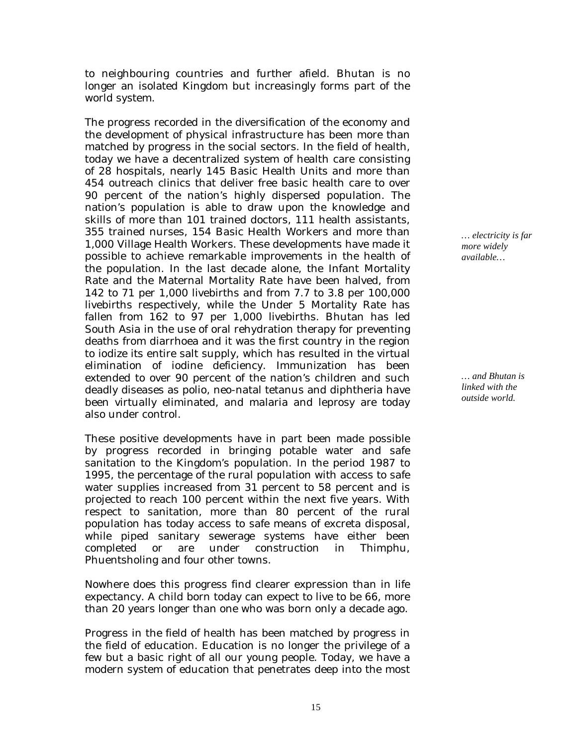to neighbouring countries and further afield. Bhutan is no longer an isolated Kingdom but increasingly forms part of the world system.

The progress recorded in the diversification of the economy and the development of physical infrastructure has been more than matched by progress in the social sectors. In the field of health, today we have a decentralized system of health care consisting of 28 hospitals, nearly 145 Basic Health Units and more than 454 outreach clinics that deliver free basic health care to over 90 percent of the nation's highly dispersed population. The nation's population is able to draw upon the knowledge and skills of more than 101 trained doctors, 111 health assistants, 355 trained nurses, 154 Basic Health Workers and more than 1,000 Village Health Workers. These developments have made it possible to achieve remarkable improvements in the health of the population. In the last decade alone, the Infant Mortality Rate and the Maternal Mortality Rate have been halved, from 142 to 71 per 1,000 livebirths and from 7.7 to 3.8 per 100,000 livebirths respectively, while the Under 5 Mortality Rate has fallen from 162 to 97 per 1,000 livebirths. Bhutan has led South Asia in the use of oral rehydration therapy for preventing deaths from diarrhoea and it was the first country in the region to iodize its entire salt supply, which has resulted in the virtual elimination of iodine deficiency. Immunization has been extended to over 90 percent of the nation's children and such deadly diseases as polio, neo-natal tetanus and diphtheria have been virtually eliminated, and malaria and leprosy are today also under control.

*… electricity is far more widely available…*

*… and Bhutan is linked with the outside world.*

These positive developments have in part been made possible by progress recorded in bringing potable water and safe sanitation to the Kingdom's population. In the period 1987 to 1995, the percentage of the rural population with access to safe water supplies increased from 31 percent to 58 percent and is projected to reach 100 percent within the next five years. With respect to sanitation, more than 80 percent of the rural population has today access to safe means of excreta disposal, while piped sanitary sewerage systems have either been completed or are under construction in Thimphu, Phuentsholing and four other towns.

Nowhere does this progress find clearer expression than in life expectancy. A child born today can expect to live to be 66, more than 20 years longer than one who was born only a decade ago.

Progress in the field of health has been matched by progress in the field of education. Education is no longer the privilege of a few but a basic right of all our young people. Today, we have a modern system of education that penetrates deep into the most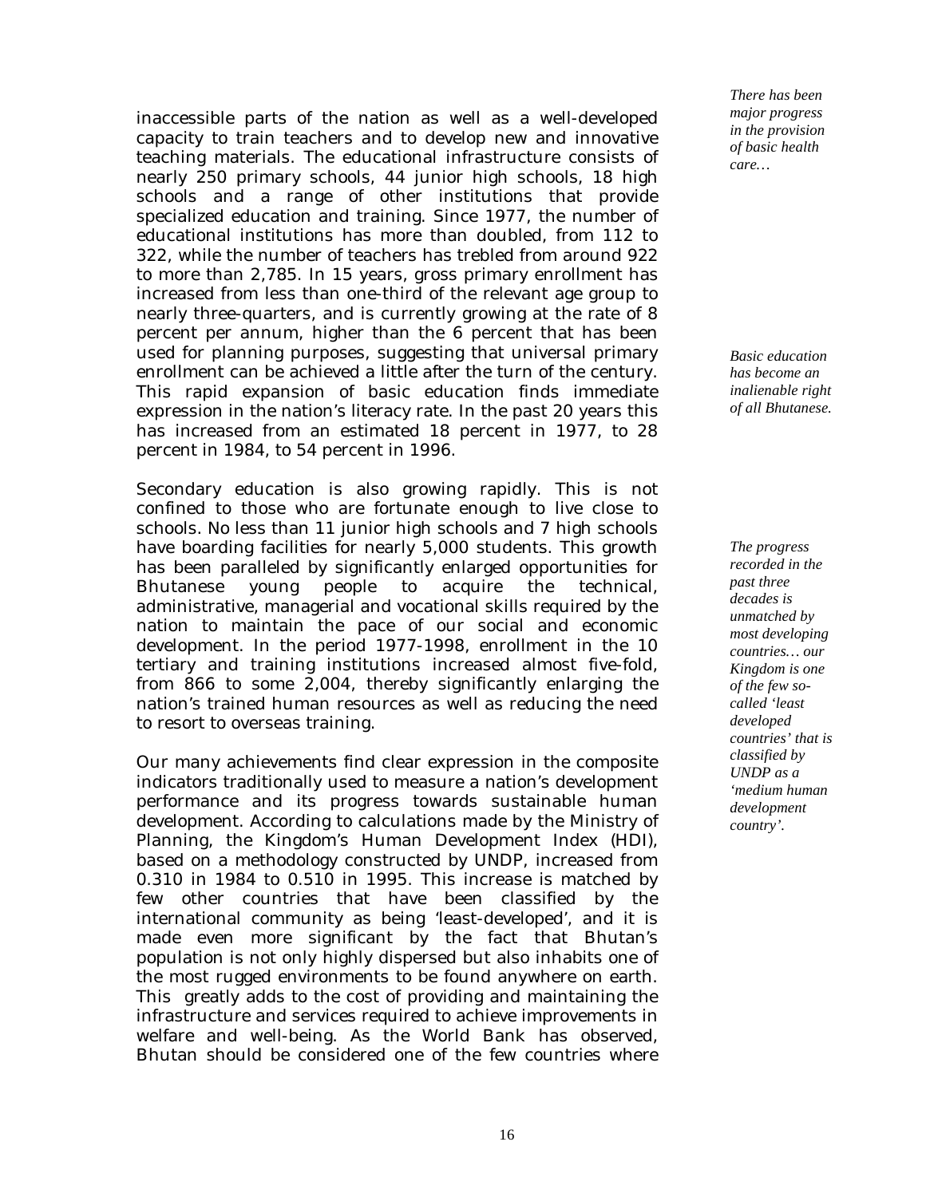inaccessible parts of the nation as well as a well-developed capacity to train teachers and to develop new and innovative teaching materials. The educational infrastructure consists of nearly 250 primary schools, 44 junior high schools, 18 high schools and a range of other institutions that provide specialized education and training. Since 1977, the number of educational institutions has more than doubled, from 112 to 322, while the number of teachers has trebled from around 922 to more than 2,785. In 15 years, gross primary enrollment has increased from less than one-third of the relevant age group to nearly three-quarters, and is currently growing at the rate of 8 percent per annum, higher than the 6 percent that has been used for planning purposes, suggesting that universal primary enrollment can be achieved a little after the turn of the century. This rapid expansion of basic education finds immediate expression in the nation's literacy rate. In the past 20 years this has increased from an estimated 18 percent in 1977, to 28 percent in 1984, to 54 percent in 1996.

*There has been major progress in the provision of basic health care…*

*Basic education has become an inalienable right of all Bhutanese.*

Secondary education is also growing rapidly. This is not confined to those who are fortunate enough to live close to schools. No less than 11 junior high schools and 7 high schools have boarding facilities for nearly 5,000 students. This growth has been paralleled by significantly enlarged opportunities for Bhutanese young people to acquire the technical, administrative, managerial and vocational skills required by the nation to maintain the pace of our social and economic development. In the period 1977-1998, enrollment in the 10 tertiary and training institutions increased almost five-fold, from 866 to some 2,004, thereby significantly enlarging the nation's trained human resources as well as reducing the need to resort to overseas training.

*The progress recorded in the past three decades is unmatched by most developing countries… our Kingdom is one of the few so-called 'least developed countries' that is classified by UNDP as a 'medium human development country'.*

Our many achievements find clear expression in the composite indicators traditionally used to measure a nation's development performance and its progress towards sustainable human development. According to calculations made by the Ministry of Planning, the Kingdom's Human Development Index (HDI), based on a methodology constructed by UNDP, increased from 0.310 in 1984 to 0.510 in 1995. This increase is matched by few other countries that have been classified by the international community as being 'least-developed', and it is made even more significant by the fact that Bhutan's population is not only highly dispersed but also inhabits one of the most rugged environments to be found anywhere on earth. This greatly adds to the cost of providing and maintaining the infrastructure and services required to achieve improvements in welfare and well-being. As the World Bank has observed, Bhutan should be considered one of the few countries where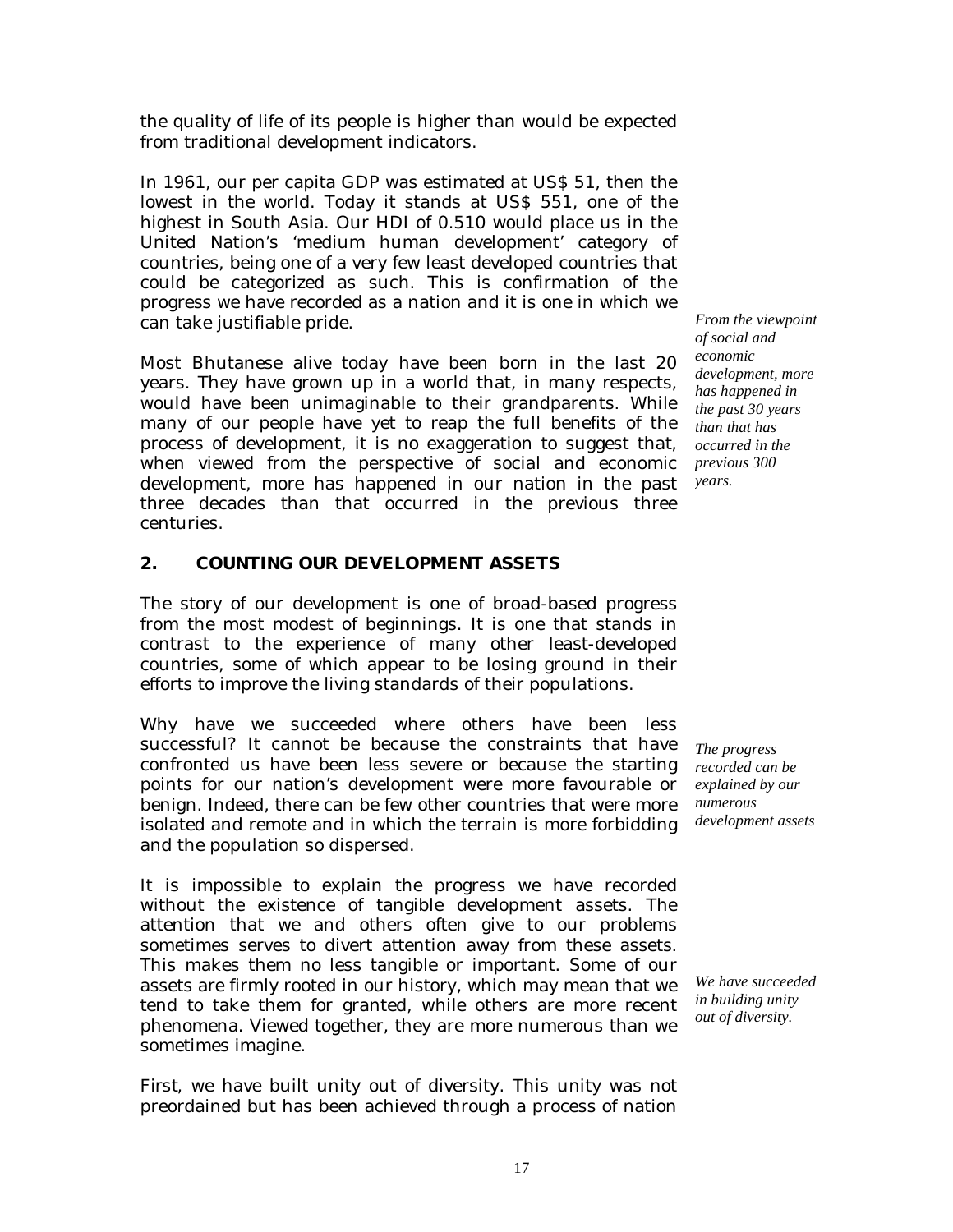the quality of life of its people is higher than would be expected from traditional development indicators.

In 1961, our per capita GDP was estimated at US$ 51, then the lowest in the world. Today it stands at US$ 551, one of the highest in South Asia. Our HDI of 0.510 would place us in the United Nation's 'medium human development' category of countries, being one of a very few least developed countries that could be categorized as such. This is confirmation of the progress we have recorded as a nation and it is one in which we can take justifiable pride.

*From the viewpoint of social and economic development, more has happened in the past 30 years than that has occurred in the previous 300 years.*

Most Bhutanese alive today have been born in the last 20 years. They have grown up in a world that, in many respects, would have been unimaginable to their grandparents. While many of our people have yet to reap the full benefits of the process of development, it is no exaggeration to suggest that, when viewed from the perspective of social and economic development, more has happened in our nation in the past three decades than that occurred in the previous three centuries.

## 2. COUNTING OUR DEVELOPMENT ASSETS

The story of our development is one of broad-based progress from the most modest of beginnings. It is one that stands in contrast to the experience of many other least-developed countries, some of which appear to be losing ground in their efforts to improve the living standards of their populations.

*The progress recorded can be explained by our numerous development assets*

Why have we succeeded where others have been less successful? It cannot be because the constraints that have confronted us have been less severe or because the starting points for our nation's development were more favourable or benign. Indeed, there can be few other countries that were more isolated and remote and in which the terrain is more forbidding and the population so dispersed.

It is impossible to explain the progress we have recorded without the existence of tangible development assets. The attention that we and others often give to our problems sometimes serves to divert attention away from these assets. This makes them no less tangible or important. Some of our assets are firmly rooted in our history, which may mean that we tend to take them for granted, while others are more recent phenomena. Viewed together, they are more numerous than we sometimes imagine.

*We have succeeded in building unity out of diversity.*

First, we have built unity out of diversity. This unity was not preordained but has been achieved through a process of nation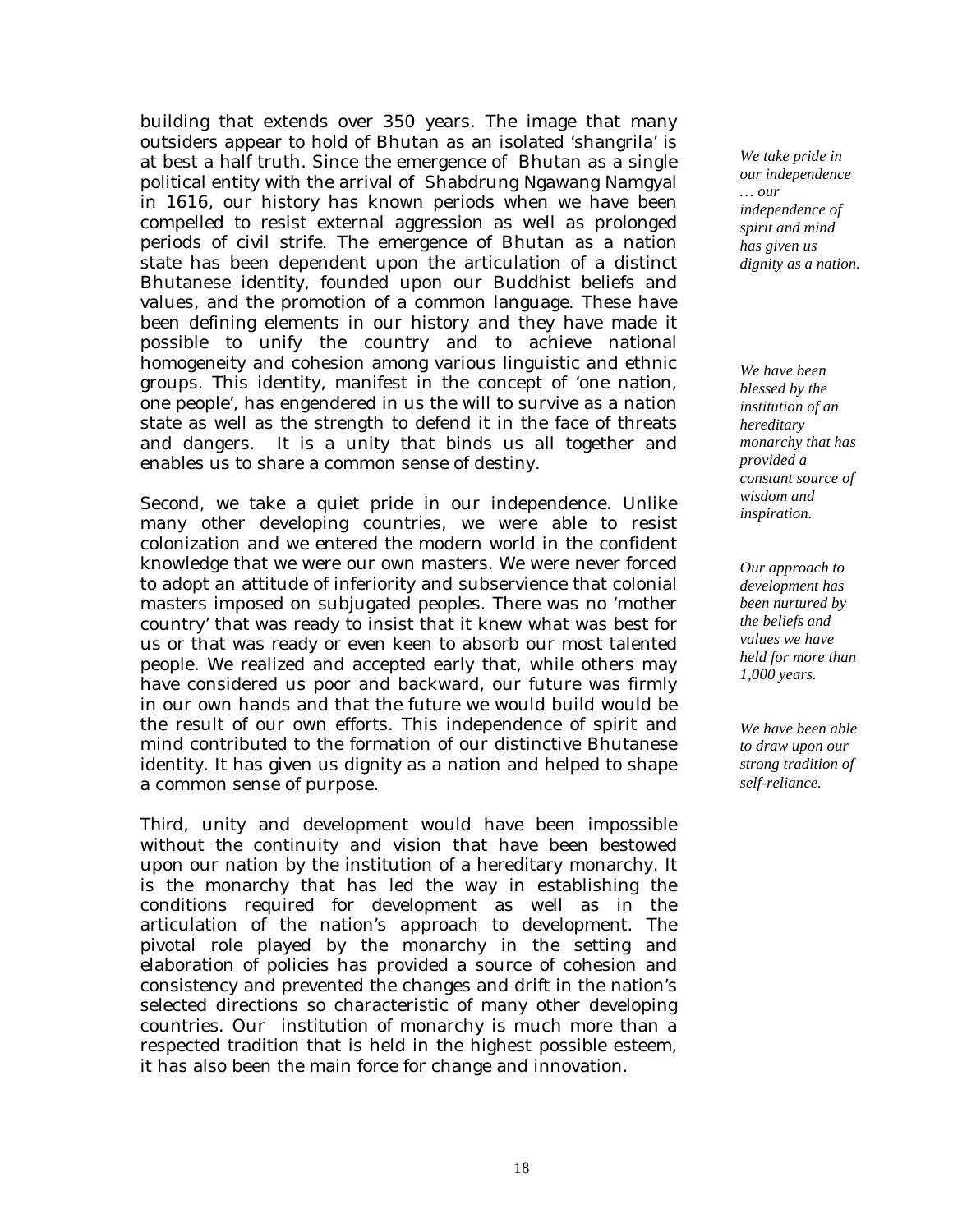building that extends over 350 years. The image that many outsiders appear to hold of Bhutan as an isolated 'shangrila' is at best a half truth. Since the emergence of Bhutan as a single political entity with the arrival of Shabdrung Ngawang Namgyal in 1616, our history has known periods when we have been compelled to resist external aggression as well as prolonged periods of civil strife. The emergence of Bhutan as a nation state has been dependent upon the articulation of a distinct Bhutanese identity, founded upon our Buddhist beliefs and values, and the promotion of a common language. These have been defining elements in our history and they have made it possible to unify the country and to achieve national homogeneity and cohesion among various linguistic and ethnic groups. This identity, manifest in the concept of 'one nation, one people', has engendered in us the will to survive as a nation state as well as the strength to defend it in the face of threats and dangers. It is a unity that binds us all together and enables us to share a common sense of destiny.

*We take pride in our independence … our independence of spirit and mind has given us dignity as a nation.*

Second, we take a quiet pride in our independence. Unlike many other developing countries, we were able to resist colonization and we entered the modern world in the confident knowledge that we were our own masters. We were never forced to adopt an attitude of inferiority and subservience that colonial masters imposed on subjugated peoples. There was no 'mother country' that was ready to insist that it knew what was best for us or that was ready or even keen to absorb our most talented people. We realized and accepted early that, while others may have considered us poor and backward, our future was firmly in our own hands and that the future we would build would be the result of our own efforts. This independence of spirit and mind contributed to the formation of our distinctive Bhutanese identity. It has given us dignity as a nation and helped to shape a common sense of purpose.

*We have been blessed by the institution of an hereditary monarchy that has provided a constant source of wisdom and inspiration.*

*Our approach to development has been nurtured by the beliefs and values we have held for more than 1,000 years.*

*We have been able to draw upon our strong tradition of self-reliance.*

Third, unity and development would have been impossible without the continuity and vision that have been bestowed upon our nation by the institution of a hereditary monarchy. It is the monarchy that has led the way in establishing the conditions required for development as well as in the articulation of the nation's approach to development. The pivotal role played by the monarchy in the setting and elaboration of policies has provided a source of cohesion and consistency and prevented the changes and drift in the nation's selected directions so characteristic of many other developing countries. Our institution of monarchy is much more than a respected tradition that is held in the highest possible esteem, it has also been the main force for change and innovation.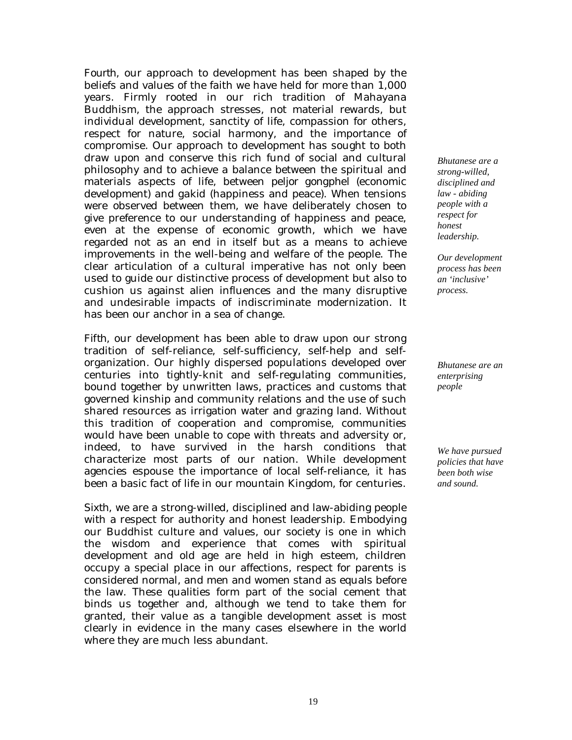Fourth, our approach to development has been shaped by the beliefs and values of the faith we have held for more than 1,000 years. Firmly rooted in our rich tradition of Mahayana Buddhism, the approach stresses, not material rewards, but individual development, sanctity of life, compassion for others, respect for nature, social harmony, and the importance of compromise. Our approach to development has sought to both draw upon and conserve this rich fund of social and cultural philosophy and to achieve a balance between the spiritual and materials aspects of life, between peljor gongphel (economic development) and gakid (happiness and peace). When tensions were observed between them, we have deliberately chosen to give preference to our understanding of happiness and peace, even at the expense of economic growth, which we have regarded not as an end in itself but as a means to achieve improvements in the well-being and welfare of the people. The clear articulation of a cultural imperative has not only been used to guide our distinctive process of development but also to cushion us against alien influences and the many disruptive and undesirable impacts of indiscriminate modernization. It has been our anchor in a sea of change.

*Bhutanese are a strong-willed, disciplined and law - abiding people with a respect for honest leadership.*

*Our development process has been an 'inclusive' process.*

Fifth, our development has been able to draw upon our strong tradition of self-reliance, self-sufficiency, self-help and self-organization. Our highly dispersed populations developed over centuries into tightly-knit and self-regulating communities, bound together by unwritten laws, practices and customs that governed kinship and community relations and the use of such shared resources as irrigation water and grazing land. Without this tradition of cooperation and compromise, communities would have been unable to cope with threats and adversity or, indeed, to have survived in the harsh conditions that characterize most parts of our nation. While development agencies espouse the importance of local self-reliance, it has been a basic fact of life in our mountain Kingdom, for centuries.

*Bhutanese are an enterprising people*

*We have pursued policies that have been both wise and sound.*

Sixth, we are a strong-willed, disciplined and law-abiding people with a respect for authority and honest leadership. Embodying our Buddhist culture and values, our society is one in which the wisdom and experience that comes with spiritual development and old age are held in high esteem, children occupy a special place in our affections, respect for parents is considered normal, and men and women stand as equals before the law. These qualities form part of the social cement that binds us together and, although we tend to take them for granted, their value as a tangible development asset is most clearly in evidence in the many cases elsewhere in the world where they are much less abundant.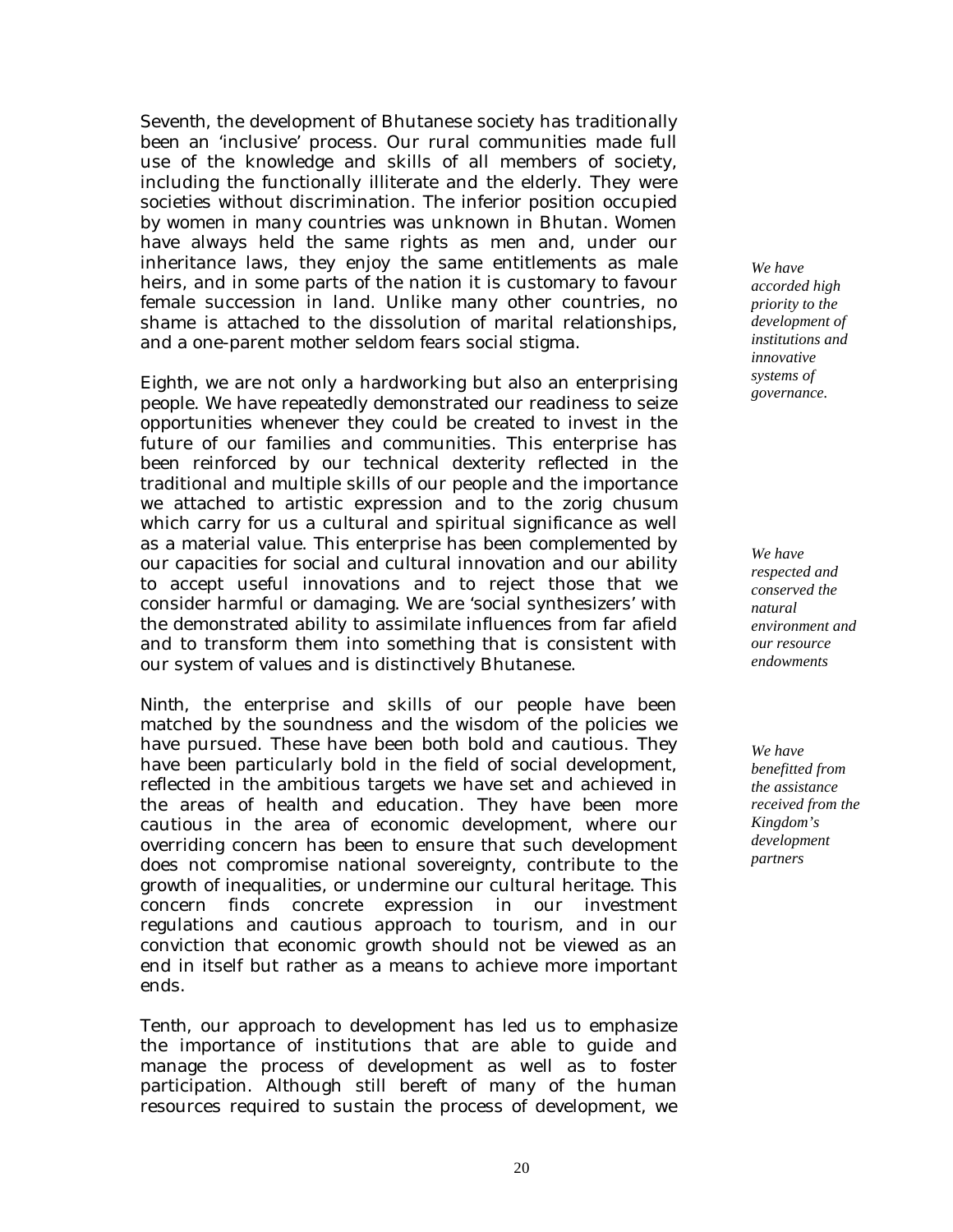Seventh, the development of Bhutanese society has traditionally been an 'inclusive' process. Our rural communities made full use of the knowledge and skills of all members of society, including the functionally illiterate and the elderly. They were societies without discrimination. The inferior position occupied by women in many countries was unknown in Bhutan. Women have always held the same rights as men and, under our inheritance laws, they enjoy the same entitlements as male heirs, and in some parts of the nation it is customary to favour female succession in land. Unlike many other countries, no shame is attached to the dissolution of marital relationships, and a one-parent mother seldom fears social stigma.

*We have accorded high priority to the development of institutions and innovative systems of governance.*

Eighth, we are not only a hardworking but also an enterprising people. We have repeatedly demonstrated our readiness to seize opportunities whenever they could be created to invest in the future of our families and communities. This enterprise has been reinforced by our technical dexterity reflected in the traditional and multiple skills of our people and the importance we attached to artistic expression and to the zorig chusum which carry for us a cultural and spiritual significance as well as a material value. This enterprise has been complemented by our capacities for social and cultural innovation and our ability to accept useful innovations and to reject those that we consider harmful or damaging. We are 'social synthesizers' with the demonstrated ability to assimilate influences from far afield and to transform them into something that is consistent with our system of values and is distinctively Bhutanese.

*We have respected and conserved the natural environment and our resource endowments*

Ninth, the enterprise and skills of our people have been matched by the soundness and the wisdom of the policies we have pursued. These have been both bold and cautious. They have been particularly bold in the field of social development, reflected in the ambitious targets we have set and achieved in the areas of health and education. They have been more cautious in the area of economic development, where our overriding concern has been to ensure that such development does not compromise national sovereignty, contribute to the growth of inequalities, or undermine our cultural heritage. This concern finds concrete expression in our investment regulations and cautious approach to tourism, and in our conviction that economic growth should not be viewed as an end in itself but rather as a means to achieve more important ends.

*We have benefitted from the assistance received from the Kingdom's development partners*

Tenth, our approach to development has led us to emphasize the importance of institutions that are able to guide and manage the process of development as well as to foster participation. Although still bereft of many of the human resources required to sustain the process of development, we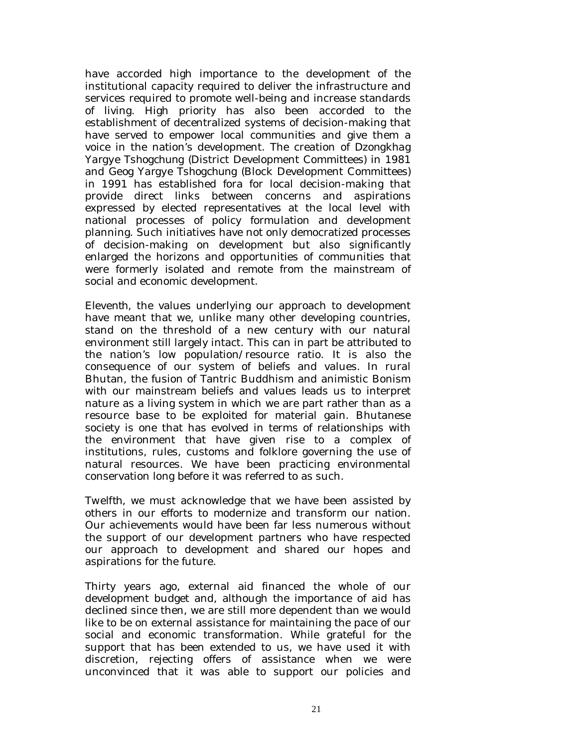have accorded high importance to the development of the institutional capacity required to deliver the infrastructure and services required to promote well-being and increase standards of living. High priority has also been accorded to the establishment of decentralized systems of decision-making that have served to empower local communities and give them a voice in the nation's development. The creation of Dzongkhag Yargye Tshogchung (District Development Committees) in 1981 and Geog Yargye Tshogchung (Block Development Committees) in 1991 has established fora for local decision-making that provide direct links between concerns and aspirations expressed by elected representatives at the local level with national processes of policy formulation and development planning. Such initiatives have not only democratized processes of decision-making on development but also significantly enlarged the horizons and opportunities of communities that were formerly isolated and remote from the mainstream of social and economic development.

Eleventh, the values underlying our approach to development have meant that we, unlike many other developing countries, stand on the threshold of a new century with our natural environment still largely intact. This can in part be attributed to the nation's low population/resource ratio. It is also the consequence of our system of beliefs and values. In rural Bhutan, the fusion of Tantric Buddhism and animistic Bonism with our mainstream beliefs and values leads us to interpret nature as a living system in which we are part rather than as a resource base to be exploited for material gain. Bhutanese society is one that has evolved in terms of relationships with the environment that have given rise to a complex of institutions, rules, customs and folklore governing the use of natural resources. We have been practicing environmental conservation long before it was referred to as such.

Twelfth, we must acknowledge that we have been assisted by others in our efforts to modernize and transform our nation. Our achievements would have been far less numerous without the support of our development partners who have respected our approach to development and shared our hopes and aspirations for the future.

Thirty years ago, external aid financed the whole of our development budget and, although the importance of aid has declined since then, we are still more dependent than we would like to be on external assistance for maintaining the pace of our social and economic transformation. While grateful for the support that has been extended to us, we have used it with discretion, rejecting offers of assistance when we were unconvinced that it was able to support our policies and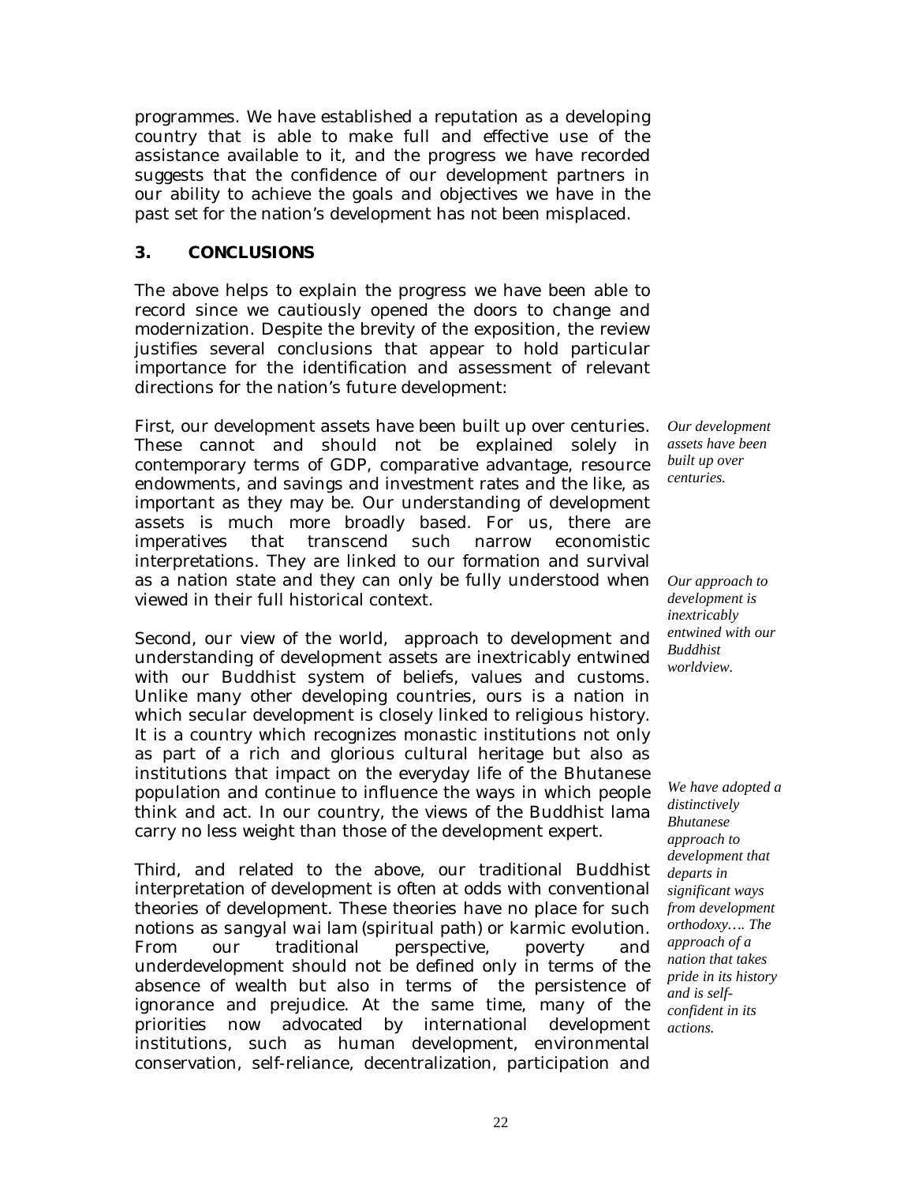programmes. We have established a reputation as a developing country that is able to make full and effective use of the assistance available to it, and the progress we have recorded suggests that the confidence of our development partners in our ability to achieve the goals and objectives we have in the past set for the nation's development has not been misplaced.

## 3. CONCLUSIONS

The above helps to explain the progress we have been able to record since we cautiously opened the doors to change and modernization. Despite the brevity of the exposition, the review justifies several conclusions that appear to hold particular importance for the identification and assessment of relevant directions for the nation's future development:

*Our development assets have been built up over centuries.*

First, our development assets have been built up over centuries. These cannot and should not be explained solely in contemporary terms of GDP, comparative advantage, resource endowments, and savings and investment rates and the like, as important as they may be. Our understanding of development assets is much more broadly based. For us, there are imperatives that transcend such narrow economistic interpretations. They are linked to our formation and survival as a nation state and they can only be fully understood when viewed in their full historical context.

*Our approach to development is inextricably entwined with our Buddhist worldview.*

Second, our view of the world, approach to development and understanding of development assets are inextricably entwined with our Buddhist system of beliefs, values and customs. Unlike many other developing countries, ours is a nation in which secular development is closely linked to religious history. It is a country which recognizes monastic institutions not only as part of a rich and glorious cultural heritage but also as institutions that impact on the everyday life of the Bhutanese population and continue to influence the ways in which people think and act. In our country, the views of the Buddhist lama carry no less weight than those of the development expert.

*We have adopted a distinctively Bhutanese approach to development that departs in significant ways from development orthodoxy…. The approach of a nation that takes pride in its history and is self-confident in its actions.*

Third, and related to the above, our traditional Buddhist interpretation of development is often at odds with conventional theories of development. These theories have no place for such notions as *sangyal wai lam* (spiritual path) or karmic evolution. From our traditional perspective, poverty and underdevelopment should not be defined only in terms of the absence of wealth but also in terms of the persistence of ignorance and prejudice. At the same time, many of the priorities now advocated by international development institutions, such as human development, environmental conservation, self-reliance, decentralization, participation and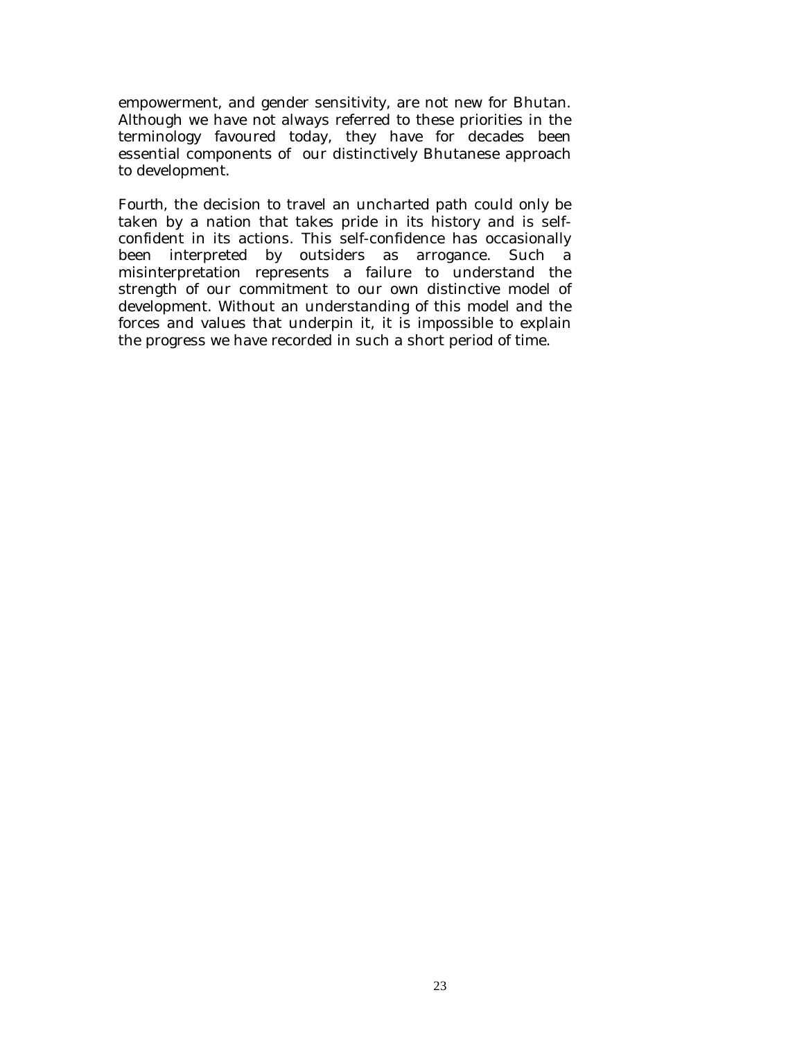empowerment, and gender sensitivity, are not new for Bhutan. Although we have not always referred to these priorities in the terminology favoured today, they have for decades been essential components of our distinctively Bhutanese approach to development.

Fourth, the decision to travel an uncharted path could only be taken by a nation that takes pride in its history and is self-confident in its actions. This self-confidence has occasionally been interpreted by outsiders as arrogance. Such a misinterpretation represents a failure to understand the strength of our commitment to our own distinctive model of development. Without an understanding of this model and the forces and values that underpin it, it is impossible to explain the progress we have recorded in such a short period of time.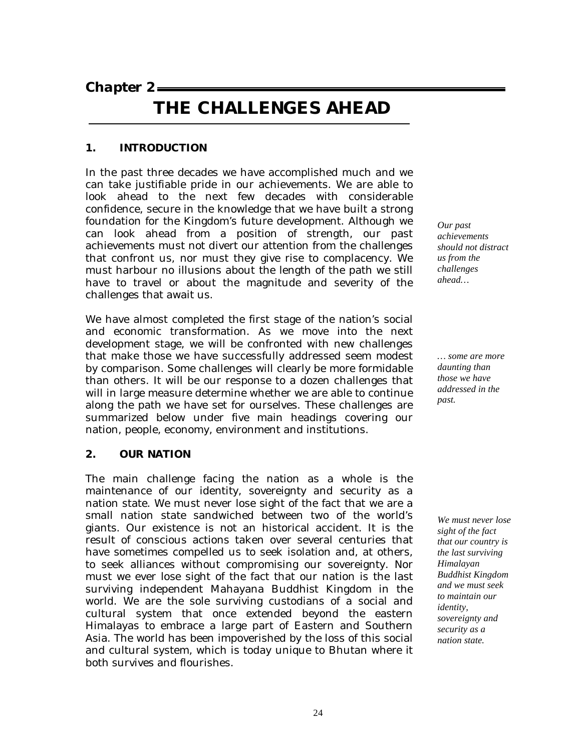# Chapter 2

# THE CHALLENGES AHEAD

## 1. INTRODUCTION

In the past three decades we have accomplished much and we can take justifiable pride in our achievements. We are able to look ahead to the next few decades with considerable confidence, secure in the knowledge that we have built a strong foundation for the Kingdom's future development. Although we can look ahead from a position of strength, our past achievements must not divert our attention from the challenges that confront us, nor must they give rise to complacency. We must harbour no illusions about the length of the path we still have to travel or about the magnitude and severity of the challenges that await us.

*Our past achievements should not distract us from the challenges ahead…*

We have almost completed the first stage of the nation's social and economic transformation. As we move into the next development stage, we will be confronted with new challenges that make those we have successfully addressed seem modest by comparison. Some challenges will clearly be more formidable than others. It will be our response to a dozen challenges that will in large measure determine whether we are able to continue along the path we have set for ourselves. These challenges are summarized below under five main headings covering our nation, people, economy, environment and institutions.

*… some are more daunting than those we have addressed in the past.*

## 2. OUR NATION

The main challenge facing the nation as a whole is the maintenance of our identity, sovereignty and security as a nation state. We must never lose sight of the fact that we are a small nation state sandwiched between two of the world's giants. Our existence is not an historical accident. It is the result of conscious actions taken over several centuries that have sometimes compelled us to seek isolation and, at others, to seek alliances without compromising our sovereignty. Nor must we ever lose sight of the fact that our nation is the last surviving independent Mahayana Buddhist Kingdom in the world. We are the sole surviving custodians of a social and cultural system that once extended beyond the eastern Himalayas to embrace a large part of Eastern and Southern Asia. The world has been impoverished by the loss of this social and cultural system, which is today unique to Bhutan where it both survives and flourishes.

*We must never lose sight of the fact that our country is the last surviving Himalayan Buddhist Kingdom and we must seek to maintain our identity, sovereignty and security as a nation state.*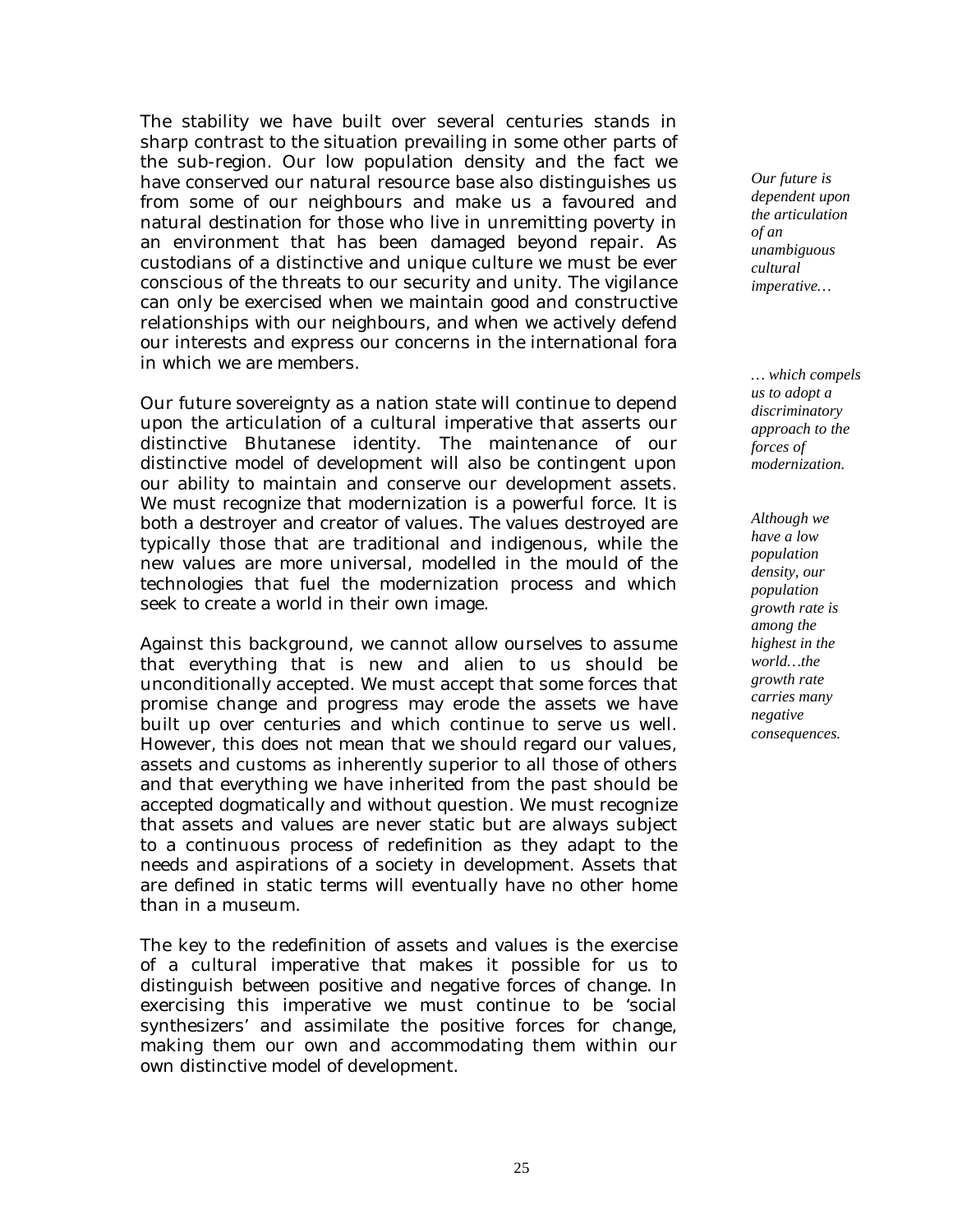The stability we have built over several centuries stands in sharp contrast to the situation prevailing in some other parts of the sub-region. Our low population density and the fact we have conserved our natural resource base also distinguishes us from some of our neighbours and make us a favoured and natural destination for those who live in unremitting poverty in an environment that has been damaged beyond repair. As custodians of a distinctive and unique culture we must be ever conscious of the threats to our security and unity. The vigilance can only be exercised when we maintain good and constructive relationships with our neighbours, and when we actively defend our interests and express our concerns in the international fora in which we are members.

*Our future is dependent upon the articulation of an unambiguous cultural imperative…*

*… which compels us to adopt a discriminatory approach to the forces of modernization.*

Our future sovereignty as a nation state will continue to depend upon the articulation of a cultural imperative that asserts our distinctive Bhutanese identity. The maintenance of our distinctive model of development will also be contingent upon our ability to maintain and conserve our development assets. We must recognize that modernization is a powerful force. It is both a destroyer and creator of values. The values destroyed are typically those that are traditional and indigenous, while the new values are more universal, modelled in the mould of the technologies that fuel the modernization process and which seek to create a world in their own image.

*Although we have a low population density, our population growth rate is among the highest in the world…the growth rate carries many negative consequences.*

Against this background, we cannot allow ourselves to assume that everything that is new and alien to us should be unconditionally accepted. We must accept that some forces that promise change and progress may erode the assets we have built up over centuries and which continue to serve us well. However, this does not mean that we should regard our values, assets and customs as inherently superior to all those of others and that everything we have inherited from the past should be accepted dogmatically and without question. We must recognize that assets and values are never static but are always subject to a continuous process of redefinition as they adapt to the needs and aspirations of a society in development. Assets that are defined in static terms will eventually have no other home than in a museum.

The key to the redefinition of assets and values is the exercise of a cultural imperative that makes it possible for us to distinguish between positive and negative forces of change. In exercising this imperative we must continue to be 'social synthesizers' and assimilate the positive forces for change, making them our own and accommodating them within our own distinctive model of development.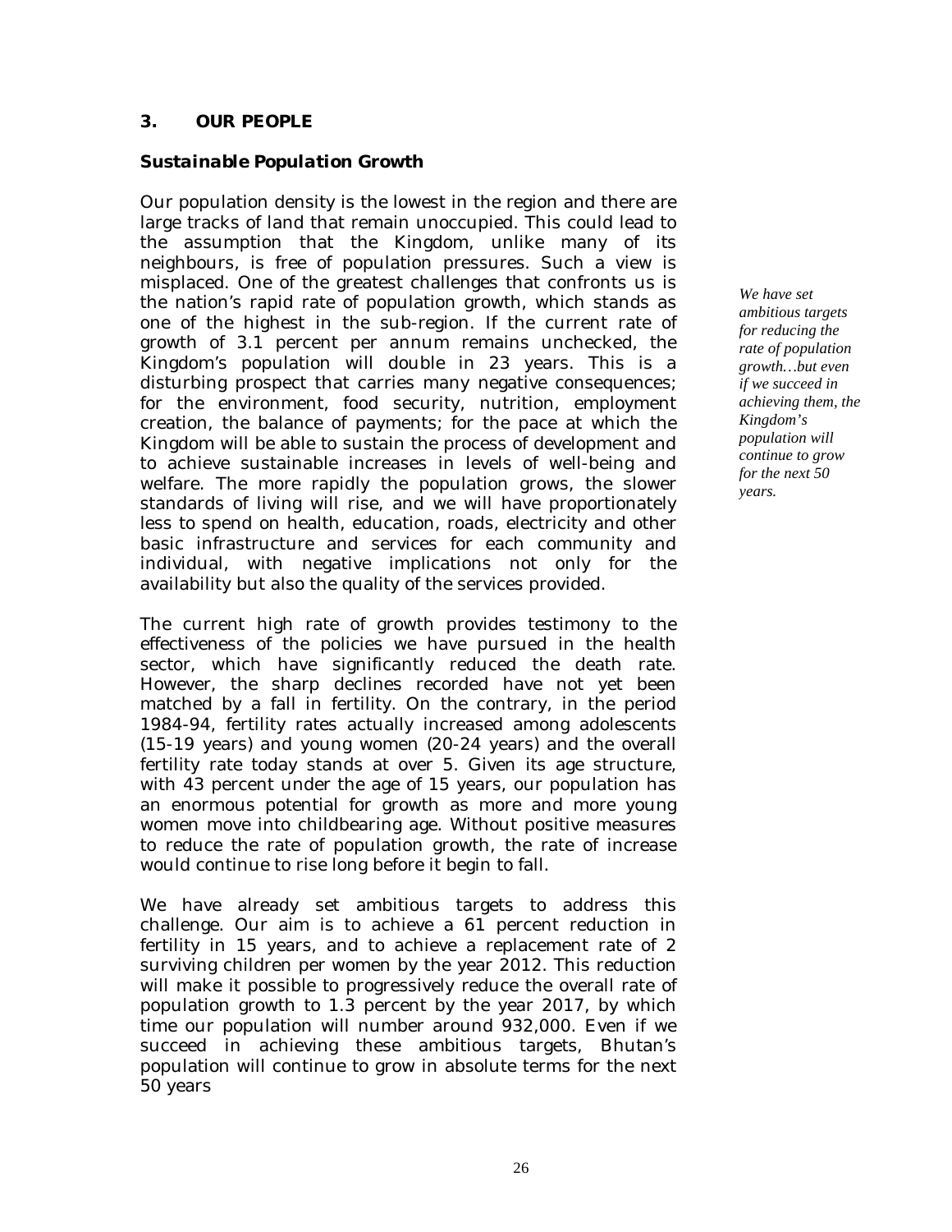## 3. OUR PEOPLE

### *Sustainable Population Growth*

Our population density is the lowest in the region and there are large tracks of land that remain unoccupied. This could lead to the assumption that the Kingdom, unlike many of its neighbours, is free of population pressures. Such a view is misplaced. One of the greatest challenges that confronts us is the nation's rapid rate of population growth, which stands as one of the highest in the sub-region. If the current rate of growth of 3.1 percent per annum remains unchecked, the Kingdom's population will double in 23 years. This is a disturbing prospect that carries many negative consequences; for the environment, food security, nutrition, employment creation, the balance of payments; for the pace at which the Kingdom will be able to sustain the process of development and to achieve sustainable increases in levels of well-being and welfare. The more rapidly the population grows, the slower standards of living will rise, and we will have proportionately less to spend on health, education, roads, electricity and other basic infrastructure and services for each community and individual, with negative implications not only for the availability but also the quality of the services provided.

*We have set ambitious targets for reducing the rate of population growth…but even if we succeed in achieving them, the Kingdom's population will continue to grow for the next 50 years.*

The current high rate of growth provides testimony to the effectiveness of the policies we have pursued in the health sector, which have significantly reduced the death rate. However, the sharp declines recorded have not yet been matched by a fall in fertility. On the contrary, in the period 1984-94, fertility rates actually increased among adolescents (15-19 years) and young women (20-24 years) and the overall fertility rate today stands at over 5. Given its age structure, with 43 percent under the age of 15 years, our population has an enormous potential for growth as more and more young women move into childbearing age. Without positive measures to reduce the rate of population growth, the rate of increase would continue to rise long before it begin to fall.

We have already set ambitious targets to address this challenge. Our aim is to achieve a 61 percent reduction in fertility in 15 years, and to achieve a replacement rate of 2 surviving children per women by the year 2012. This reduction will make it possible to progressively reduce the overall rate of population growth to 1.3 percent by the year 2017, by which time our population will number around 932,000. Even if we succeed in achieving these ambitious targets, Bhutan's population will continue to grow in absolute terms for the next 50 years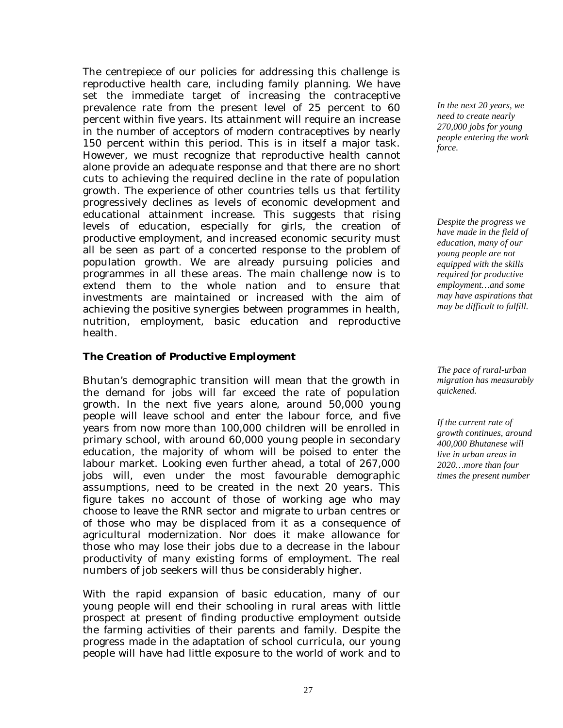The centrepiece of our policies for addressing this challenge is reproductive health care, including family planning. We have set the immediate target of increasing the contraceptive prevalence rate from the present level of 25 percent to 60 percent within five years. Its attainment will require an increase in the number of acceptors of modern contraceptives by nearly 150 percent within this period. This is in itself a major task. However, we must recognize that reproductive health cannot alone provide an adequate response and that there are no short cuts to achieving the required decline in the rate of population growth. The experience of other countries tells us that fertility progressively declines as levels of economic development and educational attainment increase. This suggests that rising levels of education, especially for girls, the creation of productive employment, and increased economic security must all be seen as part of a concerted response to the problem of population growth. We are already pursuing policies and programmes in all these areas. The main challenge now is to extend them to the whole nation and to ensure that investments are maintained or increased with the aim of achieving the positive synergies between programmes in health, nutrition, employment, basic education and reproductive health.

*In the next 20 years, we need to create nearly 270,000 jobs for young people entering the work force.*

*Despite the progress we have made in the field of education, many of our young people are not equipped with the skills required for productive employment…and some may have aspirations that may be difficult to fulfill.*

### The Creation of Productive Employment

*The pace of rural-urban migration has measurably quickened.*

*If the current rate of growth continues, around 400,000 Bhutanese will live in urban areas in 2020…more than four times the present number*

Bhutan's demographic transition will mean that the growth in the demand for jobs will far exceed the rate of population growth. In the next five years alone, around 50,000 young people will leave school and enter the labour force, and five years from now more than 100,000 children will be enrolled in primary school, with around 60,000 young people in secondary education, the majority of whom will be poised to enter the labour market. Looking even further ahead, a total of 267,000 jobs will, even under the most favourable demographic assumptions, need to be created in the next 20 years. This figure takes no account of those of working age who may choose to leave the RNR sector and migrate to urban centres or of those who may be displaced from it as a consequence of agricultural modernization. Nor does it make allowance for those who may lose their jobs due to a decrease in the labour productivity of many existing forms of employment. The real numbers of job seekers will thus be considerably higher.

With the rapid expansion of basic education, many of our young people will end their schooling in rural areas with little prospect at present of finding productive employment outside the farming activities of their parents and family. Despite the progress made in the adaptation of school curricula, our young people will have had little exposure to the world of work and to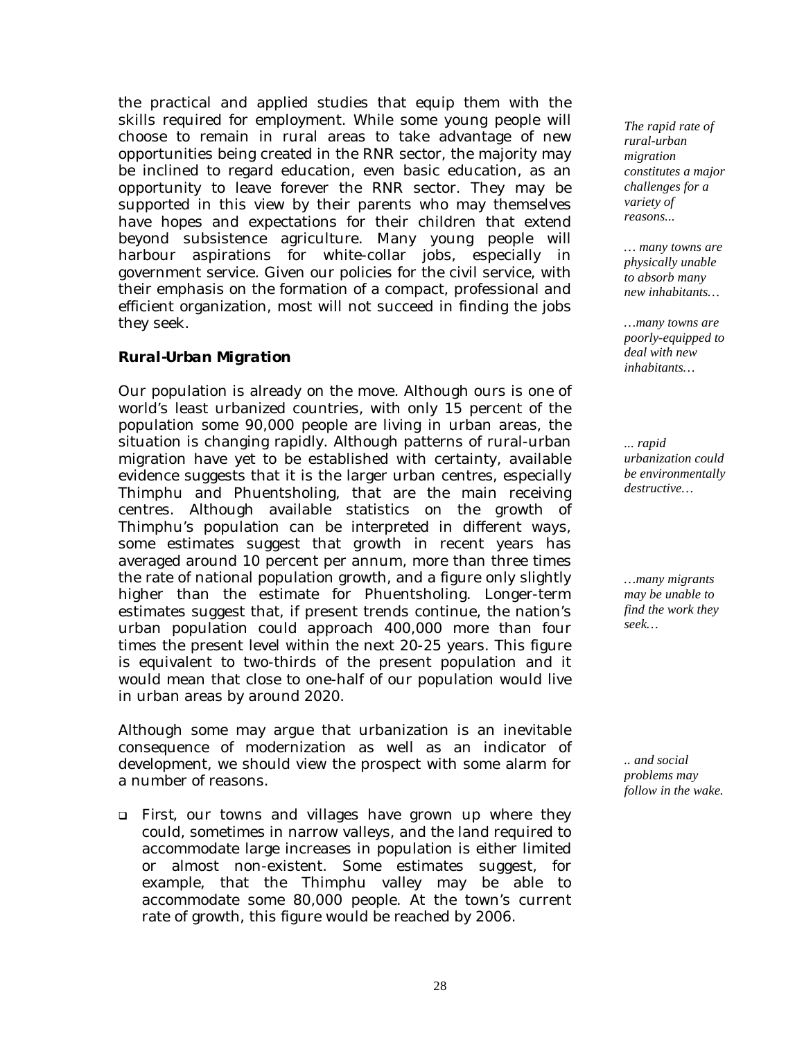the practical and applied studies that equip them with the skills required for employment. While some young people will choose to remain in rural areas to take advantage of new opportunities being created in the RNR sector, the majority may be inclined to regard education, even basic education, as an opportunity to leave forever the RNR sector. They may be supported in this view by their parents who may themselves have hopes and expectations for their children that extend beyond subsistence agriculture. Many young people will harbour aspirations for white-collar jobs, especially in government service. Given our policies for the civil service, with their emphasis on the formation of a compact, professional and efficient organization, most will not succeed in finding the jobs they seek.

### *Rural-Urban Migration*

*The rapid rate of rural-urban migration constitutes a major challenges for a variety of reasons...*

Our population is already on the move. Although ours is one of world's least urbanized countries, with only 15 percent of the population some 90,000 people are living in urban areas, the situation is changing rapidly. Although patterns of rural-urban migration have yet to be established with certainty, available evidence suggests that it is the larger urban centres, especially Thimphu and Phuentsholing, that are the main receiving centres. Although available statistics on the growth of Thimphu's population can be interpreted in different ways, some estimates suggest that growth in recent years has averaged around 10 percent per annum, more than three times the rate of national population growth, and a figure only slightly higher than the estimate for Phuentsholing. Longer-term estimates suggest that, if present trends continue, the nation's urban population could approach 400,000 more than four times the present level within the next 20-25 years. This figure is equivalent to two-thirds of the present population and it would mean that close to one-half of our population would live in urban areas by around 2020.

Although some may argue that urbanization is an inevitable consequence of modernization as well as an indicator of development, we should view the prospect with some alarm for a number of reasons.

*… many towns are physically unable to absorb many new inhabitants…*

*…many towns are poorly-equipped to deal with new inhabitants…*

*... rapid urbanization could be environmentally destructive…*

*…many migrants may be unable to find the work they seek…*

*.. and social problems may follow in the wake.*

- First, our towns and villages have grown up where they could, sometimes in narrow valleys, and the land required to accommodate large increases in population is either limited or almost non-existent. Some estimates suggest, for example, that the Thimphu valley may be able to accommodate some 80,000 people. At the town's current rate of growth, this figure would be reached by 2006.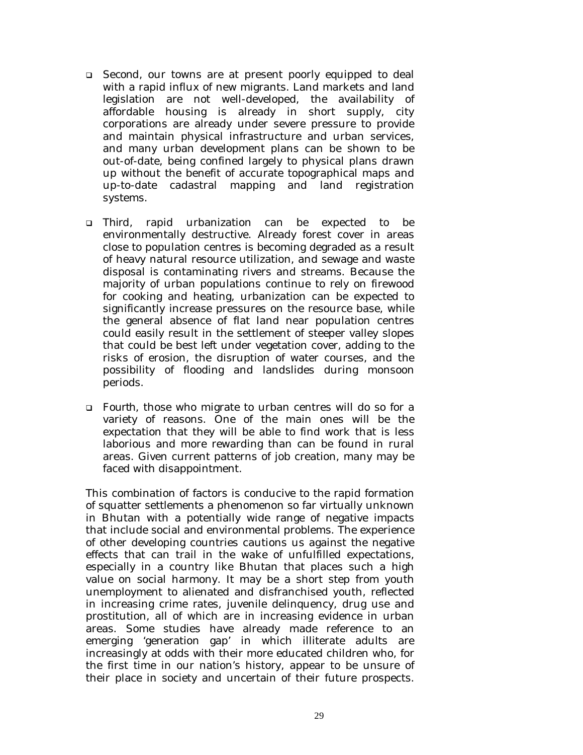- Second, our towns are at present poorly equipped to deal with a rapid influx of new migrants. Land markets and land legislation are not well-developed, the availability of affordable housing is already in short supply, city corporations are already under severe pressure to provide and maintain physical infrastructure and urban services, and many urban development plans can be shown to be out-of-date, being confined largely to physical plans drawn up without the benefit of accurate topographical maps and up-to-date cadastral mapping and land registration systems.

- Third, rapid urbanization can be expected to be environmentally destructive. Already forest cover in areas close to population centres is becoming degraded as a result of heavy natural resource utilization, and sewage and waste disposal is contaminating rivers and streams. Because the majority of urban populations continue to rely on firewood for cooking and heating, urbanization can be expected to significantly increase pressures on the resource base, while the general absence of flat land near population centres could easily result in the settlement of steeper valley slopes that could be best left under vegetation cover, adding to the risks of erosion, the disruption of water courses, and the possibility of flooding and landslides during monsoon periods.

- Fourth, those who migrate to urban centres will do so for a variety of reasons. One of the main ones will be the expectation that they will be able to find work that is less laborious and more rewarding than can be found in rural areas. Given current patterns of job creation, many may be faced with disappointment.

This combination of factors is conducive to the rapid formation of squatter settlements a phenomenon so far virtually unknown in Bhutan with a potentially wide range of negative impacts that include social and environmental problems. The experience of other developing countries cautions us against the negative effects that can trail in the wake of unfulfilled expectations, especially in a country like Bhutan that places such a high value on social harmony. It may be a short step from youth unemployment to alienated and disfranchised youth, reflected in increasing crime rates, juvenile delinquency, drug use and prostitution, all of which are in increasing evidence in urban areas. Some studies have already made reference to an emerging 'generation gap' in which illiterate adults are increasingly at odds with their more educated children who, for the first time in our nation's history, appear to be unsure of their place in society and uncertain of their future prospects.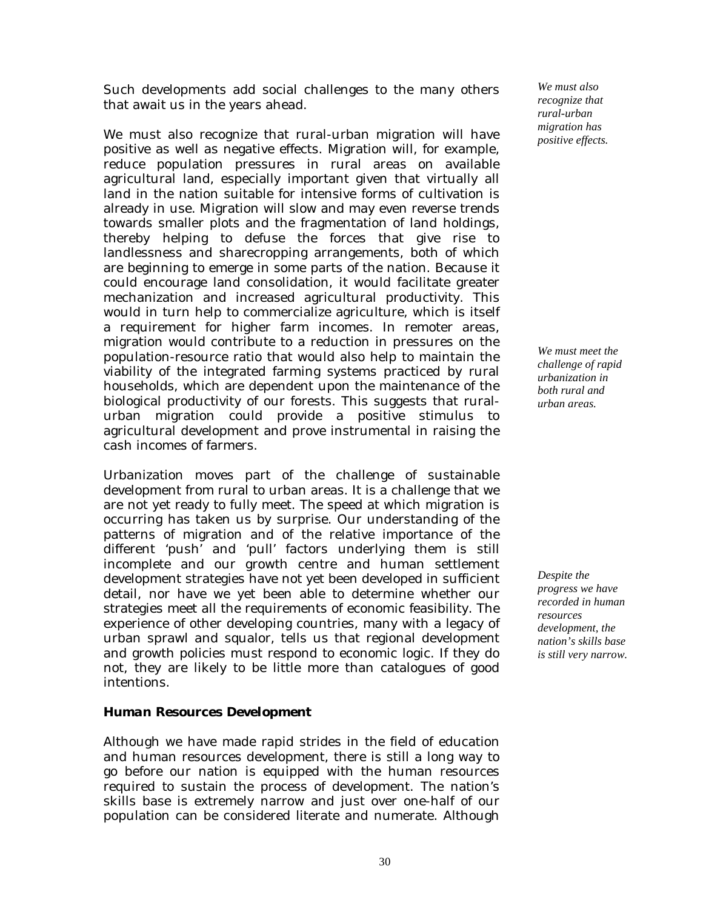Such developments add social challenges to the many others that await us in the years ahead.

*We must also recognize that rural-urban migration has positive effects.*

We must also recognize that rural-urban migration will have positive as well as negative effects. Migration will, for example, reduce population pressures in rural areas on available agricultural land, especially important given that virtually all land in the nation suitable for intensive forms of cultivation is already in use. Migration will slow and may even reverse trends towards smaller plots and the fragmentation of land holdings, thereby helping to defuse the forces that give rise to landlessness and sharecropping arrangements, both of which are beginning to emerge in some parts of the nation. Because it could encourage land consolidation, it would facilitate greater mechanization and increased agricultural productivity. This would in turn help to commercialize agriculture, which is itself a requirement for higher farm incomes. In remoter areas, migration would contribute to a reduction in pressures on the population-resource ratio that would also help to maintain the viability of the integrated farming systems practiced by rural households, which are dependent upon the maintenance of the biological productivity of our forests. This suggests that rural-urban migration could provide a positive stimulus to agricultural development and prove instrumental in raising the cash incomes of farmers.

*We must meet the challenge of rapid urbanization in both rural and urban areas.*

Urbanization moves part of the challenge of sustainable development from rural to urban areas. It is a challenge that we are not yet ready to fully meet. The speed at which migration is occurring has taken us by surprise. Our understanding of the patterns of migration and of the relative importance of the different 'push' and 'pull' factors underlying them is still incomplete and our growth centre and human settlement development strategies have not yet been developed in sufficient detail, nor have we yet been able to determine whether our strategies meet all the requirements of economic feasibility. The experience of other developing countries, many with a legacy of urban sprawl and squalor, tells us that regional development and growth policies must respond to economic logic. If they do not, they are likely to be little more than catalogues of good intentions.

### Human Resources Development

*Despite the progress we have recorded in human resources development, the nation's skills base is still very narrow.*

Although we have made rapid strides in the field of education and human resources development, there is still a long way to go before our nation is equipped with the human resources required to sustain the process of development. The nation's skills base is extremely narrow and just over one-half of our population can be considered literate and numerate. Although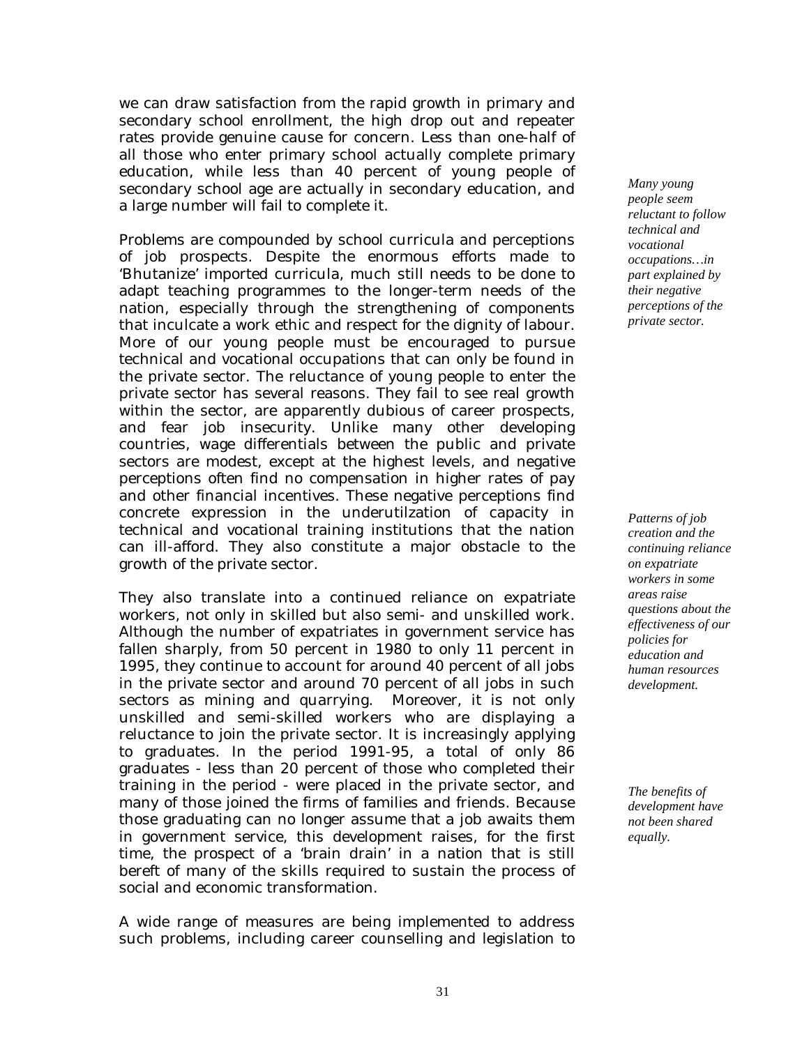we can draw satisfaction from the rapid growth in primary and secondary school enrollment, the high drop out and repeater rates provide genuine cause for concern. Less than one-half of all those who enter primary school actually complete primary education, while less than 40 percent of young people of secondary school age are actually in secondary education, and a large number will fail to complete it.

*Many young people seem reluctant to follow technical and vocational occupations…in part explained by their negative perceptions of the private sector.*

Problems are compounded by school curricula and perceptions of job prospects. Despite the enormous efforts made to 'Bhutanize' imported curricula, much still needs to be done to adapt teaching programmes to the longer-term needs of the nation, especially through the strengthening of components that inculcate a work ethic and respect for the dignity of labour. More of our young people must be encouraged to pursue technical and vocational occupations that can only be found in the private sector. The reluctance of young people to enter the private sector has several reasons. They fail to see real growth within the sector, are apparently dubious of career prospects, and fear job insecurity. Unlike many other developing countries, wage differentials between the public and private sectors are modest, except at the highest levels, and negative perceptions often find no compensation in higher rates of pay and other financial incentives. These negative perceptions find concrete expression in the underutilzation of capacity in technical and vocational training institutions that the nation can ill-afford. They also constitute a major obstacle to the growth of the private sector.

*Patterns of job creation and the continuing reliance on expatriate workers in some areas raise questions about the effectiveness of our policies for education and human resources development.*

They also translate into a continued reliance on expatriate workers, not only in skilled but also semi- and unskilled work. Although the number of expatriates in government service has fallen sharply, from 50 percent in 1980 to only 11 percent in 1995, they continue to account for around 40 percent of all jobs in the private sector and around 70 percent of all jobs in such sectors as mining and quarrying. Moreover, it is not only unskilled and semi-skilled workers who are displaying a reluctance to join the private sector. It is increasingly applying to graduates. In the period 1991-95, a total of only 86 graduates - less than 20 percent of those who completed their training in the period - were placed in the private sector, and many of those joined the firms of families and friends. Because those graduating can no longer assume that a job awaits them in government service, this development raises, for the first time, the prospect of a 'brain drain' in a nation that is still bereft of many of the skills required to sustain the process of social and economic transformation.

*The benefits of development have not been shared equally.*

A wide range of measures are being implemented to address such problems, including career counselling and legislation to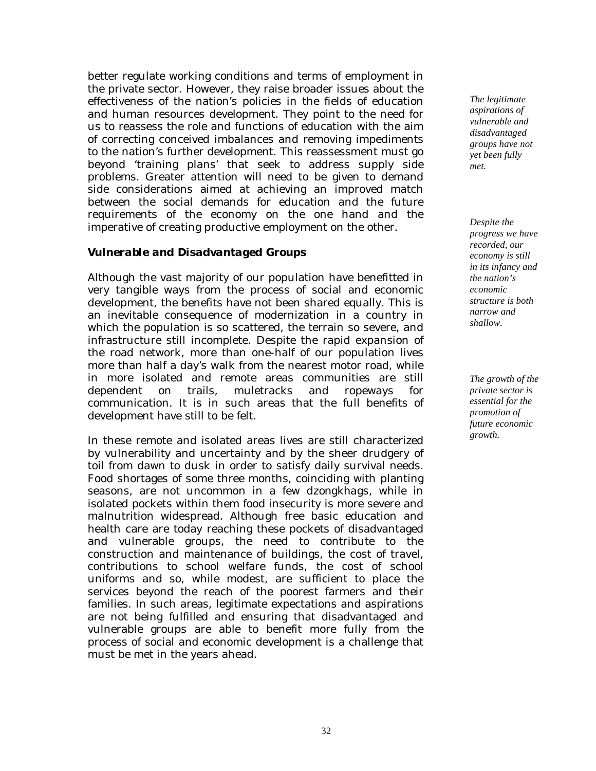better regulate working conditions and terms of employment in the private sector. However, they raise broader issues about the effectiveness of the nation's policies in the fields of education and human resources development. They point to the need for us to reassess the role and functions of education with the aim of correcting conceived imbalances and removing impediments to the nation's further development. This reassessment must go beyond 'training plans' that seek to address supply side problems. Greater attention will need to be given to demand side considerations aimed at achieving an improved match between the social demands for education and the future requirements of the economy on the one hand and the imperative of creating productive employment on the other.

*The legitimate aspirations of vulnerable and disadvantaged groups have not yet been fully met.*

*Despite the progress we have recorded, our economy is still in its infancy and the nation's economic structure is both narrow and shallow.*

*The growth of the private sector is essential for the promotion of future economic growth.*

### Vulnerable and Disadvantaged Groups

Although the vast majority of our population have benefitted in very tangible ways from the process of social and economic development, the benefits have not been shared equally. This is an inevitable consequence of modernization in a country in which the population is so scattered, the terrain so severe, and infrastructure still incomplete. Despite the rapid expansion of the road network, more than one-half of our population lives more than half a day's walk from the nearest motor road, while in more isolated and remote areas communities are still dependent on trails, muletracks and ropeways for communication. It is in such areas that the full benefits of development have still to be felt.

In these remote and isolated areas lives are still characterized by vulnerability and uncertainty and by the sheer drudgery of toil from dawn to dusk in order to satisfy daily survival needs. Food shortages of some three months, coinciding with planting seasons, are not uncommon in a few dzongkhags, while in isolated pockets within them food insecurity is more severe and malnutrition widespread. Although free basic education and health care are today reaching these pockets of disadvantaged and vulnerable groups, the need to contribute to the construction and maintenance of buildings, the cost of travel, contributions to school welfare funds, the cost of school uniforms and so, while modest, are sufficient to place the services beyond the reach of the poorest farmers and their families. In such areas, legitimate expectations and aspirations are not being fulfilled and ensuring that disadvantaged and vulnerable groups are able to benefit more fully from the process of social and economic development is a challenge that must be met in the years ahead.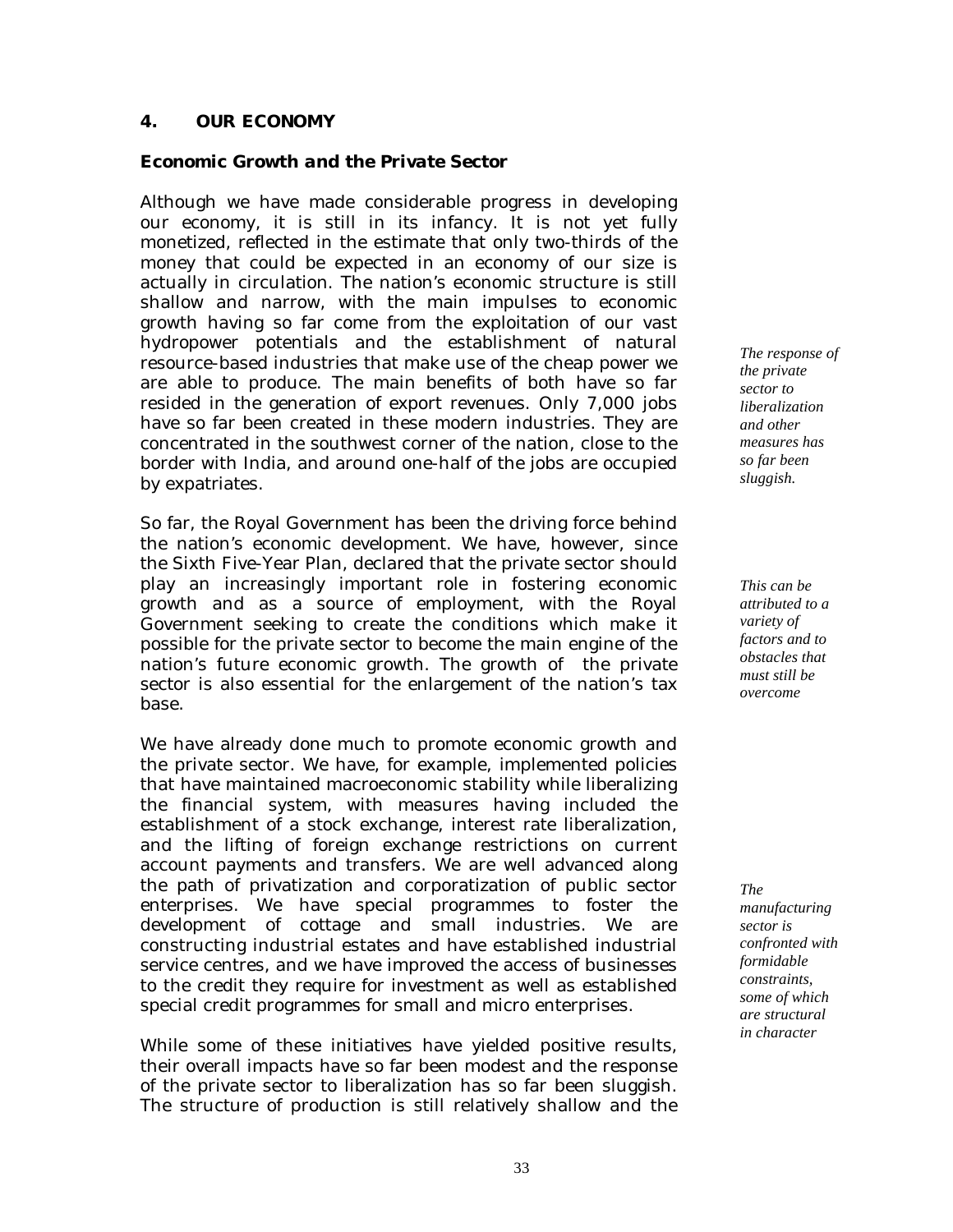## 4. OUR ECONOMY

### *Economic Growth and the Private Sector*

Although we have made considerable progress in developing our economy, it is still in its infancy. It is not yet fully monetized, reflected in the estimate that only two-thirds of the money that could be expected in an economy of our size is actually in circulation. The nation's economic structure is still shallow and narrow, with the main impulses to economic growth having so far come from the exploitation of our vast hydropower potentials and the establishment of natural resource-based industries that make use of the cheap power we are able to produce. The main benefits of both have so far resided in the generation of export revenues. Only 7,000 jobs have so far been created in these modern industries. They are concentrated in the southwest corner of the nation, close to the border with India, and around one-half of the jobs are occupied by expatriates.

*The response of the private sector to liberalization and other measures has so far been sluggish.*

So far, the Royal Government has been the driving force behind the nation's economic development. We have, however, since the Sixth Five-Year Plan, declared that the private sector should play an increasingly important role in fostering economic growth and as a source of employment, with the Royal Government seeking to create the conditions which make it possible for the private sector to become the main engine of the nation's future economic growth. The growth of the private sector is also essential for the enlargement of the nation's tax base.

*This can be attributed to a variety of factors and to obstacles that must still be overcome*

We have already done much to promote economic growth and the private sector. We have, for example, implemented policies that have maintained macroeconomic stability while liberalizing the financial system, with measures having included the establishment of a stock exchange, interest rate liberalization, and the lifting of foreign exchange restrictions on current account payments and transfers. We are well advanced along the path of privatization and corporatization of public sector enterprises. We have special programmes to foster the development of cottage and small industries. We are constructing industrial estates and have established industrial service centres, and we have improved the access of businesses to the credit they require for investment as well as established special credit programmes for small and micro enterprises.

*The manufacturing sector is confronted with formidable constraints, some of which are structural in character*

While some of these initiatives have yielded positive results, their overall impacts have so far been modest and the response of the private sector to liberalization has so far been sluggish. The structure of production is still relatively shallow and the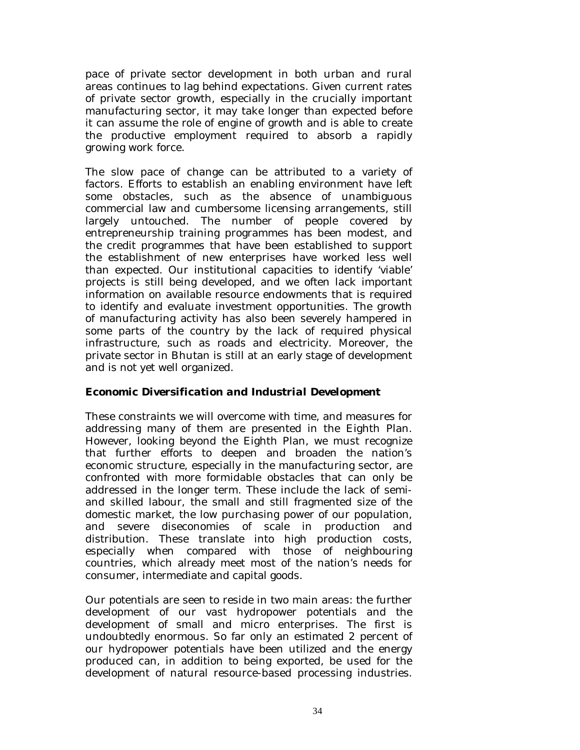pace of private sector development in both urban and rural areas continues to lag behind expectations. Given current rates of private sector growth, especially in the crucially important manufacturing sector, it may take longer than expected before it can assume the role of engine of growth and is able to create the productive employment required to absorb a rapidly growing work force.

The slow pace of change can be attributed to a variety of factors. Efforts to establish an enabling environment have left some obstacles, such as the absence of unambiguous commercial law and cumbersome licensing arrangements, still largely untouched. The number of people covered by entrepreneurship training programmes has been modest, and the credit programmes that have been established to support the establishment of new enterprises have worked less well than expected. Our institutional capacities to identify 'viable' projects is still being developed, and we often lack important information on available resource endowments that is required to identify and evaluate investment opportunities. The growth of manufacturing activity has also been severely hampered in some parts of the country by the lack of required physical infrastructure, such as roads and electricity. Moreover, the private sector in Bhutan is still at an early stage of development and is not yet well organized.

### *Economic Diversification and Industrial Development*

These constraints we will overcome with time, and measures for addressing many of them are presented in the Eighth Plan. However, looking beyond the Eighth Plan, we must recognize that further efforts to deepen and broaden the nation's economic structure, especially in the manufacturing sector, are confronted with more formidable obstacles that can only be addressed in the longer term. These include the lack of semi- and skilled labour, the small and still fragmented size of the domestic market, the low purchasing power of our population, and severe diseconomies of scale in production and distribution. These translate into high production costs, especially when compared with those of neighbouring countries, which already meet most of the nation's needs for consumer, intermediate and capital goods.

Our potentials are seen to reside in two main areas: the further development of our vast hydropower potentials and the development of small and micro enterprises. The first is undoubtedly enormous. So far only an estimated 2 percent of our hydropower potentials have been utilized and the energy produced can, in addition to being exported, be used for the development of natural resource-based processing industries.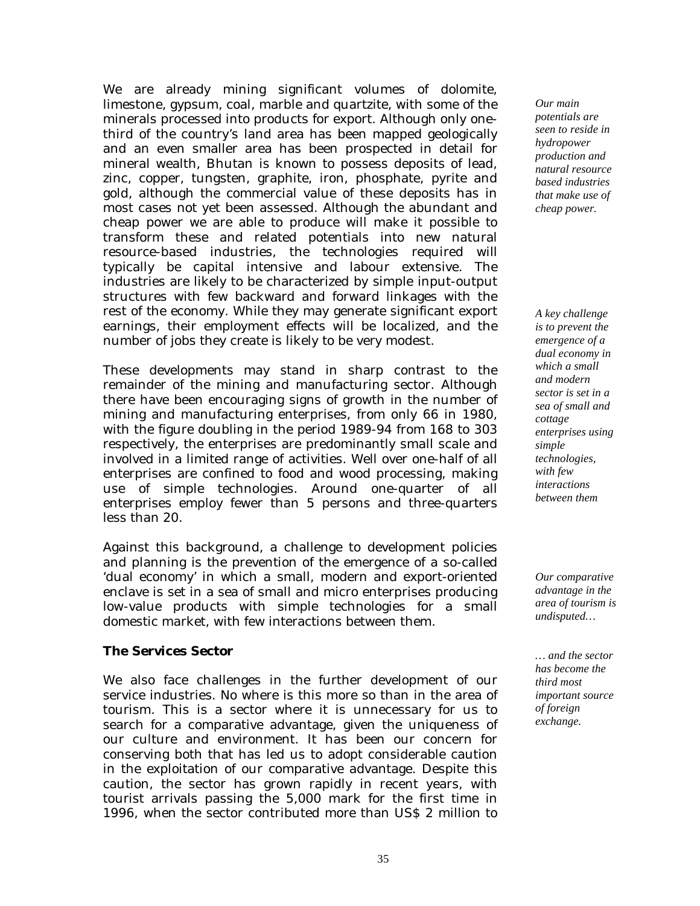We are already mining significant volumes of dolomite, limestone, gypsum, coal, marble and quartzite, with some of the minerals processed into products for export. Although only one-third of the country's land area has been mapped geologically and an even smaller area has been prospected in detail for mineral wealth, Bhutan is known to possess deposits of lead, zinc, copper, tungsten, graphite, iron, phosphate, pyrite and gold, although the commercial value of these deposits has in most cases not yet been assessed. Although the abundant and cheap power we are able to produce will make it possible to transform these and related potentials into new natural resource-based industries, the technologies required will typically be capital intensive and labour extensive. The industries are likely to be characterized by simple input-output structures with few backward and forward linkages with the rest of the economy. While they may generate significant export earnings, their employment effects will be localized, and the number of jobs they create is likely to be very modest.

*Our main potentials are seen to reside in hydropower production and natural resource based industries that make use of cheap power.*

These developments may stand in sharp contrast to the remainder of the mining and manufacturing sector. Although there have been encouraging signs of growth in the number of mining and manufacturing enterprises, from only 66 in 1980, with the figure doubling in the period 1989-94 from 168 to 303 respectively, the enterprises are predominantly small scale and involved in a limited range of activities. Well over one-half of all enterprises are confined to food and wood processing, making use of simple technologies. Around one-quarter of all enterprises employ fewer than 5 persons and three-quarters less than 20.

*A key challenge is to prevent the emergence of a dual economy in which a small and modern sector is set in a sea of small and cottage enterprises using simple technologies, with few interactions between them*

Against this background, a challenge to development policies and planning is the prevention of the emergence of a so-called 'dual economy' in which a small, modern and export-oriented enclave is set in a sea of small and micro enterprises producing low-value products with simple technologies for a small domestic market, with few interactions between them.

### The Services Sector

*Our comparative advantage in the area of tourism is undisputed…*

*… and the sector has become the third most important source of foreign exchange.*

We also face challenges in the further development of our service industries. No where is this more so than in the area of tourism. This is a sector where it is unnecessary for us to search for a comparative advantage, given the uniqueness of our culture and environment. It has been our concern for conserving both that has led us to adopt considerable caution in the exploitation of our comparative advantage. Despite this caution, the sector has grown rapidly in recent years, with tourist arrivals passing the 5,000 mark for the first time in 1996, when the sector contributed more than US$ 2 million to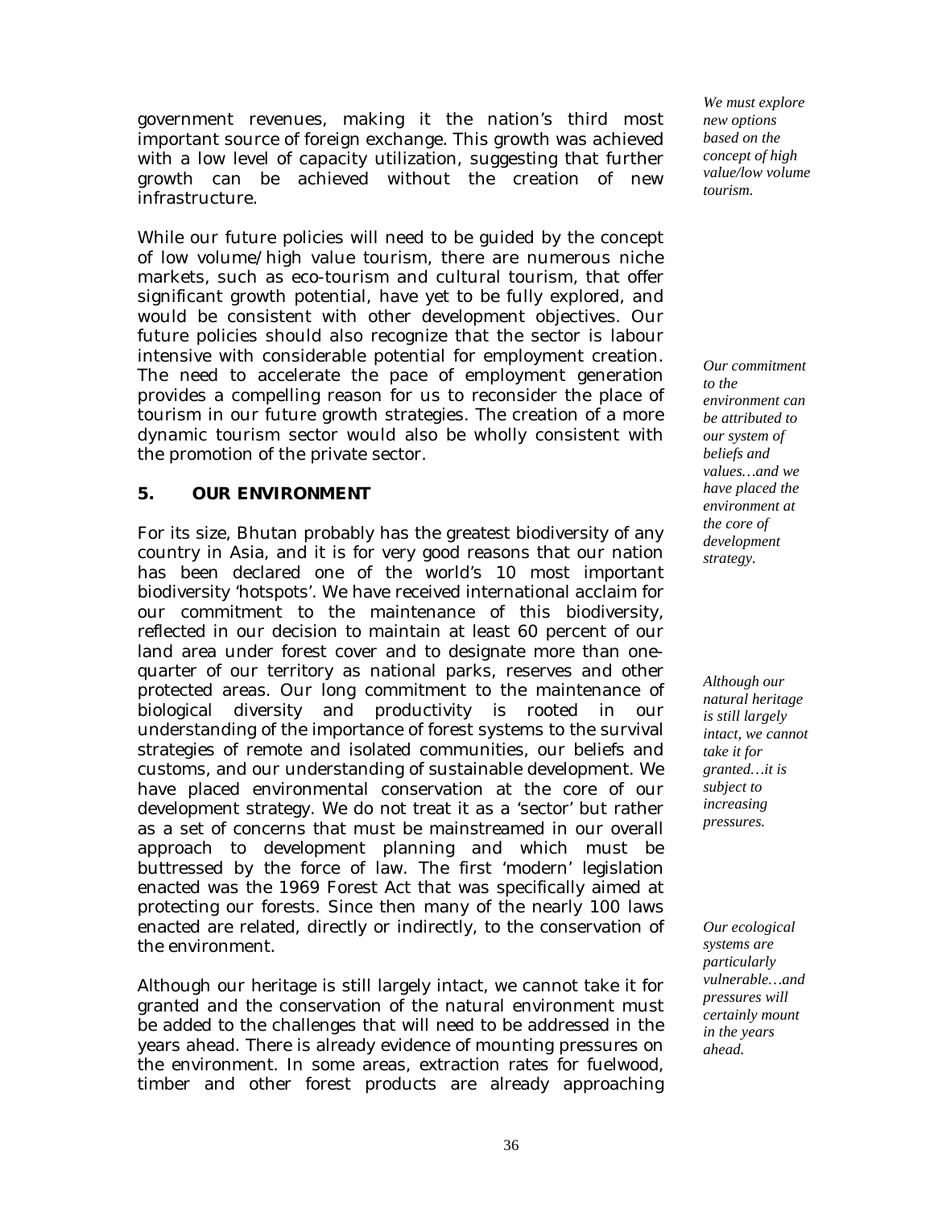government revenues, making it the nation's third most important source of foreign exchange. This growth was achieved with a low level of capacity utilization, suggesting that further growth can be achieved without the creation of new infrastructure.

*We must explore new options based on the concept of high value/low volume tourism.*

While our future policies will need to be guided by the concept of low volume/high value tourism, there are numerous niche markets, such as eco-tourism and cultural tourism, that offer significant growth potential, have yet to be fully explored, and would be consistent with other development objectives. Our future policies should also recognize that the sector is labour intensive with considerable potential for employment creation. The need to accelerate the pace of employment generation provides a compelling reason for us to reconsider the place of tourism in our future growth strategies. The creation of a more dynamic tourism sector would also be wholly consistent with the promotion of the private sector.

## 5. OUR ENVIRONMENT

*Our commitment to the environment can be attributed to our system of beliefs and values…and we have placed the environment at the core of development strategy.*

For its size, Bhutan probably has the greatest biodiversity of any country in Asia, and it is for very good reasons that our nation has been declared one of the world's 10 most important biodiversity 'hotspots'. We have received international acclaim for our commitment to the maintenance of this biodiversity, reflected in our decision to maintain at least 60 percent of our land area under forest cover and to designate more than one-quarter of our territory as national parks, reserves and other protected areas. Our long commitment to the maintenance of biological diversity and productivity is rooted in our understanding of the importance of forest systems to the survival strategies of remote and isolated communities, our beliefs and customs, and our understanding of sustainable development. We have placed environmental conservation at the core of our development strategy. We do not treat it as a 'sector' but rather as a set of concerns that must be mainstreamed in our overall approach to development planning and which must be buttressed by the force of law. The first 'modern' legislation enacted was the 1969 Forest Act that was specifically aimed at protecting our forests. Since then many of the nearly 100 laws enacted are related, directly or indirectly, to the conservation of the environment.

*Although our natural heritage is still largely intact, we cannot take it for granted…it is subject to increasing pressures.*

*Our ecological systems are particularly vulnerable…and pressures will certainly mount in the years ahead.*

Although our heritage is still largely intact, we cannot take it for granted and the conservation of the natural environment must be added to the challenges that will need to be addressed in the years ahead. There is already evidence of mounting pressures on the environment. In some areas, extraction rates for fuelwood, timber and other forest products are already approaching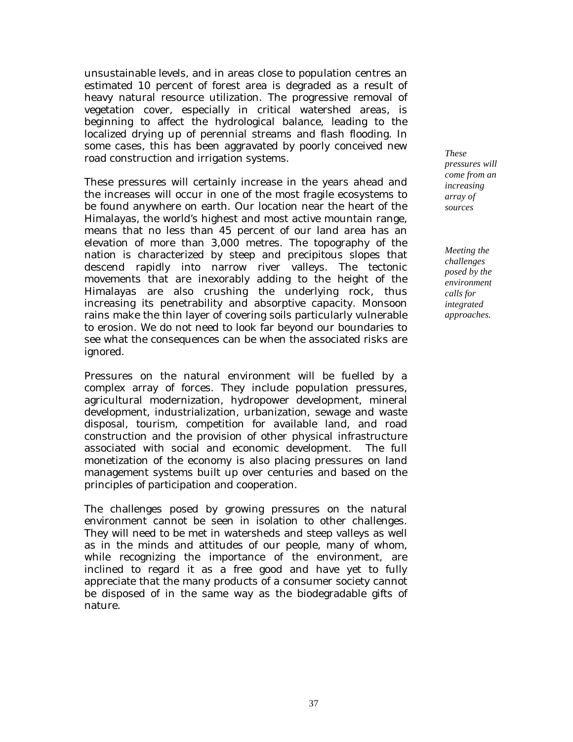unsustainable levels, and in areas close to population centres an estimated 10 percent of forest area is degraded as a result of heavy natural resource utilization. The progressive removal of vegetation cover, especially in critical watershed areas, is beginning to affect the hydrological balance, leading to the localized drying up of perennial streams and flash flooding. In some cases, this has been aggravated by poorly conceived new road construction and irrigation systems.

*These pressures will come from an increasing array of sources*

These pressures will certainly increase in the years ahead and the increases will occur in one of the most fragile ecosystems to be found anywhere on earth. Our location near the heart of the Himalayas, the world's highest and most active mountain range, means that no less than 45 percent of our land area has an elevation of more than 3,000 metres. The topography of the nation is characterized by steep and precipitous slopes that descend rapidly into narrow river valleys. The tectonic movements that are inexorably adding to the height of the Himalayas are also crushing the underlying rock, thus increasing its penetrability and absorptive capacity. Monsoon rains make the thin layer of covering soils particularly vulnerable to erosion. We do not need to look far beyond our boundaries to see what the consequences can be when the associated risks are ignored.

*Meeting the challenges posed by the environment calls for integrated approaches.*

Pressures on the natural environment will be fuelled by a complex array of forces. They include population pressures, agricultural modernization, hydropower development, mineral development, industrialization, urbanization, sewage and waste disposal, tourism, competition for available land, and road construction and the provision of other physical infrastructure associated with social and economic development. The full monetization of the economy is also placing pressures on land management systems built up over centuries and based on the principles of participation and cooperation.

The challenges posed by growing pressures on the natural environment cannot be seen in isolation to other challenges. They will need to be met in watersheds and steep valleys as well as in the minds and attitudes of our people, many of whom, while recognizing the importance of the environment, are inclined to regard it as a free good and have yet to fully appreciate that the many products of a consumer society cannot be disposed of in the same way as the biodegradable gifts of nature.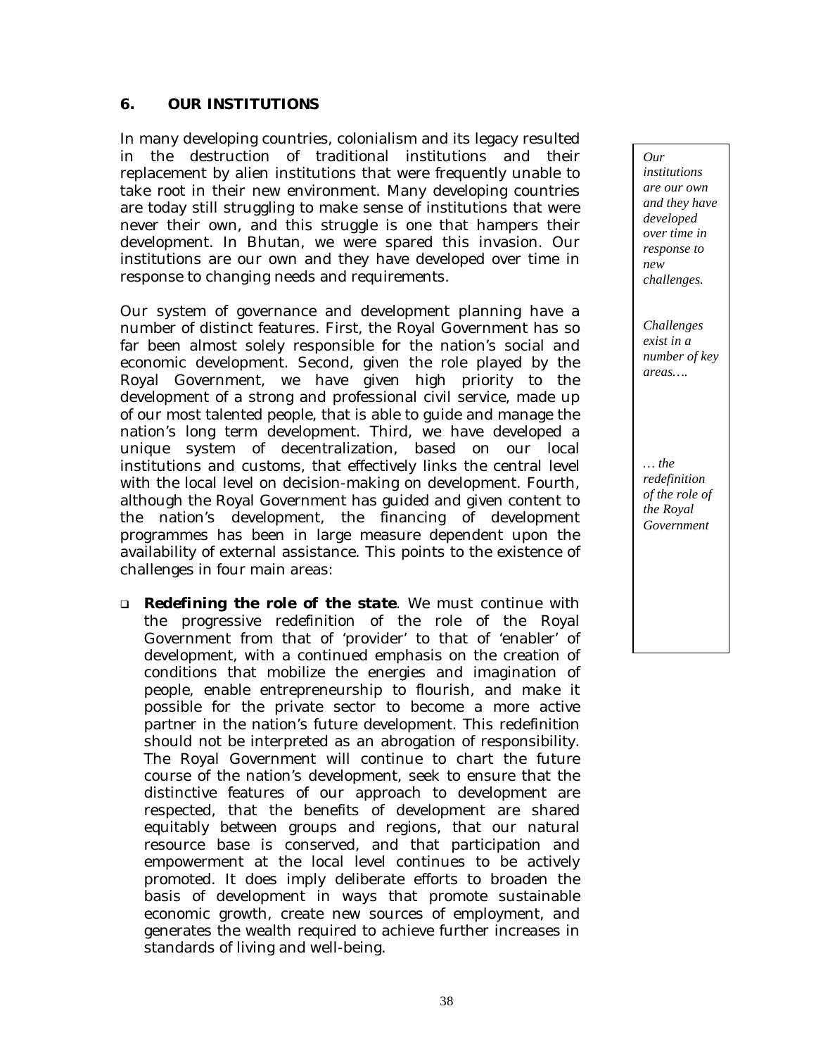## 6. OUR INSTITUTIONS

In many developing countries, colonialism and its legacy resulted in the destruction of traditional institutions and their replacement by alien institutions that were frequently unable to take root in their new environment. Many developing countries are today still struggling to make sense of institutions that were never their own, and this struggle is one that hampers their development. In Bhutan, we were spared this invasion. Our institutions are our own and they have developed over time in response to changing needs and requirements.

*Our institutions are our own and they have developed over time in response to new challenges.*

Our system of governance and development planning have a number of distinct features. First, the Royal Government has so far been almost solely responsible for the nation's social and economic development. Second, given the role played by the Royal Government, we have given high priority to the development of a strong and professional civil service, made up of our most talented people, that is able to guide and manage the nation's long term development. Third, we have developed a unique system of decentralization, based on our local institutions and customs, that effectively links the central level with the local level on decision-making on development. Fourth, although the Royal Government has guided and given content to the nation's development, the financing of development programmes has been in large measure dependent upon the availability of external assistance. This points to the existence of challenges in four main areas:

*Challenges exist in a number of key areas….*

*… the redefinition of the role of the Royal Government*

- **Redefining the role of the state**. We must continue with the progressive redefinition of the role of the Royal Government from that of 'provider' to that of 'enabler' of development, with a continued emphasis on the creation of conditions that mobilize the energies and imagination of people, enable entrepreneurship to flourish, and make it possible for the private sector to become a more active partner in the nation's future development. This redefinition should not be interpreted as an abrogation of responsibility. The Royal Government will continue to chart the future course of the nation's development, seek to ensure that the distinctive features of our approach to development are respected, that the benefits of development are shared equitably between groups and regions, that our natural resource base is conserved, and that participation and empowerment at the local level continues to be actively promoted. It does imply deliberate efforts to broaden the basis of development in ways that promote sustainable economic growth, create new sources of employment, and generates the wealth required to achieve further increases in standards of living and well-being.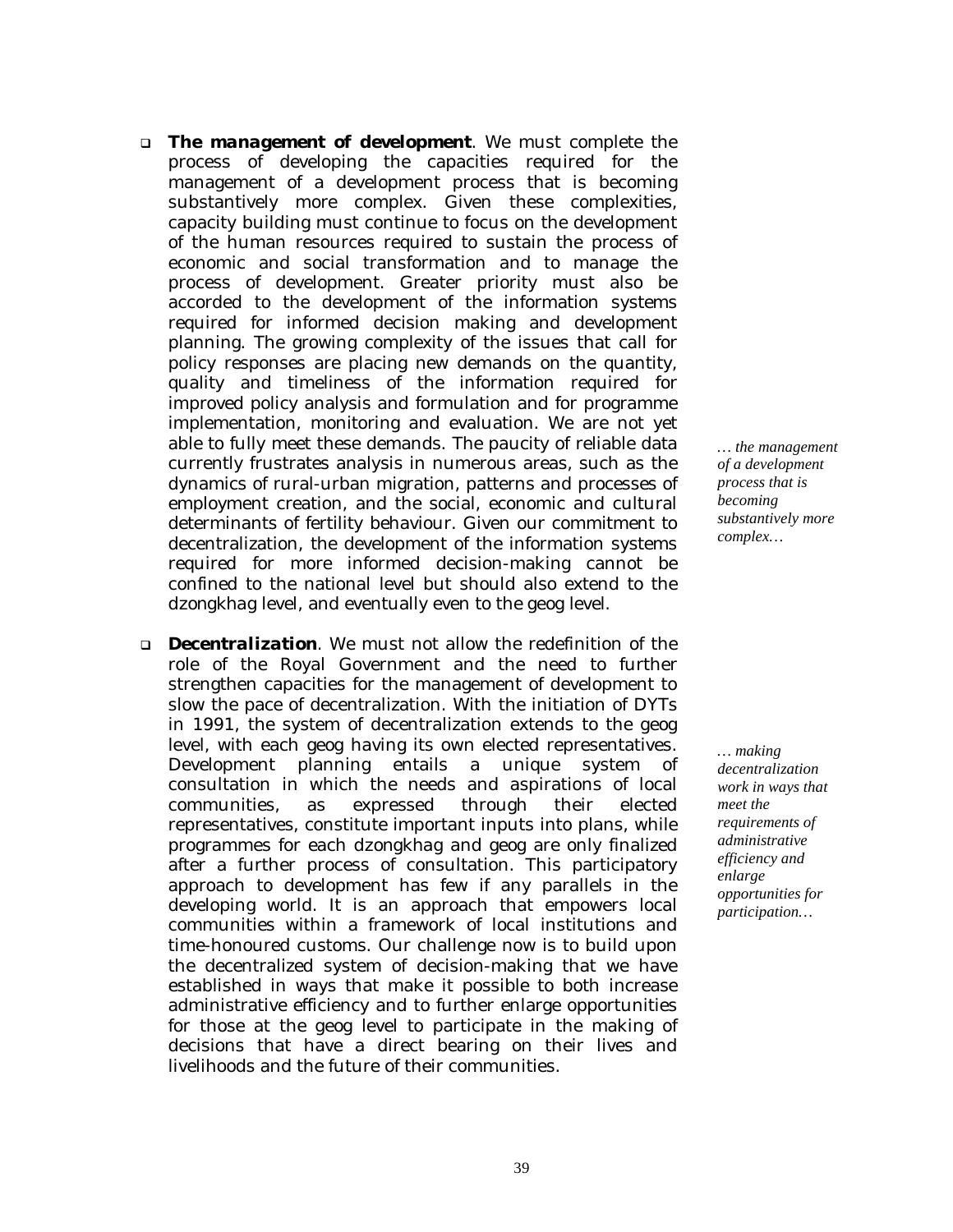- **The management of development**. We must complete the process of developing the capacities required for the management of a development process that is becoming substantively more complex. Given these complexities, capacity building must continue to focus on the development of the human resources required to sustain the process of economic and social transformation and to manage the process of development. Greater priority must also be accorded to the development of the information systems required for informed decision making and development planning. The growing complexity of the issues that call for policy responses are placing new demands on the quantity, quality and timeliness of the information required for improved policy analysis and formulation and for programme implementation, monitoring and evaluation. We are not yet able to fully meet these demands. The paucity of reliable data currently frustrates analysis in numerous areas, such as the dynamics of rural-urban migration, patterns and processes of employment creation, and the social, economic and cultural determinants of fertility behaviour. Given our commitment to decentralization, the development of the information systems required for more informed decision-making cannot be confined to the national level but should also extend to the dzongkhag level, and eventually even to the geog level.

*… the management of a development process that is becoming substantively more complex…*

- **Decentralization**. We must not allow the redefinition of the role of the Royal Government and the need to further strengthen capacities for the management of development to slow the pace of decentralization. With the initiation of DYTs in 1991, the system of decentralization extends to the geog level, with each geog having its own elected representatives. Development planning entails a unique system of consultation in which the needs and aspirations of local communities, as expressed through their elected representatives, constitute important inputs into plans, while programmes for each dzongkhag and geog are only finalized after a further process of consultation. This participatory approach to development has few if any parallels in the developing world. It is an approach that empowers local communities within a framework of local institutions and time-honoured customs. Our challenge now is to build upon the decentralized system of decision-making that we have established in ways that make it possible to both increase administrative efficiency and to further enlarge opportunities for those at the geog level to participate in the making of decisions that have a direct bearing on their lives and livelihoods and the future of their communities.

*… making decentralization work in ways that meet the requirements of administrative efficiency and enlarge opportunities for participation…*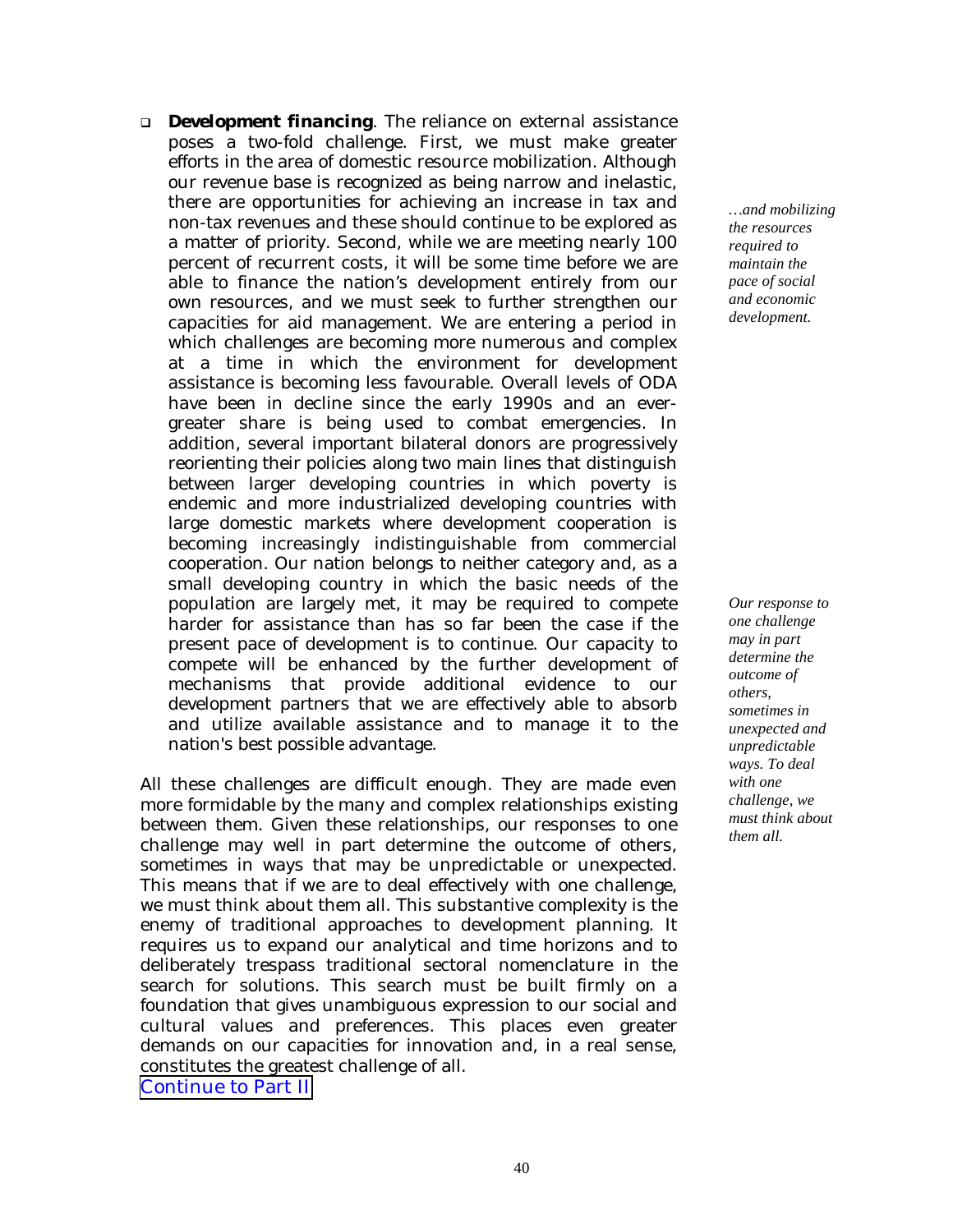- **Development financing**. The reliance on external assistance poses a two-fold challenge. First, we must make greater efforts in the area of domestic resource mobilization. Although our revenue base is recognized as being narrow and inelastic, there are opportunities for achieving an increase in tax and non-tax revenues and these should continue to be explored as a matter of priority. Second, while we are meeting nearly 100 percent of recurrent costs, it will be some time before we are able to finance the nation's development entirely from our own resources, and we must seek to further strengthen our capacities for aid management. We are entering a period in which challenges are becoming more numerous and complex at a time in which the environment for development assistance is becoming less favourable. Overall levels of ODA have been in decline since the early 1990s and an ever-greater share is being used to combat emergencies. In addition, several important bilateral donors are progressively reorienting their policies along two main lines that distinguish between larger developing countries in which poverty is endemic and more industrialized developing countries with large domestic markets where development cooperation is becoming increasingly indistinguishable from commercial cooperation. Our nation belongs to neither category and, as a small developing country in which the basic needs of the population are largely met, it may be required to compete harder for assistance than has so far been the case if the present pace of development is to continue. Our capacity to compete will be enhanced by the further development of mechanisms that provide additional evidence to our development partners that we are effectively able to absorb and utilize available assistance and to manage it to the nation's best possible advantage.

*…and mobilizing the resources required to maintain the pace of social and economic development.*

All these challenges are difficult enough. They are made even more formidable by the many and complex relationships existing between them. Given these relationships, our responses to one challenge may well in part determine the outcome of others, sometimes in ways that may be unpredictable or unexpected. This means that if we are to deal effectively with one challenge, we must think about them all. This substantive complexity is the enemy of traditional approaches to development planning. It requires us to expand our analytical and time horizons and to deliberately trespass traditional sectoral nomenclature in the search for solutions. This search must be built firmly on a foundation that gives unambiguous expression to our social and cultural values and preferences. This places even greater demands on our capacities for innovation and, in a real sense, constitutes the greatest challenge of all.

*Our response to one challenge may in part determine the outcome of others, sometimes in unexpected and unpredictable ways. To deal with one challenge, we must think about them all.*

Continue to Part II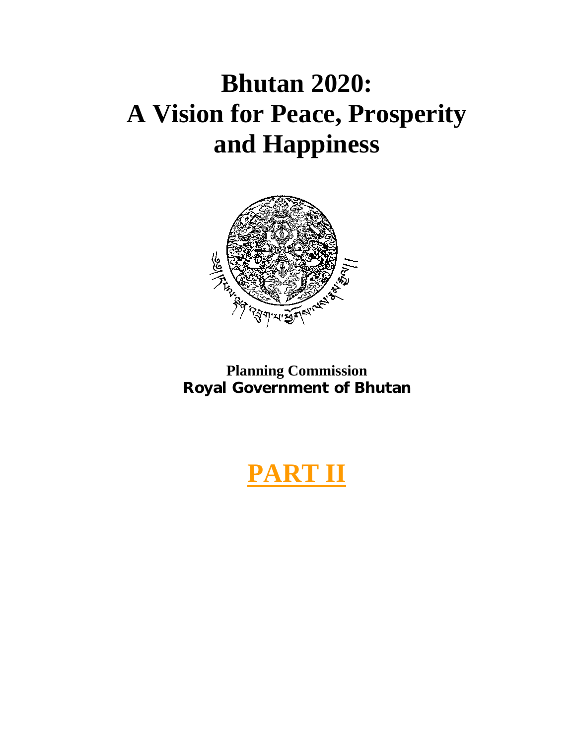# Bhutan 2020: A Vision for Peace, Prosperity and Happiness

**Planning Commission**
**Royal Government of Bhutan**

# PART II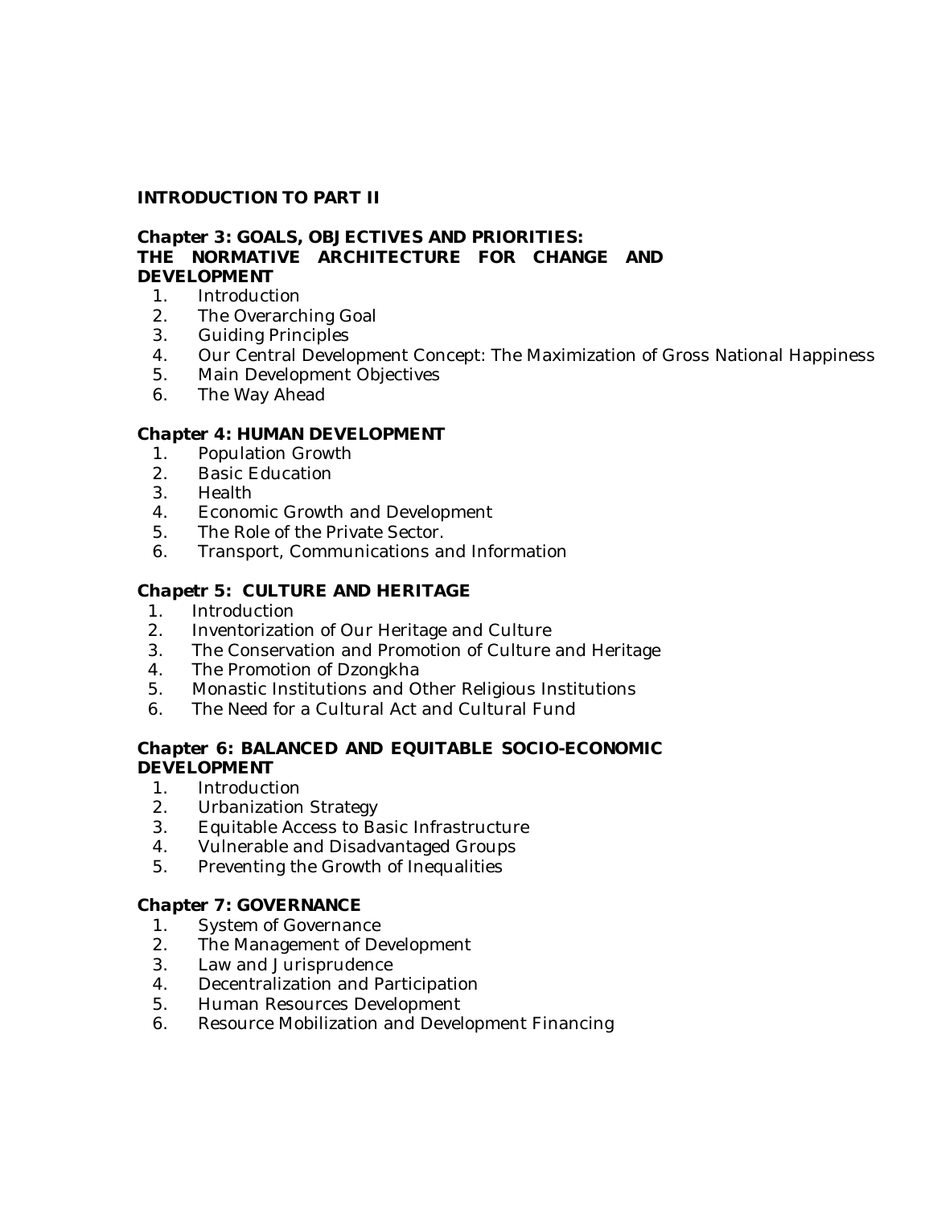**INTRODUCTION TO PART II**

**Chapter 3: GOALS, OBJECTIVES AND PRIORITIES: THE NORMATIVE ARCHITECTURE FOR CHANGE AND DEVELOPMENT**

1. Introduction
2. The Overarching Goal
3. Guiding Principles
4. Our Central Development Concept: The Maximization of Gross National Happiness
5. Main Development Objectives
6. The Way Ahead

**Chapter 4: HUMAN DEVELOPMENT**

1. Population Growth
2. Basic Education
3. Health
4. Economic Growth and Development
5. The Role of the Private Sector.
6. Transport, Communications and Information

**Chapetr 5: CULTURE AND HERITAGE**

1. Introduction
2. Inventorization of Our Heritage and Culture
3. The Conservation and Promotion of Culture and Heritage
4. The Promotion of Dzongkha
5. Monastic Institutions and Other Religious Institutions
6. The Need for a Cultural Act and Cultural Fund

**Chapter 6: BALANCED AND EQUITABLE SOCIO-ECONOMIC DEVELOPMENT**

1. Introduction
2. Urbanization Strategy
3. Equitable Access to Basic Infrastructure
4. Vulnerable and Disadvantaged Groups
5. Preventing the Growth of Inequalities

**Chapter 7: GOVERNANCE**

1. System of Governance
2. The Management of Development
3. Law and Jurisprudence
4. Decentralization and Participation
5. Human Resources Development
6. Resource Mobilization and Development Financing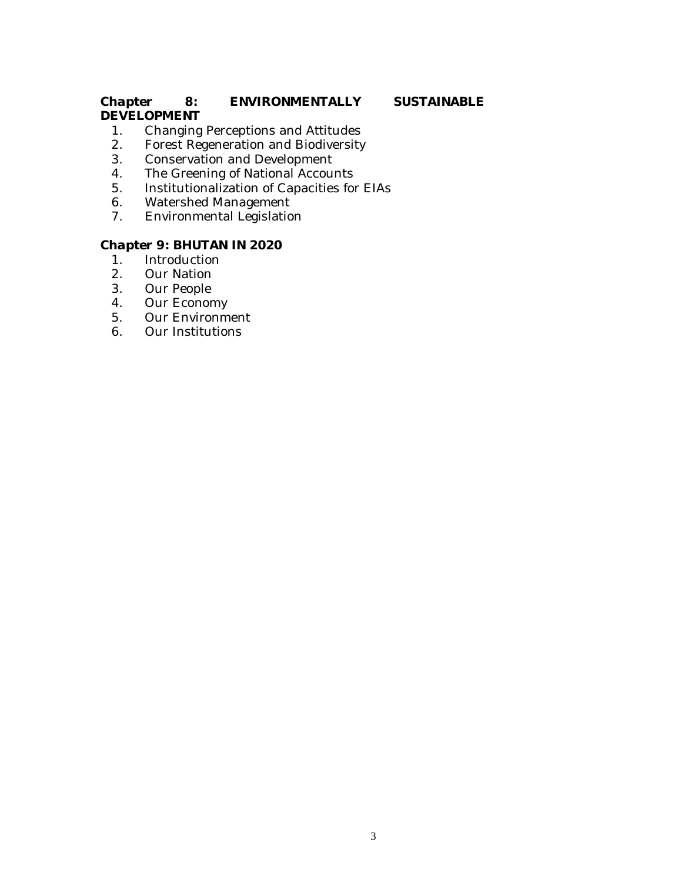**Chapter 8: ENVIRONMENTALLY SUSTAINABLE DEVELOPMENT**

1. Changing Perceptions and Attitudes
2. Forest Regeneration and Biodiversity
3. Conservation and Development
4. The Greening of National Accounts
5. Institutionalization of Capacities for EIAs
6. Watershed Management
7. Environmental Legislation

**Chapter 9: BHUTAN IN 2020**

1. Introduction
2. Our Nation
3. Our People
4. Our Economy
5. Our Environment
6. Our Institutions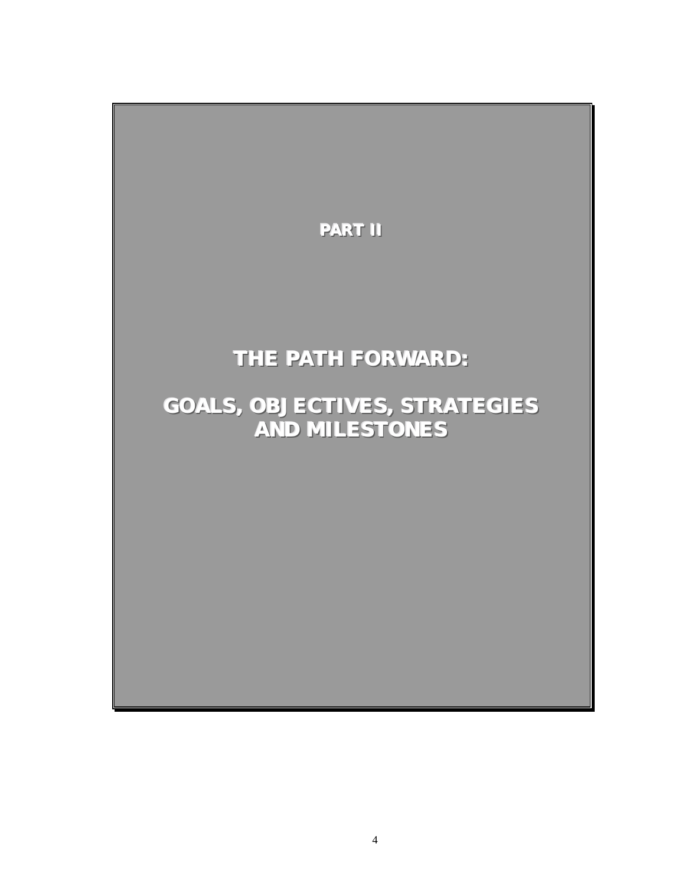# PART II

# THE PATH FORWARD:

# GOALS, OBJECTIVES, STRATEGIES AND MILESTONES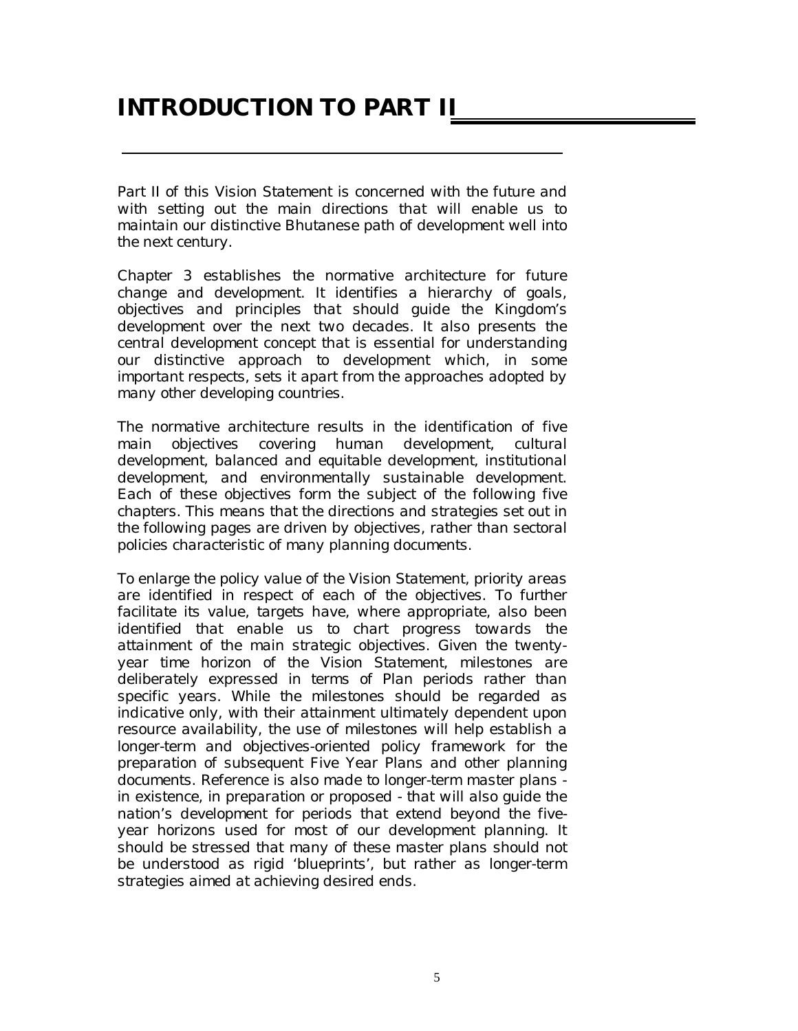# INTRODUCTION TO PART II

Part II of this Vision Statement is concerned with the future and with setting out the main directions that will enable us to maintain our distinctive Bhutanese path of development well into the next century.

Chapter 3 establishes the normative architecture for future change and development. It identifies a hierarchy of goals, objectives and principles that should guide the Kingdom's development over the next two decades. It also presents the central development concept that is essential for understanding our distinctive approach to development which, in some important respects, sets it apart from the approaches adopted by many other developing countries.

The normative architecture results in the identification of five main objectives covering human development, cultural development, balanced and equitable development, institutional development, and environmentally sustainable development. Each of these objectives form the subject of the following five chapters. This means that the directions and strategies set out in the following pages are driven by objectives, rather than sectoral policies characteristic of many planning documents.

To enlarge the policy value of the Vision Statement, priority areas are identified in respect of each of the objectives. To further facilitate its value, targets have, where appropriate, also been identified that enable us to chart progress towards the attainment of the main strategic objectives. Given the twenty-year time horizon of the Vision Statement, milestones are deliberately expressed in terms of Plan periods rather than specific years. While the milestones should be regarded as indicative only, with their attainment ultimately dependent upon resource availability, the use of milestones will help establish a longer-term and objectives-oriented policy framework for the preparation of subsequent Five Year Plans and other planning documents. Reference is also made to longer-term master plans - in existence, in preparation or proposed - that will also guide the nation's development for periods that extend beyond the five-year horizons used for most of our development planning. It should be stressed that many of these master plans should not be understood as rigid 'blueprints', but rather as longer-term strategies aimed at achieving desired ends.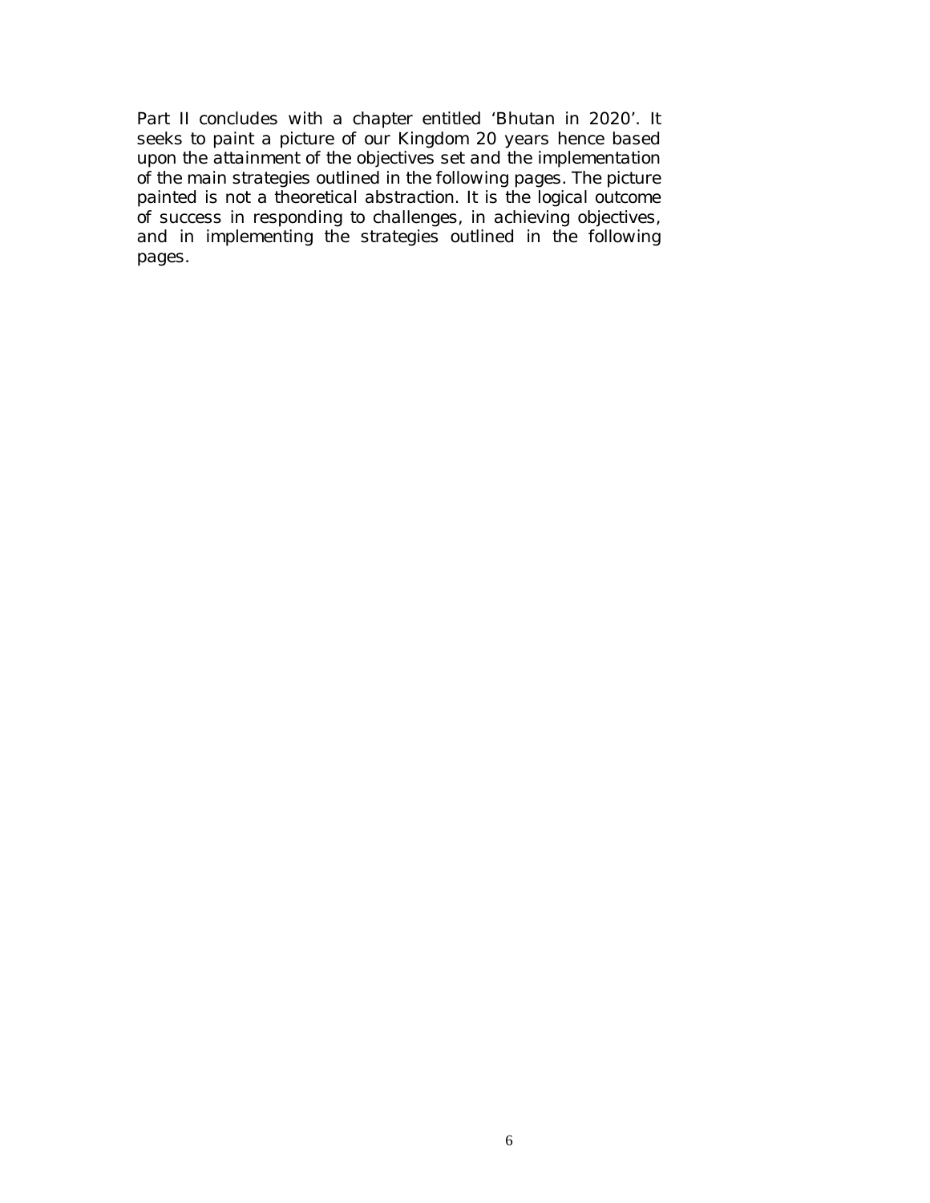Part II concludes with a chapter entitled 'Bhutan in 2020'. It seeks to paint a picture of our Kingdom 20 years hence based upon the attainment of the objectives set and the implementation of the main strategies outlined in the following pages. The picture painted is not a theoretical abstraction. It is the logical outcome of success in responding to challenges, in achieving objectives, and in implementing the strategies outlined in the following pages.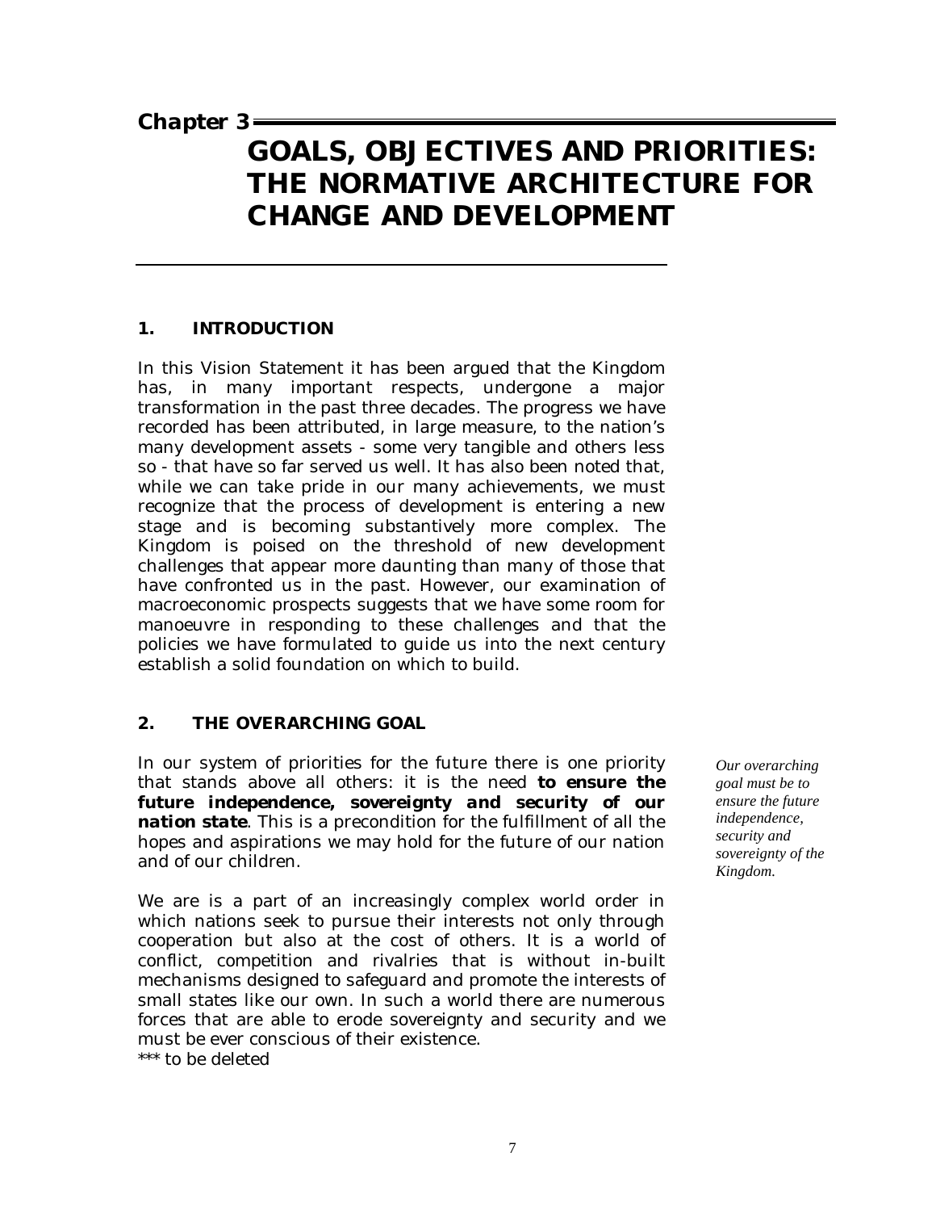**Chapter 3**

# GOALS, OBJECTIVES AND PRIORITIES: THE NORMATIVE ARCHITECTURE FOR CHANGE AND DEVELOPMENT

## 1. INTRODUCTION

In this Vision Statement it has been argued that the Kingdom has, in many important respects, undergone a major transformation in the past three decades. The progress we have recorded has been attributed, in large measure, to the nation's many development assets - some very tangible and others less so - that have so far served us well. It has also been noted that, while we can take pride in our many achievements, we must recognize that the process of development is entering a new stage and is becoming substantively more complex. The Kingdom is poised on the threshold of new development challenges that appear more daunting than many of those that have confronted us in the past. However, our examination of macroeconomic prospects suggests that we have some room for manoeuvre in responding to these challenges and that the policies we have formulated to guide us into the next century establish a solid foundation on which to build.

## 2. THE OVERARCHING GOAL

*Our overarching goal must be to ensure the future independence, security and sovereignty of the Kingdom.*

In our system of priorities for the future there is one priority that stands above all others: it is the need **to ensure the future independence, sovereignty and security of our nation state**. This is a precondition for the fulfillment of all the hopes and aspirations we may hold for the future of our nation and of our children.

We are is a part of an increasingly complex world order in which nations seek to pursue their interests not only through cooperation but also at the cost of others. It is a world of conflict, competition and rivalries that is without in-built mechanisms designed to safeguard and promote the interests of small states like our own. In such a world there are numerous forces that are able to erode sovereignty and security and we must be ever conscious of their existence.

*** to be deleted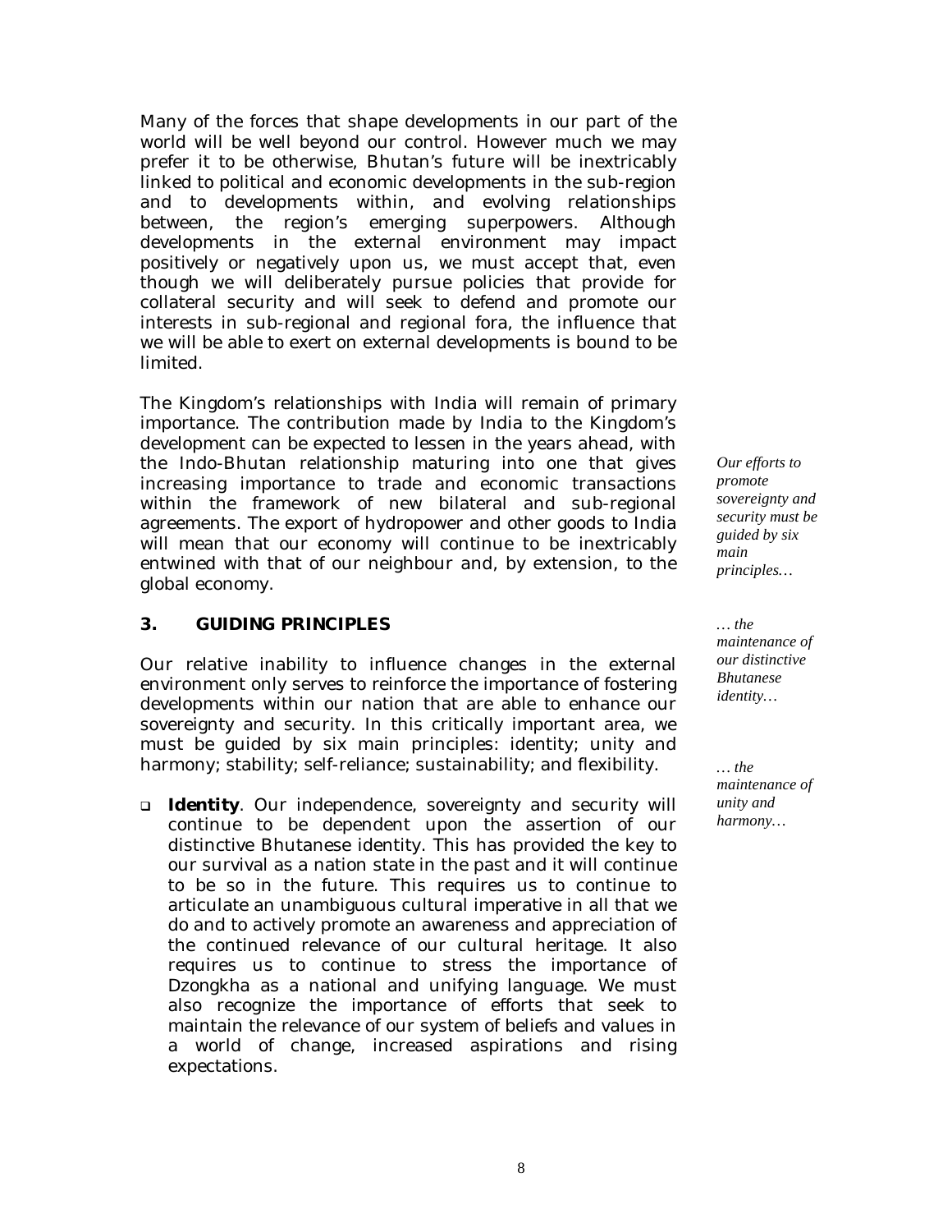Many of the forces that shape developments in our part of the world will be well beyond our control. However much we may prefer it to be otherwise, Bhutan's future will be inextricably linked to political and economic developments in the sub-region and to developments within, and evolving relationships between, the region's emerging superpowers. Although developments in the external environment may impact positively or negatively upon us, we must accept that, even though we will deliberately pursue policies that provide for collateral security and will seek to defend and promote our interests in sub-regional and regional fora, the influence that we will be able to exert on external developments is bound to be limited.

The Kingdom's relationships with India will remain of primary importance. The contribution made by India to the Kingdom's development can be expected to lessen in the years ahead, with the Indo-Bhutan relationship maturing into one that gives increasing importance to trade and economic transactions within the framework of new bilateral and sub-regional agreements. The export of hydropower and other goods to India will mean that our economy will continue to be inextricably entwined with that of our neighbour and, by extension, to the global economy.

*Our efforts to promote sovereignty and security must be guided by six main principles…*

## 3. GUIDING PRINCIPLES

Our relative inability to influence changes in the external environment only serves to reinforce the importance of fostering developments within our nation that are able to enhance our sovereignty and security. In this critically important area, we must be guided by six main principles: identity; unity and harmony; stability; self-reliance; sustainability; and flexibility.

*… the maintenance of our distinctive Bhutanese identity…*

*… the maintenance of unity and harmony…*

- **Identity**. Our independence, sovereignty and security will continue to be dependent upon the assertion of our distinctive Bhutanese identity. This has provided the key to our survival as a nation state in the past and it will continue to be so in the future. This requires us to continue to articulate an unambiguous cultural imperative in all that we do and to actively promote an awareness and appreciation of the continued relevance of our cultural heritage. It also requires us to continue to stress the importance of Dzongkha as a national and unifying language. We must also recognize the importance of efforts that seek to maintain the relevance of our system of beliefs and values in a world of change, increased aspirations and rising expectations.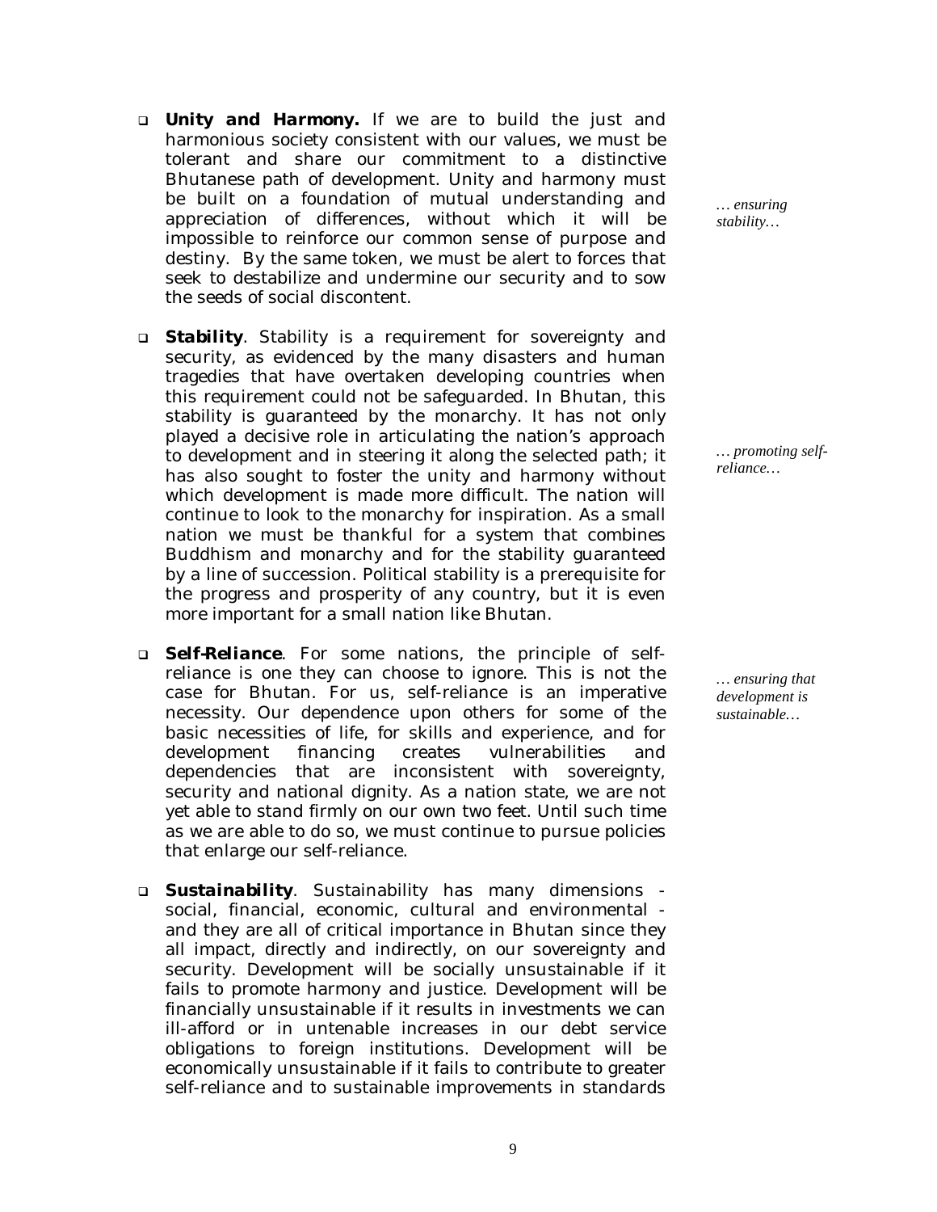- **Unity and Harmony.** If we are to build the just and harmonious society consistent with our values, we must be tolerant and share our commitment to a distinctive Bhutanese path of development. Unity and harmony must be built on a foundation of mutual understanding and appreciation of differences, without which it will be impossible to reinforce our common sense of purpose and destiny. By the same token, we must be alert to forces that seek to destabilize and undermine our security and to sow the seeds of social discontent.

*… ensuring stability…*

- **Stability**. Stability is a requirement for sovereignty and security, as evidenced by the many disasters and human tragedies that have overtaken developing countries when this requirement could not be safeguarded. In Bhutan, this stability is guaranteed by the monarchy. It has not only played a decisive role in articulating the nation's approach to development and in steering it along the selected path; it has also sought to foster the unity and harmony without which development is made more difficult. The nation will continue to look to the monarchy for inspiration. As a small nation we must be thankful for a system that combines Buddhism and monarchy and for the stability guaranteed by a line of succession. Political stability is a prerequisite for the progress and prosperity of any country, but it is even more important for a small nation like Bhutan.

*… promoting self-reliance…*

- **Self-Reliance**. For some nations, the principle of self-reliance is one they can choose to ignore. This is not the case for Bhutan. For us, self-reliance is an imperative necessity. Our dependence upon others for some of the basic necessities of life, for skills and experience, and for development financing creates vulnerabilities and dependencies that are inconsistent with sovereignty, security and national dignity. As a nation state, we are not yet able to stand firmly on our own two feet. Until such time as we are able to do so, we must continue to pursue policies that enlarge our self-reliance.

*… ensuring that development is sustainable…*

- **Sustainability**. Sustainability has many dimensions - social, financial, economic, cultural and environmental - and they are all of critical importance in Bhutan since they all impact, directly and indirectly, on our sovereignty and security. Development will be socially unsustainable if it fails to promote harmony and justice. Development will be financially unsustainable if it results in investments we can ill-afford or in untenable increases in our debt service obligations to foreign institutions. Development will be economically unsustainable if it fails to contribute to greater self-reliance and to sustainable improvements in standards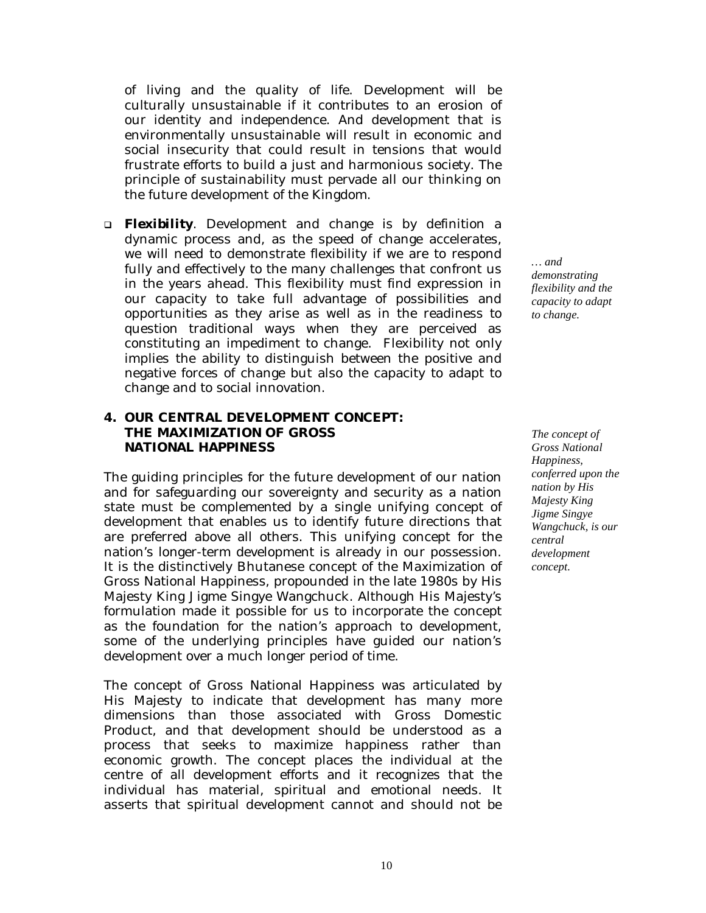of living and the quality of life. Development will be culturally unsustainable if it contributes to an erosion of our identity and independence. And development that is environmentally unsustainable will result in economic and social insecurity that could result in tensions that would frustrate efforts to build a just and harmonious society. The principle of sustainability must pervade all our thinking on the future development of the Kingdom.

- ***Flexibility***. Development and change is by definition a dynamic process and, as the speed of change accelerates, we will need to demonstrate flexibility if we are to respond fully and effectively to the many challenges that confront us in the years ahead. This flexibility must find expression in our capacity to take full advantage of possibilities and opportunities as they arise as well as in the readiness to question traditional ways when they are perceived as constituting an impediment to change. Flexibility not only implies the ability to distinguish between the positive and negative forces of change but also the capacity to adapt to change and to social innovation.

*… and demonstrating flexibility and the capacity to adapt to change.*

## 4. OUR CENTRAL DEVELOPMENT CONCEPT: THE MAXIMIZATION OF GROSS NATIONAL HAPPINESS

*The concept of Gross National Happiness, conferred upon the nation by His Majesty King Jigme Singye Wangchuck, is our central development concept.*

The guiding principles for the future development of our nation and for safeguarding our sovereignty and security as a nation state must be complemented by a single unifying concept of development that enables us to identify future directions that are preferred above all others. This unifying concept for the nation's longer-term development is already in our possession. It is the distinctively Bhutanese concept of the Maximization of Gross National Happiness, propounded in the late 1980s by His Majesty King Jigme Singye Wangchuck. Although His Majesty's formulation made it possible for us to incorporate the concept as the foundation for the nation's approach to development, some of the underlying principles have guided our nation's development over a much longer period of time.

The concept of Gross National Happiness was articulated by His Majesty to indicate that development has many more dimensions than those associated with Gross Domestic Product, and that development should be understood as a process that seeks to maximize happiness rather than economic growth. The concept places the individual at the centre of all development efforts and it recognizes that the individual has material, spiritual and emotional needs. It asserts that spiritual development cannot and should not be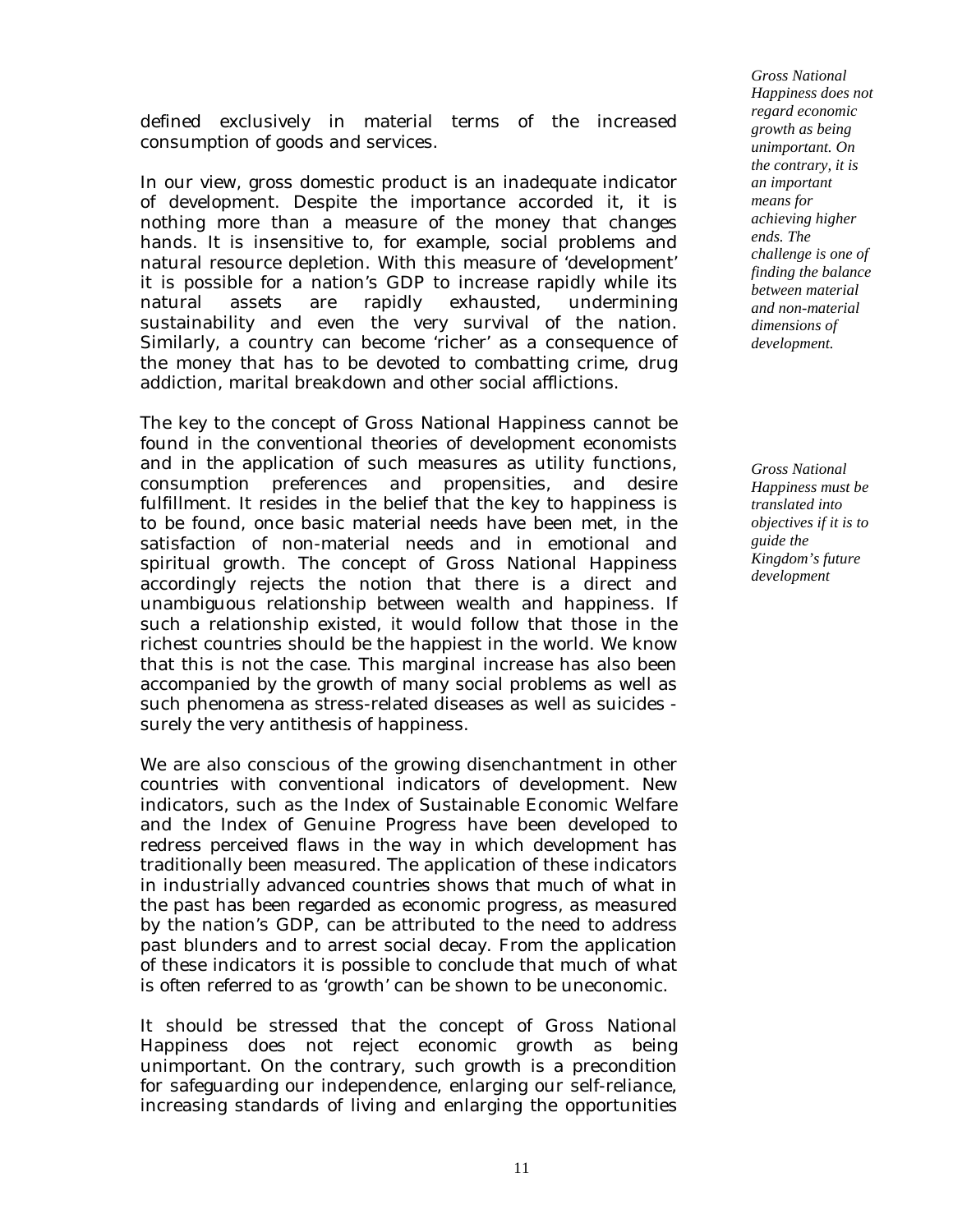defined exclusively in material terms of the increased consumption of goods and services.

In our view, gross domestic product is an inadequate indicator of development. Despite the importance accorded it, it is nothing more than a measure of the money that changes hands. It is insensitive to, for example, social problems and natural resource depletion. With this measure of 'development' it is possible for a nation's GDP to increase rapidly while its natural assets are rapidly exhausted, undermining sustainability and even the very survival of the nation. Similarly, a country can become 'richer' as a consequence of the money that has to be devoted to combatting crime, drug addiction, marital breakdown and other social afflictions.

*Gross National Happiness does not regard economic growth as being unimportant. On the contrary, it is an important means for achieving higher ends. The challenge is one of finding the balance between material and non-material dimensions of development.*

The key to the concept of Gross National Happiness cannot be found in the conventional theories of development economists and in the application of such measures as utility functions, consumption preferences and propensities, and desire fulfillment. It resides in the belief that the key to happiness is to be found, once basic material needs have been met, in the satisfaction of non-material needs and in emotional and spiritual growth. The concept of Gross National Happiness accordingly rejects the notion that there is a direct and unambiguous relationship between wealth and happiness. If such a relationship existed, it would follow that those in the richest countries should be the happiest in the world. We know that this is not the case. This marginal increase has also been accompanied by the growth of many social problems as well as such phenomena as stress-related diseases as well as suicides - surely the very antithesis of happiness.

*Gross National Happiness must be translated into objectives if it is to guide the Kingdom's future development*

We are also conscious of the growing disenchantment in other countries with conventional indicators of development. New indicators, such as the Index of Sustainable Economic Welfare and the Index of Genuine Progress have been developed to redress perceived flaws in the way in which development has traditionally been measured. The application of these indicators in industrially advanced countries shows that much of what in the past has been regarded as economic progress, as measured by the nation's GDP, can be attributed to the need to address past blunders and to arrest social decay. From the application of these indicators it is possible to conclude that much of what is often referred to as 'growth' can be shown to be uneconomic.

It should be stressed that the concept of Gross National Happiness does not reject economic growth as being unimportant. On the contrary, such growth is a precondition for safeguarding our independence, enlarging our self-reliance, increasing standards of living and enlarging the opportunities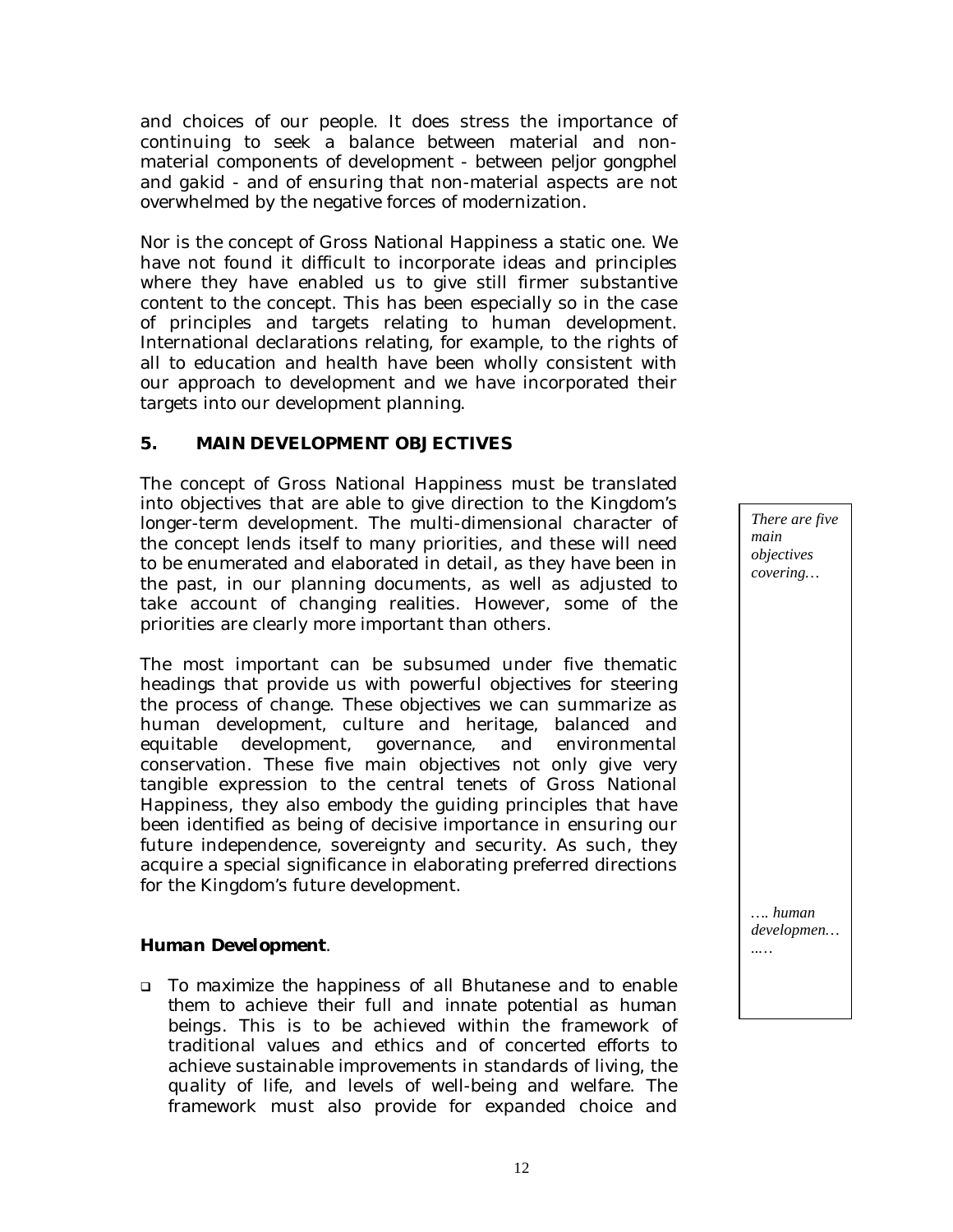and choices of our people. It does stress the importance of continuing to seek a balance between material and non-material components of development - between peljor gongphel and gakid - and of ensuring that non-material aspects are not overwhelmed by the negative forces of modernization.

Nor is the concept of Gross National Happiness a static one. We have not found it difficult to incorporate ideas and principles where they have enabled us to give still firmer substantive content to the concept. This has been especially so in the case of principles and targets relating to human development. International declarations relating, for example, to the rights of all to education and health have been wholly consistent with our approach to development and we have incorporated their targets into our development planning.

## 5. MAIN DEVELOPMENT OBJECTIVES

*There are five main objectives covering…*

The concept of Gross National Happiness must be translated into objectives that are able to give direction to the Kingdom's longer-term development. The multi-dimensional character of the concept lends itself to many priorities, and these will need to be enumerated and elaborated in detail, as they have been in the past, in our planning documents, as well as adjusted to take account of changing realities. However, some of the priorities are clearly more important than others.

The most important can be subsumed under five thematic headings that provide us with powerful objectives for steering the process of change. These objectives we can summarize as human development, culture and heritage, balanced and equitable development, governance, and environmental conservation. These five main objectives not only give very tangible expression to the central tenets of Gross National Happiness, they also embody the guiding principles that have been identified as being of decisive importance in ensuring our future independence, sovereignty and security. As such, they acquire a special significance in elaborating preferred directions for the Kingdom's future development.

*…. human developmen… ….*

### *Human Development*.

- To maximize the happiness of all Bhutanese and to enable them to achieve their full and innate potential as human beings. This is to be achieved within the framework of traditional values and ethics and of concerted efforts to achieve sustainable improvements in standards of living, the quality of life, and levels of well-being and welfare. The framework must also provide for expanded choice and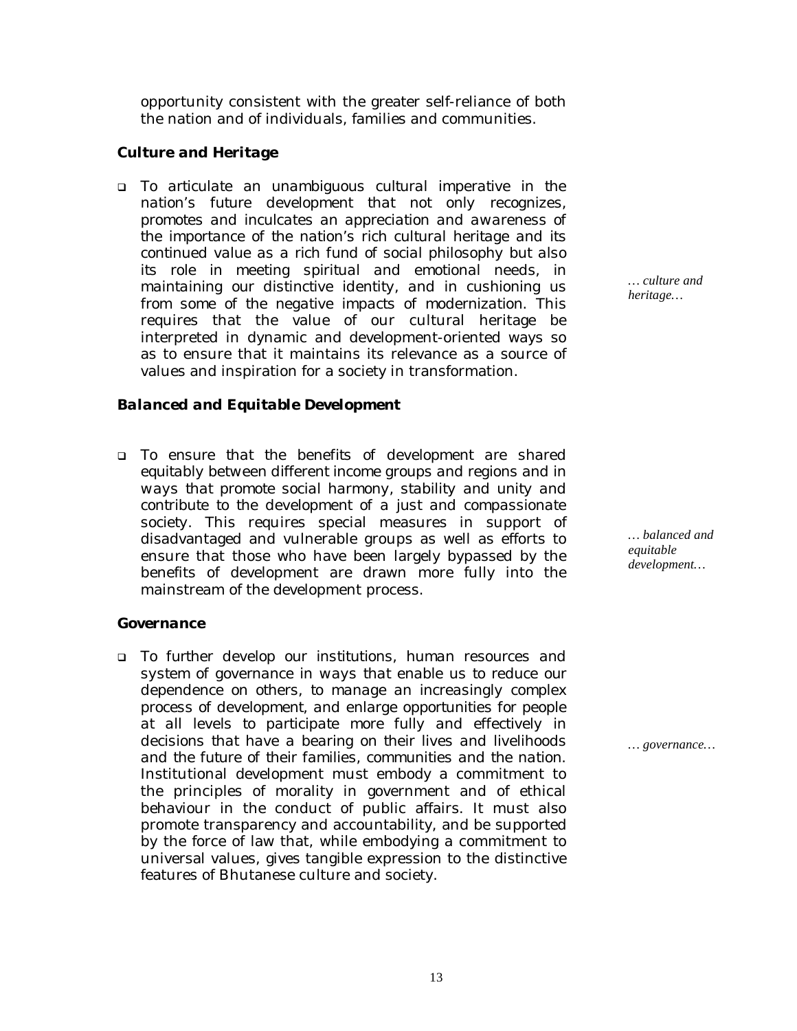opportunity consistent with the greater self-reliance of both the nation and of individuals, families and communities.

### Culture and Heritage

- To articulate an unambiguous cultural imperative in the nation's future development that not only recognizes, promotes and inculcates an appreciation and awareness of the importance of the nation's rich cultural heritage and its continued value as a rich fund of social philosophy but also its role in meeting spiritual and emotional needs, in maintaining our distinctive identity, and in cushioning us from some of the negative impacts of modernization. This requires that the value of our cultural heritage be interpreted in dynamic and development-oriented ways so as to ensure that it maintains its relevance as a source of values and inspiration for a society in transformation.

*… culture and heritage…*

### Balanced and Equitable Development

- To ensure that the benefits of development are shared equitably between different income groups and regions and in ways that promote social harmony, stability and unity and contribute to the development of a just and compassionate society. This requires special measures in support of disadvantaged and vulnerable groups as well as efforts to ensure that those who have been largely bypassed by the benefits of development are drawn more fully into the mainstream of the development process.

*… balanced and equitable development…*

### Governance

- To further develop our institutions, human resources and system of governance in ways that enable us to reduce our dependence on others, to manage an increasingly complex process of development, and enlarge opportunities for people at all levels to participate more fully and effectively in decisions that have a bearing on their lives and livelihoods and the future of their families, communities and the nation. Institutional development must embody a commitment to the principles of morality in government and of ethical behaviour in the conduct of public affairs. It must also promote transparency and accountability, and be supported by the force of law that, while embodying a commitment to universal values, gives tangible expression to the distinctive features of Bhutanese culture and society.

*… governance…*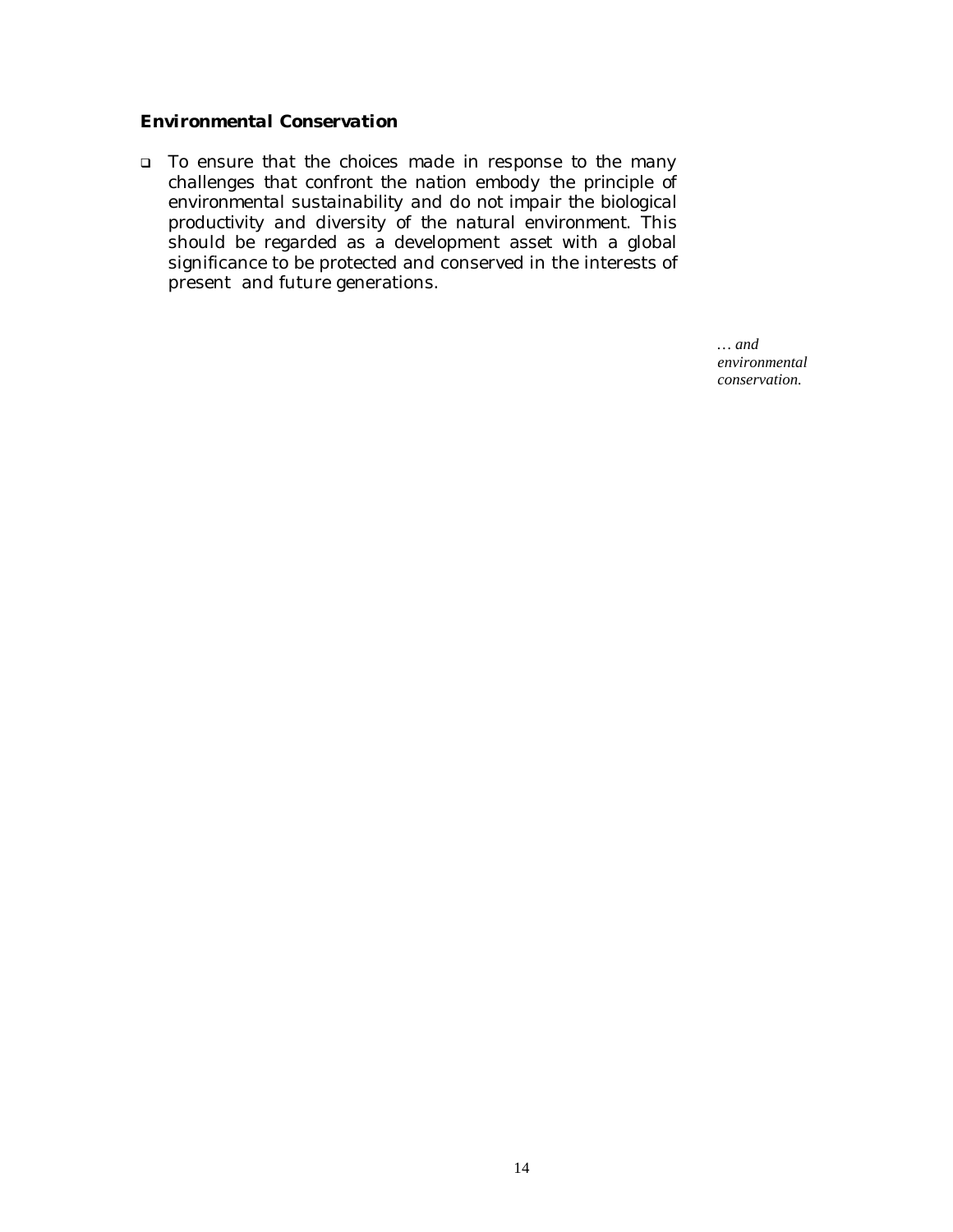### *Environmental Conservation*

- To ensure that the choices made in response to the many challenges that confront the nation embody the principle of environmental sustainability and do not impair the biological productivity and diversity of the natural environment. This should be regarded as a development asset with a global significance to be protected and conserved in the interests of present and future generations.

*… and environmental conservation.*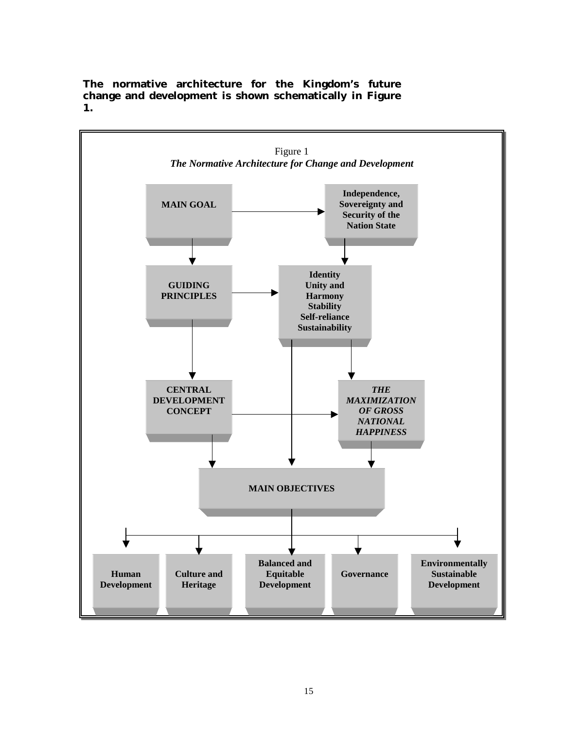**The normative architecture for the Kingdom's future change and development is shown schematically in Figure 1.**

Figure 1
***The Normative Architecture for Change and Development***

**MAIN GOAL** → **Independence, Sovereignty and Security of the Nation State**

**GUIDING PRINCIPLES** → **Identity, Unity and Harmony, Stability, Self-reliance, Sustainability**

**CENTRAL DEVELOPMENT CONCEPT** → ***THE MAXIMIZATION OF GROSS NATIONAL HAPPINESS***

**MAIN OBJECTIVES**

- **Human Development**
- **Culture and Heritage**
- **Balanced and Equitable Development**
- **Governance**
- **Environmentally Sustainable Development**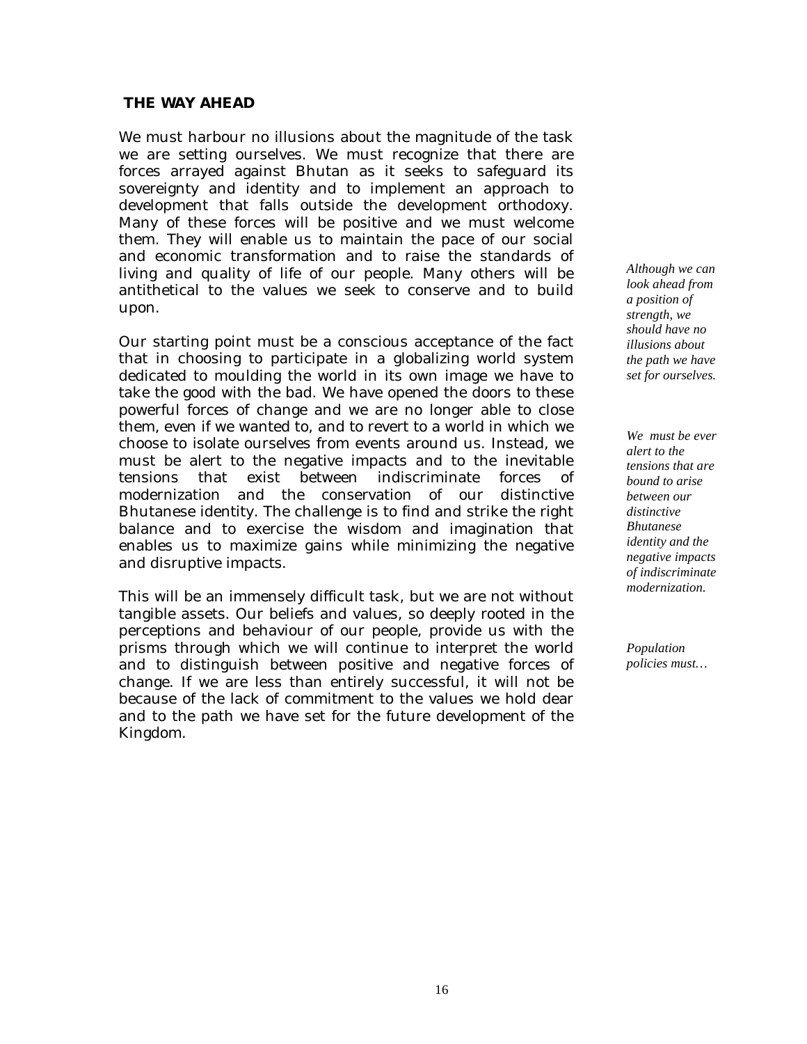## THE WAY AHEAD

We must harbour no illusions about the magnitude of the task we are setting ourselves. We must recognize that there are forces arrayed against Bhutan as it seeks to safeguard its sovereignty and identity and to implement an approach to development that falls outside the development orthodoxy. Many of these forces will be positive and we must welcome them. They will enable us to maintain the pace of our social and economic transformation and to raise the standards of living and quality of life of our people. Many others will be antithetical to the values we seek to conserve and to build upon.

*Although we can look ahead from a position of strength, we should have no illusions about the path we have set for ourselves.*

Our starting point must be a conscious acceptance of the fact that in choosing to participate in a globalizing world system dedicated to moulding the world in its own image we have to take the good with the bad. We have opened the doors to these powerful forces of change and we are no longer able to close them, even if we wanted to, and to revert to a world in which we choose to isolate ourselves from events around us. Instead, we must be alert to the negative impacts and to the inevitable tensions that exist between indiscriminate forces of modernization and the conservation of our distinctive Bhutanese identity. The challenge is to find and strike the right balance and to exercise the wisdom and imagination that enables us to maximize gains while minimizing the negative and disruptive impacts.

*We must be ever alert to the tensions that are bound to arise between our distinctive Bhutanese identity and the negative impacts of indiscriminate modernization.*

This will be an immensely difficult task, but we are not without tangible assets. Our beliefs and values, so deeply rooted in the perceptions and behaviour of our people, provide us with the prisms through which we will continue to interpret the world and to distinguish between positive and negative forces of change. If we are less than entirely successful, it will not be because of the lack of commitment to the values we hold dear and to the path we have set for the future development of the Kingdom.

*Population policies must…*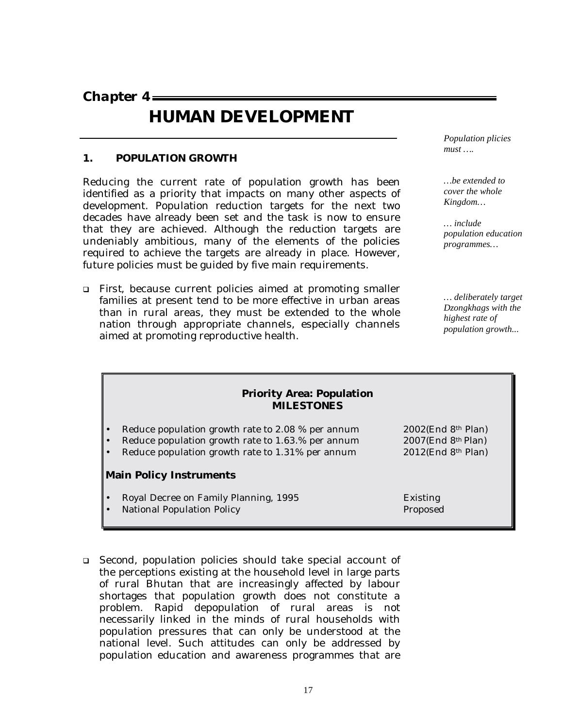**Chapter 4**

# HUMAN DEVELOPMENT

## 1. POPULATION GROWTH

Reducing the current rate of population growth has been identified as a priority that impacts on many other aspects of development. Population reduction targets for the next two decades have already been set and the task is now to ensure that they are achieved. Although the reduction targets are undeniably ambitious, many of the elements of the policies required to achieve the targets are already in place. However, future policies must be guided by five main requirements.

*Population plicies must ….*

*…be extended to cover the whole Kingdom…*

*… include population education programmes…*

*… deliberately target Dzongkhags with the highest rate of population growth...*

- First, because current policies aimed at promoting smaller families at present tend to be more effective in urban areas than in rural areas, they must be extended to the whole nation through appropriate channels, especially channels aimed at promoting reproductive health.

**Priority Area: Population**
**MILESTONES**

| | |
|---|---|
| • Reduce population growth rate to 2.08 % per annum | 2002(End 8th Plan) |
| • Reduce population growth rate to 1.63.% per annum | 2007(End 8th Plan) |
| • Reduce population growth rate to 1.31% per annum | 2012(End 8th Plan) |

**Main Policy Instruments**

| | |
|---|---|
| • Royal Decree on Family Planning, 1995 | Existing |
| • National Population Policy | Proposed |

- Second, population policies should take special account of the perceptions existing at the household level in large parts of rural Bhutan that are increasingly affected by labour shortages that population growth does not constitute a problem. Rapid depopulation of rural areas is not necessarily linked in the minds of rural households with population pressures that can only be understood at the national level. Such attitudes can only be addressed by population education and awareness programmes that are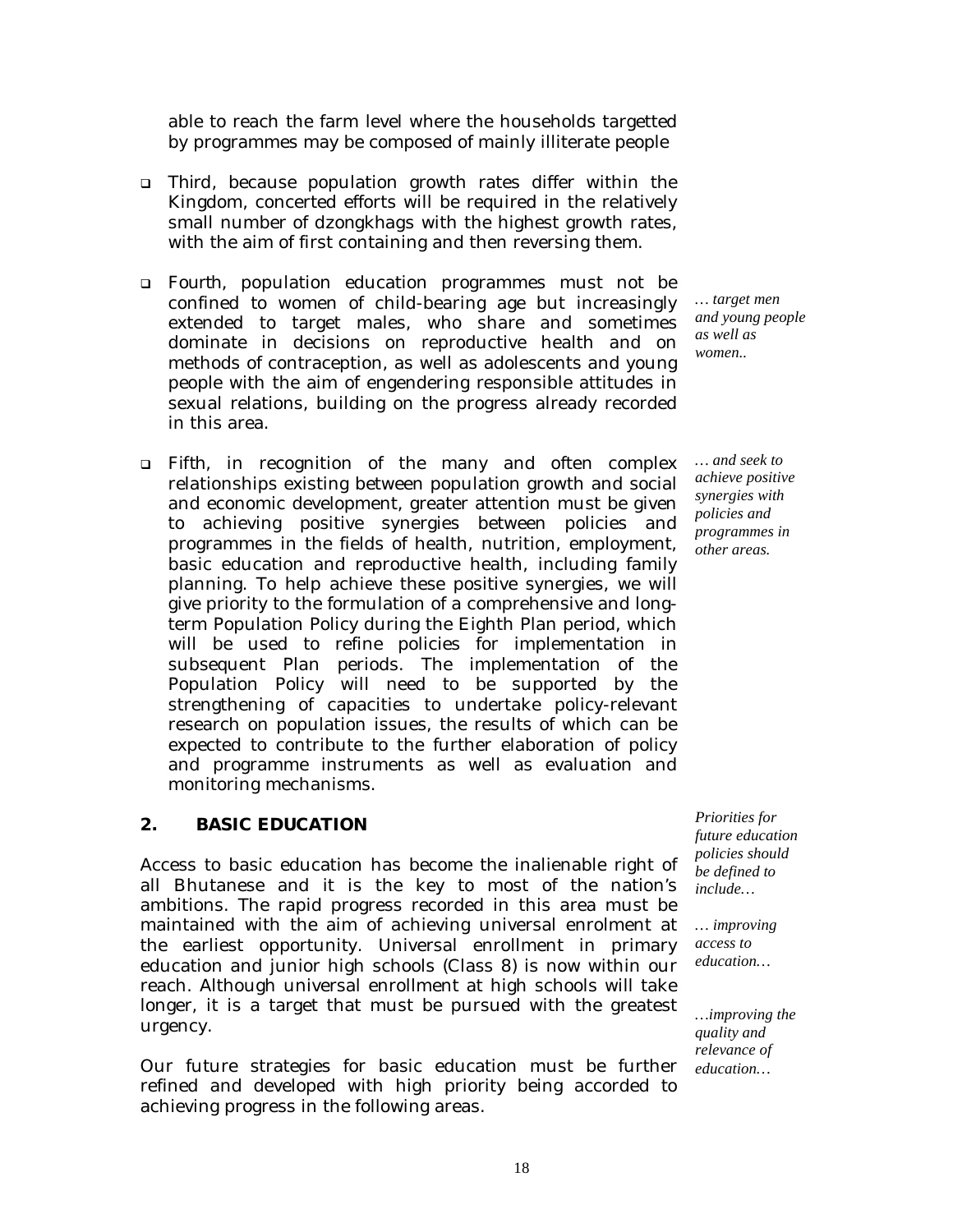able to reach the farm level where the households targetted by programmes may be composed of mainly illiterate people

- Third, because population growth rates differ within the Kingdom, concerted efforts will be required in the relatively small number of dzongkhags with the highest growth rates, with the aim of first containing and then reversing them.

- Fourth, population education programmes must not be confined to women of child-bearing age but increasingly extended to target males, who share and sometimes dominate in decisions on reproductive health and on methods of contraception, as well as adolescents and young people with the aim of engendering responsible attitudes in sexual relations, building on the progress already recorded in this area.

*… target men and young people as well as women..*

- Fifth, in recognition of the many and often complex relationships existing between population growth and social and economic development, greater attention must be given to achieving positive synergies between policies and programmes in the fields of health, nutrition, employment, basic education and reproductive health, including family planning. To help achieve these positive synergies, we will give priority to the formulation of a comprehensive and long-term Population Policy during the Eighth Plan period, which will be used to refine policies for implementation in subsequent Plan periods. The implementation of the Population Policy will need to be supported by the strengthening of capacities to undertake policy-relevant research on population issues, the results of which can be expected to contribute to the further elaboration of policy and programme instruments as well as evaluation and monitoring mechanisms.

*… and seek to achieve positive synergies with policies and programmes in other areas.*

## 2. BASIC EDUCATION

*Priorities for future education policies should be defined to include…*

Access to basic education has become the inalienable right of all Bhutanese and it is the key to most of the nation's ambitions. The rapid progress recorded in this area must be maintained with the aim of achieving universal enrolment at the earliest opportunity. Universal enrollment in primary education and junior high schools (Class 8) is now within our reach. Although universal enrollment at high schools will take longer, it is a target that must be pursued with the greatest urgency.

*… improving access to education…*

*…improving the quality and relevance of education…*

Our future strategies for basic education must be further refined and developed with high priority being accorded to achieving progress in the following areas.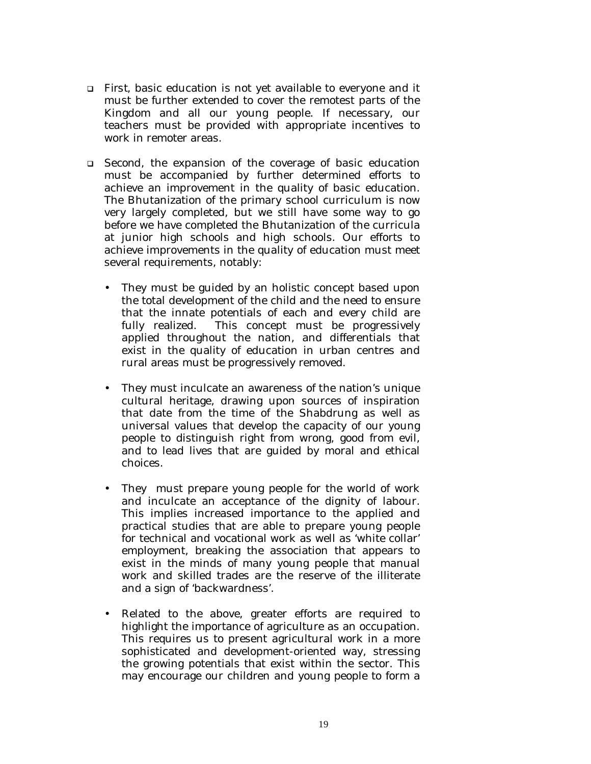- First, basic education is not yet available to everyone and it must be further extended to cover the remotest parts of the Kingdom and all our young people. If necessary, our teachers must be provided with appropriate incentives to work in remoter areas.

- Second, the expansion of the coverage of basic education must be accompanied by further determined efforts to achieve an improvement in the quality of basic education. The Bhutanization of the primary school curriculum is now very largely completed, but we still have some way to go before we have completed the Bhutanization of the curricula at junior high schools and high schools. Our efforts to achieve improvements in the quality of education must meet several requirements, notably:

  - They must be guided by an holistic concept based upon the total development of the child and the need to ensure that the innate potentials of each and every child are fully realized. This concept must be progressively applied throughout the nation, and differentials that exist in the quality of education in urban centres and rural areas must be progressively removed.

  - They must inculcate an awareness of the nation's unique cultural heritage, drawing upon sources of inspiration that date from the time of the Shabdrung as well as universal values that develop the capacity of our young people to distinguish right from wrong, good from evil, and to lead lives that are guided by moral and ethical choices.

  - They must prepare young people for the world of work and inculcate an acceptance of the dignity of labour. This implies increased importance to the applied and practical studies that are able to prepare young people for technical and vocational work as well as 'white collar' employment, breaking the association that appears to exist in the minds of many young people that manual work and skilled trades are the reserve of the illiterate and a sign of 'backwardness'.

  - Related to the above, greater efforts are required to highlight the importance of agriculture as an occupation. This requires us to present agricultural work in a more sophisticated and development-oriented way, stressing the growing potentials that exist within the sector. This may encourage our children and young people to form a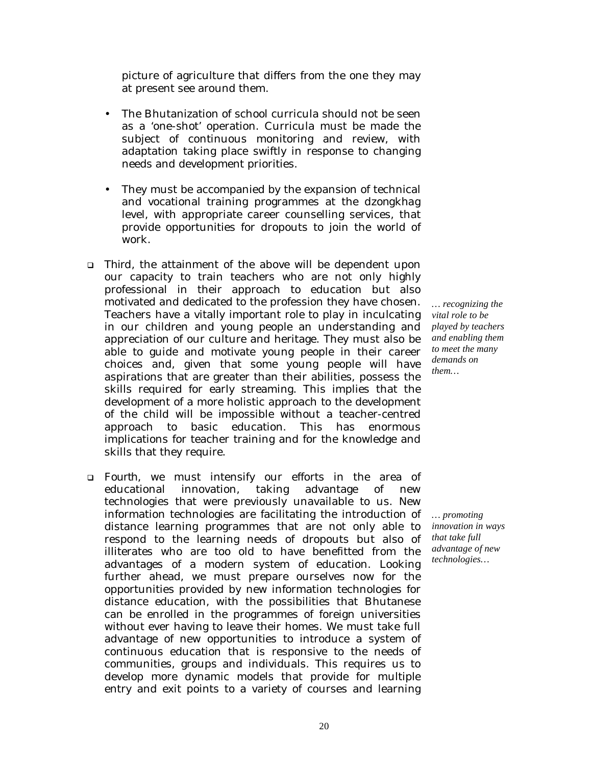picture of agriculture that differs from the one they may at present see around them.

- The Bhutanization of school curricula should not be seen as a 'one-shot' operation. Curricula must be made the subject of continuous monitoring and review, with adaptation taking place swiftly in response to changing needs and development priorities.

- They must be accompanied by the expansion of technical and vocational training programmes at the dzongkhag level, with appropriate career counselling services, that provide opportunities for dropouts to join the world of work.

- Third, the attainment of the above will be dependent upon our capacity to train teachers who are not only highly professional in their approach to education but also motivated and dedicated to the profession they have chosen. Teachers have a vitally important role to play in inculcating in our children and young people an understanding and appreciation of our culture and heritage. They must also be able to guide and motivate young people in their career choices and, given that some young people will have aspirations that are greater than their abilities, possess the skills required for early streaming. This implies that the development of a more holistic approach to the development of the child will be impossible without a teacher-centred approach to basic education. This has enormous implications for teacher training and for the knowledge and skills that they require.

*… recognizing the vital role to be played by teachers and enabling them to meet the many demands on them…*

- Fourth, we must intensify our efforts in the area of educational innovation, taking advantage of new technologies that were previously unavailable to us. New information technologies are facilitating the introduction of distance learning programmes that are not only able to respond to the learning needs of dropouts but also of illiterates who are too old to have benefitted from the advantages of a modern system of education. Looking further ahead, we must prepare ourselves now for the opportunities provided by new information technologies for distance education, with the possibilities that Bhutanese can be enrolled in the programmes of foreign universities without ever having to leave their homes. We must take full advantage of new opportunities to introduce a system of continuous education that is responsive to the needs of communities, groups and individuals. This requires us to develop more dynamic models that provide for multiple entry and exit points to a variety of courses and learning

*… promoting innovation in ways that take full advantage of new technologies…*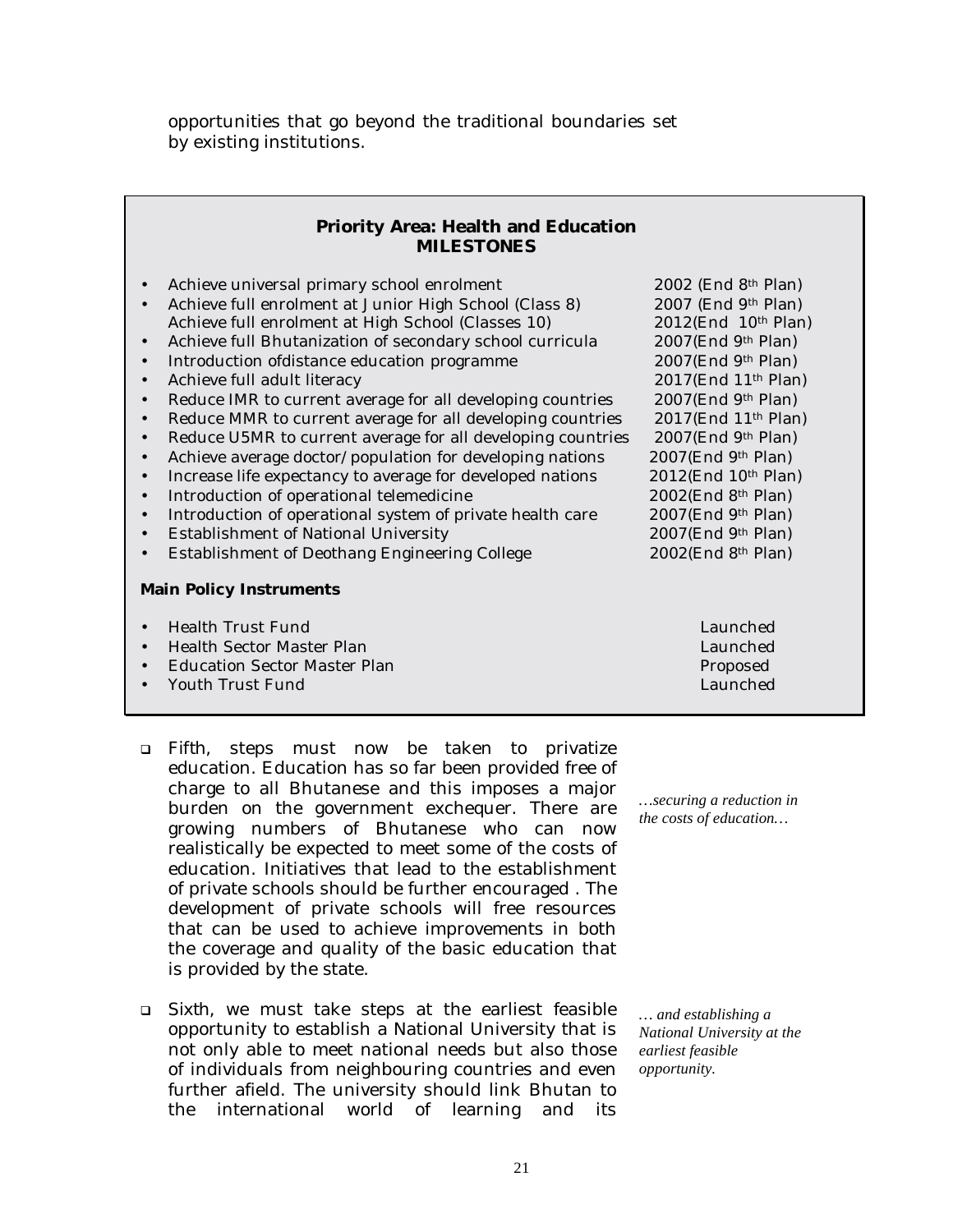opportunities that go beyond the traditional boundaries set by existing institutions.

**Priority Area: Health and Education**
**MILESTONES**

- Achieve universal primary school enrolment — 2002 (End 8th Plan)
- Achieve full enrolment at Junior High School (Class 8) — 2007 (End 9th Plan)
  Achieve full enrolment at High School (Classes 10) — 2012(End 10th Plan)
- Achieve full Bhutanization of secondary school curricula — 2007(End 9th Plan)
- Introduction ofdistance education programme — 2007(End 9th Plan)
- Achieve full adult literacy — 2017(End 11th Plan)
- Reduce IMR to current average for all developing countries — 2007(End 9th Plan)
- Reduce MMR to current average for all developing countries — 2017(End 11th Plan)
- Reduce U5MR to current average for all developing countries — 2007(End 9th Plan)
- Achieve average doctor/population for developing nations — 2007(End 9th Plan)
- Increase life expectancy to average for developed nations — 2012(End 10th Plan)
- Introduction of operational telemedicine — 2002(End 8th Plan)
- Introduction of operational system of private health care — 2007(End 9th Plan)
- Establishment of National University — 2007(End 9th Plan)
- Establishment of Deothang Engineering College — 2002(End 8th Plan)

**Main Policy Instruments**

- Health Trust Fund — Launched
- Health Sector Master Plan — Launched
- Education Sector Master Plan — Proposed
- Youth Trust Fund — Launched

- Fifth, steps must now be taken to privatize education. Education has so far been provided free of charge to all Bhutanese and this imposes a major burden on the government exchequer. There are growing numbers of Bhutanese who can now realistically be expected to meet some of the costs of education. Initiatives that lead to the establishment of private schools should be further encouraged . The development of private schools will free resources that can be used to achieve improvements in both the coverage and quality of the basic education that is provided by the state.

*…securing a reduction in the costs of education…*

- Sixth, we must take steps at the earliest feasible opportunity to establish a National University that is not only able to meet national needs but also those of individuals from neighbouring countries and even further afield. The university should link Bhutan to the international world of learning and its

*… and establishing a National University at the earliest feasible opportunity.*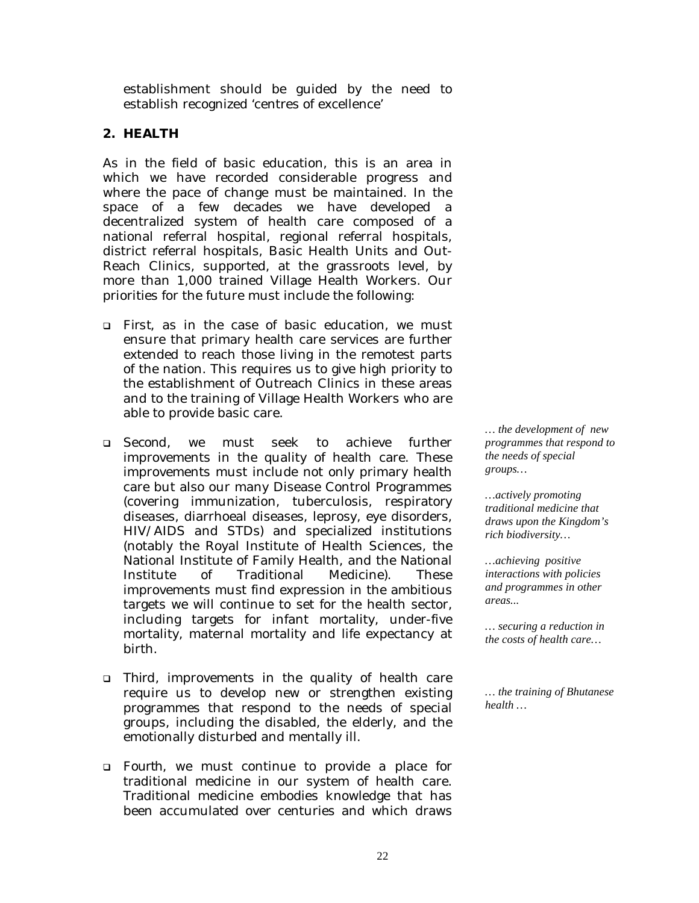establishment should be guided by the need to establish recognized 'centres of excellence'

## 2. HEALTH

As in the field of basic education, this is an area in which we have recorded considerable progress and where the pace of change must be maintained. In the space of a few decades we have developed a decentralized system of health care composed of a national referral hospital, regional referral hospitals, district referral hospitals, Basic Health Units and Out-Reach Clinics, supported, at the grassroots level, by more than 1,000 trained Village Health Workers. Our priorities for the future must include the following:

- First, as in the case of basic education, we must ensure that primary health care services are further extended to reach those living in the remotest parts of the nation. This requires us to give high priority to the establishment of Outreach Clinics in these areas and to the training of Village Health Workers who are able to provide basic care.
- Second, we must seek to achieve further improvements in the quality of health care. These improvements must include not only primary health care but also our many Disease Control Programmes (covering immunization, tuberculosis, respiratory diseases, diarrhoeal diseases, leprosy, eye disorders, HIV/AIDS and STDs) and specialized institutions (notably the Royal Institute of Health Sciences, the National Institute of Family Health, and the National Institute of Traditional Medicine). These improvements must find expression in the ambitious targets we will continue to set for the health sector, including targets for infant mortality, under-five mortality, maternal mortality and life expectancy at birth.
- Third, improvements in the quality of health care require us to develop new or strengthen existing programmes that respond to the needs of special groups, including the disabled, the elderly, and the emotionally disturbed and mentally ill.
- Fourth, we must continue to provide a place for traditional medicine in our system of health care. Traditional medicine embodies knowledge that has been accumulated over centuries and which draws

*… the development of new programmes that respond to the needs of special groups…*

*…actively promoting traditional medicine that draws upon the Kingdom's rich biodiversity…*

*…achieving positive interactions with policies and programmes in other areas...*

*… securing a reduction in the costs of health care…*

*… the training of Bhutanese health …*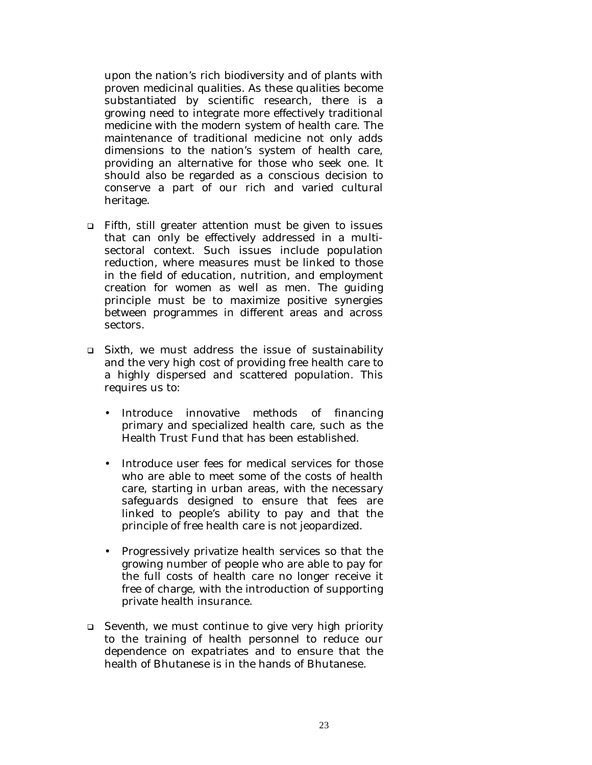upon the nation's rich biodiversity and of plants with proven medicinal qualities. As these qualities become substantiated by scientific research, there is a growing need to integrate more effectively traditional medicine with the modern system of health care. The maintenance of traditional medicine not only adds dimensions to the nation's system of health care, providing an alternative for those who seek one. It should also be regarded as a conscious decision to conserve a part of our rich and varied cultural heritage.

- Fifth, still greater attention must be given to issues that can only be effectively addressed in a multi-sectoral context. Such issues include population reduction, where measures must be linked to those in the field of education, nutrition, and employment creation for women as well as men. The guiding principle must be to maximize positive synergies between programmes in different areas and across sectors.

- Sixth, we must address the issue of sustainability and the very high cost of providing free health care to a highly dispersed and scattered population. This requires us to:

  - Introduce innovative methods of financing primary and specialized health care, such as the Health Trust Fund that has been established.

  - Introduce user fees for medical services for those who are able to meet some of the costs of health care, starting in urban areas, with the necessary safeguards designed to ensure that fees are linked to people's ability to pay and that the principle of free health care is not jeopardized.

  - Progressively privatize health services so that the growing number of people who are able to pay for the full costs of health care no longer receive it free of charge, with the introduction of supporting private health insurance.

- Seventh, we must continue to give very high priority to the training of health personnel to reduce our dependence on expatriates and to ensure that the health of Bhutanese is in the hands of Bhutanese.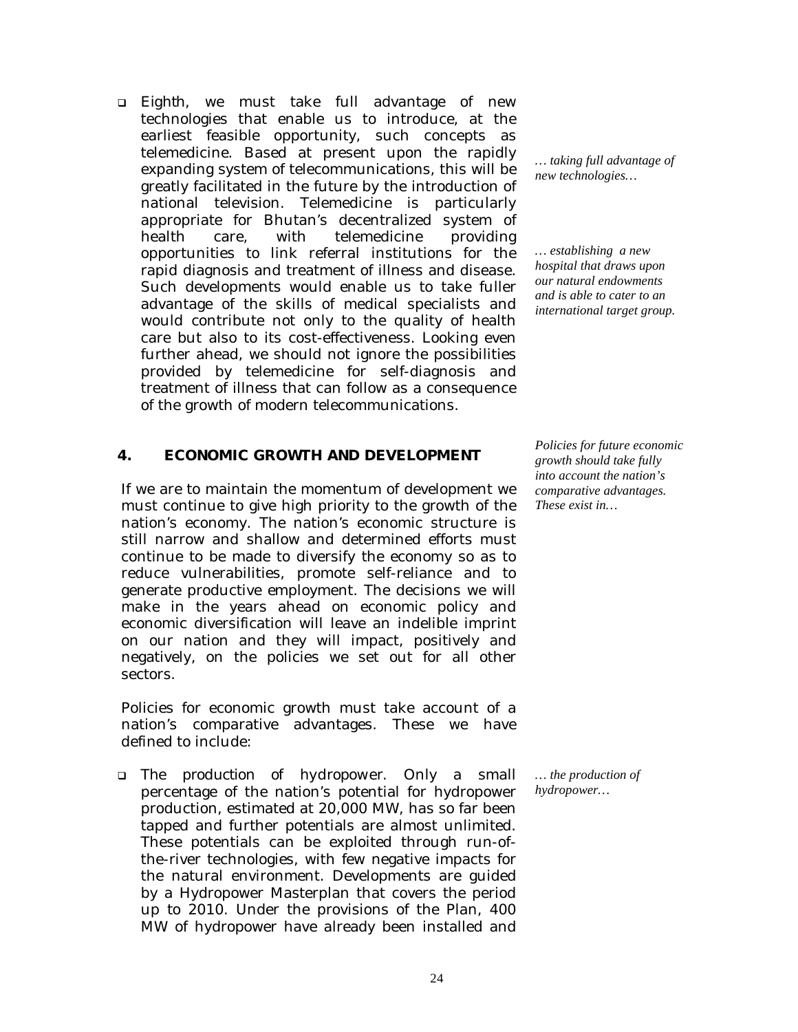- Eighth, we must take full advantage of new technologies that enable us to introduce, at the earliest feasible opportunity, such concepts as telemedicine. Based at present upon the rapidly expanding system of telecommunications, this will be greatly facilitated in the future by the introduction of national television. Telemedicine is particularly appropriate for Bhutan's decentralized system of health care, with telemedicine providing opportunities to link referral institutions for the rapid diagnosis and treatment of illness and disease. Such developments would enable us to take fuller advantage of the skills of medical specialists and would contribute not only to the quality of health care but also to its cost-effectiveness. Looking even further ahead, we should not ignore the possibilities provided by telemedicine for self-diagnosis and treatment of illness that can follow as a consequence of the growth of modern telecommunications.

*… taking full advantage of new technologies…*

*… establishing a new hospital that draws upon our natural endowments and is able to cater to an international target group.*

## 4. ECONOMIC GROWTH AND DEVELOPMENT

*Policies for future economic growth should take fully into account the nation's comparative advantages. These exist in…*

If we are to maintain the momentum of development we must continue to give high priority to the growth of the nation's economy. The nation's economic structure is still narrow and shallow and determined efforts must continue to be made to diversify the economy so as to reduce vulnerabilities, promote self-reliance and to generate productive employment. The decisions we will make in the years ahead on economic policy and economic diversification will leave an indelible imprint on our nation and they will impact, positively and negatively, on the policies we set out for all other sectors.

Policies for economic growth must take account of a nation's comparative advantages. These we have defined to include:

*… the production of hydropower…*

- The production of hydropower. Only a small percentage of the nation's potential for hydropower production, estimated at 20,000 MW, has so far been tapped and further potentials are almost unlimited. These potentials can be exploited through run-of-the-river technologies, with few negative impacts for the natural environment. Developments are guided by a Hydropower Masterplan that covers the period up to 2010. Under the provisions of the Plan, 400 MW of hydropower have already been installed and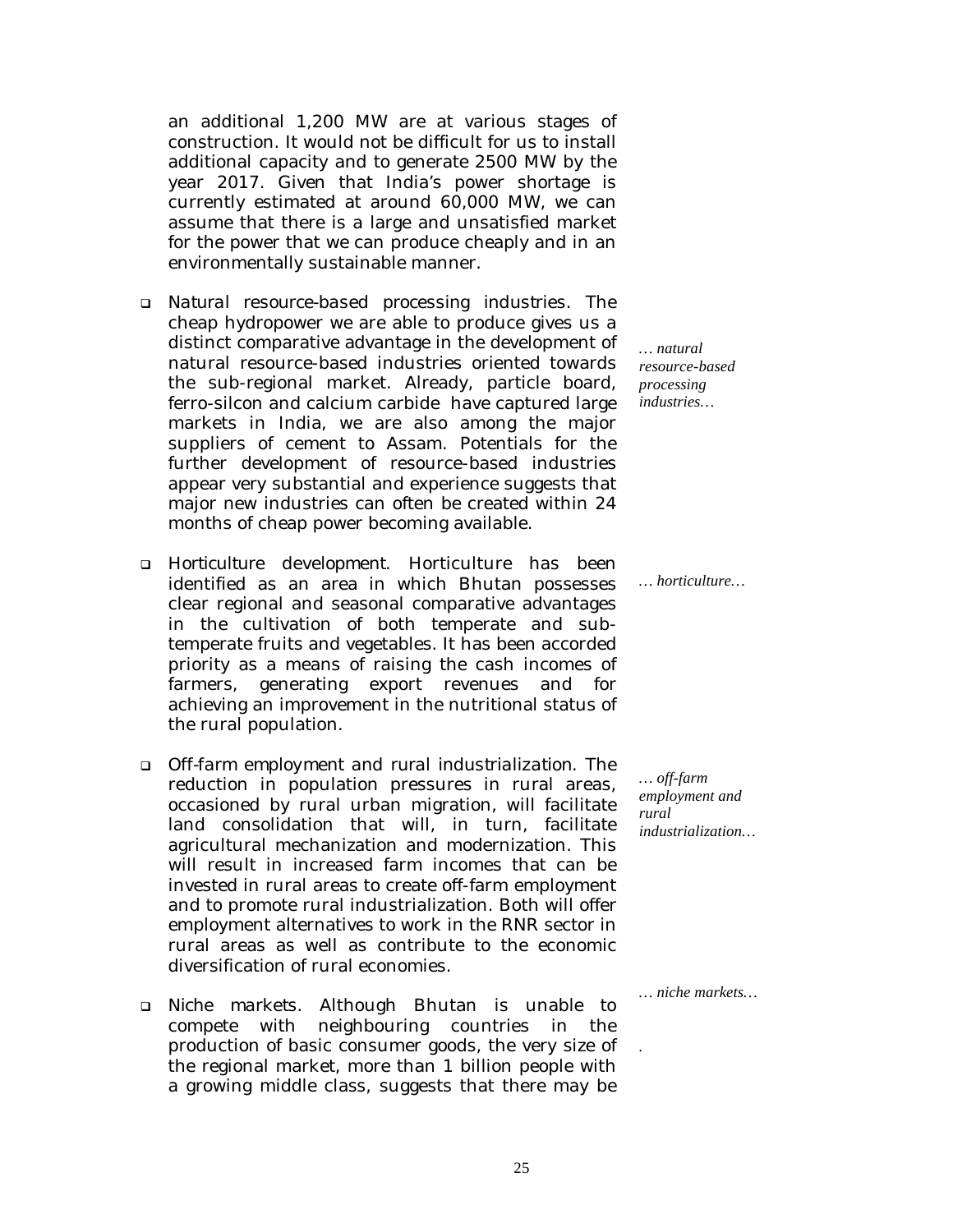an additional 1,200 MW are at various stages of construction. It would not be difficult for us to install additional capacity and to generate 2500 MW by the year 2017. Given that India's power shortage is currently estimated at around 60,000 MW, we can assume that there is a large and unsatisfied market for the power that we can produce cheaply and in an environmentally sustainable manner.

*… natural resource-based processing industries…*

- Natural resource-based processing industries. The cheap hydropower we are able to produce gives us a distinct comparative advantage in the development of natural resource-based industries oriented towards the sub-regional market. Already, particle board, ferro-silcon and calcium carbide have captured large markets in India, we are also among the major suppliers of cement to Assam. Potentials for the further development of resource-based industries appear very substantial and experience suggests that major new industries can often be created within 24 months of cheap power becoming available.

*… horticulture…*

- Horticulture development. Horticulture has been identified as an area in which Bhutan possesses clear regional and seasonal comparative advantages in the cultivation of both temperate and sub-temperate fruits and vegetables. It has been accorded priority as a means of raising the cash incomes of farmers, generating export revenues and for achieving an improvement in the nutritional status of the rural population.

*… off-farm employment and rural industrialization…*

- Off-farm employment and rural industrialization. The reduction in population pressures in rural areas, occasioned by rural urban migration, will facilitate land consolidation that will, in turn, facilitate agricultural mechanization and modernization. This will result in increased farm incomes that can be invested in rural areas to create off-farm employment and to promote rural industrialization. Both will offer employment alternatives to work in the RNR sector in rural areas as well as contribute to the economic diversification of rural economies.

*… niche markets…*

- Niche markets. Although Bhutan is unable to compete with neighbouring countries in the production of basic consumer goods, the very size of the regional market, more than 1 billion people with a growing middle class, suggests that there may be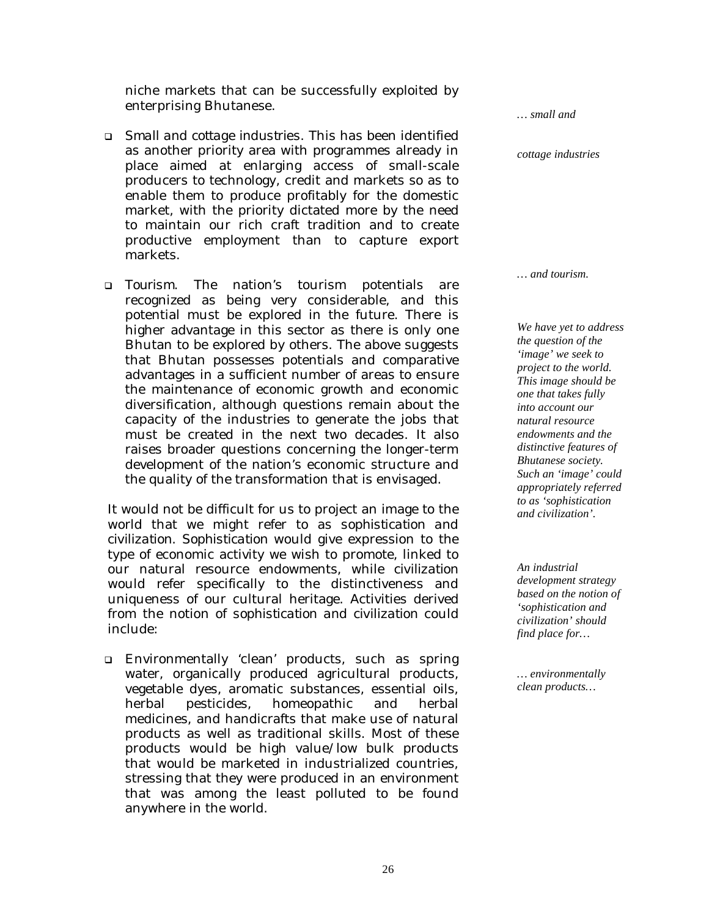niche markets that can be successfully exploited by enterprising Bhutanese.

*… small and cottage industries*

- Small and cottage industries. This has been identified as another priority area with programmes already in place aimed at enlarging access of small-scale producers to technology, credit and markets so as to enable them to produce profitably for the domestic market, with the priority dictated more by the need to maintain our rich craft tradition and to create productive employment than to capture export markets.

*… and tourism.*

- Tourism. The nation's tourism potentials are recognized as being very considerable, and this potential must be explored in the future. There is higher advantage in this sector as there is only one Bhutan to be explored by others. The above suggests that Bhutan possesses potentials and comparative advantages in a sufficient number of areas to ensure the maintenance of economic growth and economic diversification, although questions remain about the capacity of the industries to generate the jobs that must be created in the next two decades. It also raises broader questions concerning the longer-term development of the nation's economic structure and the quality of the transformation that is envisaged.

*We have yet to address the question of the 'image' we seek to project to the world. This image should be one that takes fully into account our natural resource endowments and the distinctive features of Bhutanese society. Such an 'image' could appropriately referred to as 'sophistication and civilization'.*

It would not be difficult for us to project an image to the world that we might refer to as sophistication and civilization. Sophistication would give expression to the type of economic activity we wish to promote, linked to our natural resource endowments, while civilization would refer specifically to the distinctiveness and uniqueness of our cultural heritage. Activities derived from the notion of sophistication and civilization could include:

*An industrial development strategy based on the notion of 'sophistication and civilization' should find place for…*

*… environmentally clean products…*

- Environmentally 'clean' products, such as spring water, organically produced agricultural products, vegetable dyes, aromatic substances, essential oils, herbal pesticides, homeopathic and herbal medicines, and handicrafts that make use of natural products as well as traditional skills. Most of these products would be high value/low bulk products that would be marketed in industrialized countries, stressing that they were produced in an environment that was among the least polluted to be found anywhere in the world.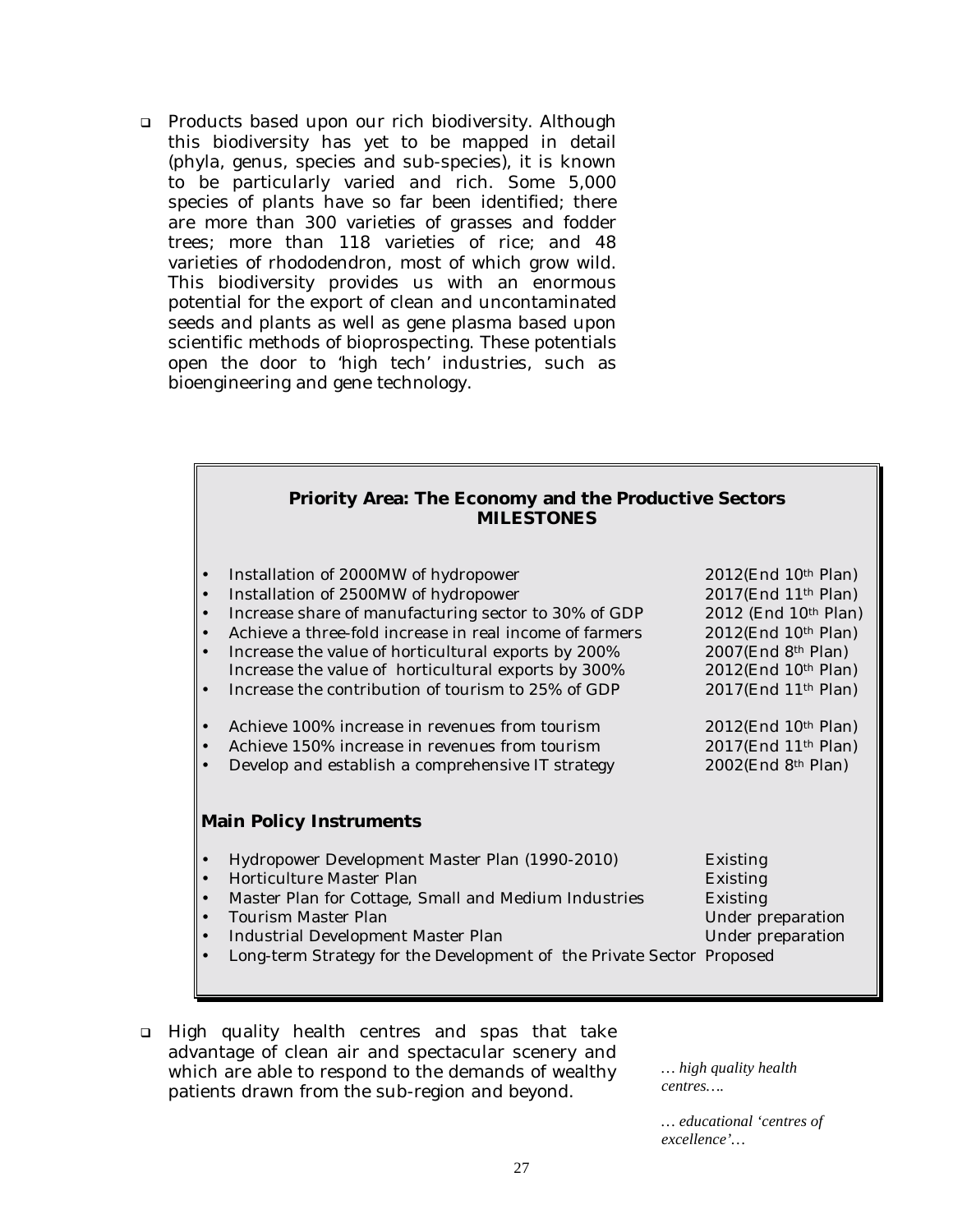- Products based upon our rich biodiversity. Although this biodiversity has yet to be mapped in detail (phyla, genus, species and sub-species), it is known to be particularly varied and rich. Some 5,000 species of plants have so far been identified; there are more than 300 varieties of grasses and fodder trees; more than 118 varieties of rice; and 48 varieties of rhododendron, most of which grow wild. This biodiversity provides us with an enormous potential for the export of clean and uncontaminated seeds and plants as well as gene plasma based upon scientific methods of bioprospecting. These potentials open the door to 'high tech' industries, such as bioengineering and gene technology.

**Priority Area: The Economy and the Productive Sectors**
**MILESTONES**

| Milestone | Target |
|---|---|
| • Installation of 2000MW of hydropower | 2012(End 10th Plan) |
| • Installation of 2500MW of hydropower | 2017(End 11th Plan) |
| • Increase share of manufacturing sector to 30% of GDP | 2012 (End 10th Plan) |
| • Achieve a three-fold increase in real income of farmers | 2012(End 10th Plan) |
| • Increase the value of horticultural exports by 200% | 2007(End 8th Plan) |
| Increase the value of horticultural exports by 300% | 2012(End 10th Plan) |
| • Increase the contribution of tourism to 25% of GDP | 2017(End 11th Plan) |
| • Achieve 100% increase in revenues from tourism | 2012(End 10th Plan) |
| • Achieve 150% increase in revenues from tourism | 2017(End 11th Plan) |
| • Develop and establish a comprehensive IT strategy | 2002(End 8th Plan) |

**Main Policy Instruments**

| Instrument | Status |
|---|---|
| • Hydropower Development Master Plan (1990-2010) | Existing |
| • Horticulture Master Plan | Existing |
| • Master Plan for Cottage, Small and Medium Industries | Existing |
| • Tourism Master Plan | Under preparation |
| • Industrial Development Master Plan | Under preparation |
| • Long-term Strategy for the Development of the Private Sector | Proposed |

- High quality health centres and spas that take advantage of clean air and spectacular scenery and which are able to respond to the demands of wealthy patients drawn from the sub-region and beyond.

*… high quality health centres….*

*… educational 'centres of excellence'…*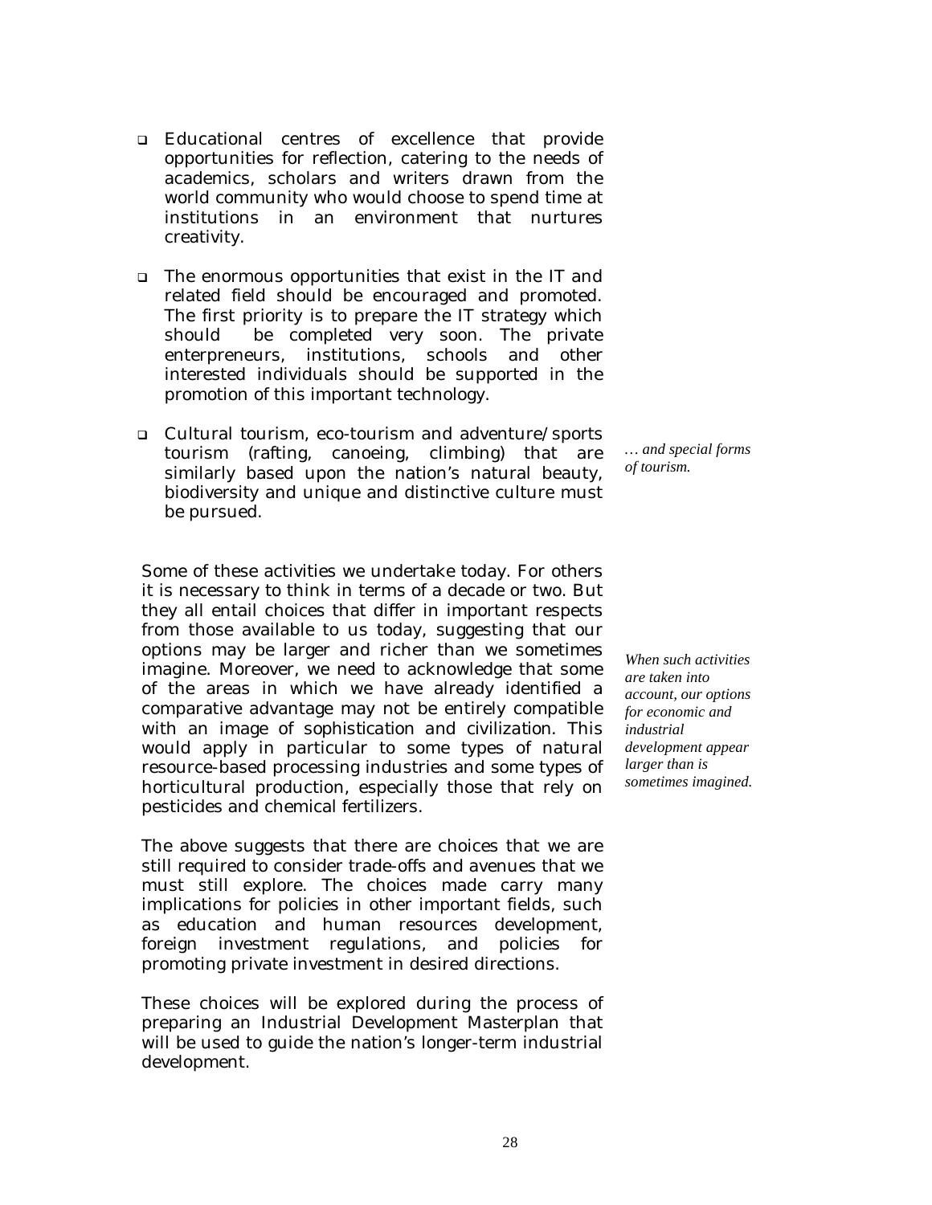- Educational centres of excellence that provide opportunities for reflection, catering to the needs of academics, scholars and writers drawn from the world community who would choose to spend time at institutions in an environment that nurtures creativity.

- The enormous opportunities that exist in the IT and related field should be encouraged and promoted. The first priority is to prepare the IT strategy which should be completed very soon. The private enterpreneurs, institutions, schools and other interested individuals should be supported in the promotion of this important technology.

- Cultural tourism, eco-tourism and adventure/sports tourism (rafting, canoeing, climbing) that are similarly based upon the nation's natural beauty, biodiversity and unique and distinctive culture must be pursued.

*… and special forms of tourism.*

Some of these activities we undertake today. For others it is necessary to think in terms of a decade or two. But they all entail choices that differ in important respects from those available to us today, suggesting that our options may be larger and richer than we sometimes imagine. Moreover, we need to acknowledge that some of the areas in which we have already identified a comparative advantage may not be entirely compatible with an image of sophistication and civilization. This would apply in particular to some types of natural resource-based processing industries and some types of horticultural production, especially those that rely on pesticides and chemical fertilizers.

*When such activities are taken into account, our options for economic and industrial development appear larger than is sometimes imagined.*

The above suggests that there are choices that we are still required to consider trade-offs and avenues that we must still explore. The choices made carry many implications for policies in other important fields, such as education and human resources development, foreign investment regulations, and policies for promoting private investment in desired directions.

These choices will be explored during the process of preparing an Industrial Development Masterplan that will be used to guide the nation's longer-term industrial development.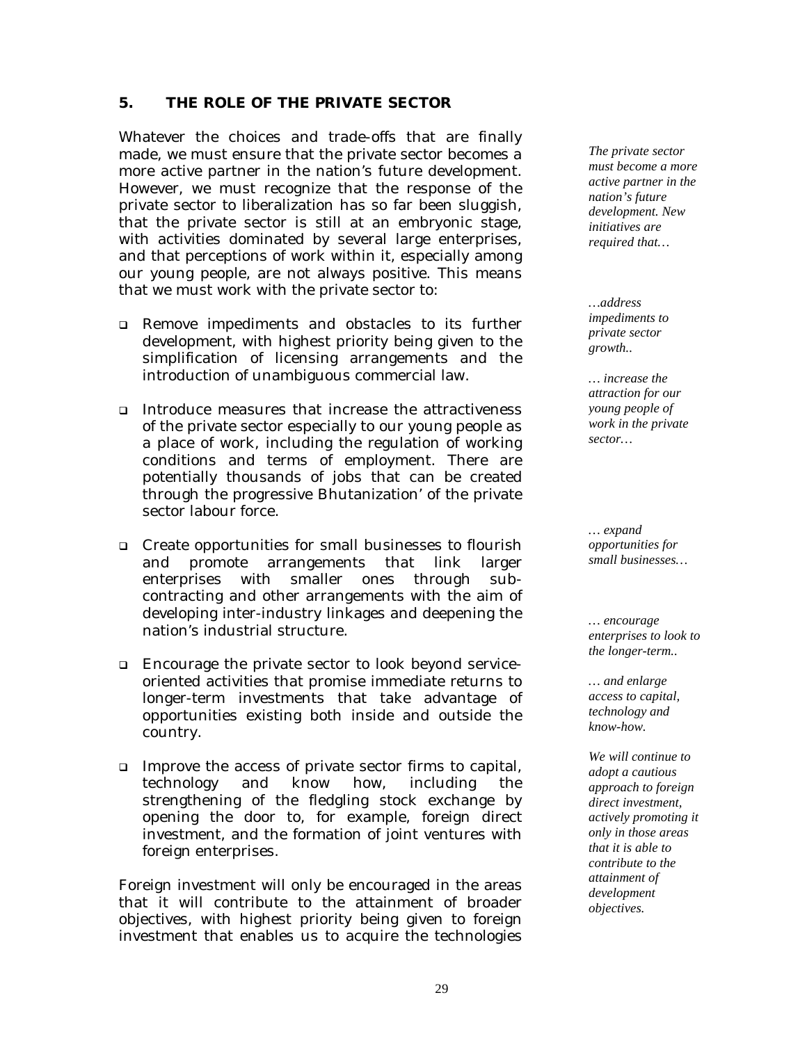## 5. THE ROLE OF THE PRIVATE SECTOR

Whatever the choices and trade-offs that are finally made, we must ensure that the private sector becomes a more active partner in the nation's future development. However, we must recognize that the response of the private sector to liberalization has so far been sluggish, that the private sector is still at an embryonic stage, with activities dominated by several large enterprises, and that perceptions of work within it, especially among our young people, are not always positive. This means that we must work with the private sector to:

*The private sector must become a more active partner in the nation's future development. New initiatives are required that…*

- Remove impediments and obstacles to its further development, with highest priority being given to the simplification of licensing arrangements and the introduction of unambiguous commercial law.

*…address impediments to private sector growth..*

- Introduce measures that increase the attractiveness of the private sector especially to our young people as a place of work, including the regulation of working conditions and terms of employment. There are potentially thousands of jobs that can be created through the progressive Bhutanization' of the private sector labour force.

*… increase the attraction for our young people of work in the private sector…*

- Create opportunities for small businesses to flourish and promote arrangements that link larger enterprises with smaller ones through sub-contracting and other arrangements with the aim of developing inter-industry linkages and deepening the nation's industrial structure.

*… expand opportunities for small businesses…*

- Encourage the private sector to look beyond service-oriented activities that promise immediate returns to longer-term investments that take advantage of opportunities existing both inside and outside the country.

*… encourage enterprises to look to the longer-term..*

- Improve the access of private sector firms to capital, technology and know how, including the strengthening of the fledgling stock exchange by opening the door to, for example, foreign direct investment, and the formation of joint ventures with foreign enterprises.

*… and enlarge access to capital, technology and know-how.*

Foreign investment will only be encouraged in the areas that it will contribute to the attainment of broader objectives, with highest priority being given to foreign investment that enables us to acquire the technologies

*We will continue to adopt a cautious approach to foreign direct investment, actively promoting it only in those areas that it is able to contribute to the attainment of development objectives.*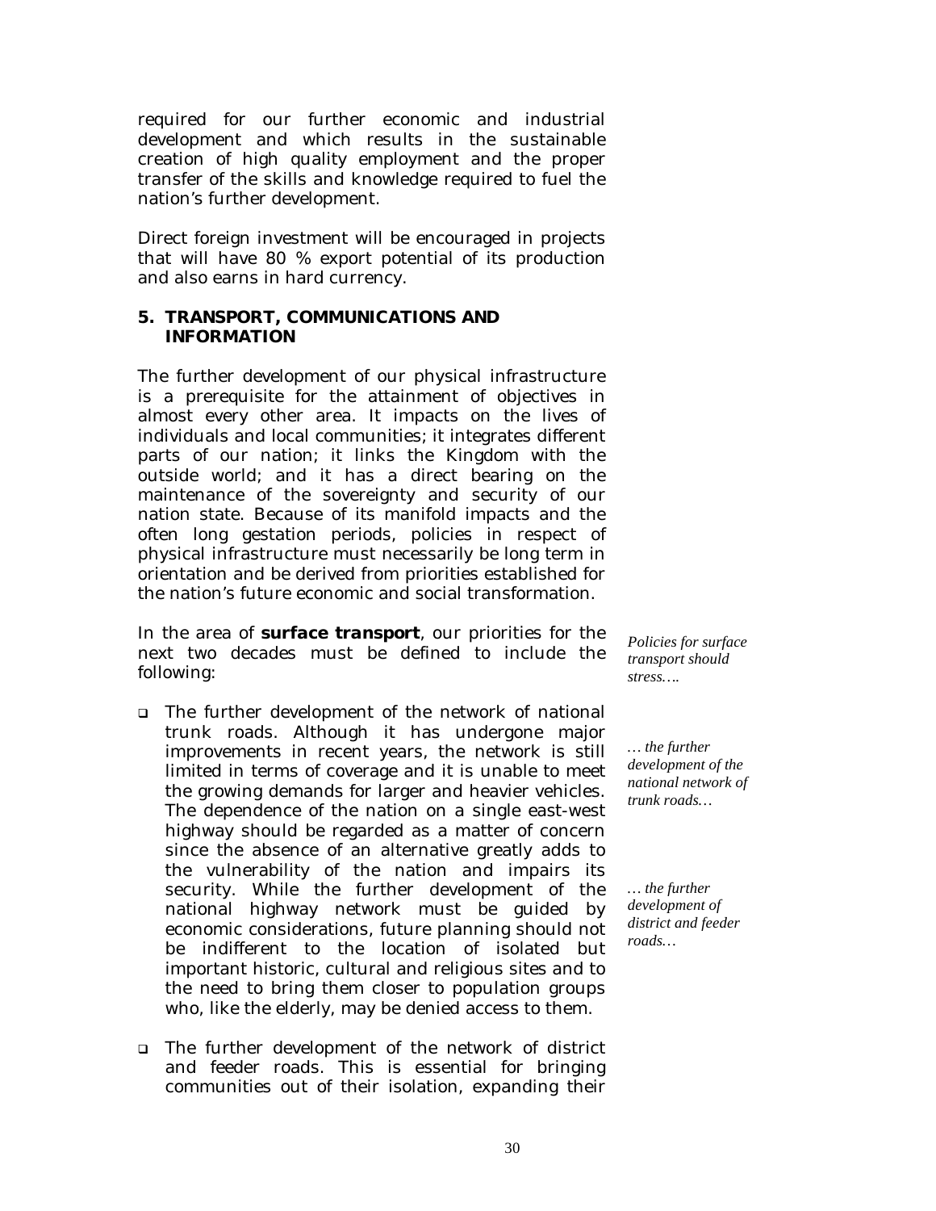required for our further economic and industrial development and which results in the sustainable creation of high quality employment and the proper transfer of the skills and knowledge required to fuel the nation's further development.

Direct foreign investment will be encouraged in projects that will have 80 % export potential of its production and also earns in hard currency.

## 5. TRANSPORT, COMMUNICATIONS AND INFORMATION

The further development of our physical infrastructure is a prerequisite for the attainment of objectives in almost every other area. It impacts on the lives of individuals and local communities; it integrates different parts of our nation; it links the Kingdom with the outside world; and it has a direct bearing on the maintenance of the sovereignty and security of our nation state. Because of its manifold impacts and the often long gestation periods, policies in respect of physical infrastructure must necessarily be long term in orientation and be derived from priorities established for the nation's future economic and social transformation.

*Policies for surface transport should stress….*

In the area of ***surface transport***, our priorities for the next two decades must be defined to include the following:

*… the further development of the national network of trunk roads…*

- The further development of the network of national trunk roads. Although it has undergone major improvements in recent years, the network is still limited in terms of coverage and it is unable to meet the growing demands for larger and heavier vehicles. The dependence of the nation on a single east-west highway should be regarded as a matter of concern since the absence of an alternative greatly adds to the vulnerability of the nation and impairs its security. While the further development of the national highway network must be guided by economic considerations, future planning should not be indifferent to the location of isolated but important historic, cultural and religious sites and to the need to bring them closer to population groups who, like the elderly, may be denied access to them.

*… the further development of district and feeder roads…*

- The further development of the network of district and feeder roads. This is essential for bringing communities out of their isolation, expanding their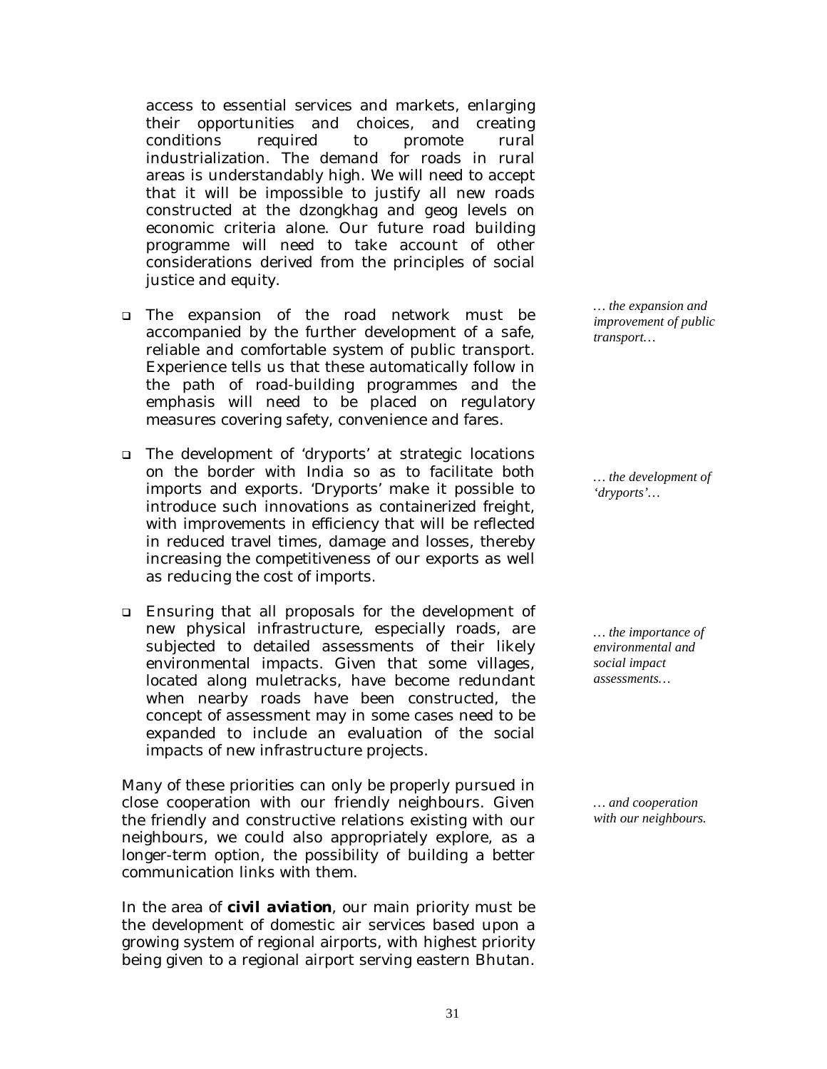access to essential services and markets, enlarging their opportunities and choices, and creating conditions required to promote rural industrialization. The demand for roads in rural areas is understandably high. We will need to accept that it will be impossible to justify all new roads constructed at the dzongkhag and geog levels on economic criteria alone. Our future road building programme will need to take account of other considerations derived from the principles of social justice and equity.

*… the expansion and improvement of public transport…*

- The expansion of the road network must be accompanied by the further development of a safe, reliable and comfortable system of public transport. Experience tells us that these automatically follow in the path of road-building programmes and the emphasis will need to be placed on regulatory measures covering safety, convenience and fares.

*… the development of 'dryports'…*

- The development of 'dryports' at strategic locations on the border with India so as to facilitate both imports and exports. 'Dryports' make it possible to introduce such innovations as containerized freight, with improvements in efficiency that will be reflected in reduced travel times, damage and losses, thereby increasing the competitiveness of our exports as well as reducing the cost of imports.

*… the importance of environmental and social impact assessments…*

- Ensuring that all proposals for the development of new physical infrastructure, especially roads, are subjected to detailed assessments of their likely environmental impacts. Given that some villages, located along muletracks, have become redundant when nearby roads have been constructed, the concept of assessment may in some cases need to be expanded to include an evaluation of the social impacts of new infrastructure projects.

*… and cooperation with our neighbours.*

Many of these priorities can only be properly pursued in close cooperation with our friendly neighbours. Given the friendly and constructive relations existing with our neighbours, we could also appropriately explore, as a longer-term option, the possibility of building a better communication links with them.

In the area of **civil aviation**, our main priority must be the development of domestic air services based upon a growing system of regional airports, with highest priority being given to a regional airport serving eastern Bhutan.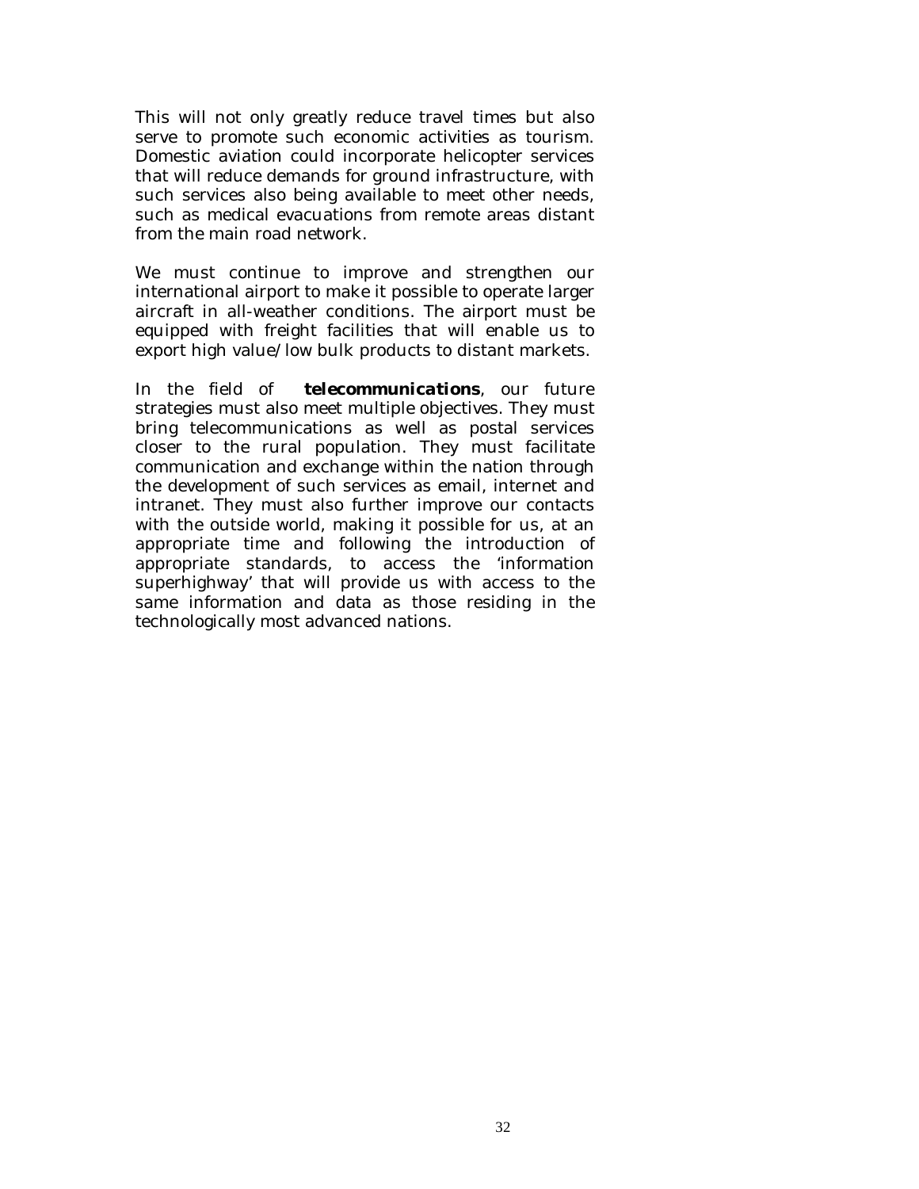This will not only greatly reduce travel times but also serve to promote such economic activities as tourism. Domestic aviation could incorporate helicopter services that will reduce demands for ground infrastructure, with such services also being available to meet other needs, such as medical evacuations from remote areas distant from the main road network.

We must continue to improve and strengthen our international airport to make it possible to operate larger aircraft in all-weather conditions. The airport must be equipped with freight facilities that will enable us to export high value/low bulk products to distant markets.

In the field of ***telecommunications***, our future strategies must also meet multiple objectives. They must bring telecommunications as well as postal services closer to the rural population. They must facilitate communication and exchange within the nation through the development of such services as email, internet and intranet. They must also further improve our contacts with the outside world, making it possible for us, at an appropriate time and following the introduction of appropriate standards, to access the 'information superhighway' that will provide us with access to the same information and data as those residing in the technologically most advanced nations.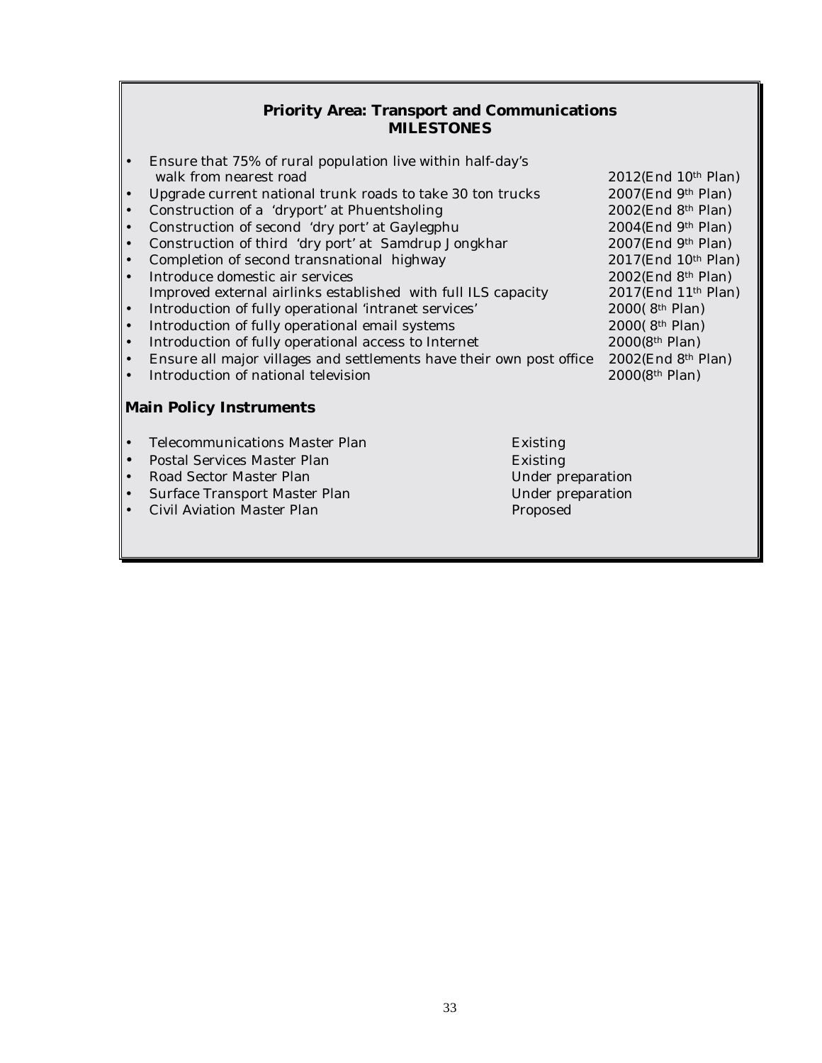## Priority Area: Transport and Communications
## MILESTONES

- Ensure that 75% of rural population live within half-day's walk from nearest road — 2012(End 10th Plan)
- Upgrade current national trunk roads to take 30 ton trucks — 2007(End 9th Plan)
- Construction of a 'dryport' at Phuentsholing — 2002(End 8th Plan)
- Construction of second 'dry port' at Gaylegphu — 2004(End 9th Plan)
- Construction of third 'dry port' at Samdrup Jongkhar — 2007(End 9th Plan)
- Completion of second transnational highway — 2017(End 10th Plan)
- Introduce domestic air services — 2002(End 8th Plan)
  Improved external airlinks established with full ILS capacity — 2017(End 11th Plan)
- Introduction of fully operational 'intranet services' — 2000( 8th Plan)
- Introduction of fully operational email systems — 2000( 8th Plan)
- Introduction of fully operational access to Internet — 2000(8th Plan)
- Ensure all major villages and settlements have their own post office — 2002(End 8th Plan)
- Introduction of national television — 2000(8th Plan)

### Main Policy Instruments

- Telecommunications Master Plan — Existing
- Postal Services Master Plan — Existing
- Road Sector Master Plan — Under preparation
- Surface Transport Master Plan — Under preparation
- Civil Aviation Master Plan — Proposed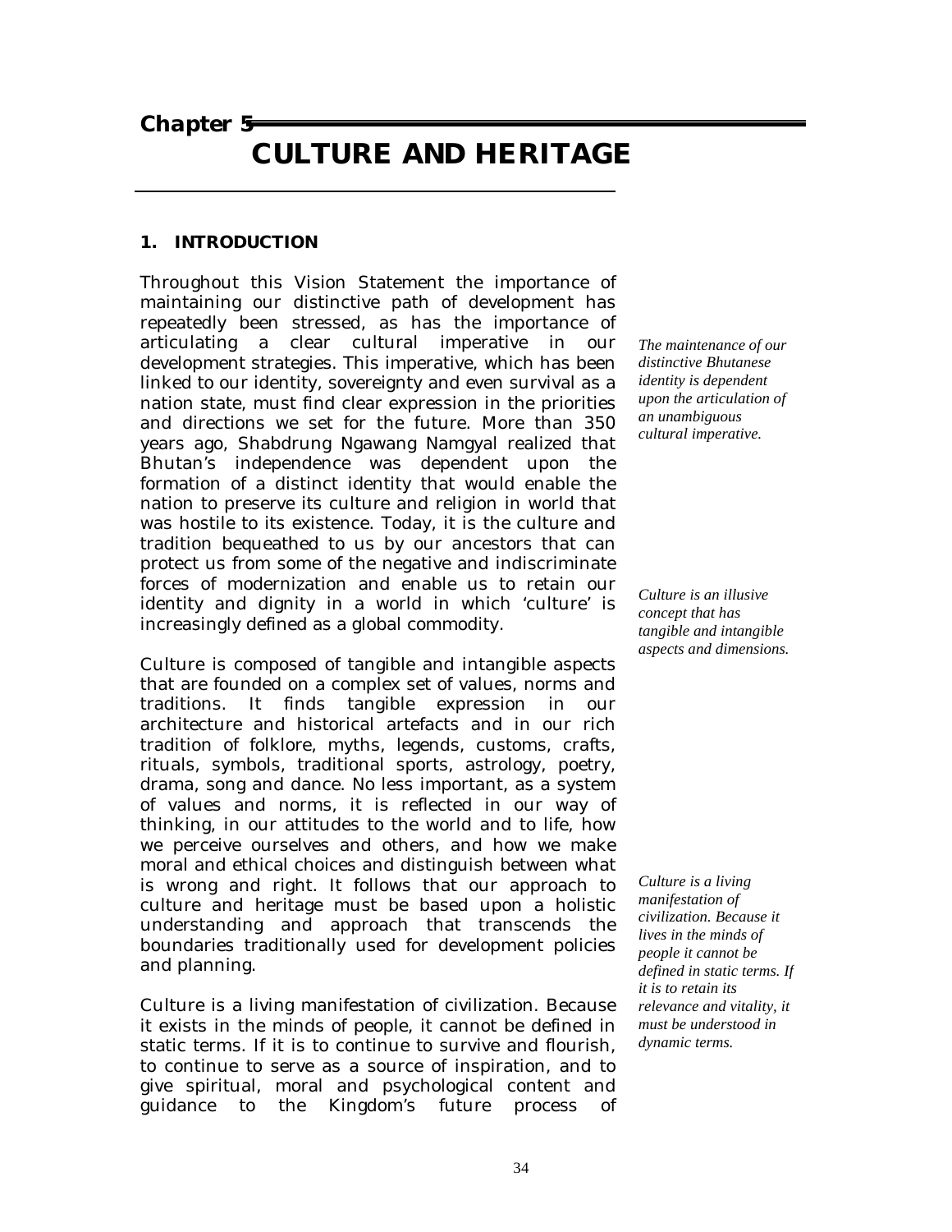# Chapter 5

# CULTURE AND HERITAGE

## 1. INTRODUCTION

Throughout this Vision Statement the importance of maintaining our distinctive path of development has repeatedly been stressed, as has the importance of articulating a clear cultural imperative in our development strategies. This imperative, which has been linked to our identity, sovereignty and even survival as a nation state, must find clear expression in the priorities and directions we set for the future. More than 350 years ago, Shabdrung Ngawang Namgyal realized that Bhutan's independence was dependent upon the formation of a distinct identity that would enable the nation to preserve its culture and religion in world that was hostile to its existence. Today, it is the culture and tradition bequeathed to us by our ancestors that can protect us from some of the negative and indiscriminate forces of modernization and enable us to retain our identity and dignity in a world in which 'culture' is increasingly defined as a global commodity.

*The maintenance of our distinctive Bhutanese identity is dependent upon the articulation of an unambiguous cultural imperative.*

*Culture is an illusive concept that has tangible and intangible aspects and dimensions.*

Culture is composed of tangible and intangible aspects that are founded on a complex set of values, norms and traditions. It finds tangible expression in our architecture and historical artefacts and in our rich tradition of folklore, myths, legends, customs, crafts, rituals, symbols, traditional sports, astrology, poetry, drama, song and dance. No less important, as a system of values and norms, it is reflected in our way of thinking, in our attitudes to the world and to life, how we perceive ourselves and others, and how we make moral and ethical choices and distinguish between what is wrong and right. It follows that our approach to culture and heritage must be based upon a holistic understanding and approach that transcends the boundaries traditionally used for development policies and planning.

*Culture is a living manifestation of civilization. Because it lives in the minds of people it cannot be defined in static terms. If it is to retain its relevance and vitality, it must be understood in dynamic terms.*

Culture is a living manifestation of civilization. Because it exists in the minds of people, it cannot be defined in static terms. If it is to continue to survive and flourish, to continue to serve as a source of inspiration, and to give spiritual, moral and psychological content and guidance to the Kingdom's future process of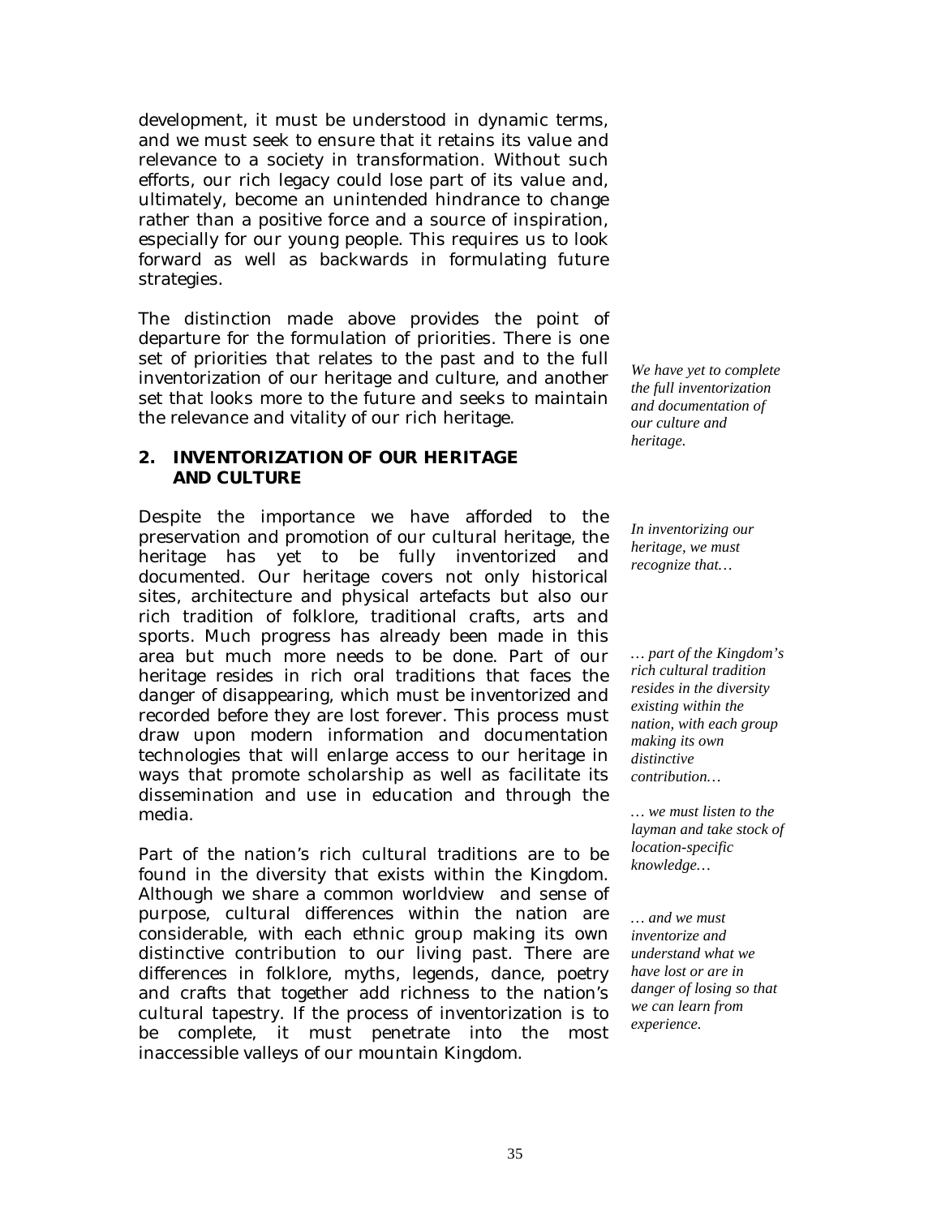development, it must be understood in dynamic terms, and we must seek to ensure that it retains its value and relevance to a society in transformation. Without such efforts, our rich legacy could lose part of its value and, ultimately, become an unintended hindrance to change rather than a positive force and a source of inspiration, especially for our young people. This requires us to look forward as well as backwards in formulating future strategies.

The distinction made above provides the point of departure for the formulation of priorities. There is one set of priorities that relates to the past and to the full inventorization of our heritage and culture, and another set that looks more to the future and seeks to maintain the relevance and vitality of our rich heritage.

*We have yet to complete the full inventorization and documentation of our culture and heritage.*

## 2. INVENTORIZATION OF OUR HERITAGE AND CULTURE

*In inventorizing our heritage, we must recognize that…*

Despite the importance we have afforded to the preservation and promotion of our cultural heritage, the heritage has yet to be fully inventorized and documented. Our heritage covers not only historical sites, architecture and physical artefacts but also our rich tradition of folklore, traditional crafts, arts and sports. Much progress has already been made in this area but much more needs to be done. Part of our heritage resides in rich oral traditions that faces the danger of disappearing, which must be inventorized and recorded before they are lost forever. This process must draw upon modern information and documentation technologies that will enlarge access to our heritage in ways that promote scholarship as well as facilitate its dissemination and use in education and through the media.

*… part of the Kingdom's rich cultural tradition resides in the diversity existing within the nation, with each group making its own distinctive contribution…*

*… we must listen to the layman and take stock of location-specific knowledge…*

*… and we must inventorize and understand what we have lost or are in danger of losing so that we can learn from experience.*

Part of the nation's rich cultural traditions are to be found in the diversity that exists within the Kingdom. Although we share a common worldview and sense of purpose, cultural differences within the nation are considerable, with each ethnic group making its own distinctive contribution to our living past. There are differences in folklore, myths, legends, dance, poetry and crafts that together add richness to the nation's cultural tapestry. If the process of inventorization is to be complete, it must penetrate into the most inaccessible valleys of our mountain Kingdom.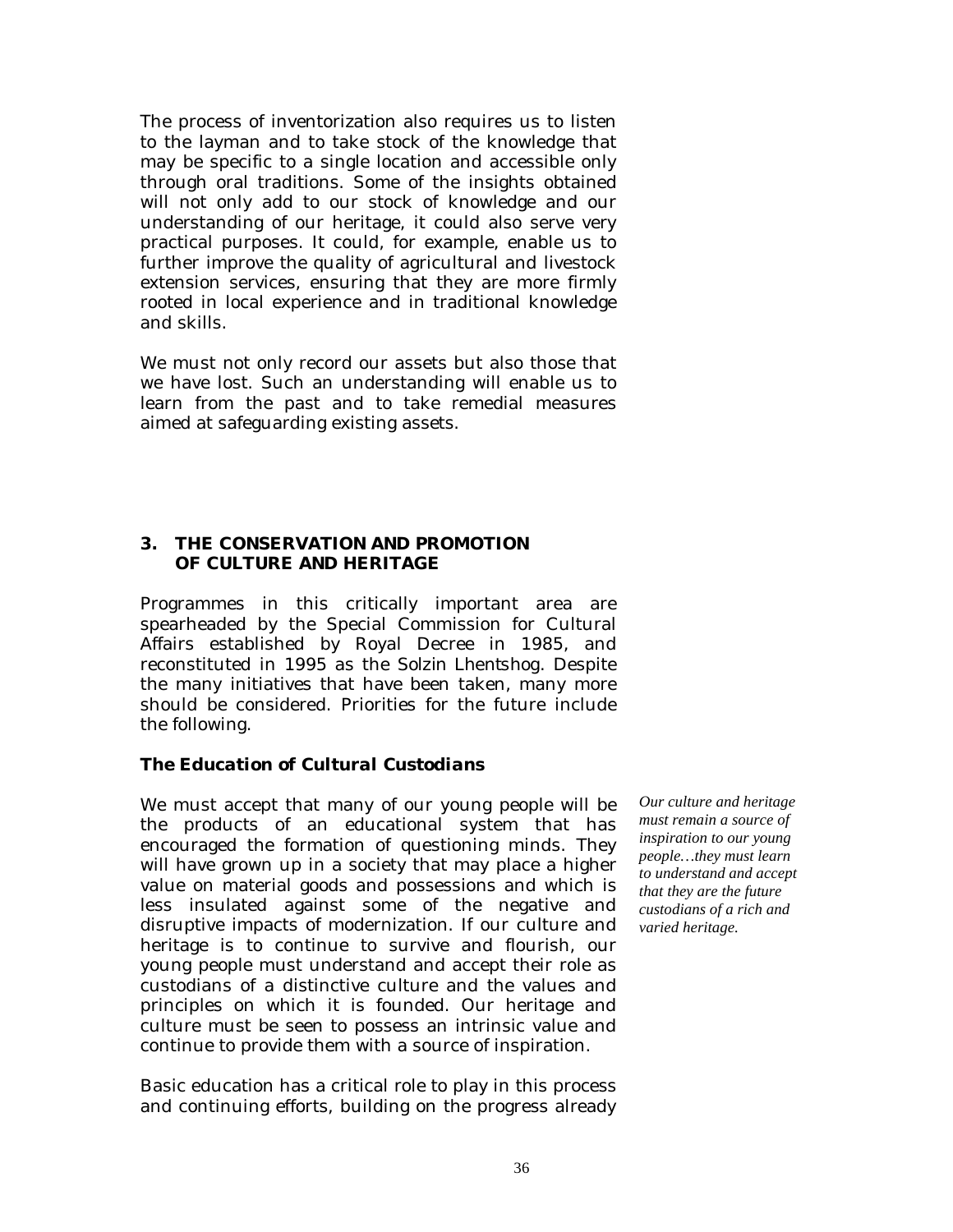The process of inventorization also requires us to listen to the layman and to take stock of the knowledge that may be specific to a single location and accessible only through oral traditions. Some of the insights obtained will not only add to our stock of knowledge and our understanding of our heritage, it could also serve very practical purposes. It could, for example, enable us to further improve the quality of agricultural and livestock extension services, ensuring that they are more firmly rooted in local experience and in traditional knowledge and skills.

We must not only record our assets but also those that we have lost. Such an understanding will enable us to learn from the past and to take remedial measures aimed at safeguarding existing assets.

## 3. THE CONSERVATION AND PROMOTION OF CULTURE AND HERITAGE

Programmes in this critically important area are spearheaded by the Special Commission for Cultural Affairs established by Royal Decree in 1985, and reconstituted in 1995 as the Solzin Lhentshog. Despite the many initiatives that have been taken, many more should be considered. Priorities for the future include the following.

### *The Education of Cultural Custodians*

We must accept that many of our young people will be the products of an educational system that has encouraged the formation of questioning minds. They will have grown up in a society that may place a higher value on material goods and possessions and which is less insulated against some of the negative and disruptive impacts of modernization. If our culture and heritage is to continue to survive and flourish, our young people must understand and accept their role as custodians of a distinctive culture and the values and principles on which it is founded. Our heritage and culture must be seen to possess an intrinsic value and continue to provide them with a source of inspiration.

*Our culture and heritage must remain a source of inspiration to our young people…they must learn to understand and accept that they are the future custodians of a rich and varied heritage.*

Basic education has a critical role to play in this process and continuing efforts, building on the progress already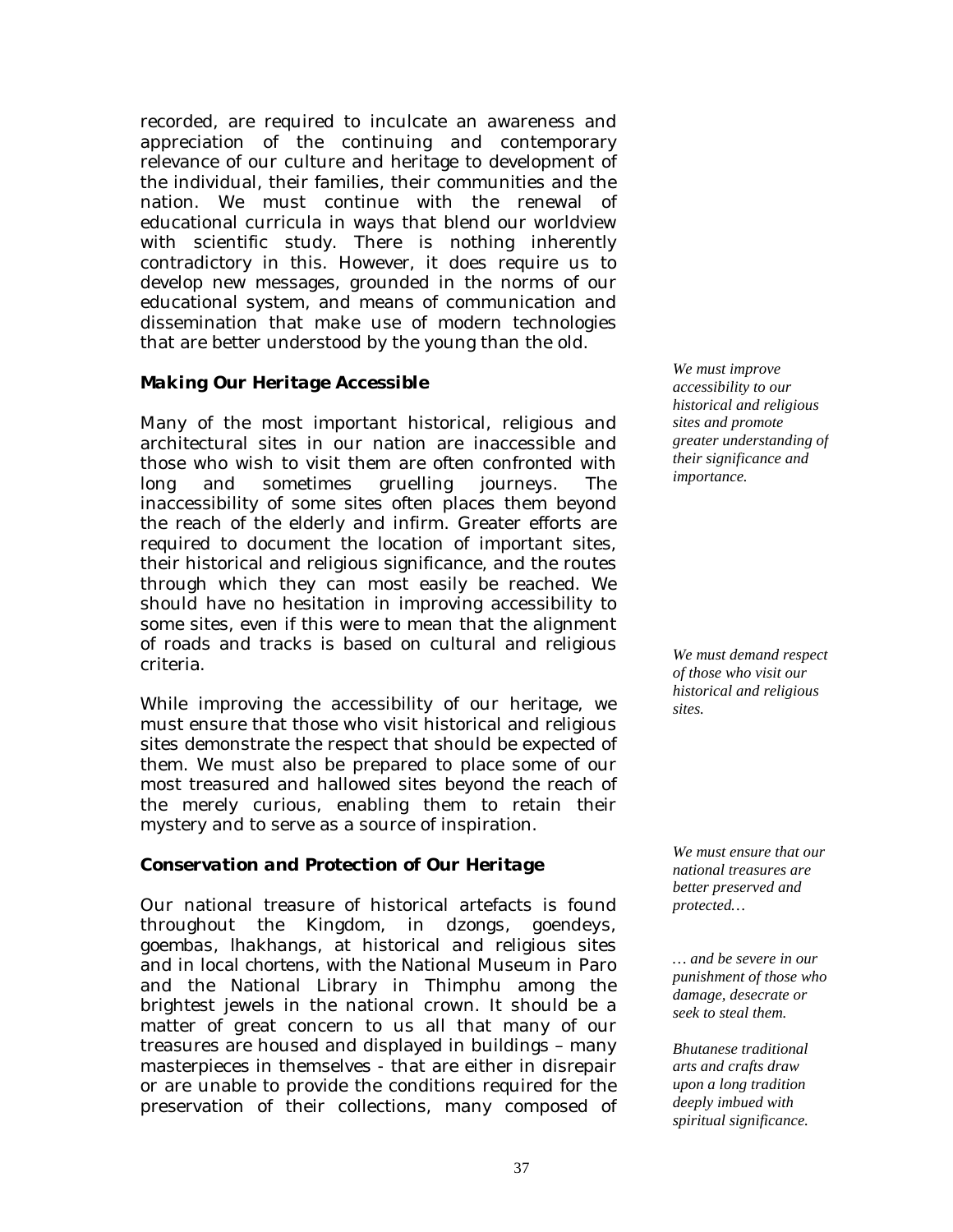recorded, are required to inculcate an awareness and appreciation of the continuing and contemporary relevance of our culture and heritage to development of the individual, their families, their communities and the nation. We must continue with the renewal of educational curricula in ways that blend our worldview with scientific study. There is nothing inherently contradictory in this. However, it does require us to develop new messages, grounded in the norms of our educational system, and means of communication and dissemination that make use of modern technologies that are better understood by the young than the old.

### Making Our Heritage Accessible

*We must improve accessibility to our historical and religious sites and promote greater understanding of their significance and importance.*

Many of the most important historical, religious and architectural sites in our nation are inaccessible and those who wish to visit them are often confronted with long and sometimes gruelling journeys. The inaccessibility of some sites often places them beyond the reach of the elderly and infirm. Greater efforts are required to document the location of important sites, their historical and religious significance, and the routes through which they can most easily be reached. We should have no hesitation in improving accessibility to some sites, even if this were to mean that the alignment of roads and tracks is based on cultural and religious criteria.

*We must demand respect of those who visit our historical and religious sites.*

While improving the accessibility of our heritage, we must ensure that those who visit historical and religious sites demonstrate the respect that should be expected of them. We must also be prepared to place some of our most treasured and hallowed sites beyond the reach of the merely curious, enabling them to retain their mystery and to serve as a source of inspiration.

### Conservation and Protection of Our Heritage

*We must ensure that our national treasures are better preserved and protected…*

*… and be severe in our punishment of those who damage, desecrate or seek to steal them.*

*Bhutanese traditional arts and crafts draw upon a long tradition deeply imbued with spiritual significance.*

Our national treasure of historical artefacts is found throughout the Kingdom, in dzongs, goendeys, goembas, lhakhangs, at historical and religious sites and in local chortens, with the National Museum in Paro and the National Library in Thimphu among the brightest jewels in the national crown. It should be a matter of great concern to us all that many of our treasures are housed and displayed in buildings – many masterpieces in themselves - that are either in disrepair or are unable to provide the conditions required for the preservation of their collections, many composed of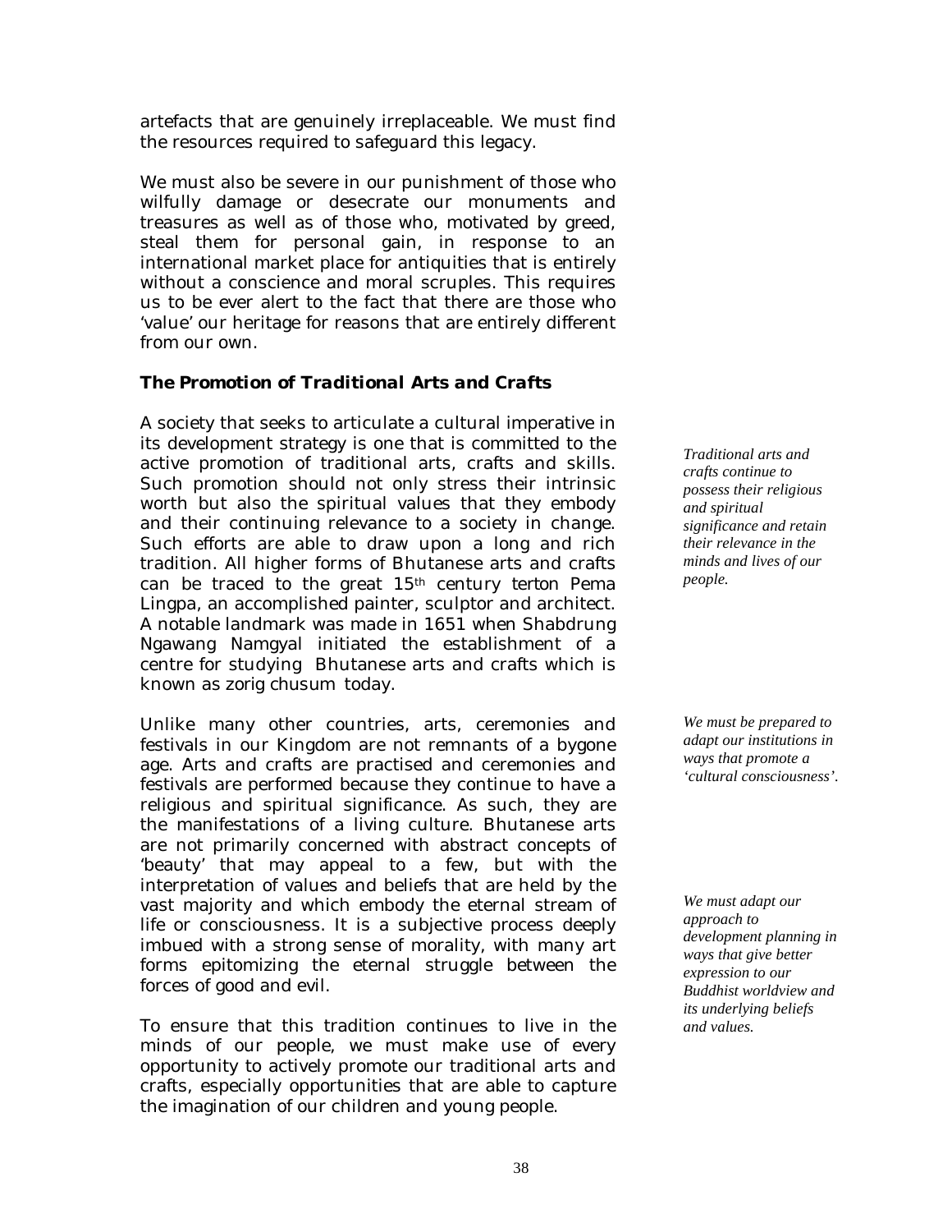artefacts that are genuinely irreplaceable. We must find the resources required to safeguard this legacy.

We must also be severe in our punishment of those who wilfully damage or desecrate our monuments and treasures as well as of those who, motivated by greed, steal them for personal gain, in response to an international market place for antiquities that is entirely without a conscience and moral scruples. This requires us to be ever alert to the fact that there are those who 'value' our heritage for reasons that are entirely different from our own.

### ***The Promotion of Traditional Arts and Crafts***

A society that seeks to articulate a cultural imperative in its development strategy is one that is committed to the active promotion of traditional arts, crafts and skills. Such promotion should not only stress their intrinsic worth but also the spiritual values that they embody and their continuing relevance to a society in change. Such efforts are able to draw upon a long and rich tradition. All higher forms of Bhutanese arts and crafts can be traced to the great 15th century terton Pema Lingpa, an accomplished painter, sculptor and architect. A notable landmark was made in 1651 when Shabdrung Ngawang Namgyal initiated the establishment of a centre for studying Bhutanese arts and crafts which is known as *zorig chusum* today.

*Traditional arts and crafts continue to possess their religious and spiritual significance and retain their relevance in the minds and lives of our people.*

Unlike many other countries, arts, ceremonies and festivals in our Kingdom are not remnants of a bygone age. Arts and crafts are practised and ceremonies and festivals are performed because they continue to have a religious and spiritual significance. As such, they are the manifestations of a living culture. Bhutanese arts are not primarily concerned with abstract concepts of 'beauty' that may appeal to a few, but with the interpretation of values and beliefs that are held by the vast majority and which embody the eternal stream of life or consciousness. It is a subjective process deeply imbued with a strong sense of morality, with many art forms epitomizing the eternal struggle between the forces of good and evil.

*We must be prepared to adapt our institutions in ways that promote a 'cultural consciousness'.*

*We must adapt our approach to development planning in ways that give better expression to our Buddhist worldview and its underlying beliefs and values.*

To ensure that this tradition continues to live in the minds of our people, we must make use of every opportunity to actively promote our traditional arts and crafts, especially opportunities that are able to capture the imagination of our children and young people.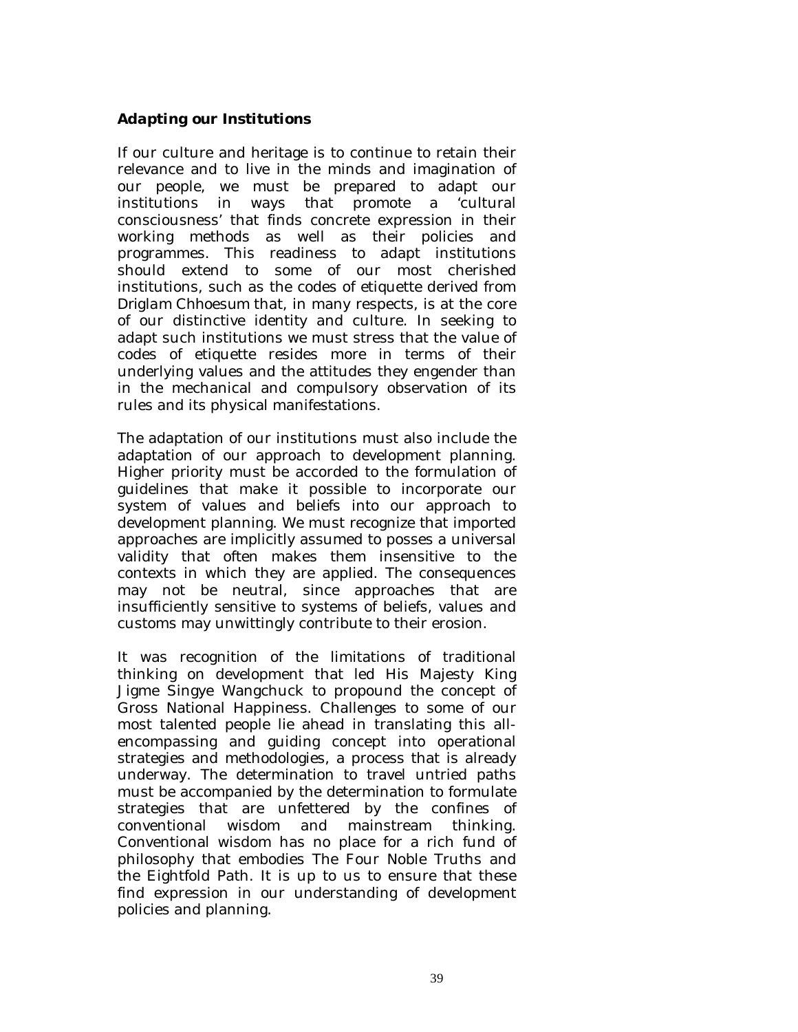### Adapting our Institutions

If our culture and heritage is to continue to retain their relevance and to live in the minds and imagination of our people, we must be prepared to adapt our institutions in ways that promote a 'cultural consciousness' that finds concrete expression in their working methods as well as their policies and programmes. This readiness to adapt institutions should extend to some of our most cherished institutions, such as the codes of etiquette derived from Driglam Chhoesum that, in many respects, is at the core of our distinctive identity and culture. In seeking to adapt such institutions we must stress that the value of codes of etiquette resides more in terms of their underlying values and the attitudes they engender than in the mechanical and compulsory observation of its rules and its physical manifestations.

The adaptation of our institutions must also include the adaptation of our approach to development planning. Higher priority must be accorded to the formulation of guidelines that make it possible to incorporate our system of values and beliefs into our approach to development planning. We must recognize that imported approaches are implicitly assumed to posses a universal validity that often makes them insensitive to the contexts in which they are applied. The consequences may not be neutral, since approaches that are insufficiently sensitive to systems of beliefs, values and customs may unwittingly contribute to their erosion.

It was recognition of the limitations of traditional thinking on development that led His Majesty King Jigme Singye Wangchuck to propound the concept of Gross National Happiness. Challenges to some of our most talented people lie ahead in translating this all-encompassing and guiding concept into operational strategies and methodologies, a process that is already underway. The determination to travel untried paths must be accompanied by the determination to formulate strategies that are unfettered by the confines of conventional wisdom and mainstream thinking. Conventional wisdom has no place for a rich fund of philosophy that embodies The Four Noble Truths and the Eightfold Path. It is up to us to ensure that these find expression in our understanding of development policies and planning.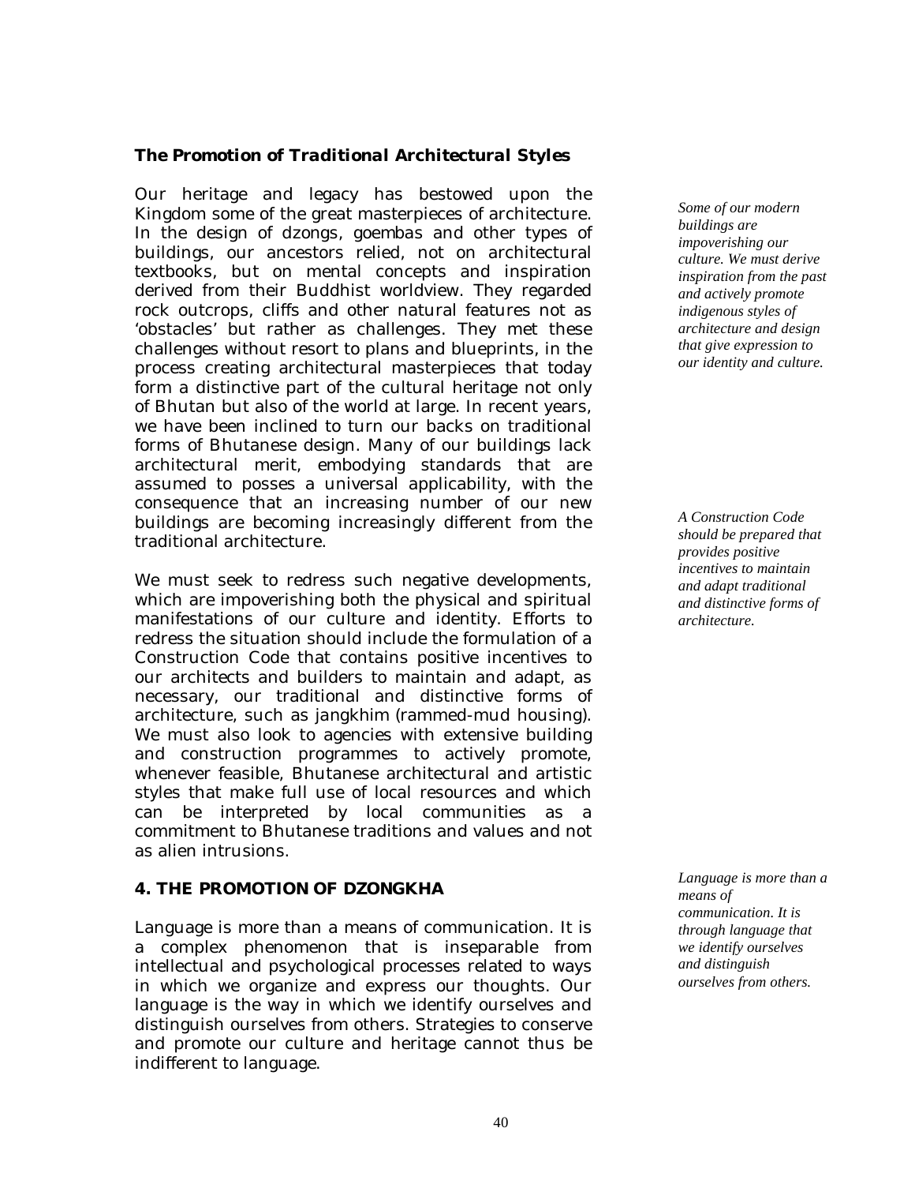### *The Promotion of Traditional Architectural Styles*

Our heritage and legacy has bestowed upon the Kingdom some of the great masterpieces of architecture. In the design of dzongs, goembas and other types of buildings, our ancestors relied, not on architectural textbooks, but on mental concepts and inspiration derived from their Buddhist worldview. They regarded rock outcrops, cliffs and other natural features not as 'obstacles' but rather as challenges. They met these challenges without resort to plans and blueprints, in the process creating architectural masterpieces that today form a distinctive part of the cultural heritage not only of Bhutan but also of the world at large. In recent years, we have been inclined to turn our backs on traditional forms of Bhutanese design. Many of our buildings lack architectural merit, embodying standards that are assumed to posses a universal applicability, with the consequence that an increasing number of our new buildings are becoming increasingly different from the traditional architecture.

*Some of our modern buildings are impoverishing our culture. We must derive inspiration from the past and actively promote indigenous styles of architecture and design that give expression to our identity and culture.*

We must seek to redress such negative developments, which are impoverishing both the physical and spiritual manifestations of our culture and identity. Efforts to redress the situation should include the formulation of a Construction Code that contains positive incentives to our architects and builders to maintain and adapt, as necessary, our traditional and distinctive forms of architecture, such as jangkhim (rammed-mud housing). We must also look to agencies with extensive building and construction programmes to actively promote, whenever feasible, Bhutanese architectural and artistic styles that make full use of local resources and which can be interpreted by local communities as a commitment to Bhutanese traditions and values and not as alien intrusions.

*A Construction Code should be prepared that provides positive incentives to maintain and adapt traditional and distinctive forms of architecture.*

## 4. THE PROMOTION OF DZONGKHA

Language is more than a means of communication. It is a complex phenomenon that is inseparable from intellectual and psychological processes related to ways in which we organize and express our thoughts. Our language is the way in which we identify ourselves and distinguish ourselves from others. Strategies to conserve and promote our culture and heritage cannot thus be indifferent to language.

*Language is more than a means of communication. It is through language that we identify ourselves and distinguish ourselves from others.*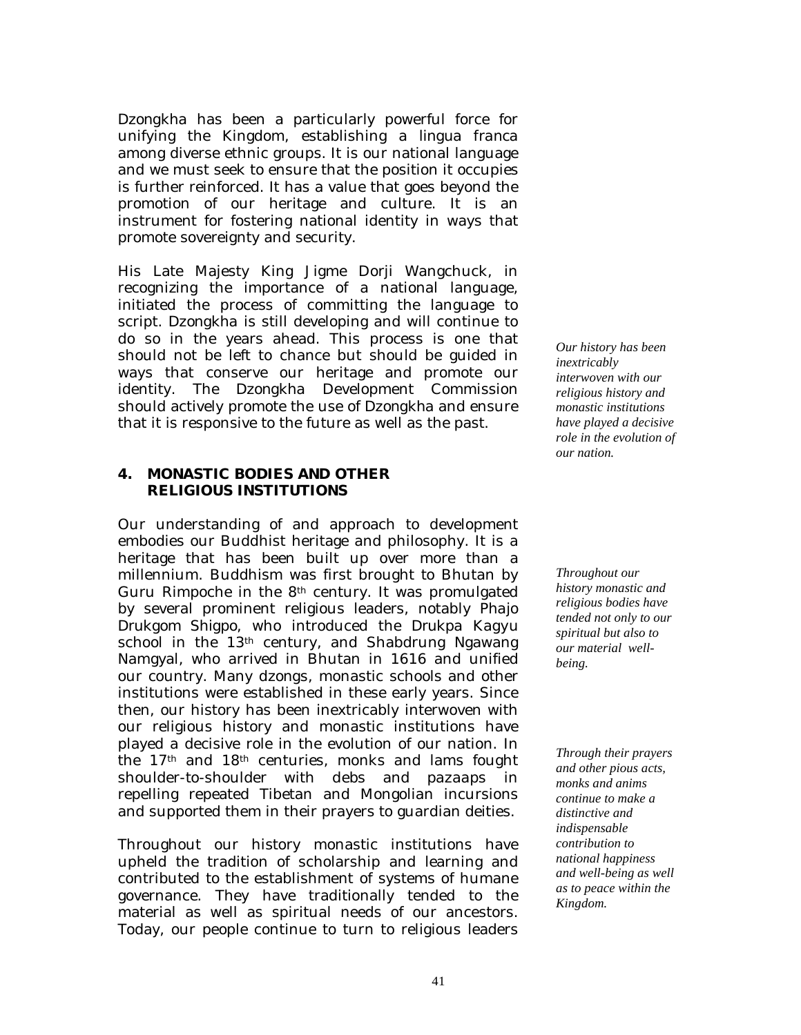Dzongkha has been a particularly powerful force for unifying the Kingdom, establishing a lingua franca among diverse ethnic groups. It is our national language and we must seek to ensure that the position it occupies is further reinforced. It has a value that goes beyond the promotion of our heritage and culture. It is an instrument for fostering national identity in ways that promote sovereignty and security.

His Late Majesty King Jigme Dorji Wangchuck, in recognizing the importance of a national language, initiated the process of committing the language to script. Dzongkha is still developing and will continue to do so in the years ahead. This process is one that should not be left to chance but should be guided in ways that conserve our heritage and promote our identity. The Dzongkha Development Commission should actively promote the use of Dzongkha and ensure that it is responsive to the future as well as the past.

*Our history has been inextricably interwoven with our religious history and monastic institutions have played a decisive role in the evolution of our nation.*

## 4. MONASTIC BODIES AND OTHER RELIGIOUS INSTITUTIONS

Our understanding of and approach to development embodies our Buddhist heritage and philosophy. It is a heritage that has been built up over more than a millennium. Buddhism was first brought to Bhutan by Guru Rimpoche in the 8th century. It was promulgated by several prominent religious leaders, notably Phajo Drukgom Shigpo, who introduced the Drukpa Kagyu school in the 13th century, and Shabdrung Ngawang Namgyal, who arrived in Bhutan in 1616 and unified our country. Many dzongs, monastic schools and other institutions were established in these early years. Since then, our history has been inextricably interwoven with our religious history and monastic institutions have played a decisive role in the evolution of our nation. In the 17th and 18th centuries, monks and lams fought shoulder-to-shoulder with debs and pazaaps in repelling repeated Tibetan and Mongolian incursions and supported them in their prayers to guardian deities.

*Throughout our history monastic and religious bodies have tended not only to our spiritual but also to our material well-being.*

*Through their prayers and other pious acts, monks and anims continue to make a distinctive and indispensable contribution to national happiness and well-being as well as to peace within the Kingdom.*

Throughout our history monastic institutions have upheld the tradition of scholarship and learning and contributed to the establishment of systems of humane governance. They have traditionally tended to the material as well as spiritual needs of our ancestors. Today, our people continue to turn to religious leaders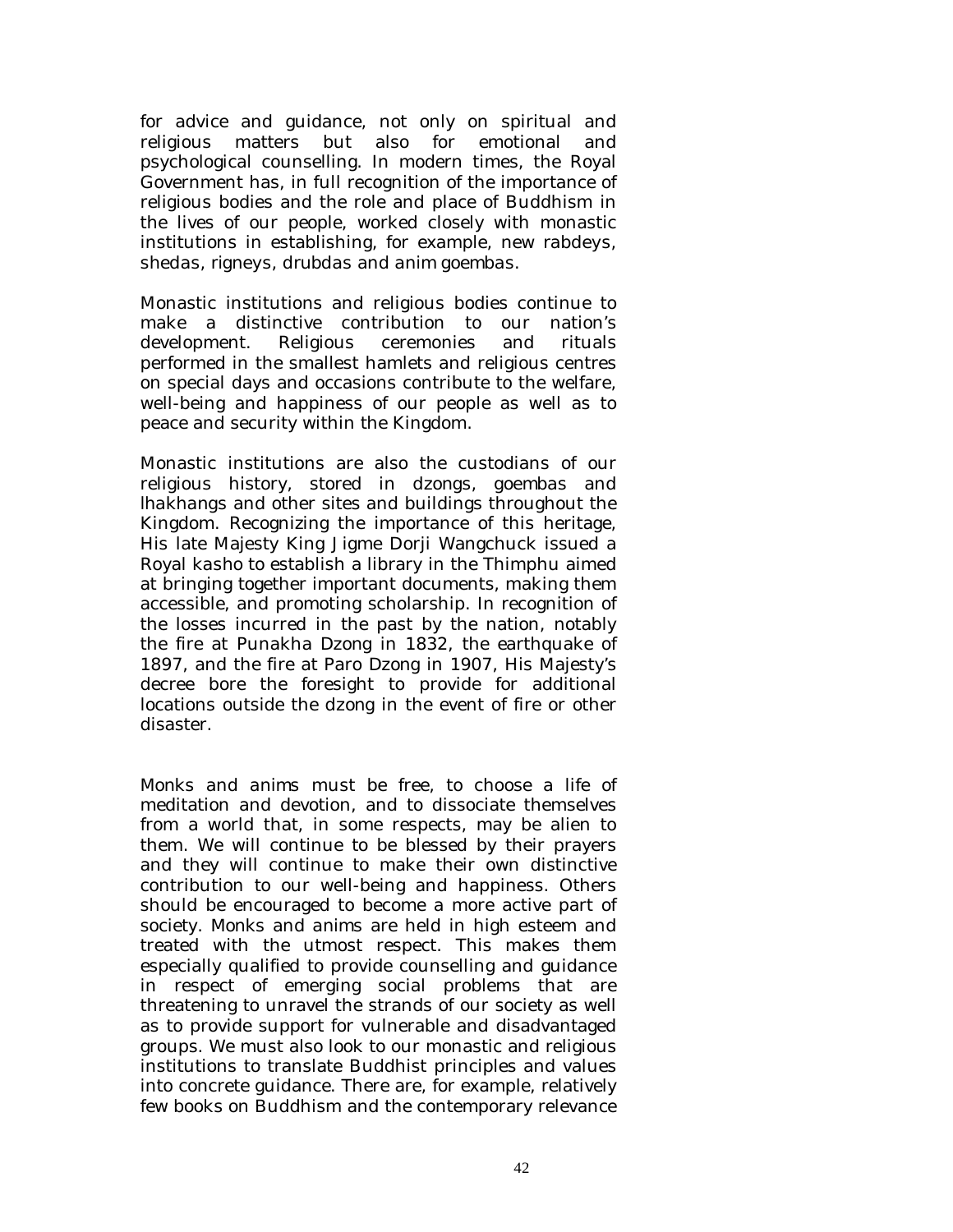for advice and guidance, not only on spiritual and religious matters but also for emotional and psychological counselling. In modern times, the Royal Government has, in full recognition of the importance of religious bodies and the role and place of Buddhism in the lives of our people, worked closely with monastic institutions in establishing, for example, new *rabdeys*, *shedas*, *rigneys*, *drubdas* and *anim goembas*.

Monastic institutions and religious bodies continue to make a distinctive contribution to our nation's development. Religious ceremonies and rituals performed in the smallest hamlets and religious centres on special days and occasions contribute to the welfare, well-being and happiness of our people as well as to peace and security within the Kingdom.

Monastic institutions are also the custodians of our religious history, stored in dzongs, goembas and lhakhangs and other sites and buildings throughout the Kingdom. Recognizing the importance of this heritage, His late Majesty King Jigme Dorji Wangchuck issued a Royal *kasho* to establish a library in the Thimphu aimed at bringing together important documents, making them accessible, and promoting scholarship. In recognition of the losses incurred in the past by the nation, notably the fire at Punakha Dzong in 1832, the earthquake of 1897, and the fire at Paro Dzong in 1907, His Majesty's decree bore the foresight to provide for additional locations outside the dzong in the event of fire or other disaster.

Monks and anims must be free, to choose a life of meditation and devotion, and to dissociate themselves from a world that, in some respects, may be alien to them. We will continue to be blessed by their prayers and they will continue to make their own distinctive contribution to our well-being and happiness. Others should be encouraged to become a more active part of society. Monks and anims are held in high esteem and treated with the utmost respect. This makes them especially qualified to provide counselling and guidance in respect of emerging social problems that are threatening to unravel the strands of our society as well as to provide support for vulnerable and disadvantaged groups. We must also look to our monastic and religious institutions to translate Buddhist principles and values into concrete guidance. There are, for example, relatively few books on Buddhism and the contemporary relevance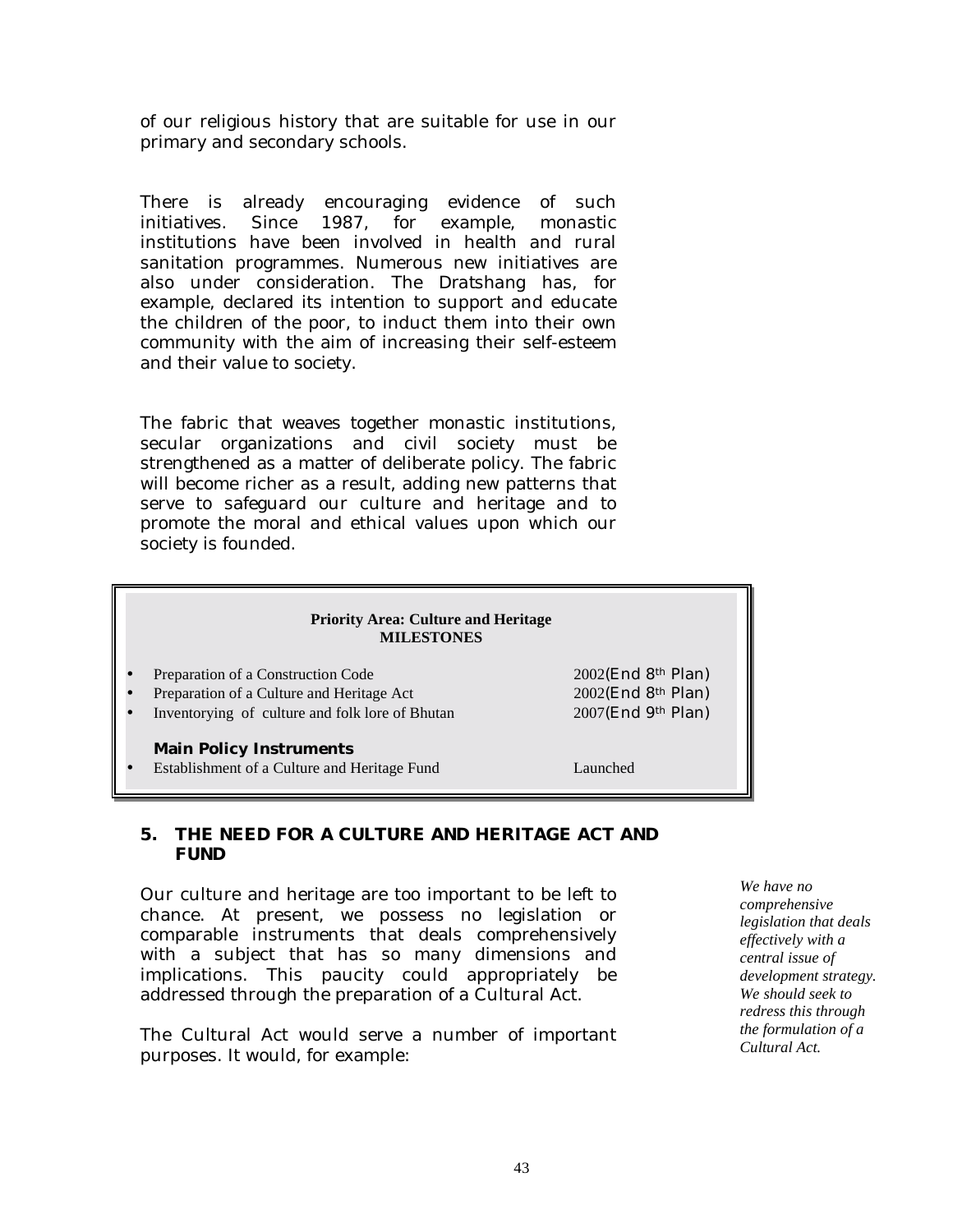of our religious history that are suitable for use in our primary and secondary schools.

There is already encouraging evidence of such initiatives. Since 1987, for example, monastic institutions have been involved in health and rural sanitation programmes. Numerous new initiatives are also under consideration. The Dratshang has, for example, declared its intention to support and educate the children of the poor, to induct them into their own community with the aim of increasing their self-esteem and their value to society.

The fabric that weaves together monastic institutions, secular organizations and civil society must be strengthened as a matter of deliberate policy. The fabric will become richer as a result, adding new patterns that serve to safeguard our culture and heritage and to promote the moral and ethical values upon which our society is founded.

**Priority Area: Culture and Heritage**
**MILESTONES**

| | |
|---|---|
| • Preparation of a Construction Code | 2002(End 8th Plan) |
| • Preparation of a Culture and Heritage Act | 2002(End 8th Plan) |
| • Inventorying of culture and folk lore of Bhutan | 2007(End 9th Plan) |
| **Main Policy Instruments** | |
| • Establishment of a Culture and Heritage Fund | Launched |

## 5. THE NEED FOR A CULTURE AND HERITAGE ACT AND FUND

Our culture and heritage are too important to be left to chance. At present, we possess no legislation or comparable instruments that deals comprehensively with a subject that has so many dimensions and implications. This paucity could appropriately be addressed through the preparation of a Cultural Act.

*We have no comprehensive legislation that deals effectively with a central issue of development strategy. We should seek to redress this through the formulation of a Cultural Act.*

The Cultural Act would serve a number of important purposes. It would, for example: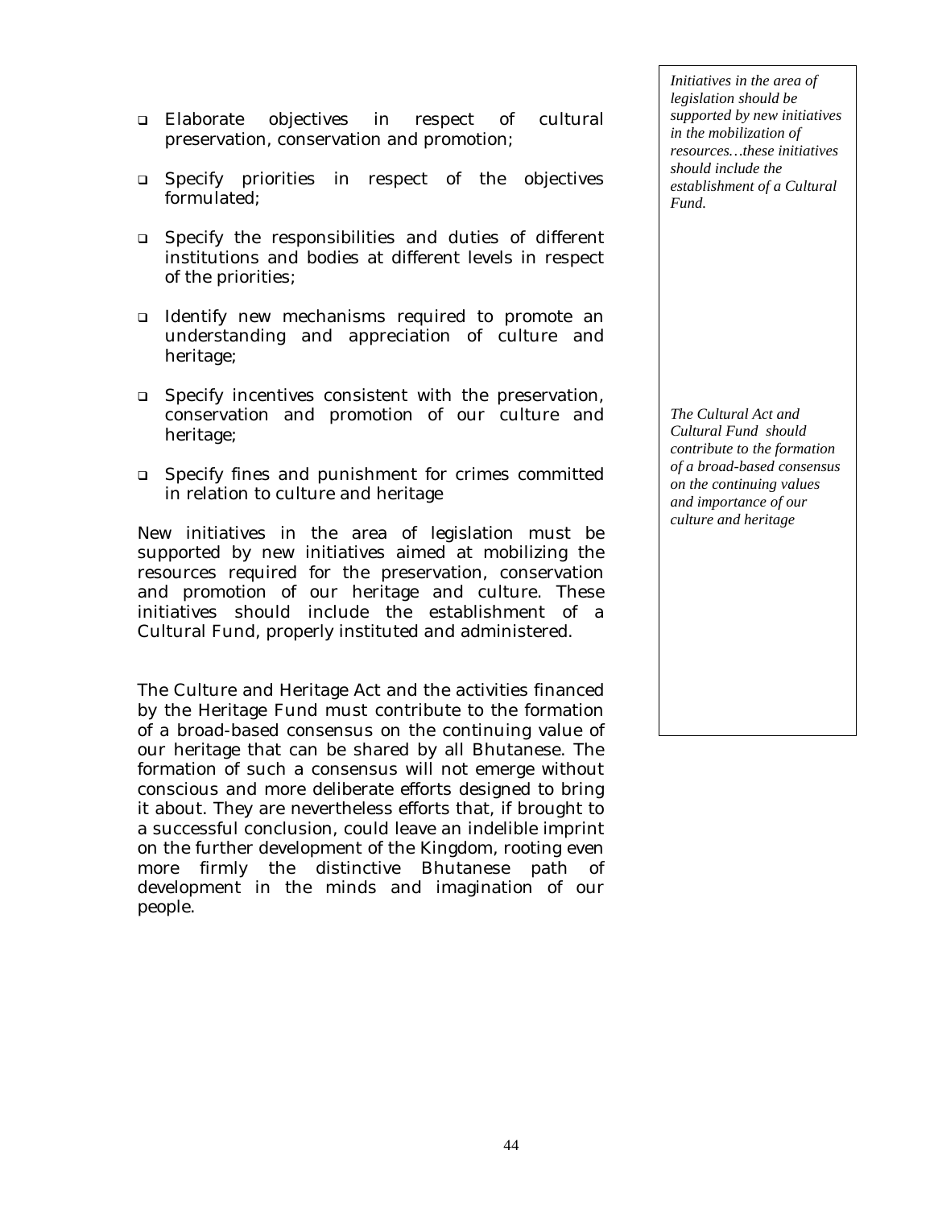- Elaborate objectives in respect of cultural preservation, conservation and promotion;
- Specify priorities in respect of the objectives formulated;
- Specify the responsibilities and duties of different institutions and bodies at different levels in respect of the priorities;
- Identify new mechanisms required to promote an understanding and appreciation of culture and heritage;
- Specify incentives consistent with the preservation, conservation and promotion of our culture and heritage;
- Specify fines and punishment for crimes committed in relation to culture and heritage

New initiatives in the area of legislation must be supported by new initiatives aimed at mobilizing the resources required for the preservation, conservation and promotion of our heritage and culture. These initiatives should include the establishment of a Cultural Fund, properly instituted and administered.

*Initiatives in the area of legislation should be supported by new initiatives in the mobilization of resources…these initiatives should include the establishment of a Cultural Fund.*

The Culture and Heritage Act and the activities financed by the Heritage Fund must contribute to the formation of a broad-based consensus on the continuing value of our heritage that can be shared by all Bhutanese. The formation of such a consensus will not emerge without conscious and more deliberate efforts designed to bring it about. They are nevertheless efforts that, if brought to a successful conclusion, could leave an indelible imprint on the further development of the Kingdom, rooting even more firmly the distinctive Bhutanese path of development in the minds and imagination of our people.

*The Cultural Act and Cultural Fund should contribute to the formation of a broad-based consensus on the continuing values and importance of our culture and heritage*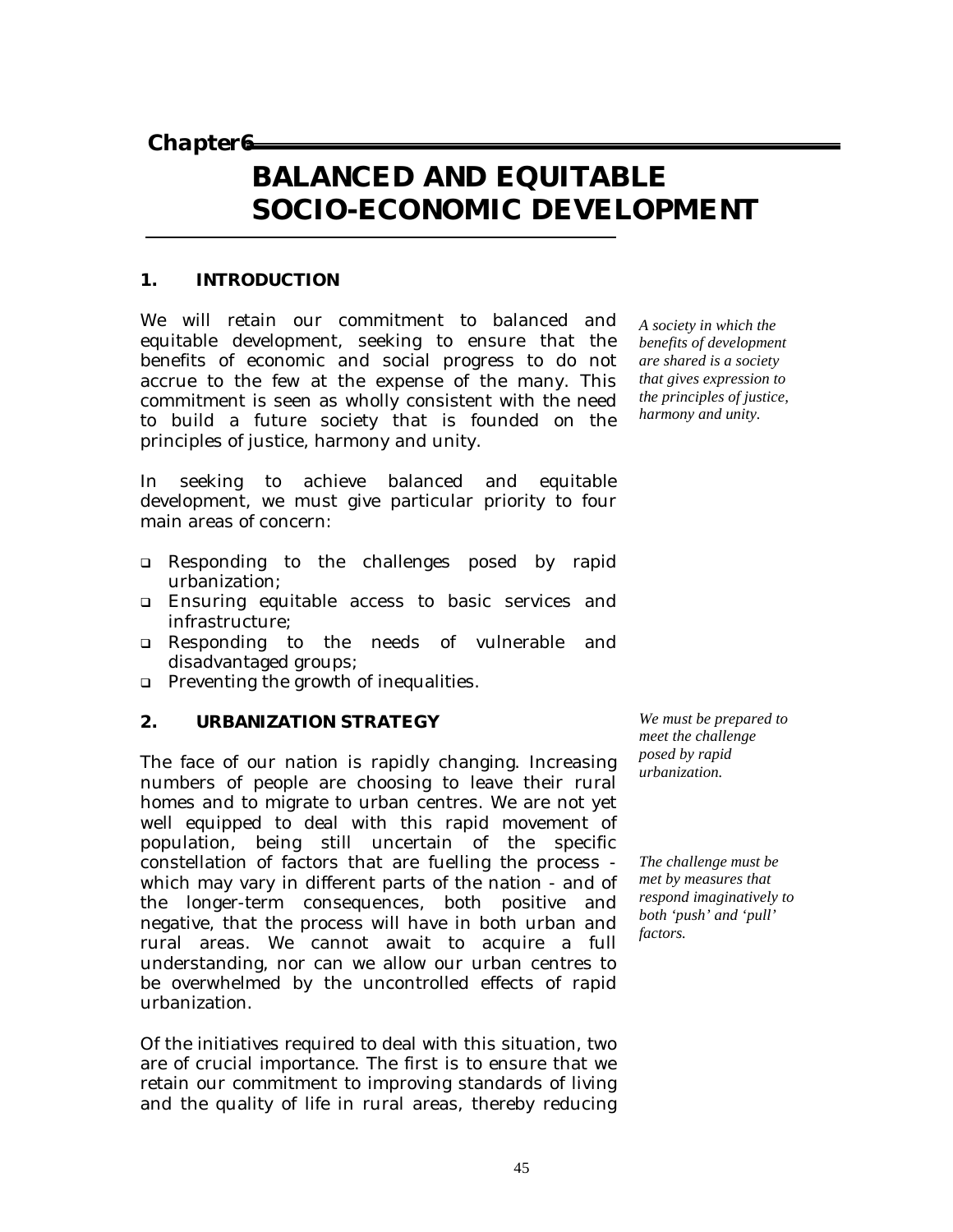**Chapter 6**

# BALANCED AND EQUITABLE SOCIO-ECONOMIC DEVELOPMENT

## 1. INTRODUCTION

We will retain our commitment to balanced and equitable development, seeking to ensure that the benefits of economic and social progress to do not accrue to the few at the expense of the many. This commitment is seen as wholly consistent with the need to build a future society that is founded on the principles of justice, harmony and unity.

*A society in which the benefits of development are shared is a society that gives expression to the principles of justice, harmony and unity.*

In seeking to achieve balanced and equitable development, we must give particular priority to four main areas of concern:

- Responding to the challenges posed by rapid urbanization;
- Ensuring equitable access to basic services and infrastructure;
- Responding to the needs of vulnerable and disadvantaged groups;
- Preventing the growth of inequalities.

## 2. URBANIZATION STRATEGY

*We must be prepared to meet the challenge posed by rapid urbanization.*

The face of our nation is rapidly changing. Increasing numbers of people are choosing to leave their rural homes and to migrate to urban centres. We are not yet well equipped to deal with this rapid movement of population, being still uncertain of the specific constellation of factors that are fuelling the process - which may vary in different parts of the nation - and of the longer-term consequences, both positive and negative, that the process will have in both urban and rural areas. We cannot await to acquire a full understanding, nor can we allow our urban centres to be overwhelmed by the uncontrolled effects of rapid urbanization.

*The challenge must be met by measures that respond imaginatively to both 'push' and 'pull' factors.*

Of the initiatives required to deal with this situation, two are of crucial importance. The first is to ensure that we retain our commitment to improving standards of living and the quality of life in rural areas, thereby reducing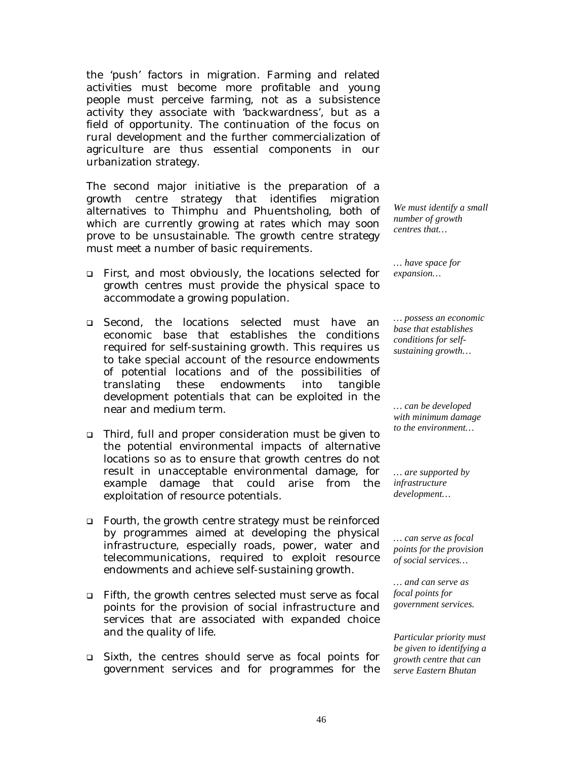the 'push' factors in migration. Farming and related activities must become more profitable and young people must perceive farming, not as a subsistence activity they associate with 'backwardness', but as a field of opportunity. The continuation of the focus on rural development and the further commercialization of agriculture are thus essential components in our urbanization strategy.

The second major initiative is the preparation of a growth centre strategy that identifies migration alternatives to Thimphu and Phuentsholing, both of which are currently growing at rates which may soon prove to be unsustainable. The growth centre strategy must meet a number of basic requirements.

*We must identify a small number of growth centres that…*

- First, and most obviously, the locations selected for growth centres must provide the physical space to accommodate a growing population.

*… have space for expansion…*

- Second, the locations selected must have an economic base that establishes the conditions required for self-sustaining growth. This requires us to take special account of the resource endowments of potential locations and of the possibilities of translating these endowments into tangible development potentials that can be exploited in the near and medium term.

*… possess an economic base that establishes conditions for self-sustaining growth…*

- Third, full and proper consideration must be given to the potential environmental impacts of alternative locations so as to ensure that growth centres do not result in unacceptable environmental damage, for example damage that could arise from the exploitation of resource potentials.

*… can be developed with minimum damage to the environment…*

- Fourth, the growth centre strategy must be reinforced by programmes aimed at developing the physical infrastructure, especially roads, power, water and telecommunications, required to exploit resource endowments and achieve self-sustaining growth.

*… are supported by infrastructure development…*

- Fifth, the growth centres selected must serve as focal points for the provision of social infrastructure and services that are associated with expanded choice and the quality of life.

*… can serve as focal points for the provision of social services…*

- Sixth, the centres should serve as focal points for government services and for programmes for the

*… and can serve as focal points for government services.*

*Particular priority must be given to identifying a growth centre that can serve Eastern Bhutan*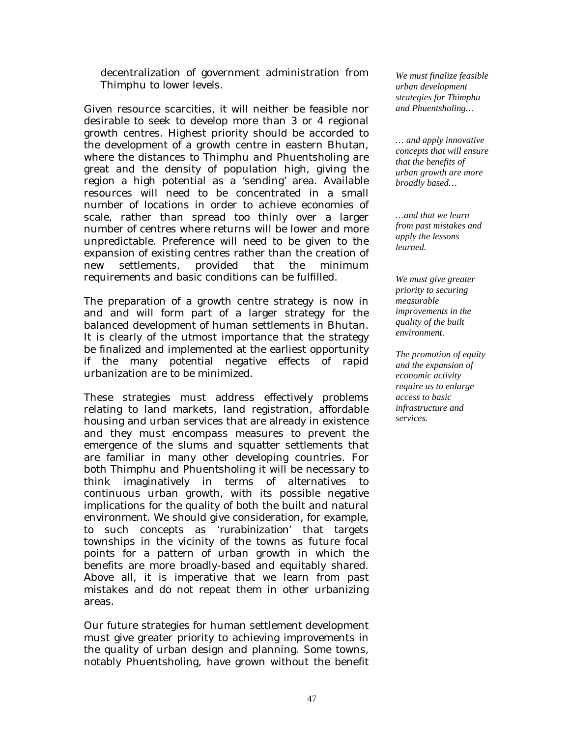decentralization of government administration from Thimphu to lower levels.

Given resource scarcities, it will neither be feasible nor desirable to seek to develop more than 3 or 4 regional growth centres. Highest priority should be accorded to the development of a growth centre in eastern Bhutan, where the distances to Thimphu and Phuentsholing are great and the density of population high, giving the region a high potential as a 'sending' area. Available resources will need to be concentrated in a small number of locations in order to achieve economies of scale, rather than spread too thinly over a larger number of centres where returns will be lower and more unpredictable. Preference will need to be given to the expansion of existing centres rather than the creation of new settlements, provided that the minimum requirements and basic conditions can be fulfilled.

The preparation of a growth centre strategy is now in and and will form part of a larger strategy for the balanced development of human settlements in Bhutan. It is clearly of the utmost importance that the strategy be finalized and implemented at the earliest opportunity if the many potential negative effects of rapid urbanization are to be minimized.

*We must finalize feasible urban development strategies for Thimphu and Phuentsholing…*

*… and apply innovative concepts that will ensure that the benefits of urban growth are more broadly based…*

*…and that we learn from past mistakes and apply the lessons learned.*

These strategies must address effectively problems relating to land markets, land registration, affordable housing and urban services that are already in existence and they must encompass measures to prevent the emergence of the slums and squatter settlements that are familiar in many other developing countries. For both Thimphu and Phuentsholing it will be necessary to think imaginatively in terms of alternatives to continuous urban growth, with its possible negative implications for the quality of both the built and natural environment. We should give consideration, for example, to such concepts as 'rurabinization' that targets townships in the vicinity of the towns as future focal points for a pattern of urban growth in which the benefits are more broadly-based and equitably shared. Above all, it is imperative that we learn from past mistakes and do not repeat them in other urbanizing areas.

*We must give greater priority to securing measurable improvements in the quality of the built environment.*

*The promotion of equity and the expansion of economic activity require us to enlarge access to basic infrastructure and services.*

Our future strategies for human settlement development must give greater priority to achieving improvements in the quality of urban design and planning. Some towns, notably Phuentsholing, have grown without the benefit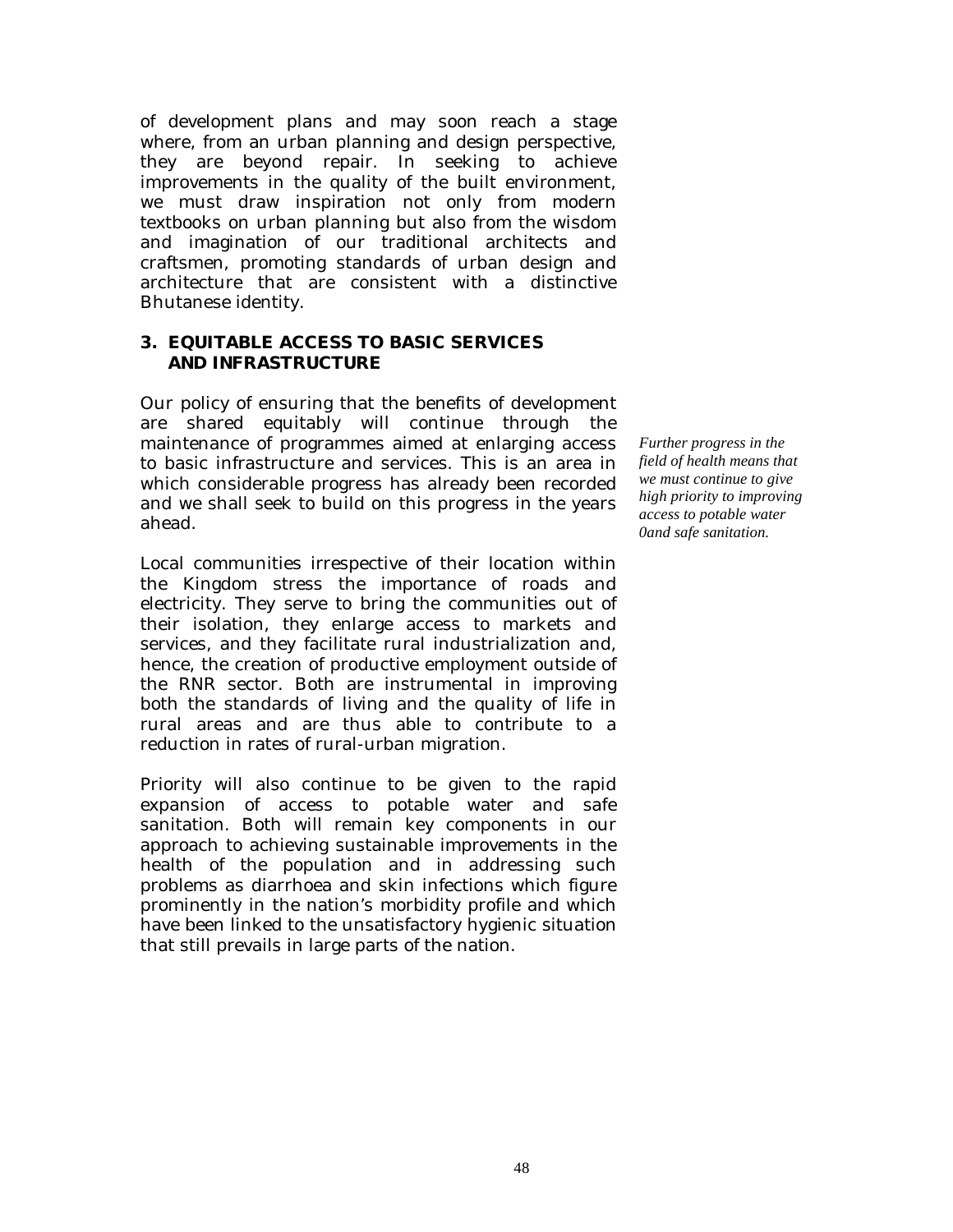of development plans and may soon reach a stage where, from an urban planning and design perspective, they are beyond repair. In seeking to achieve improvements in the quality of the built environment, we must draw inspiration not only from modern textbooks on urban planning but also from the wisdom and imagination of our traditional architects and craftsmen, promoting standards of urban design and architecture that are consistent with a distinctive Bhutanese identity.

## 3. EQUITABLE ACCESS TO BASIC SERVICES AND INFRASTRUCTURE

Our policy of ensuring that the benefits of development are shared equitably will continue through the maintenance of programmes aimed at enlarging access to basic infrastructure and services. This is an area in which considerable progress has already been recorded and we shall seek to build on this progress in the years ahead.

*Further progress in the field of health means that we must continue to give high priority to improving access to potable water 0and safe sanitation.*

Local communities irrespective of their location within the Kingdom stress the importance of roads and electricity. They serve to bring the communities out of their isolation, they enlarge access to markets and services, and they facilitate rural industrialization and, hence, the creation of productive employment outside of the RNR sector. Both are instrumental in improving both the standards of living and the quality of life in rural areas and are thus able to contribute to a reduction in rates of rural-urban migration.

Priority will also continue to be given to the rapid expansion of access to potable water and safe sanitation. Both will remain key components in our approach to achieving sustainable improvements in the health of the population and in addressing such problems as diarrhoea and skin infections which figure prominently in the nation's morbidity profile and which have been linked to the unsatisfactory hygienic situation that still prevails in large parts of the nation.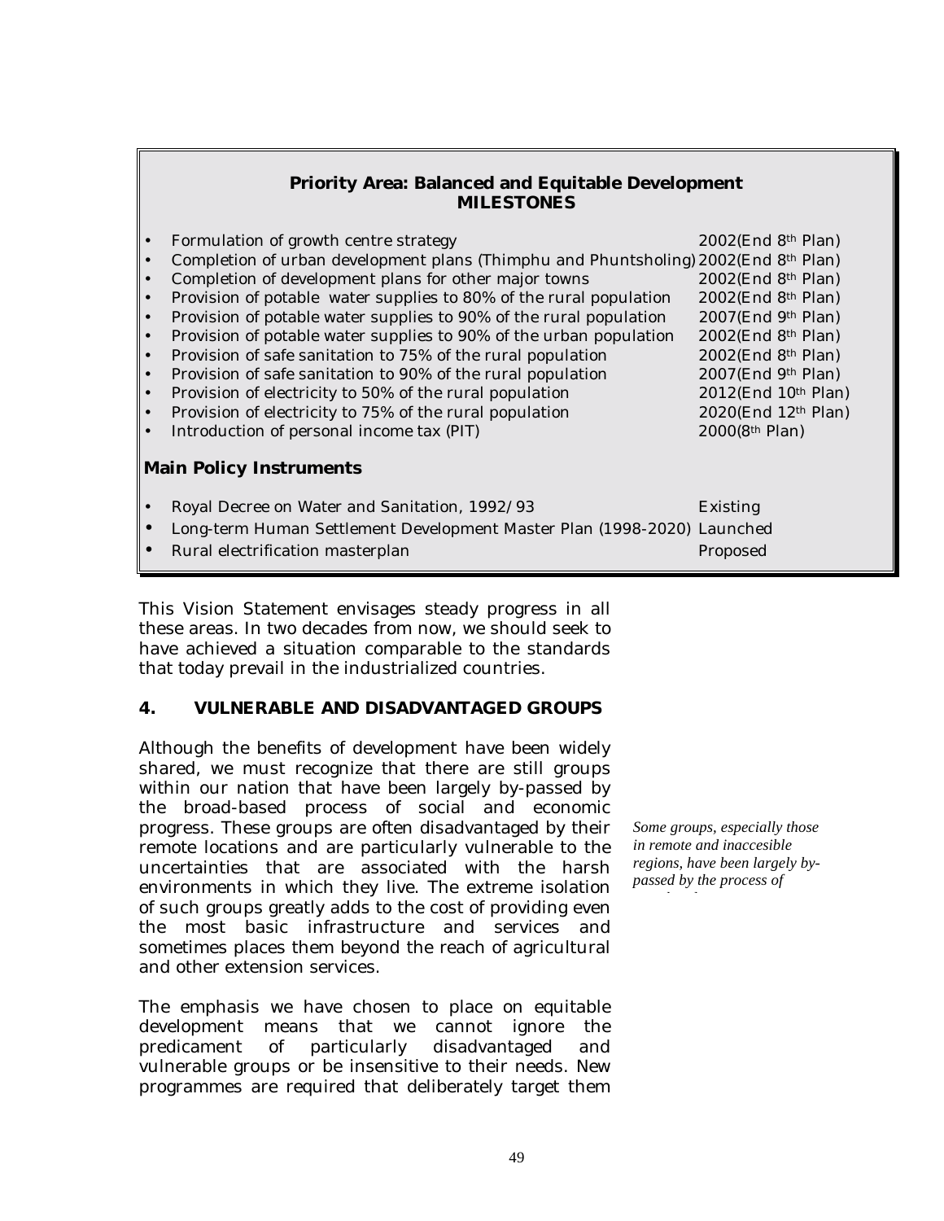**Priority Area: Balanced and Equitable Development**
**MILESTONES**

- Formulation of growth centre strategy — 2002(End 8th Plan)
- Completion of urban development plans (Thimphu and Phuntsholing) — 2002(End 8th Plan)
- Completion of development plans for other major towns — 2002(End 8th Plan)
- Provision of potable water supplies to 80% of the rural population — 2002(End 8th Plan)
- Provision of potable water supplies to 90% of the rural population — 2007(End 9th Plan)
- Provision of potable water supplies to 90% of the urban population — 2002(End 8th Plan)
- Provision of safe sanitation to 75% of the rural population — 2002(End 8th Plan)
- Provision of safe sanitation to 90% of the rural population — 2007(End 9th Plan)
- Provision of electricity to 50% of the rural population — 2012(End 10th Plan)
- Provision of electricity to 75% of the rural population — 2020(End 12th Plan)
- Introduction of personal income tax (PIT) — 2000(8th Plan)

**Main Policy Instruments**

- Royal Decree on Water and Sanitation, 1992/93 — Existing
- Long-term Human Settlement Development Master Plan (1998-2020) — Launched
- Rural electrification masterplan — Proposed

This Vision Statement envisages steady progress in all these areas. In two decades from now, we should seek to have achieved a situation comparable to the standards that today prevail in the industrialized countries.

## 4. VULNERABLE AND DISADVANTAGED GROUPS

Although the benefits of development have been widely shared, we must recognize that there are still groups within our nation that have been largely by-passed by the broad-based process of social and economic progress. These groups are often disadvantaged by their remote locations and are particularly vulnerable to the uncertainties that are associated with the harsh environments in which they live. The extreme isolation of such groups greatly adds to the cost of providing even the most basic infrastructure and services and sometimes places them beyond the reach of agricultural and other extension services.

*Some groups, especially those in remote and inaccesible regions, have been largely by-passed by the process of*

The emphasis we have chosen to place on equitable development means that we cannot ignore the predicament of particularly disadvantaged and vulnerable groups or be insensitive to their needs. New programmes are required that deliberately target them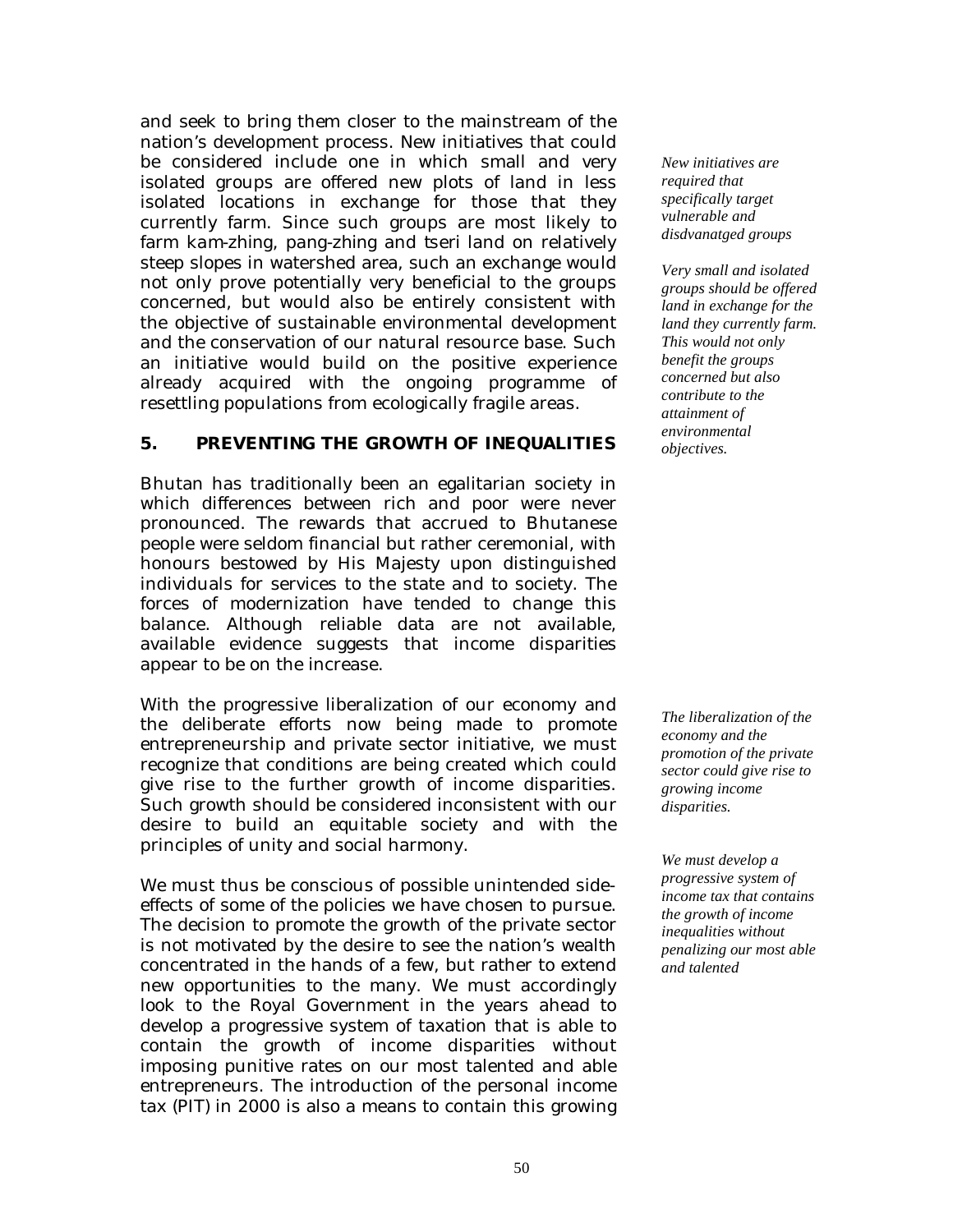and seek to bring them closer to the mainstream of the nation's development process. New initiatives that could be considered include one in which small and very isolated groups are offered new plots of land in less isolated locations in exchange for those that they currently farm. Since such groups are most likely to farm kam-zhing, pang-zhing and tseri land on relatively steep slopes in watershed area, such an exchange would not only prove potentially very beneficial to the groups concerned, but would also be entirely consistent with the objective of sustainable environmental development and the conservation of our natural resource base. Such an initiative would build on the positive experience already acquired with the ongoing programme of resettling populations from ecologically fragile areas.

*New initiatives are required that specifically target vulnerable and disdvanatged groups*

*Very small and isolated groups should be offered land in exchange for the land they currently farm. This would not only benefit the groups concerned but also contribute to the attainment of environmental objectives.*

## 5. PREVENTING THE GROWTH OF INEQUALITIES

Bhutan has traditionally been an egalitarian society in which differences between rich and poor were never pronounced. The rewards that accrued to Bhutanese people were seldom financial but rather ceremonial, with honours bestowed by His Majesty upon distinguished individuals for services to the state and to society. The forces of modernization have tended to change this balance. Although reliable data are not available, available evidence suggests that income disparities appear to be on the increase.

With the progressive liberalization of our economy and the deliberate efforts now being made to promote entrepreneurship and private sector initiative, we must recognize that conditions are being created which could give rise to the further growth of income disparities. Such growth should be considered inconsistent with our desire to build an equitable society and with the principles of unity and social harmony.

*The liberalization of the economy and the promotion of the private sector could give rise to growing income disparities.*

We must thus be conscious of possible unintended side-effects of some of the policies we have chosen to pursue. The decision to promote the growth of the private sector is not motivated by the desire to see the nation's wealth concentrated in the hands of a few, but rather to extend new opportunities to the many. We must accordingly look to the Royal Government in the years ahead to develop a progressive system of taxation that is able to contain the growth of income disparities without imposing punitive rates on our most talented and able entrepreneurs. The introduction of the personal income tax (PIT) in 2000 is also a means to contain this growing

*We must develop a progressive system of income tax that contains the growth of income inequalities without penalizing our most able and talented*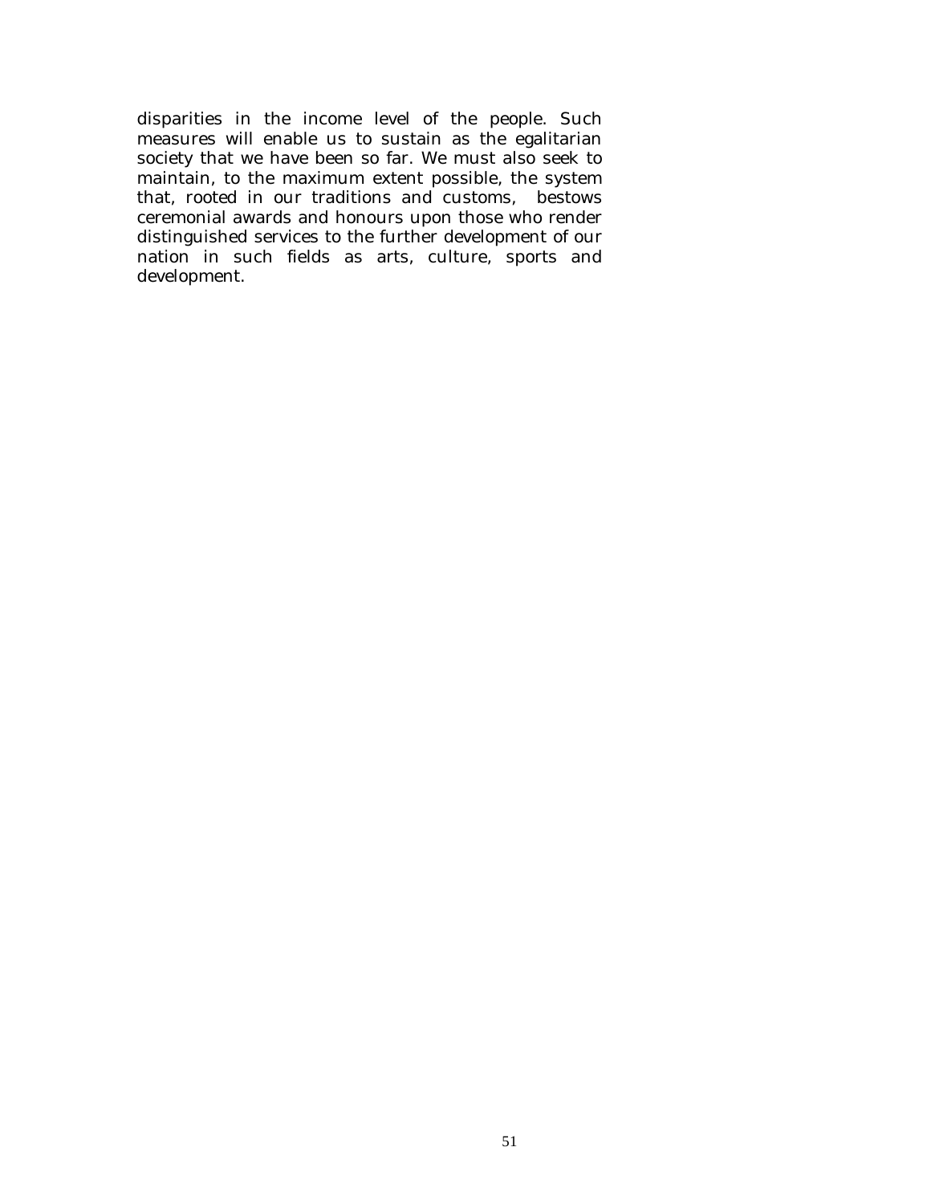disparities in the income level of the people. Such measures will enable us to sustain as the egalitarian society that we have been so far. We must also seek to maintain, to the maximum extent possible, the system that, rooted in our traditions and customs, bestows ceremonial awards and honours upon those who render distinguished services to the further development of our nation in such fields as arts, culture, sports and development.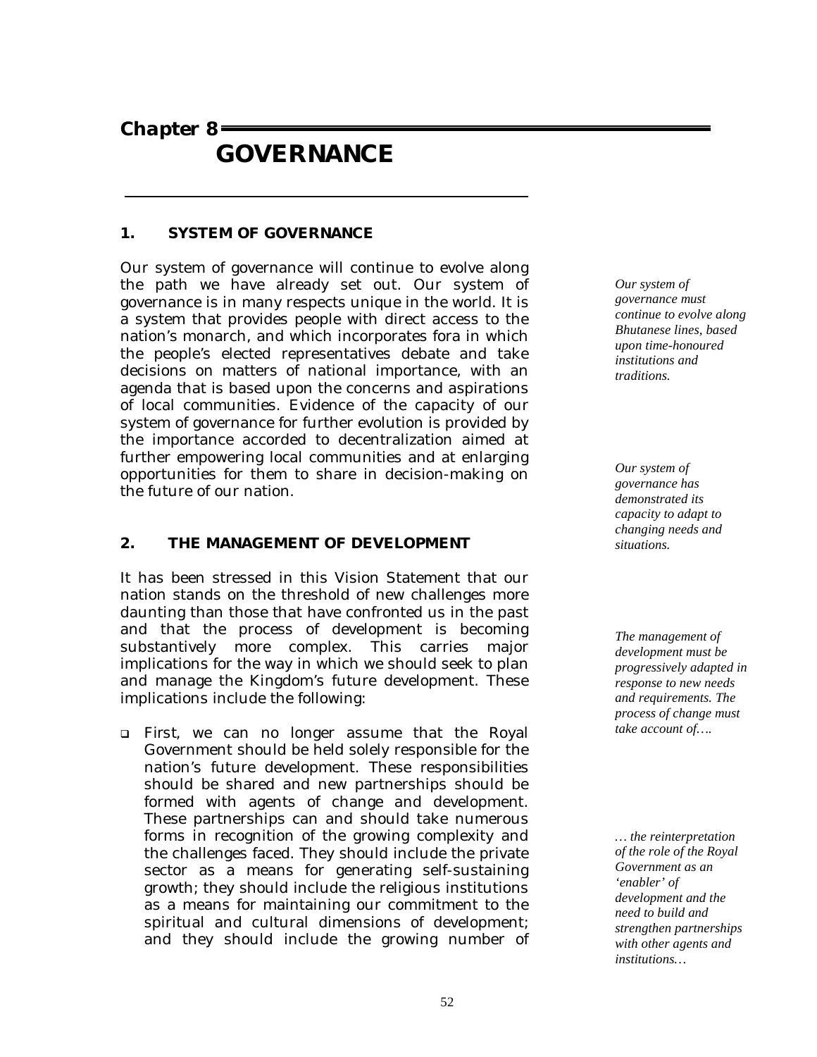# Chapter 8

# GOVERNANCE

## 1. SYSTEM OF GOVERNANCE

Our system of governance will continue to evolve along the path we have already set out. Our system of governance is in many respects unique in the world. It is a system that provides people with direct access to the nation's monarch, and which incorporates fora in which the people's elected representatives debate and take decisions on matters of national importance, with an agenda that is based upon the concerns and aspirations of local communities. Evidence of the capacity of our system of governance for further evolution is provided by the importance accorded to decentralization aimed at further empowering local communities and at enlarging opportunities for them to share in decision-making on the future of our nation.

*Our system of governance must continue to evolve along Bhutanese lines, based upon time-honoured institutions and traditions.*

*Our system of governance has demonstrated its capacity to adapt to changing needs and situations.*

## 2. THE MANAGEMENT OF DEVELOPMENT

It has been stressed in this Vision Statement that our nation stands on the threshold of new challenges more daunting than those that have confronted us in the past and that the process of development is becoming substantively more complex. This carries major implications for the way in which we should seek to plan and manage the Kingdom's future development. These implications include the following:

*The management of development must be progressively adapted in response to new needs and requirements. The process of change must take account of….*

- First, we can no longer assume that the Royal Government should be held solely responsible for the nation's future development. These responsibilities should be shared and new partnerships should be formed with agents of change and development. These partnerships can and should take numerous forms in recognition of the growing complexity and the challenges faced. They should include the private sector as a means for generating self-sustaining growth; they should include the religious institutions as a means for maintaining our commitment to the spiritual and cultural dimensions of development; and they should include the growing number of

*… the reinterpretation of the role of the Royal Government as an 'enabler' of development and the need to build and strengthen partnerships with other agents and institutions…*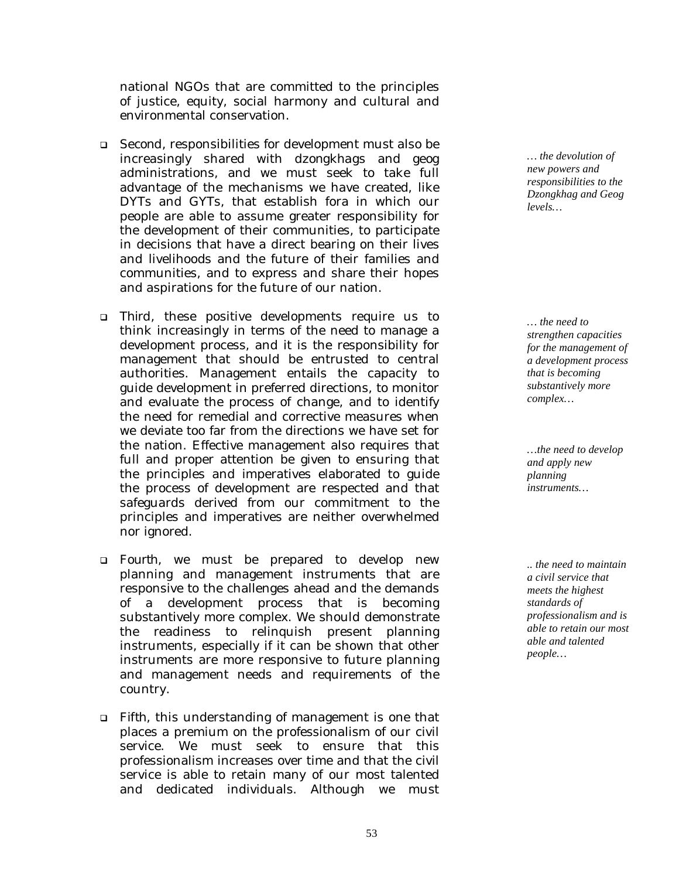national NGOs that are committed to the principles of justice, equity, social harmony and cultural and environmental conservation.

- Second, responsibilities for development must also be increasingly shared with dzongkhags and geog administrations, and we must seek to take full advantage of the mechanisms we have created, like DYTs and GYTs, that establish fora in which our people are able to assume greater responsibility for the development of their communities, to participate in decisions that have a direct bearing on their lives and livelihoods and the future of their families and communities, and to express and share their hopes and aspirations for the future of our nation.

*… the devolution of new powers and responsibilities to the Dzongkhag and Geog levels…*

- Third, these positive developments require us to think increasingly in terms of the need to manage a development process, and it is the responsibility for management that should be entrusted to central authorities. Management entails the capacity to guide development in preferred directions, to monitor and evaluate the process of change, and to identify the need for remedial and corrective measures when we deviate too far from the directions we have set for the nation. Effective management also requires that full and proper attention be given to ensuring that the principles and imperatives elaborated to guide the process of development are respected and that safeguards derived from our commitment to the principles and imperatives are neither overwhelmed nor ignored.

*… the need to strengthen capacities for the management of a development process that is becoming substantively more complex…*

*…the need to develop and apply new planning instruments…*

- Fourth, we must be prepared to develop new planning and management instruments that are responsive to the challenges ahead and the demands of a development process that is becoming substantively more complex. We should demonstrate the readiness to relinquish present planning instruments, especially if it can be shown that other instruments are more responsive to future planning and management needs and requirements of the country.

*.. the need to maintain a civil service that meets the highest standards of professionalism and is able to retain our most able and talented people…*

- Fifth, this understanding of management is one that places a premium on the professionalism of our civil service. We must seek to ensure that this professionalism increases over time and that the civil service is able to retain many of our most talented and dedicated individuals. Although we must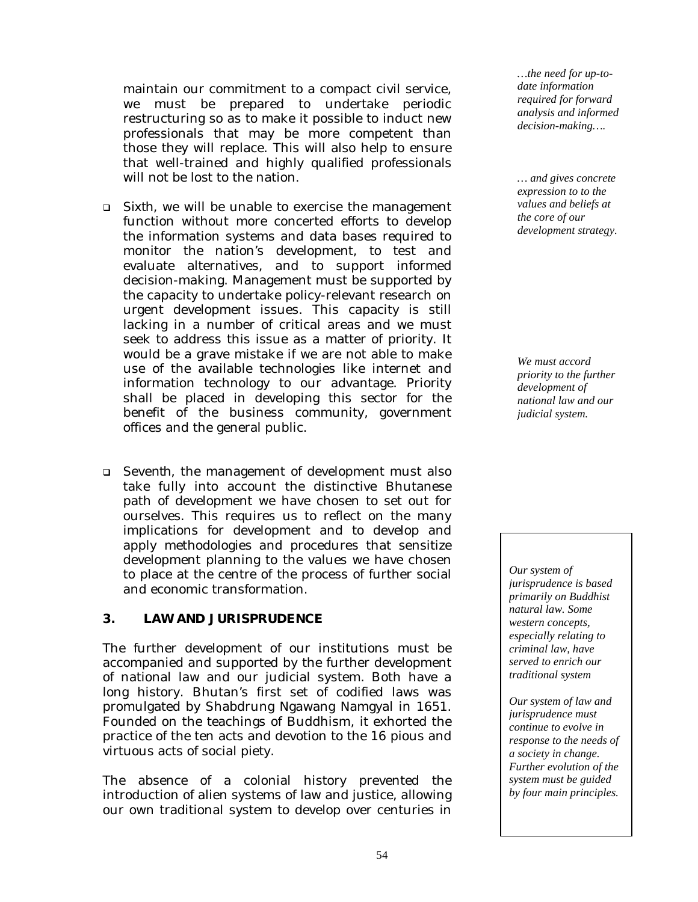maintain our commitment to a compact civil service, we must be prepared to undertake periodic restructuring so as to make it possible to induct new professionals that may be more competent than those they will replace. This will also help to ensure that well-trained and highly qualified professionals will not be lost to the nation.

*…the need for up-to-date information required for forward analysis and informed decision-making….*

- Sixth, we will be unable to exercise the management function without more concerted efforts to develop the information systems and data bases required to monitor the nation's development, to test and evaluate alternatives, and to support informed decision-making. Management must be supported by the capacity to undertake policy-relevant research on urgent development issues. This capacity is still lacking in a number of critical areas and we must seek to address this issue as a matter of priority. It would be a grave mistake if we are not able to make use of the available technologies like internet and information technology to our advantage. Priority shall be placed in developing this sector for the benefit of the business community, government offices and the general public.

*… and gives concrete expression to to the values and beliefs at the core of our development strategy.*

- Seventh, the management of development must also take fully into account the distinctive Bhutanese path of development we have chosen to set out for ourselves. This requires us to reflect on the many implications for development and to develop and apply methodologies and procedures that sensitize development planning to the values we have chosen to place at the centre of the process of further social and economic transformation.

### 3. LAW AND JURISPRUDENCE

*We must accord priority to the further development of national law and our judicial system.*

The further development of our institutions must be accompanied and supported by the further development of national law and our judicial system. Both have a long history. Bhutan's first set of codified laws was promulgated by Shabdrung Ngawang Namgyal in 1651. Founded on the teachings of Buddhism, it exhorted the practice of the ten acts and devotion to the 16 pious and virtuous acts of social piety.

*Our system of jurisprudence is based primarily on Buddhist natural law. Some western concepts, especially relating to criminal law, have served to enrich our traditional system*

*Our system of law and jurisprudence must continue to evolve in response to the needs of a society in change. Further evolution of the system must be guided by four main principles.*

The absence of a colonial history prevented the introduction of alien systems of law and justice, allowing our own traditional system to develop over centuries in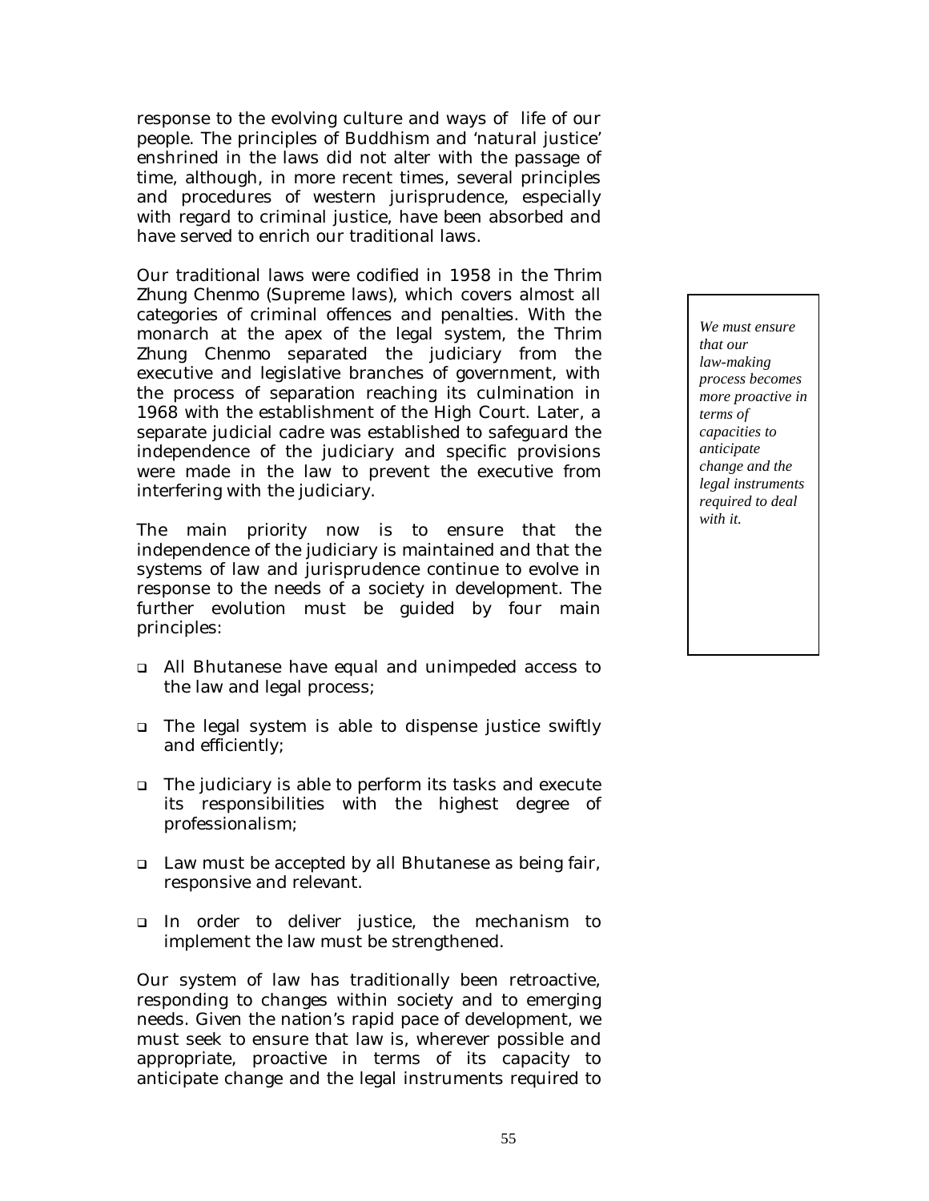response to the evolving culture and ways of life of our people. The principles of Buddhism and 'natural justice' enshrined in the laws did not alter with the passage of time, although, in more recent times, several principles and procedures of western jurisprudence, especially with regard to criminal justice, have been absorbed and have served to enrich our traditional laws.

Our traditional laws were codified in 1958 in the Thrim Zhung Chenmo (Supreme laws), which covers almost all categories of criminal offences and penalties. With the monarch at the apex of the legal system, the Thrim Zhung Chenmo separated the judiciary from the executive and legislative branches of government, with the process of separation reaching its culmination in 1968 with the establishment of the High Court. Later, a separate judicial cadre was established to safeguard the independence of the judiciary and specific provisions were made in the law to prevent the executive from interfering with the judiciary.

> *We must ensure that our law-making process becomes more proactive in terms of capacities to anticipate change and the legal instruments required to deal with it.*

The main priority now is to ensure that the independence of the judiciary is maintained and that the systems of law and jurisprudence continue to evolve in response to the needs of a society in development. The further evolution must be guided by four main principles:

- All Bhutanese have equal and unimpeded access to the law and legal process;
- The legal system is able to dispense justice swiftly and efficiently;
- The judiciary is able to perform its tasks and execute its responsibilities with the highest degree of professionalism;
- Law must be accepted by all Bhutanese as being fair, responsive and relevant.
- In order to deliver justice, the mechanism to implement the law must be strengthened.

Our system of law has traditionally been retroactive, responding to changes within society and to emerging needs. Given the nation's rapid pace of development, we must seek to ensure that law is, wherever possible and appropriate, proactive in terms of its capacity to anticipate change and the legal instruments required to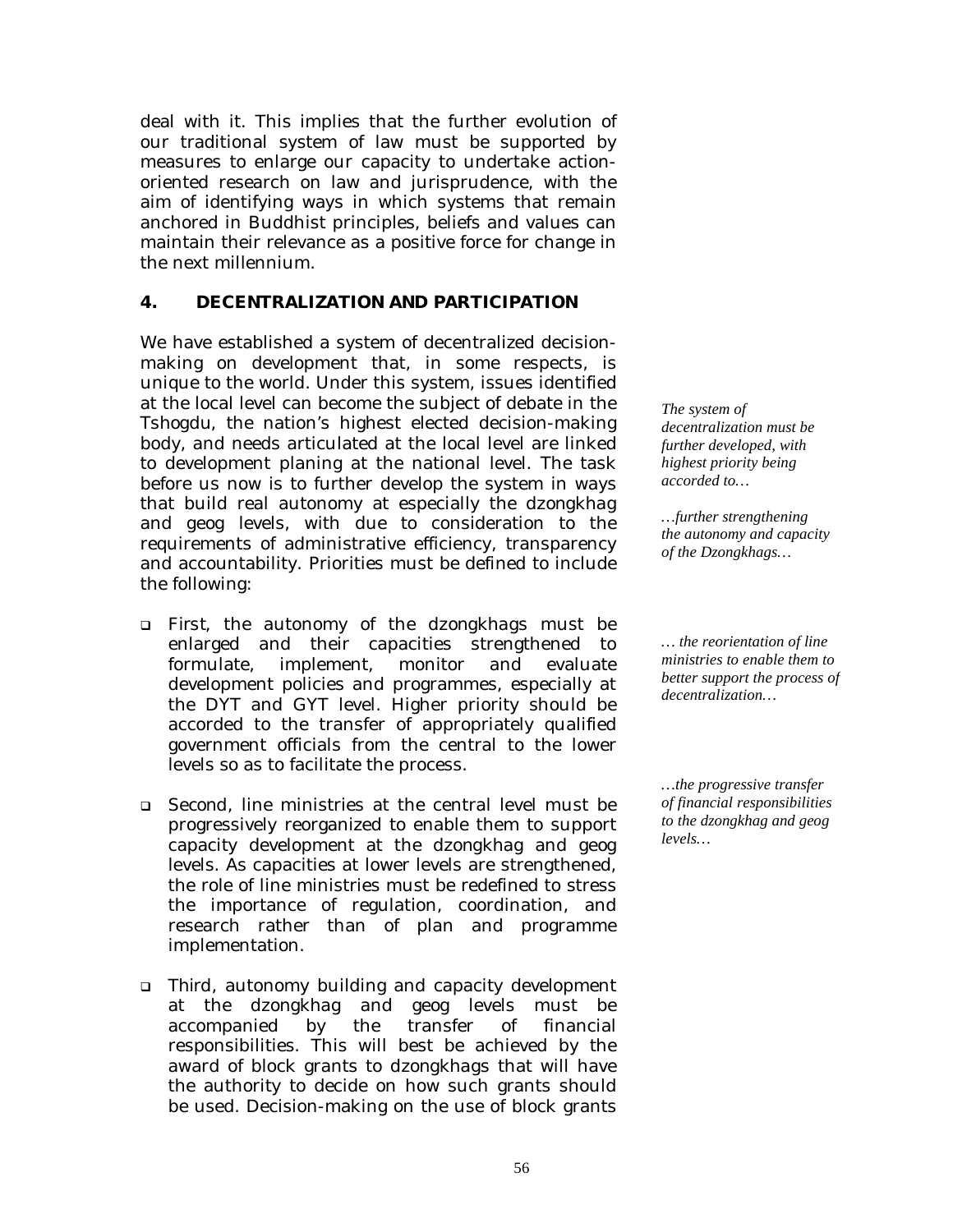deal with it. This implies that the further evolution of our traditional system of law must be supported by measures to enlarge our capacity to undertake action-oriented research on law and jurisprudence, with the aim of identifying ways in which systems that remain anchored in Buddhist principles, beliefs and values can maintain their relevance as a positive force for change in the next millennium.

## 4. DECENTRALIZATION AND PARTICIPATION

We have established a system of decentralized decision-making on development that, in some respects, is unique to the world. Under this system, issues identified at the local level can become the subject of debate in the Tshogdu, the nation's highest elected decision-making body, and needs articulated at the local level are linked to development planing at the national level. The task before us now is to further develop the system in ways that build real autonomy at especially the dzongkhag and geog levels, with due to consideration to the requirements of administrative efficiency, transparency and accountability. Priorities must be defined to include the following:

*The system of decentralization must be further developed, with highest priority being accorded to…*

*…further strengthening the autonomy and capacity of the Dzongkhags…*

- First, the autonomy of the dzongkhags must be enlarged and their capacities strengthened to formulate, implement, monitor and evaluate development policies and programmes, especially at the DYT and GYT level. Higher priority should be accorded to the transfer of appropriately qualified government officials from the central to the lower levels so as to facilitate the process.

*… the reorientation of line ministries to enable them to better support the process of decentralization…*

- Second, line ministries at the central level must be progressively reorganized to enable them to support capacity development at the dzongkhag and geog levels. As capacities at lower levels are strengthened, the role of line ministries must be redefined to stress the importance of regulation, coordination, and research rather than of plan and programme implementation.

*…the progressive transfer of financial responsibilities to the dzongkhag and geog levels…*

- Third, autonomy building and capacity development at the dzongkhag and geog levels must be accompanied by the transfer of financial responsibilities. This will best be achieved by the award of block grants to dzongkhags that will have the authority to decide on how such grants should be used. Decision-making on the use of block grants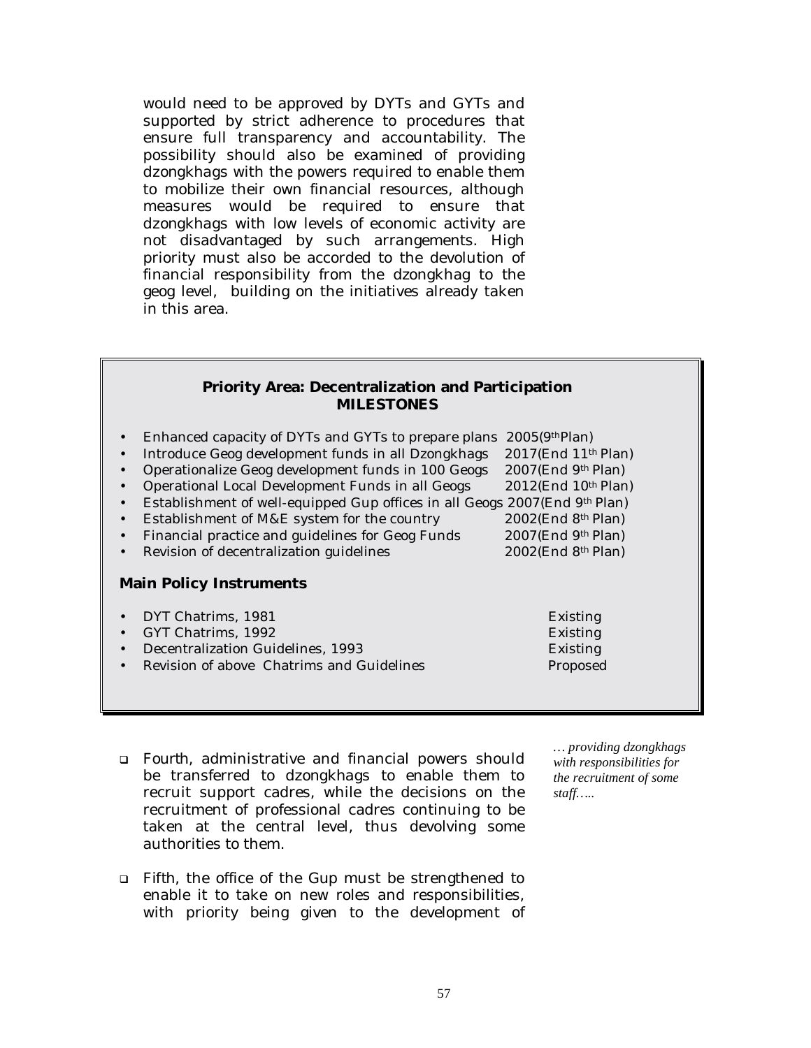would need to be approved by DYTs and GYTs and supported by strict adherence to procedures that ensure full transparency and accountability. The possibility should also be examined of providing dzongkhags with the powers required to enable them to mobilize their own financial resources, although measures would be required to ensure that dzongkhags with low levels of economic activity are not disadvantaged by such arrangements. High priority must also be accorded to the devolution of financial responsibility from the dzongkhag to the geog level, building on the initiatives already taken in this area.

**Priority Area: Decentralization and Participation**
**MILESTONES**

- Enhanced capacity of DYTs and GYTs to prepare plans 2005(9th Plan)
- Introduce Geog development funds in all Dzongkhags 2017(End 11th Plan)
- Operationalize Geog development funds in 100 Geogs 2007(End 9th Plan)
- Operational Local Development Funds in all Geogs 2012(End 10th Plan)
- Establishment of well-equipped Gup offices in all Geogs 2007(End 9th Plan)
- Establishment of M&E system for the country 2002(End 8th Plan)
- Financial practice and guidelines for Geog Funds 2007(End 9th Plan)
- Revision of decentralization guidelines 2002(End 8th Plan)

**Main Policy Instruments**

- DYT Chatrims, 1981 Existing
- GYT Chatrims, 1992 Existing
- Decentralization Guidelines, 1993 Existing
- Revision of above Chatrims and Guidelines Proposed

*… providing dzongkhags with responsibilities for the recruitment of some staff…..*

- Fourth, administrative and financial powers should be transferred to dzongkhags to enable them to recruit support cadres, while the decisions on the recruitment of professional cadres continuing to be taken at the central level, thus devolving some authorities to them.

- Fifth, the office of the Gup must be strengthened to enable it to take on new roles and responsibilities, with priority being given to the development of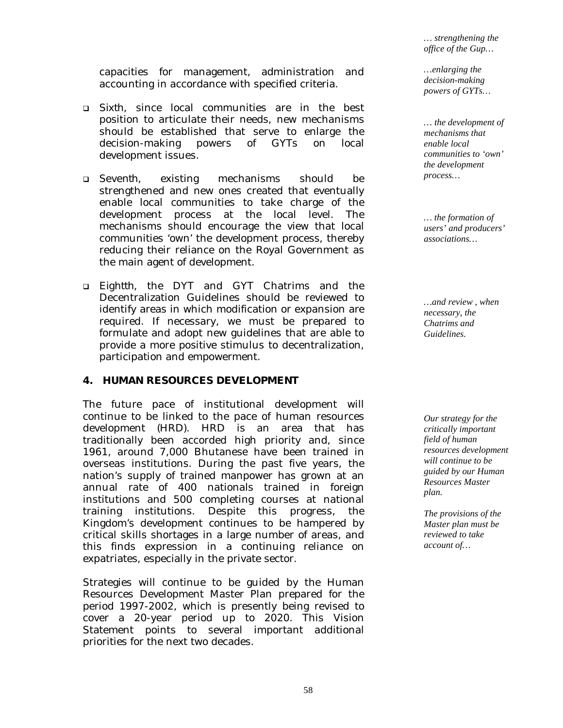capacities for management, administration and accounting in accordance with specified criteria.

- Sixth, since local communities are in the best position to articulate their needs, new mechanisms should be established that serve to enlarge the decision-making powers of GYTs on local development issues.

- Seventh, existing mechanisms should be strengthened and new ones created that eventually enable local communities to take charge of the development process at the local level. The mechanisms should encourage the view that local communities 'own' the development process, thereby reducing their reliance on the Royal Government as the main agent of development.

- Eightth, the DYT and GYT Chatrims and the Decentralization Guidelines should be reviewed to identify areas in which modification or expansion are required. If necessary, we must be prepared to formulate and adopt new guidelines that are able to provide a more positive stimulus to decentralization, participation and empowerment.

*… strengthening the office of the Gup…*

*…enlarging the decision-making powers of GYTs…*

*… the development of mechanisms that enable local communities to 'own' the development process…*

*… the formation of users' and producers' associations…*

*…and review , when necessary, the Chatrims and Guidelines.*

## 4. HUMAN RESOURCES DEVELOPMENT

The future pace of institutional development will continue to be linked to the pace of human resources development (HRD). HRD is an area that has traditionally been accorded high priority and, since 1961, around 7,000 Bhutanese have been trained in overseas institutions. During the past five years, the nation's supply of trained manpower has grown at an annual rate of 400 nationals trained in foreign institutions and 500 completing courses at national training institutions. Despite this progress, the Kingdom's development continues to be hampered by critical skills shortages in a large number of areas, and this finds expression in a continuing reliance on expatriates, especially in the private sector.

Strategies will continue to be guided by the Human Resources Development Master Plan prepared for the period 1997-2002, which is presently being revised to cover a 20-year period up to 2020. This Vision Statement points to several important additional priorities for the next two decades.

*Our strategy for the critically important field of human resources development will continue to be guided by our Human Resources Master plan.*

*The provisions of the Master plan must be reviewed to take account of…*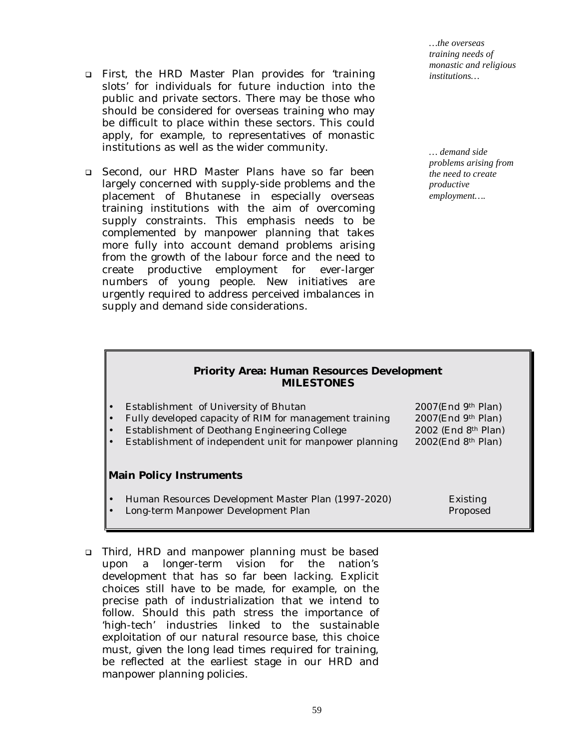*…the overseas training needs of monastic and religious institutions…*

- First, the HRD Master Plan provides for 'training slots' for individuals for future induction into the public and private sectors. There may be those who should be considered for overseas training who may be difficult to place within these sectors. This could apply, for example, to representatives of monastic institutions as well as the wider community.

*… demand side problems arising from the need to create productive employment….*

- Second, our HRD Master Plans have so far been largely concerned with supply-side problems and the placement of Bhutanese in especially overseas training institutions with the aim of overcoming supply constraints. This emphasis needs to be complemented by manpower planning that takes more fully into account demand problems arising from the growth of the labour force and the need to create productive employment for ever-larger numbers of young people. New initiatives are urgently required to address perceived imbalances in supply and demand side considerations.

**Priority Area: Human Resources Development**
**MILESTONES**

| | |
|---|---|
| • Establishment of University of Bhutan | 2007(End 9th Plan) |
| • Fully developed capacity of RIM for management training | 2007(End 9th Plan) |
| • Establishment of Deothang Engineering College | 2002 (End 8th Plan) |
| • Establishment of independent unit for manpower planning | 2002(End 8th Plan) |

**Main Policy Instruments**

| | |
|---|---|
| • Human Resources Development Master Plan (1997-2020) | Existing |
| • Long-term Manpower Development Plan | Proposed |

- Third, HRD and manpower planning must be based upon a longer-term vision for the nation's development that has so far been lacking. Explicit choices still have to be made, for example, on the precise path of industrialization that we intend to follow. Should this path stress the importance of 'high-tech' industries linked to the sustainable exploitation of our natural resource base, this choice must, given the long lead times required for training, be reflected at the earliest stage in our HRD and manpower planning policies.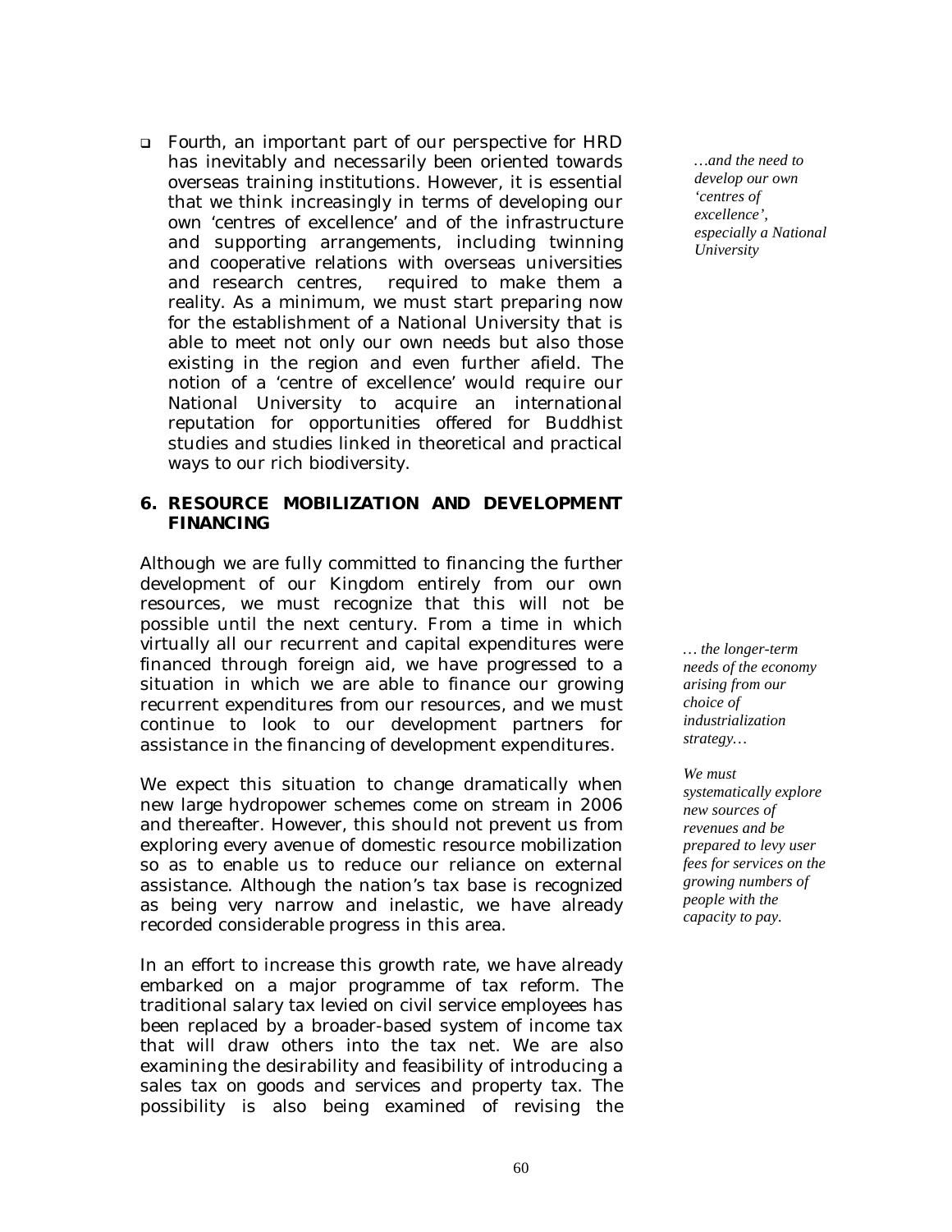- Fourth, an important part of our perspective for HRD has inevitably and necessarily been oriented towards overseas training institutions. However, it is essential that we think increasingly in terms of developing our own 'centres of excellence' and of the infrastructure and supporting arrangements, including twinning and cooperative relations with overseas universities and research centres, required to make them a reality. As a minimum, we must start preparing now for the establishment of a National University that is able to meet not only our own needs but also those existing in the region and even further afield. The notion of a 'centre of excellence' would require our National University to acquire an international reputation for opportunities offered for Buddhist studies and studies linked in theoretical and practical ways to our rich biodiversity.

*…and the need to develop our own 'centres of excellence', especially a National University*

## 6. RESOURCE MOBILIZATION AND DEVELOPMENT FINANCING

Although we are fully committed to financing the further development of our Kingdom entirely from our own resources, we must recognize that this will not be possible until the next century. From a time in which virtually all our recurrent and capital expenditures were financed through foreign aid, we have progressed to a situation in which we are able to finance our growing recurrent expenditures from our resources, and we must continue to look to our development partners for assistance in the financing of development expenditures.

*… the longer-term needs of the economy arising from our choice of industrialization strategy…*

We expect this situation to change dramatically when new large hydropower schemes come on stream in 2006 and thereafter. However, this should not prevent us from exploring every avenue of domestic resource mobilization so as to enable us to reduce our reliance on external assistance. Although the nation's tax base is recognized as being very narrow and inelastic, we have already recorded considerable progress in this area.

*We must systematically explore new sources of revenues and be prepared to levy user fees for services on the growing numbers of people with the capacity to pay.*

In an effort to increase this growth rate, we have already embarked on a major programme of tax reform. The traditional salary tax levied on civil service employees has been replaced by a broader-based system of income tax that will draw others into the tax net. We are also examining the desirability and feasibility of introducing a sales tax on goods and services and property tax. The possibility is also being examined of revising the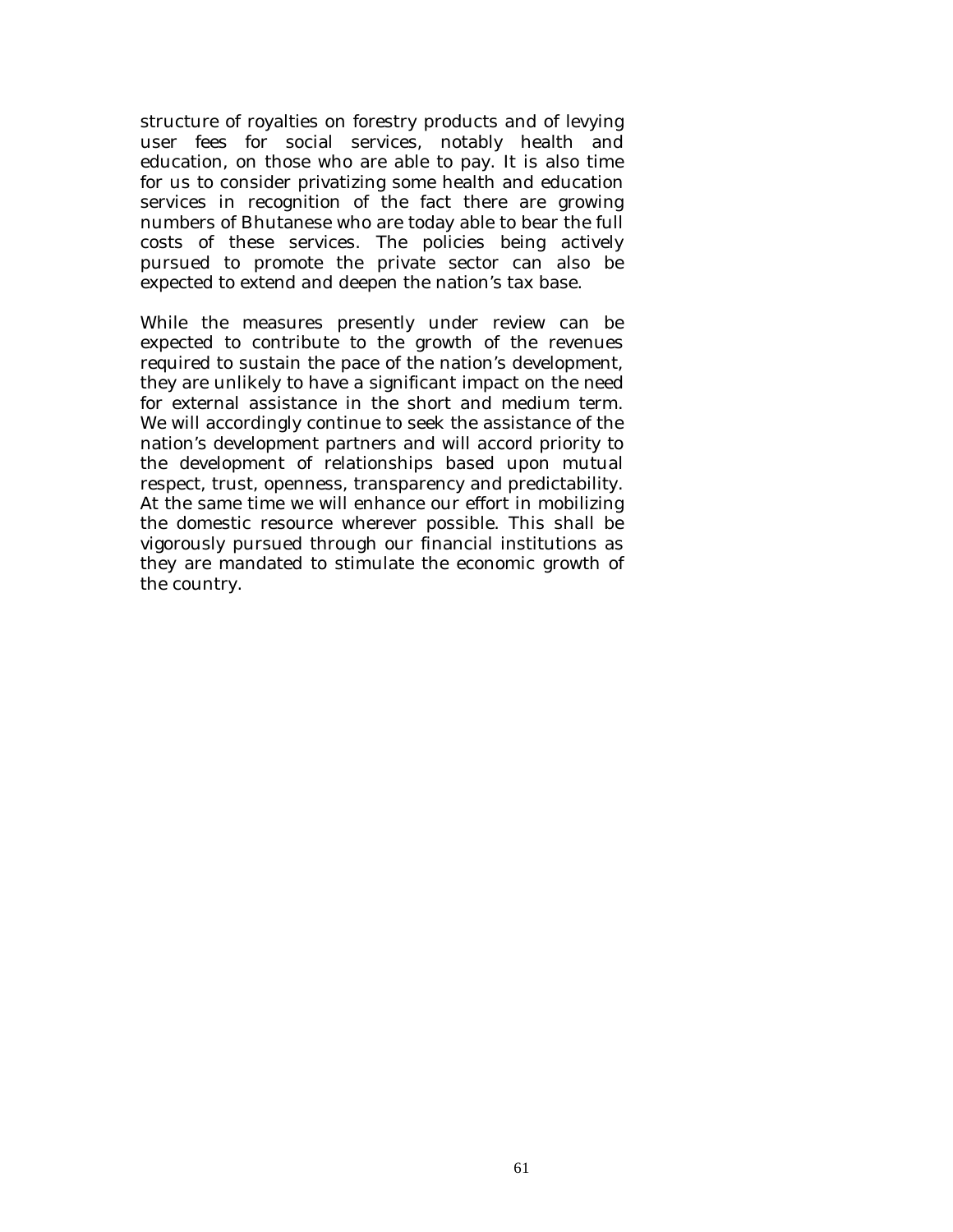structure of royalties on forestry products and of levying user fees for social services, notably health and education, on those who are able to pay. It is also time for us to consider privatizing some health and education services in recognition of the fact there are growing numbers of Bhutanese who are today able to bear the full costs of these services. The policies being actively pursued to promote the private sector can also be expected to extend and deepen the nation's tax base.

While the measures presently under review can be expected to contribute to the growth of the revenues required to sustain the pace of the nation's development, they are unlikely to have a significant impact on the need for external assistance in the short and medium term. We will accordingly continue to seek the assistance of the nation's development partners and will accord priority to the development of relationships based upon mutual respect, trust, openness, transparency and predictability. At the same time we will enhance our effort in mobilizing the domestic resource wherever possible. This shall be vigorously pursued through our financial institutions as they are mandated to stimulate the economic growth of the country.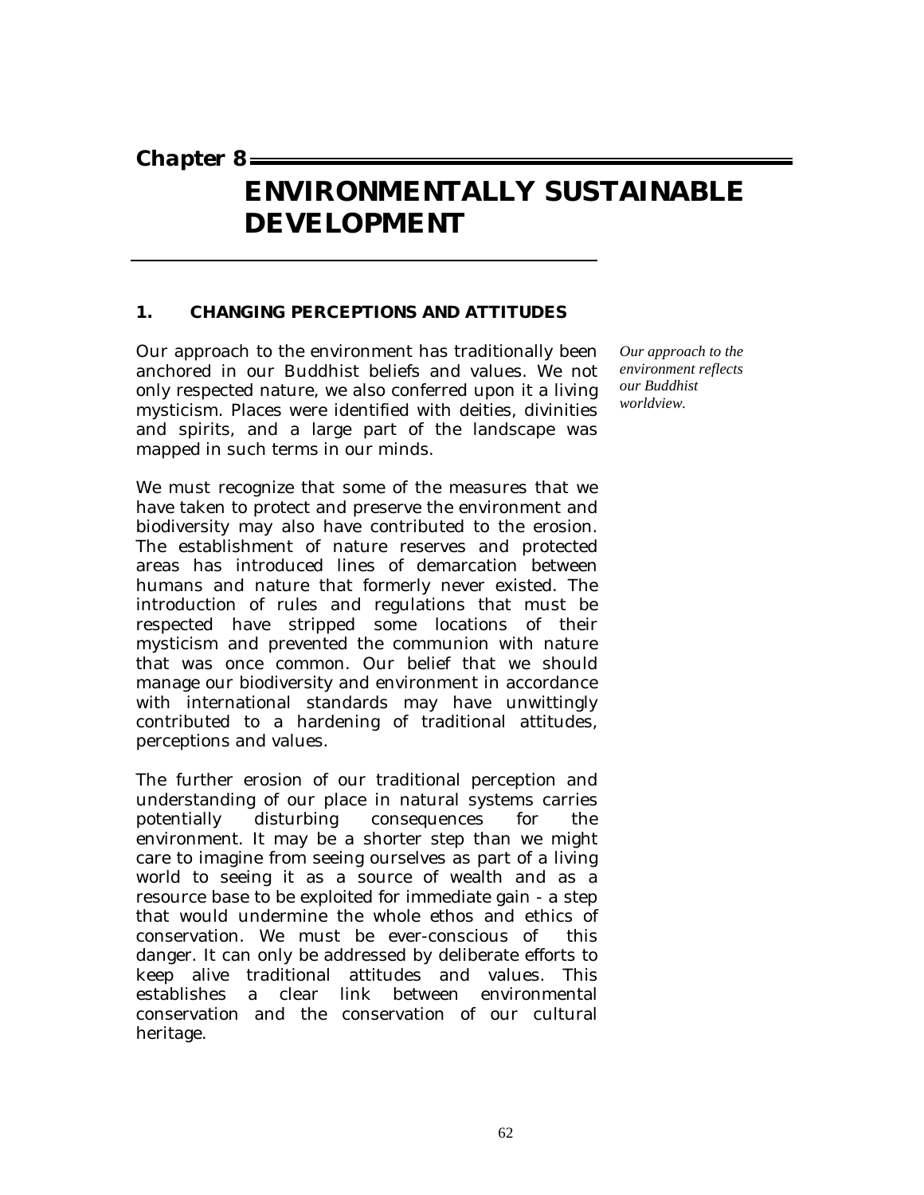# Chapter 8

# ENVIRONMENTALLY SUSTAINABLE DEVELOPMENT

## 1. CHANGING PERCEPTIONS AND ATTITUDES

*Our approach to the environment reflects our Buddhist worldview.*

Our approach to the environment has traditionally been anchored in our Buddhist beliefs and values. We not only respected nature, we also conferred upon it a living mysticism. Places were identified with deities, divinities and spirits, and a large part of the landscape was mapped in such terms in our minds.

We must recognize that some of the measures that we have taken to protect and preserve the environment and biodiversity may also have contributed to the erosion. The establishment of nature reserves and protected areas has introduced lines of demarcation between humans and nature that formerly never existed. The introduction of rules and regulations that must be respected have stripped some locations of their mysticism and prevented the communion with nature that was once common. Our belief that we should manage our biodiversity and environment in accordance with international standards may have unwittingly contributed to a hardening of traditional attitudes, perceptions and values.

The further erosion of our traditional perception and understanding of our place in natural systems carries potentially disturbing consequences for the environment. It may be a shorter step than we might care to imagine from seeing ourselves as part of a living world to seeing it as a source of wealth and as a resource base to be exploited for immediate gain - a step that would undermine the whole ethos and ethics of conservation. We must be ever-conscious of this danger. It can only be addressed by deliberate efforts to keep alive traditional attitudes and values. This establishes a clear link between environmental conservation and the conservation of our cultural heritage.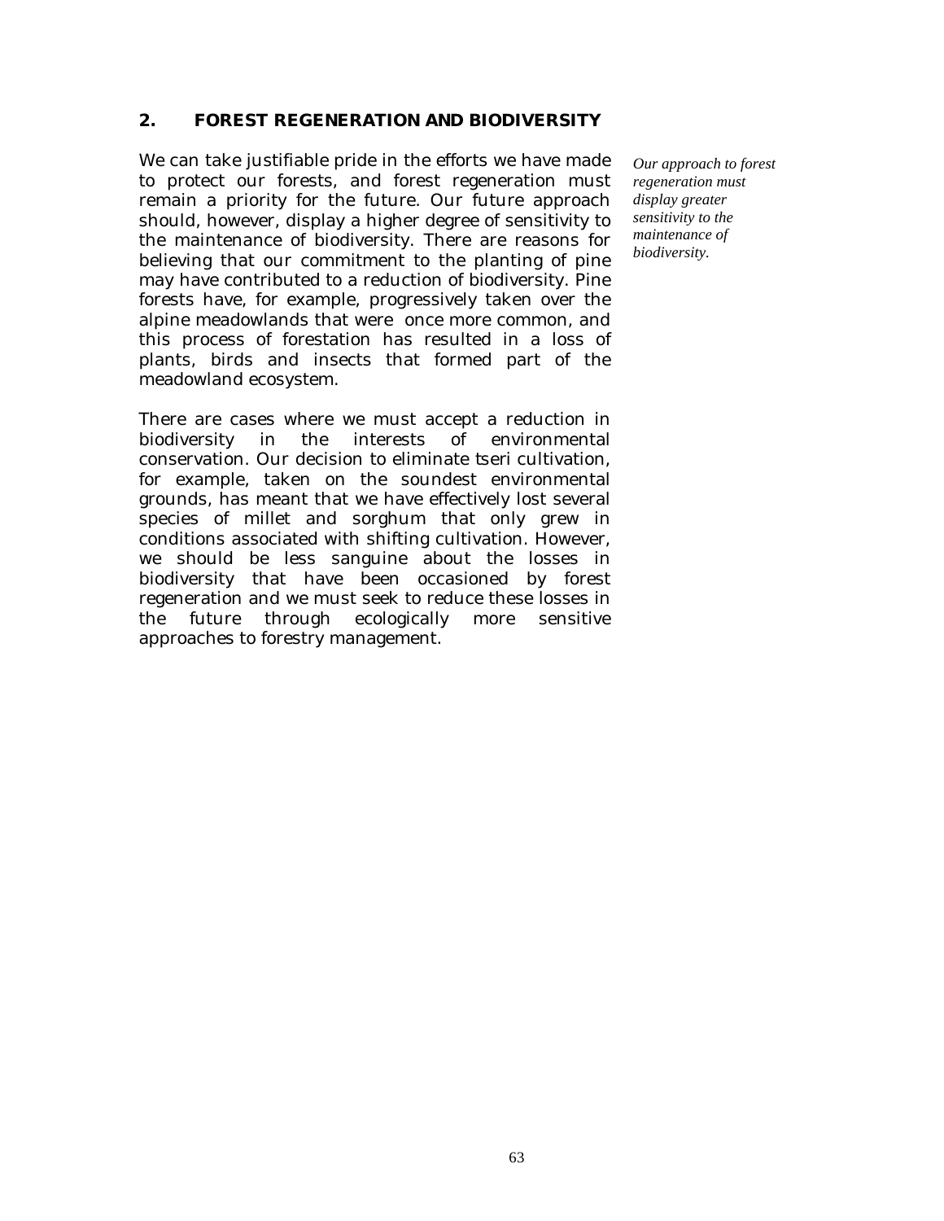## 2. FOREST REGENERATION AND BIODIVERSITY

*Our approach to forest regeneration must display greater sensitivity to the maintenance of biodiversity.*

We can take justifiable pride in the efforts we have made to protect our forests, and forest regeneration must remain a priority for the future. Our future approach should, however, display a higher degree of sensitivity to the maintenance of biodiversity. There are reasons for believing that our commitment to the planting of pine may have contributed to a reduction of biodiversity. Pine forests have, for example, progressively taken over the alpine meadowlands that were once more common, and this process of forestation has resulted in a loss of plants, birds and insects that formed part of the meadowland ecosystem.

There are cases where we must accept a reduction in biodiversity in the interests of environmental conservation. Our decision to eliminate tseri cultivation, for example, taken on the soundest environmental grounds, has meant that we have effectively lost several species of millet and sorghum that only grew in conditions associated with shifting cultivation. However, we should be less sanguine about the losses in biodiversity that have been occasioned by forest regeneration and we must seek to reduce these losses in the future through ecologically more sensitive approaches to forestry management.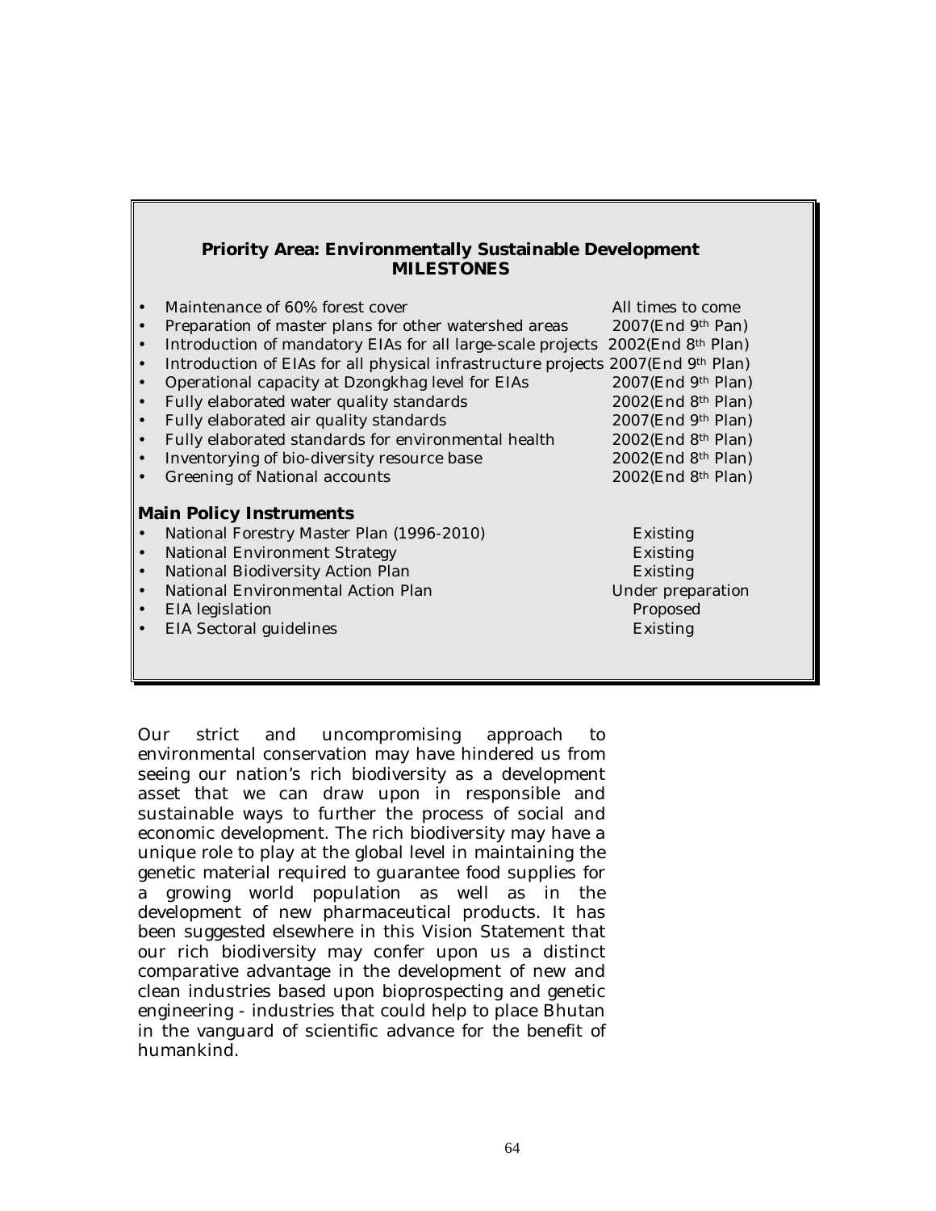## Priority Area: Environmentally Sustainable Development MILESTONES

- Maintenance of 60% forest cover — All times to come
- Preparation of master plans for other watershed areas — 2007(End 9th Pan)
- Introduction of mandatory EIAs for all large-scale projects — 2002(End 8th Plan)
- Introduction of EIAs for all physical infrastructure projects — 2007(End 9th Plan)
- Operational capacity at Dzongkhag level for EIAs — 2007(End 9th Plan)
- Fully elaborated water quality standards — 2002(End 8th Plan)
- Fully elaborated air quality standards — 2007(End 9th Plan)
- Fully elaborated standards for environmental health — 2002(End 8th Plan)
- Inventorying of bio-diversity resource base — 2002(End 8th Plan)
- Greening of National accounts — 2002(End 8th Plan)

### Main Policy Instruments

- National Forestry Master Plan (1996-2010) — Existing
- National Environment Strategy — Existing
- National Biodiversity Action Plan — Existing
- National Environmental Action Plan — Under preparation
- EIA legislation — Proposed
- EIA Sectoral guidelines — Existing

Our strict and uncompromising approach to environmental conservation may have hindered us from seeing our nation's rich biodiversity as a development asset that we can draw upon in responsible and sustainable ways to further the process of social and economic development. The rich biodiversity may have a unique role to play at the global level in maintaining the genetic material required to guarantee food supplies for a growing world population as well as in the development of new pharmaceutical products. It has been suggested elsewhere in this Vision Statement that our rich biodiversity may confer upon us a distinct comparative advantage in the development of new and clean industries based upon bioprospecting and genetic engineering - industries that could help to place Bhutan in the vanguard of scientific advance for the benefit of humankind.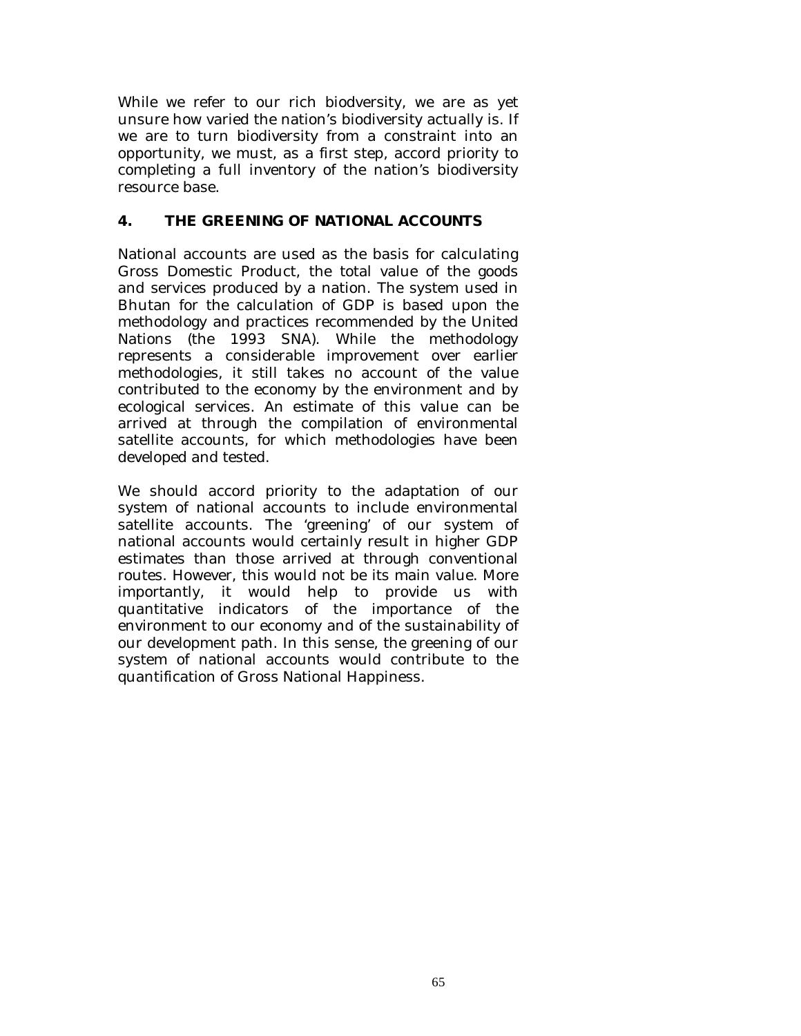While we refer to our rich biodversity, we are as yet unsure how varied the nation's biodiversity actually is. If we are to turn biodiversity from a constraint into an opportunity, we must, as a first step, accord priority to completing a full inventory of the nation's biodiversity resource base.

## 4. THE GREENING OF NATIONAL ACCOUNTS

National accounts are used as the basis for calculating Gross Domestic Product, the total value of the goods and services produced by a nation. The system used in Bhutan for the calculation of GDP is based upon the methodology and practices recommended by the United Nations (the 1993 SNA). While the methodology represents a considerable improvement over earlier methodologies, it still takes no account of the value contributed to the economy by the environment and by ecological services. An estimate of this value can be arrived at through the compilation of environmental satellite accounts, for which methodologies have been developed and tested.

We should accord priority to the adaptation of our system of national accounts to include environmental satellite accounts. The 'greening' of our system of national accounts would certainly result in higher GDP estimates than those arrived at through conventional routes. However, this would not be its main value. More importantly, it would help to provide us with quantitative indicators of the importance of the environment to our economy and of the sustainability of our development path. In this sense, the greening of our system of national accounts would contribute to the quantification of Gross National Happiness.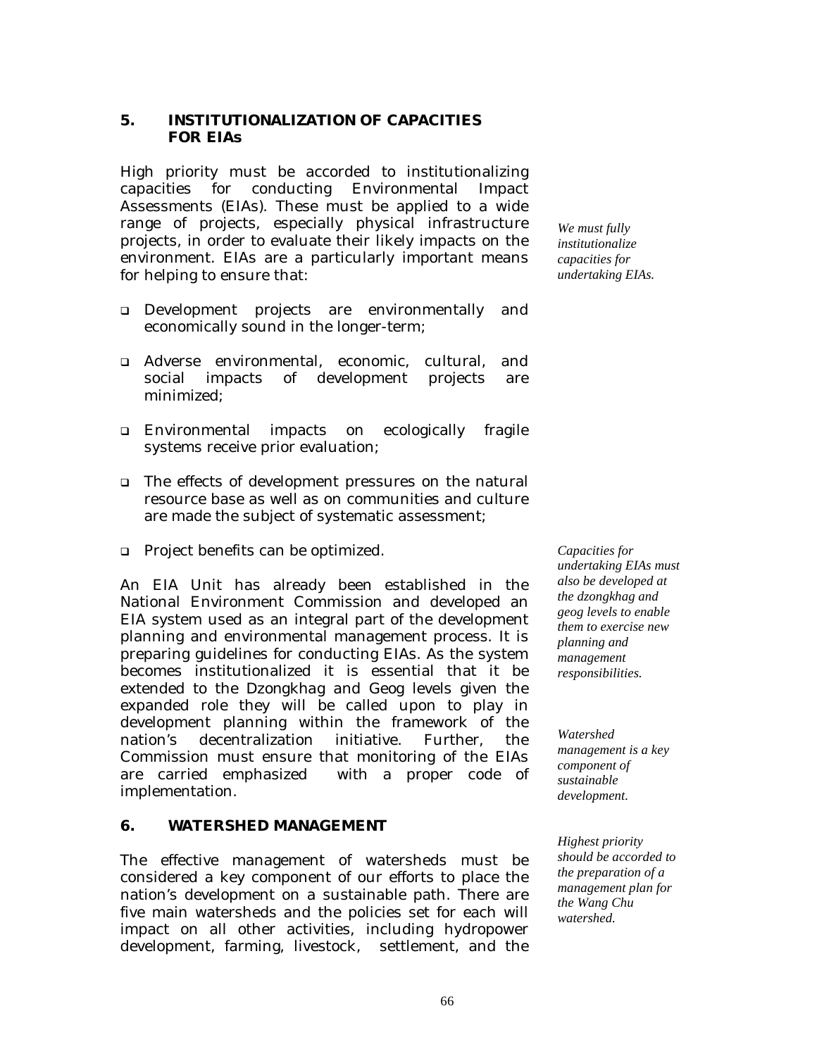## 5. INSTITUTIONALIZATION OF CAPACITIES FOR EIAs

High priority must be accorded to institutionalizing capacities for conducting Environmental Impact Assessments (EIAs). These must be applied to a wide range of projects, especially physical infrastructure projects, in order to evaluate their likely impacts on the environment. EIAs are a particularly important means for helping to ensure that:

*We must fully institutionalize capacities for undertaking EIAs.*

- Development projects are environmentally and economically sound in the longer-term;
- Adverse environmental, economic, cultural, and social impacts of development projects are minimized;
- Environmental impacts on ecologically fragile systems receive prior evaluation;
- The effects of development pressures on the natural resource base as well as on communities and culture are made the subject of systematic assessment;
- Project benefits can be optimized.

*Capacities for undertaking EIAs must also be developed at the dzongkhag and geog levels to enable them to exercise new planning and management responsibilities.*

An EIA Unit has already been established in the National Environment Commission and developed an EIA system used as an integral part of the development planning and environmental management process. It is preparing guidelines for conducting EIAs. As the system becomes institutionalized it is essential that it be extended to the Dzongkhag and Geog levels given the expanded role they will be called upon to play in development planning within the framework of the nation's decentralization initiative. Further, the Commission must ensure that monitoring of the EIAs are carried emphasized with a proper code of implementation.

## 6. WATERSHED MANAGEMENT

*Watershed management is a key component of sustainable development.*

*Highest priority should be accorded to the preparation of a management plan for the Wang Chu watershed.*

The effective management of watersheds must be considered a key component of our efforts to place the nation's development on a sustainable path. There are five main watersheds and the policies set for each will impact on all other activities, including hydropower development, farming, livestock, settlement, and the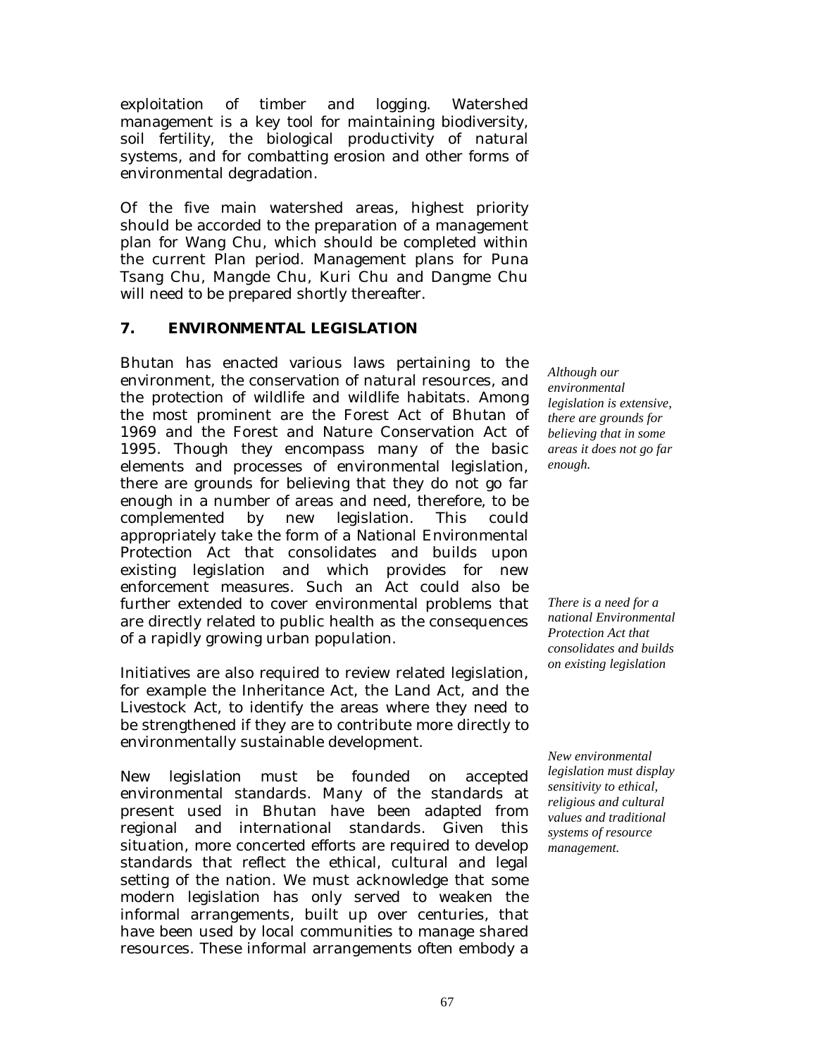exploitation of timber and logging. Watershed management is a key tool for maintaining biodiversity, soil fertility, the biological productivity of natural systems, and for combatting erosion and other forms of environmental degradation.

Of the five main watershed areas, highest priority should be accorded to the preparation of a management plan for Wang Chu, which should be completed within the current Plan period. Management plans for Puna Tsang Chu, Mangde Chu, Kuri Chu and Dangme Chu will need to be prepared shortly thereafter.

## 7. ENVIRONMENTAL LEGISLATION

*Although our environmental legislation is extensive, there are grounds for believing that in some areas it does not go far enough.*

Bhutan has enacted various laws pertaining to the environment, the conservation of natural resources, and the protection of wildlife and wildlife habitats. Among the most prominent are the Forest Act of Bhutan of 1969 and the Forest and Nature Conservation Act of 1995. Though they encompass many of the basic elements and processes of environmental legislation, there are grounds for believing that they do not go far enough in a number of areas and need, therefore, to be complemented by new legislation. This could appropriately take the form of a National Environmental Protection Act that consolidates and builds upon existing legislation and which provides for new enforcement measures. Such an Act could also be further extended to cover environmental problems that are directly related to public health as the consequences of a rapidly growing urban population.

*There is a need for a national Environmental Protection Act that consolidates and builds on existing legislation*

Initiatives are also required to review related legislation, for example the Inheritance Act, the Land Act, and the Livestock Act, to identify the areas where they need to be strengthened if they are to contribute more directly to environmentally sustainable development.

*New environmental legislation must display sensitivity to ethical, religious and cultural values and traditional systems of resource management.*

New legislation must be founded on accepted environmental standards. Many of the standards at present used in Bhutan have been adapted from regional and international standards. Given this situation, more concerted efforts are required to develop standards that reflect the ethical, cultural and legal setting of the nation. We must acknowledge that some modern legislation has only served to weaken the informal arrangements, built up over centuries, that have been used by local communities to manage shared resources. These informal arrangements often embody a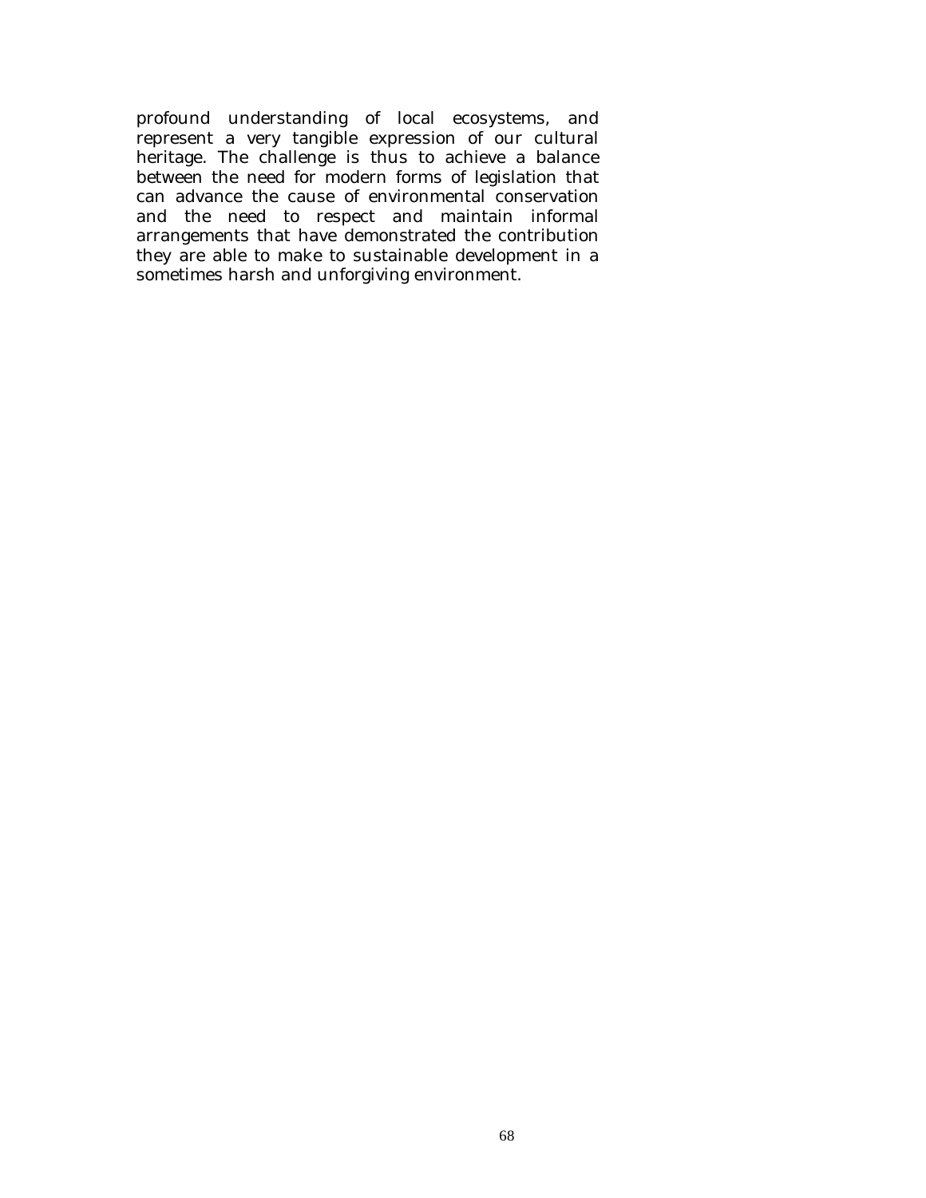profound understanding of local ecosystems, and represent a very tangible expression of our cultural heritage. The challenge is thus to achieve a balance between the need for modern forms of legislation that can advance the cause of environmental conservation and the need to respect and maintain informal arrangements that have demonstrated the contribution they are able to make to sustainable development in a sometimes harsh and unforgiving environment.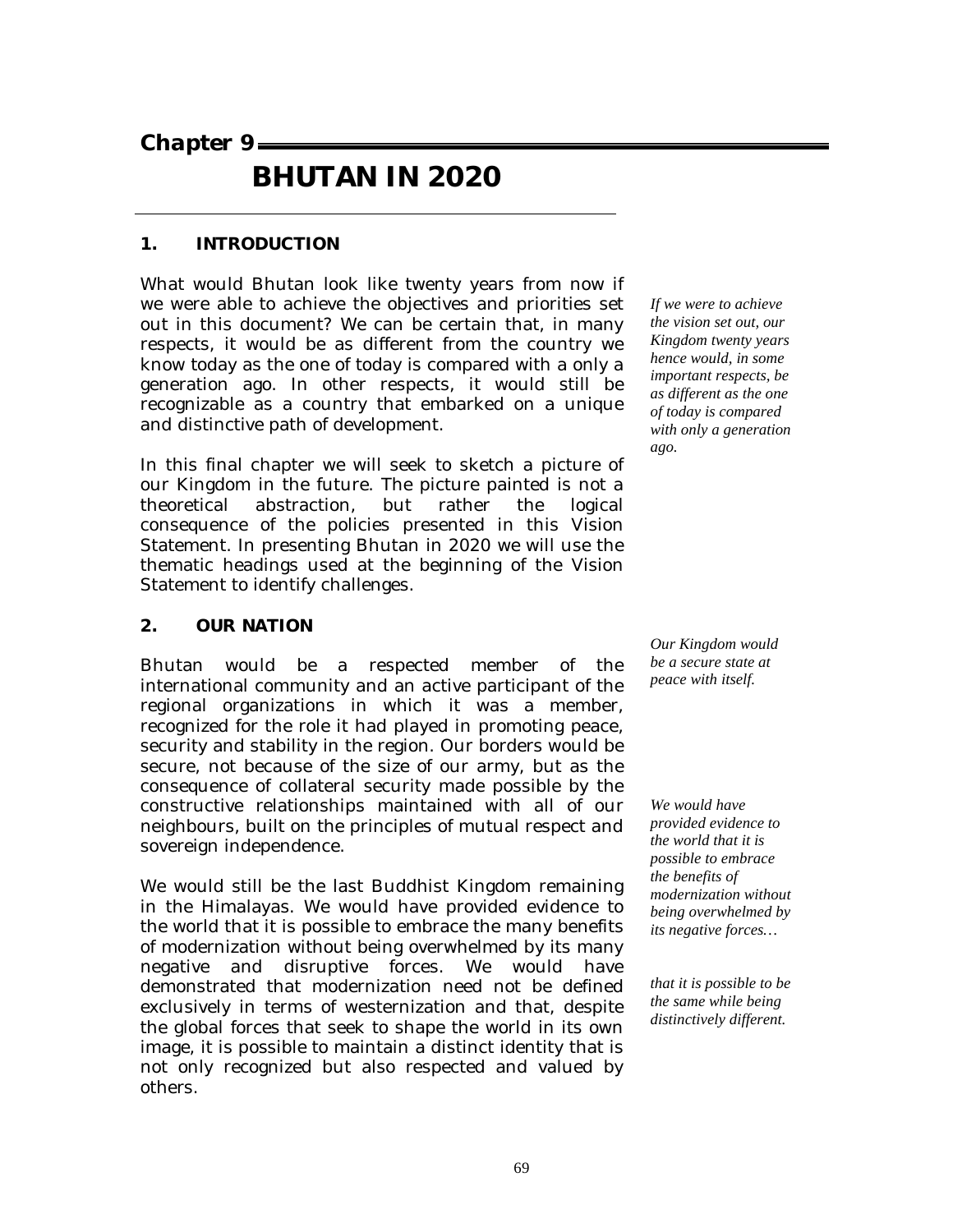# Chapter 9

# BHUTAN IN 2020

## 1. INTRODUCTION

What would Bhutan look like twenty years from now if we were able to achieve the objectives and priorities set out in this document? We can be certain that, in many respects, it would be as different from the country we know today as the one of today is compared with a only a generation ago. In other respects, it would still be recognizable as a country that embarked on a unique and distinctive path of development.

*If we were to achieve the vision set out, our Kingdom twenty years hence would, in some important respects, be as different as the one of today is compared with only a generation ago.*

In this final chapter we will seek to sketch a picture of our Kingdom in the future. The picture painted is not a theoretical abstraction, but rather the logical consequence of the policies presented in this Vision Statement. In presenting Bhutan in 2020 we will use the thematic headings used at the beginning of the Vision Statement to identify challenges.

## 2. OUR NATION

*Our Kingdom would be a secure state at peace with itself.*

Bhutan would be a respected member of the international community and an active participant of the regional organizations in which it was a member, recognized for the role it had played in promoting peace, security and stability in the region. Our borders would be secure, not because of the size of our army, but as the consequence of collateral security made possible by the constructive relationships maintained with all of our neighbours, built on the principles of mutual respect and sovereign independence.

*We would have provided evidence to the world that it is possible to embrace the benefits of modernization without being overwhelmed by its negative forces…*

We would still be the last Buddhist Kingdom remaining in the Himalayas. We would have provided evidence to the world that it is possible to embrace the many benefits of modernization without being overwhelmed by its many negative and disruptive forces. We would have demonstrated that modernization need not be defined exclusively in terms of westernization and that, despite the global forces that seek to shape the world in its own image, it is possible to maintain a distinct identity that is not only recognized but also respected and valued by others.

*that it is possible to be the same while being distinctively different.*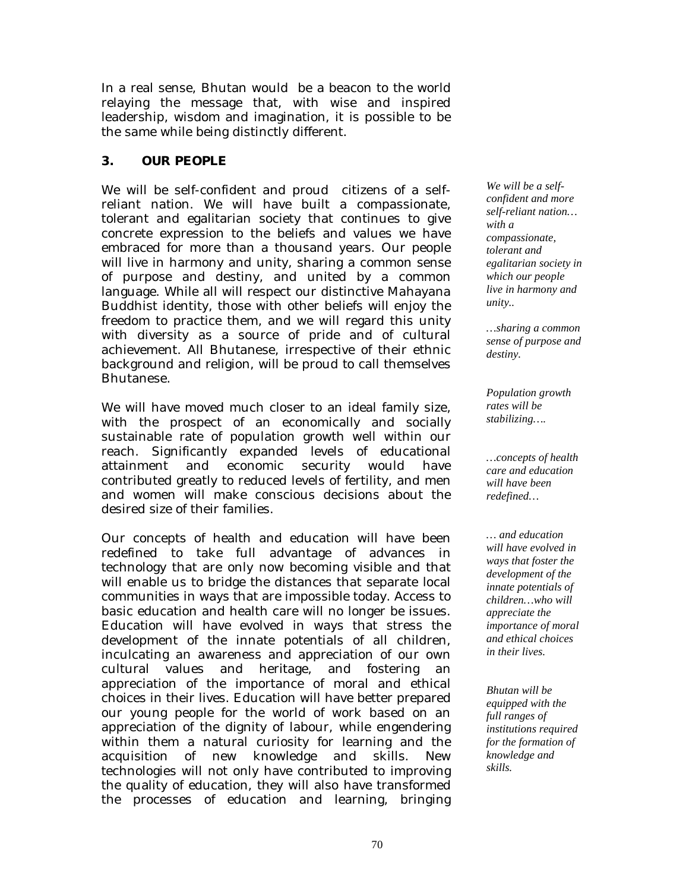In a real sense, Bhutan would be a beacon to the world relaying the message that, with wise and inspired leadership, wisdom and imagination, it is possible to be the same while being distinctly different.

## 3. OUR PEOPLE

We will be self-confident and proud citizens of a self-reliant nation. We will have built a compassionate, tolerant and egalitarian society that continues to give concrete expression to the beliefs and values we have embraced for more than a thousand years. Our people will live in harmony and unity, sharing a common sense of purpose and destiny, and united by a common language. While all will respect our distinctive Mahayana Buddhist identity, those with other beliefs will enjoy the freedom to practice them, and we will regard this unity with diversity as a source of pride and of cultural achievement. All Bhutanese, irrespective of their ethnic background and religion, will be proud to call themselves Bhutanese.

*We will be a self-confident and more self-reliant nation… with a compassionate, tolerant and egalitarian society in which our people live in harmony and unity..*

*…sharing a common sense of purpose and destiny.*

We will have moved much closer to an ideal family size, with the prospect of an economically and socially sustainable rate of population growth well within our reach. Significantly expanded levels of educational attainment and economic security would have contributed greatly to reduced levels of fertility, and men and women will make conscious decisions about the desired size of their families.

*Population growth rates will be stabilizing….*

Our concepts of health and education will have been redefined to take full advantage of advances in technology that are only now becoming visible and that will enable us to bridge the distances that separate local communities in ways that are impossible today. Access to basic education and health care will no longer be issues. Education will have evolved in ways that stress the development of the innate potentials of all children, inculcating an awareness and appreciation of our own cultural values and heritage, and fostering an appreciation of the importance of moral and ethical choices in their lives. Education will have better prepared our young people for the world of work based on an appreciation of the dignity of labour, while engendering within them a natural curiosity for learning and the acquisition of new knowledge and skills. New technologies will not only have contributed to improving the quality of education, they will also have transformed the processes of education and learning, bringing

*…concepts of health care and education will have been redefined…*

*… and education will have evolved in ways that foster the development of the innate potentials of children…who will appreciate the importance of moral and ethical choices in their lives.*

*Bhutan will be equipped with the full ranges of institutions required for the formation of knowledge and skills.*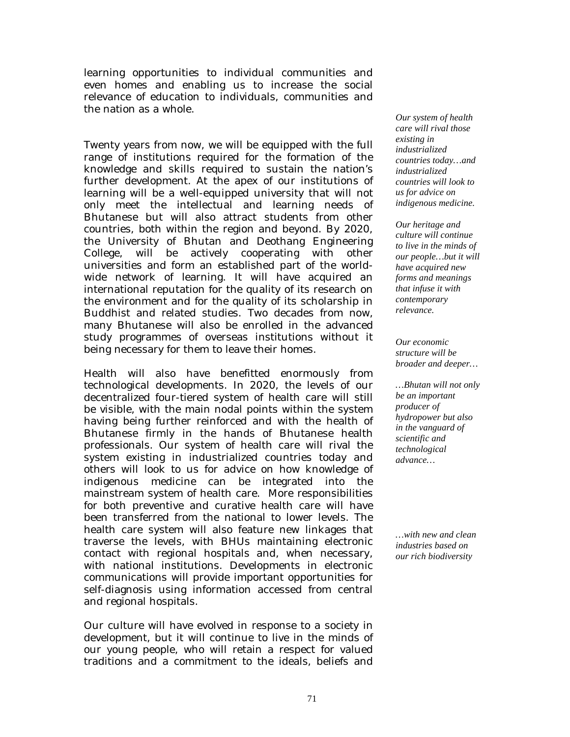learning opportunities to individual communities and even homes and enabling us to increase the social relevance of education to individuals, communities and the nation as a whole.

Twenty years from now, we will be equipped with the full range of institutions required for the formation of the knowledge and skills required to sustain the nation's further development. At the apex of our institutions of learning will be a well-equipped university that will not only meet the intellectual and learning needs of Bhutanese but will also attract students from other countries, both within the region and beyond. By 2020, the University of Bhutan and Deothang Engineering College, will be actively cooperating with other universities and form an established part of the world-wide network of learning. It will have acquired an international reputation for the quality of its research on the environment and for the quality of its scholarship in Buddhist and related studies. Two decades from now, many Bhutanese will also be enrolled in the advanced study programmes of overseas institutions without it being necessary for them to leave their homes.

*Our system of health care will rival those existing in industrialized countries today…and industrialized countries will look to us for advice on indigenous medicine.*

*Our heritage and culture will continue to live in the minds of our people…but it will have acquired new forms and meanings that infuse it with contemporary relevance.*

*Our economic structure will be broader and deeper…*

*…Bhutan will not only be an important producer of hydropower but also in the vanguard of scientific and technological advance…*

*…with new and clean industries based on our rich biodiversity*

Health will also have benefitted enormously from technological developments. In 2020, the levels of our decentralized four-tiered system of health care will still be visible, with the main nodal points within the system having being further reinforced and with the health of Bhutanese firmly in the hands of Bhutanese health professionals. Our system of health care will rival the system existing in industrialized countries today and others will look to us for advice on how knowledge of indigenous medicine can be integrated into the mainstream system of health care. More responsibilities for both preventive and curative health care will have been transferred from the national to lower levels. The health care system will also feature new linkages that traverse the levels, with BHUs maintaining electronic contact with regional hospitals and, when necessary, with national institutions. Developments in electronic communications will provide important opportunities for self-diagnosis using information accessed from central and regional hospitals.

Our culture will have evolved in response to a society in development, but it will continue to live in the minds of our young people, who will retain a respect for valued traditions and a commitment to the ideals, beliefs and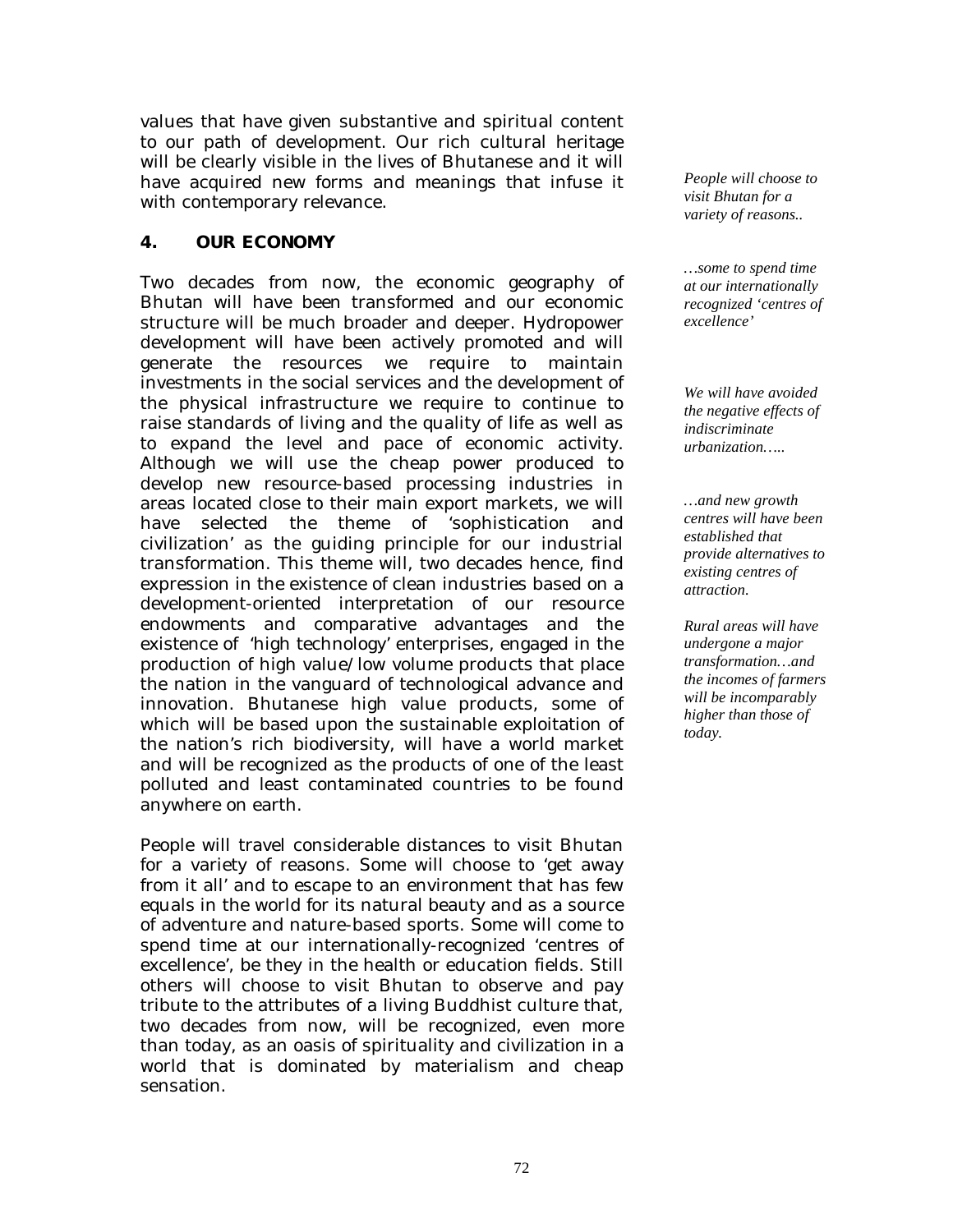values that have given substantive and spiritual content to our path of development. Our rich cultural heritage will be clearly visible in the lives of Bhutanese and it will have acquired new forms and meanings that infuse it with contemporary relevance.

## 4. OUR ECONOMY

Two decades from now, the economic geography of Bhutan will have been transformed and our economic structure will be much broader and deeper. Hydropower development will have been actively promoted and will generate the resources we require to maintain investments in the social services and the development of the physical infrastructure we require to continue to raise standards of living and the quality of life as well as to expand the level and pace of economic activity. Although we will use the cheap power produced to develop new resource-based processing industries in areas located close to their main export markets, we will have selected the theme of 'sophistication and civilization' as the guiding principle for our industrial transformation. This theme will, two decades hence, find expression in the existence of clean industries based on a development-oriented interpretation of our resource endowments and comparative advantages and the existence of 'high technology' enterprises, engaged in the production of high value/low volume products that place the nation in the vanguard of technological advance and innovation. Bhutanese high value products, some of which will be based upon the sustainable exploitation of the nation's rich biodiversity, will have a world market and will be recognized as the products of one of the least polluted and least contaminated countries to be found anywhere on earth.

People will travel considerable distances to visit Bhutan for a variety of reasons. Some will choose to 'get away from it all' and to escape to an environment that has few equals in the world for its natural beauty and as a source of adventure and nature-based sports. Some will come to spend time at our internationally-recognized 'centres of excellence', be they in the health or education fields. Still others will choose to visit Bhutan to observe and pay tribute to the attributes of a living Buddhist culture that, two decades from now, will be recognized, even more than today, as an oasis of spirituality and civilization in a world that is dominated by materialism and cheap sensation.

*People will choose to visit Bhutan for a variety of reasons..*

*…some to spend time at our internationally recognized 'centres of excellence'*

*We will have avoided the negative effects of indiscriminate urbanization…..*

*…and new growth centres will have been established that provide alternatives to existing centres of attraction.*

*Rural areas will have undergone a major transformation…and the incomes of farmers will be incomparably higher than those of today.*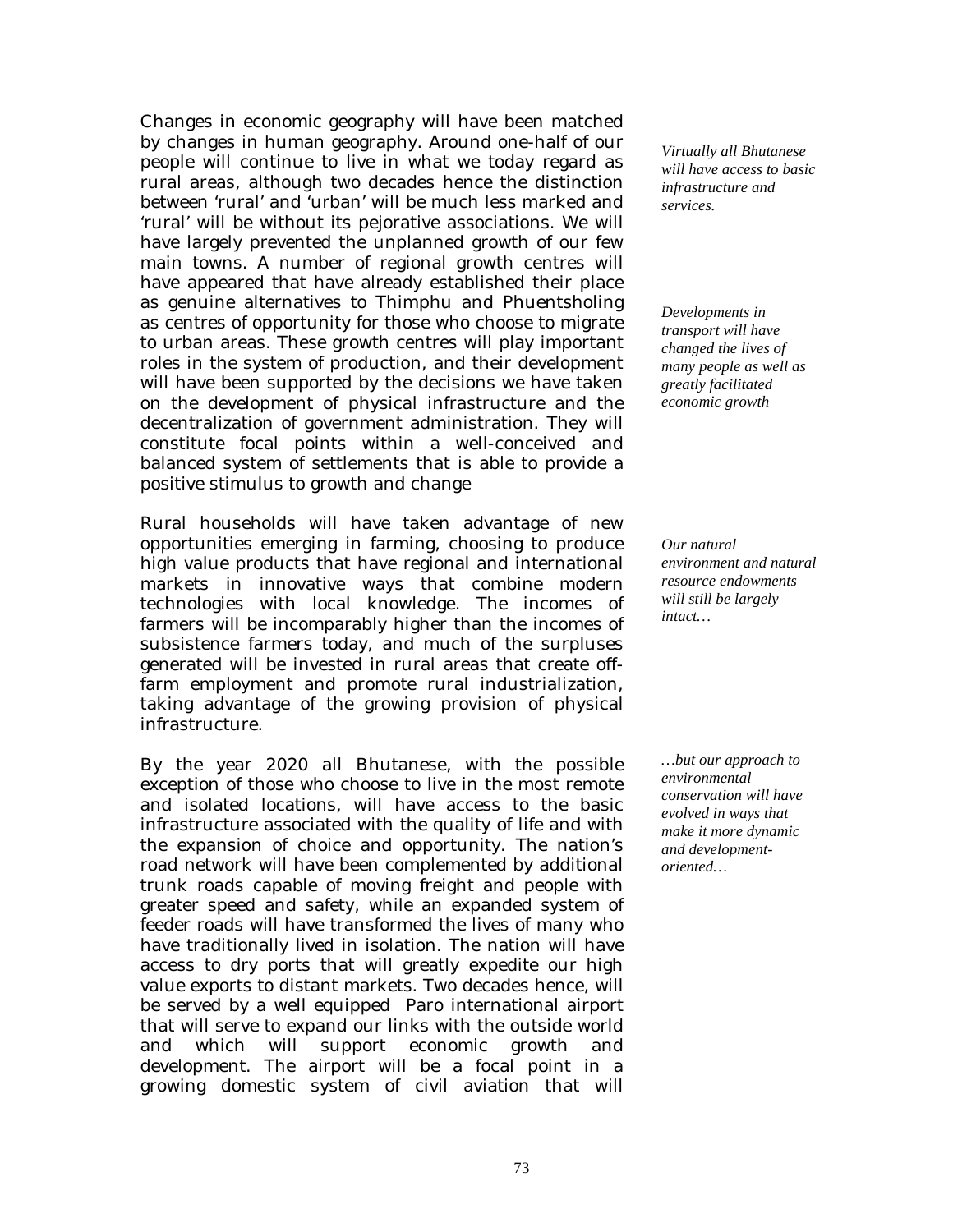Changes in economic geography will have been matched by changes in human geography. Around one-half of our people will continue to live in what we today regard as rural areas, although two decades hence the distinction between 'rural' and 'urban' will be much less marked and 'rural' will be without its pejorative associations. We will have largely prevented the unplanned growth of our few main towns. A number of regional growth centres will have appeared that have already established their place as genuine alternatives to Thimphu and Phuentsholing as centres of opportunity for those who choose to migrate to urban areas. These growth centres will play important roles in the system of production, and their development will have been supported by the decisions we have taken on the development of physical infrastructure and the decentralization of government administration. They will constitute focal points within a well-conceived and balanced system of settlements that is able to provide a positive stimulus to growth and change

*Virtually all Bhutanese will have access to basic infrastructure and services.*

*Developments in transport will have changed the lives of many people as well as greatly facilitated economic growth*

Rural households will have taken advantage of new opportunities emerging in farming, choosing to produce high value products that have regional and international markets in innovative ways that combine modern technologies with local knowledge. The incomes of farmers will be incomparably higher than the incomes of subsistence farmers today, and much of the surpluses generated will be invested in rural areas that create off-farm employment and promote rural industrialization, taking advantage of the growing provision of physical infrastructure.

*Our natural environment and natural resource endowments will still be largely intact…*

By the year 2020 all Bhutanese, with the possible exception of those who choose to live in the most remote and isolated locations, will have access to the basic infrastructure associated with the quality of life and with the expansion of choice and opportunity. The nation's road network will have been complemented by additional trunk roads capable of moving freight and people with greater speed and safety, while an expanded system of feeder roads will have transformed the lives of many who have traditionally lived in isolation. The nation will have access to dry ports that will greatly expedite our high value exports to distant markets. Two decades hence, will be served by a well equipped Paro international airport that will serve to expand our links with the outside world and which will support economic growth and development. The airport will be a focal point in a growing domestic system of civil aviation that will

*…but our approach to environmental conservation will have evolved in ways that make it more dynamic and development-oriented…*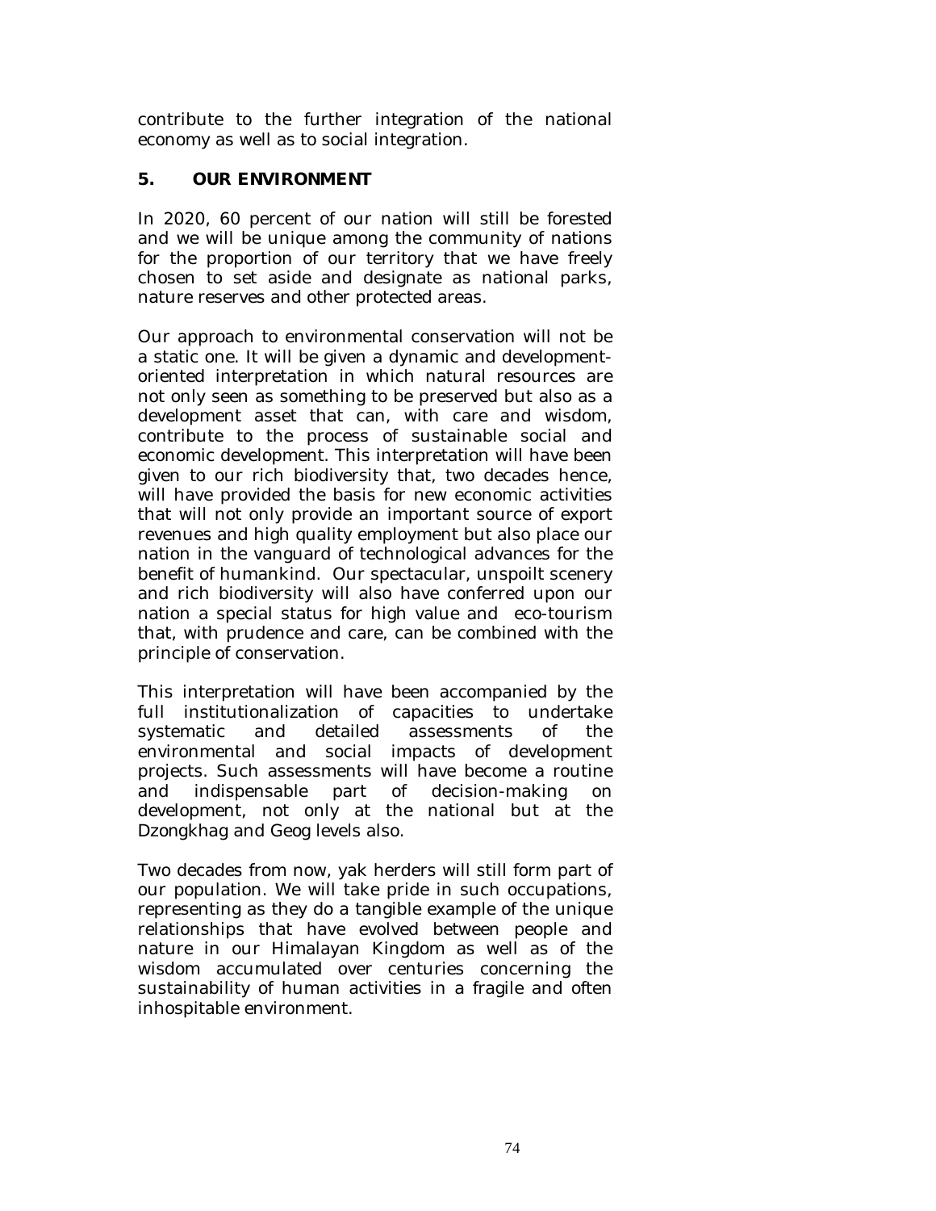contribute to the further integration of the national economy as well as to social integration.

## 5. OUR ENVIRONMENT

In 2020, 60 percent of our nation will still be forested and we will be unique among the community of nations for the proportion of our territory that we have freely chosen to set aside and designate as national parks, nature reserves and other protected areas.

Our approach to environmental conservation will not be a static one. It will be given a dynamic and development-oriented interpretation in which natural resources are not only seen as something to be preserved but also as a development asset that can, with care and wisdom, contribute to the process of sustainable social and economic development. This interpretation will have been given to our rich biodiversity that, two decades hence, will have provided the basis for new economic activities that will not only provide an important source of export revenues and high quality employment but also place our nation in the vanguard of technological advances for the benefit of humankind. Our spectacular, unspoilt scenery and rich biodiversity will also have conferred upon our nation a special status for high value and eco-tourism that, with prudence and care, can be combined with the principle of conservation.

This interpretation will have been accompanied by the full institutionalization of capacities to undertake systematic and detailed assessments of the environmental and social impacts of development projects. Such assessments will have become a routine and indispensable part of decision-making on development, not only at the national but at the Dzongkhag and Geog levels also.

Two decades from now, yak herders will still form part of our population. We will take pride in such occupations, representing as they do a tangible example of the unique relationships that have evolved between people and nature in our Himalayan Kingdom as well as of the wisdom accumulated over centuries concerning the sustainability of human activities in a fragile and often inhospitable environment.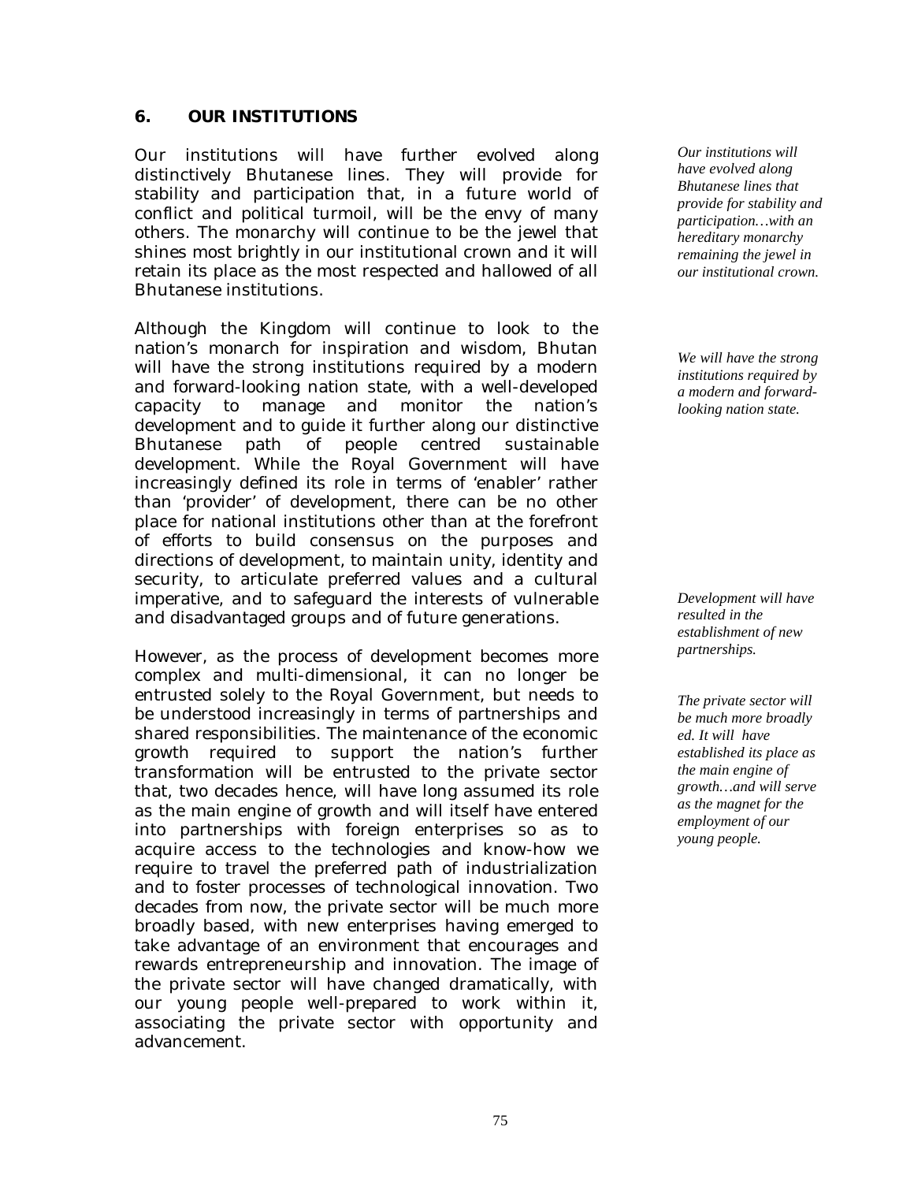## 6. OUR INSTITUTIONS

Our institutions will have further evolved along distinctively Bhutanese lines. They will provide for stability and participation that, in a future world of conflict and political turmoil, will be the envy of many others. The monarchy will continue to be the jewel that shines most brightly in our institutional crown and it will retain its place as the most respected and hallowed of all Bhutanese institutions.

*Our institutions will have evolved along Bhutanese lines that provide for stability and participation…with an hereditary monarchy remaining the jewel in our institutional crown.*

Although the Kingdom will continue to look to the nation's monarch for inspiration and wisdom, Bhutan will have the strong institutions required by a modern and forward-looking nation state, with a well-developed capacity to manage and monitor the nation's development and to guide it further along our distinctive Bhutanese path of people centred sustainable development. While the Royal Government will have increasingly defined its role in terms of 'enabler' rather than 'provider' of development, there can be no other place for national institutions other than at the forefront of efforts to build consensus on the purposes and directions of development, to maintain unity, identity and security, to articulate preferred values and a cultural imperative, and to safeguard the interests of vulnerable and disadvantaged groups and of future generations.

*We will have the strong institutions required by a modern and forward-looking nation state.*

*Development will have resulted in the establishment of new partnerships.*

However, as the process of development becomes more complex and multi-dimensional, it can no longer be entrusted solely to the Royal Government, but needs to be understood increasingly in terms of partnerships and shared responsibilities. The maintenance of the economic growth required to support the nation's further transformation will be entrusted to the private sector that, two decades hence, will have long assumed its role as the main engine of growth and will itself have entered into partnerships with foreign enterprises so as to acquire access to the technologies and know-how we require to travel the preferred path of industrialization and to foster processes of technological innovation. Two decades from now, the private sector will be much more broadly based, with new enterprises having emerged to take advantage of an environment that encourages and rewards entrepreneurship and innovation. The image of the private sector will have changed dramatically, with our young people well-prepared to work within it, associating the private sector with opportunity and advancement.

*The private sector will be much more broadly ed. It will have established its place as the main engine of growth…and will serve as the magnet for the employment of our young people.*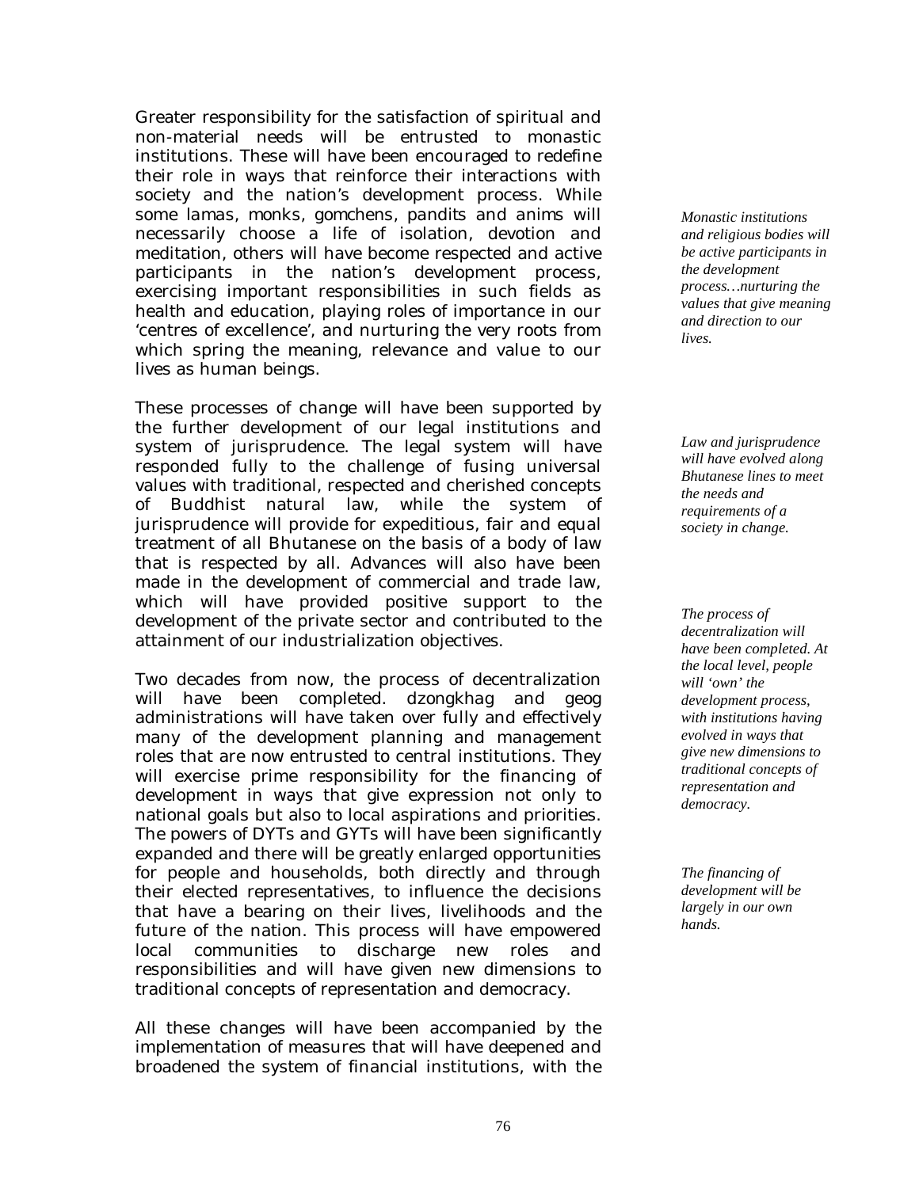Greater responsibility for the satisfaction of spiritual and non-material needs will be entrusted to monastic institutions. These will have been encouraged to redefine their role in ways that reinforce their interactions with society and the nation's development process. While some lamas, monks, gomchens, pandits and anims will necessarily choose a life of isolation, devotion and meditation, others will have become respected and active participants in the nation's development process, exercising important responsibilities in such fields as health and education, playing roles of importance in our 'centres of excellence', and nurturing the very roots from which spring the meaning, relevance and value to our lives as human beings.

*Monastic institutions and religious bodies will be active participants in the development process…nurturing the values that give meaning and direction to our lives.*

These processes of change will have been supported by the further development of our legal institutions and system of jurisprudence. The legal system will have responded fully to the challenge of fusing universal values with traditional, respected and cherished concepts of Buddhist natural law, while the system of jurisprudence will provide for expeditious, fair and equal treatment of all Bhutanese on the basis of a body of law that is respected by all. Advances will also have been made in the development of commercial and trade law, which will have provided positive support to the development of the private sector and contributed to the attainment of our industrialization objectives.

*Law and jurisprudence will have evolved along Bhutanese lines to meet the needs and requirements of a society in change.*

Two decades from now, the process of decentralization will have been completed. dzongkhag and geog administrations will have taken over fully and effectively many of the development planning and management roles that are now entrusted to central institutions. They will exercise prime responsibility for the financing of development in ways that give expression not only to national goals but also to local aspirations and priorities. The powers of DYTs and GYTs will have been significantly expanded and there will be greatly enlarged opportunities for people and households, both directly and through their elected representatives, to influence the decisions that have a bearing on their lives, livelihoods and the future of the nation. This process will have empowered local communities to discharge new roles and responsibilities and will have given new dimensions to traditional concepts of representation and democracy.

*The process of decentralization will have been completed. At the local level, people will 'own' the development process, with institutions having evolved in ways that give new dimensions to traditional concepts of representation and democracy.*

*The financing of development will be largely in our own hands.*

All these changes will have been accompanied by the implementation of measures that will have deepened and broadened the system of financial institutions, with the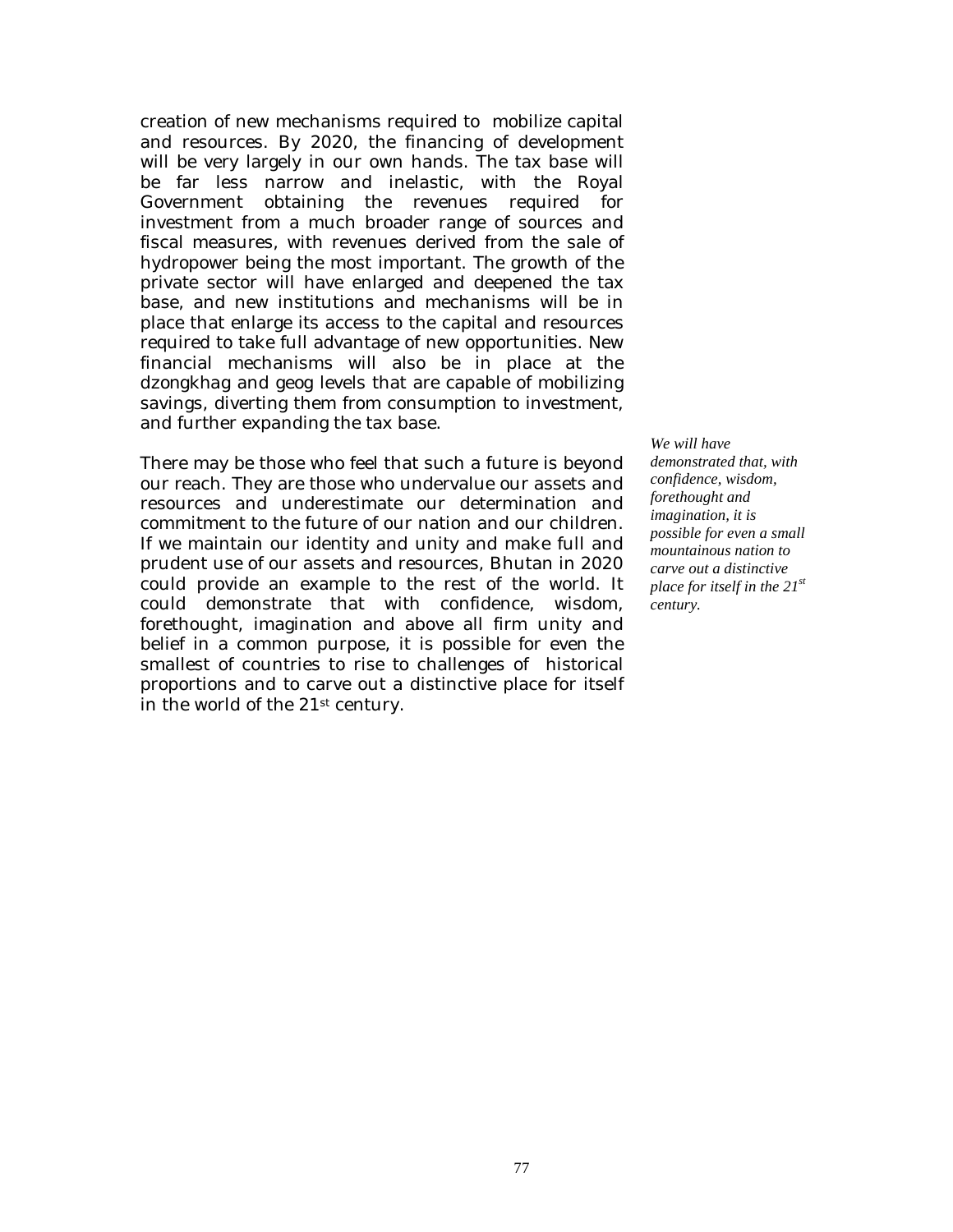creation of new mechanisms required to mobilize capital and resources. By 2020, the financing of development will be very largely in our own hands. The tax base will be far less narrow and inelastic, with the Royal Government obtaining the revenues required for investment from a much broader range of sources and fiscal measures, with revenues derived from the sale of hydropower being the most important. The growth of the private sector will have enlarged and deepened the tax base, and new institutions and mechanisms will be in place that enlarge its access to the capital and resources required to take full advantage of new opportunities. New financial mechanisms will also be in place at the dzongkhag and geog levels that are capable of mobilizing savings, diverting them from consumption to investment, and further expanding the tax base.

*We will have demonstrated that, with confidence, wisdom, forethought and imagination, it is possible for even a small mountainous nation to carve out a distinctive place for itself in the 21st century.*

There may be those who feel that such a future is beyond our reach. They are those who undervalue our assets and resources and underestimate our determination and commitment to the future of our nation and our children. If we maintain our identity and unity and make full and prudent use of our assets and resources, Bhutan in 2020 could provide an example to the rest of the world. It could demonstrate that with confidence, wisdom, forethought, imagination and above all firm unity and belief in a common purpose, it is possible for even the smallest of countries to rise to challenges of historical proportions and to carve out a distinctive place for itself in the world of the 21st century.